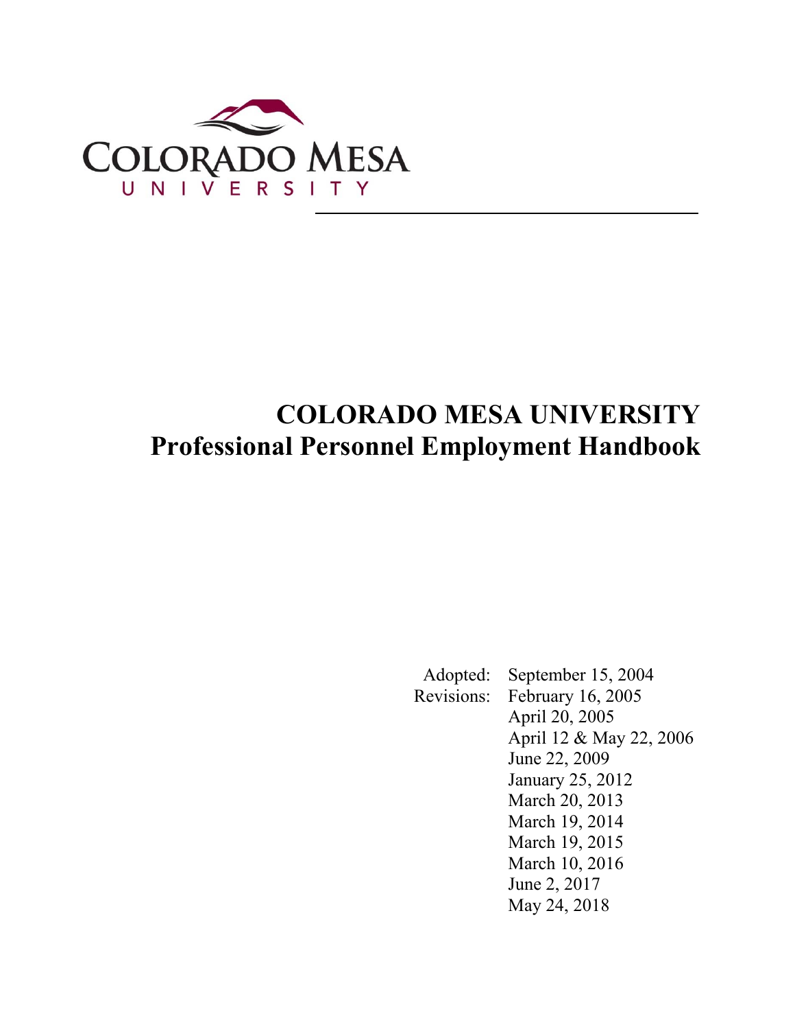COLORADO MESA
UNIVERSITY

# COLORADO MESA UNIVERSITY
# Professional Personnel Employment Handbook

Adopted: September 15, 2004
Revisions: February 16, 2005
April 20, 2005
April 12 & May 22, 2006
June 22, 2009
January 25, 2012
March 20, 2013
March 19, 2014
March 19, 2015
March 10, 2016
June 2, 2017
May 24, 2018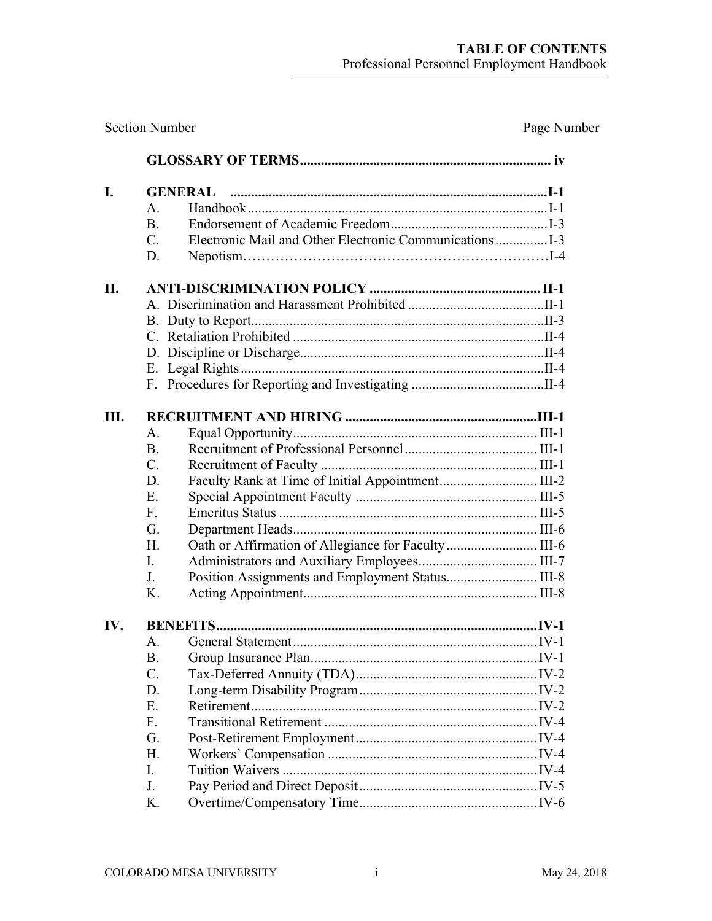# TABLE OF CONTENTS

Professional Personnel Employment Handbook

| Section Number | | | Page Number |
|---|---|---|---|
| | **GLOSSARY OF TERMS** | | **iv** |
| **I.** | **GENERAL** | | **I-1** |
| | A. | Handbook | I-1 |
| | B. | Endorsement of Academic Freedom | I-3 |
| | C. | Electronic Mail and Other Electronic Communications | I-3 |
| | D. | Nepotism | I-4 |
| **II.** | **ANTI-DISCRIMINATION POLICY** | | **II-1** |
| | A. | Discrimination and Harassment Prohibited | II-1 |
| | B. | Duty to Report | II-3 |
| | C. | Retaliation Prohibited | II-4 |
| | D. | Discipline or Discharge | II-4 |
| | E. | Legal Rights | II-4 |
| | F. | Procedures for Reporting and Investigating | II-4 |
| **III.** | **RECRUITMENT AND HIRING** | | **III-1** |
| | A. | Equal Opportunity | III-1 |
| | B. | Recruitment of Professional Personnel | III-1 |
| | C. | Recruitment of Faculty | III-1 |
| | D. | Faculty Rank at Time of Initial Appointment | III-2 |
| | E. | Special Appointment Faculty | III-5 |
| | F. | Emeritus Status | III-5 |
| | G. | Department Heads | III-6 |
| | H. | Oath or Affirmation of Allegiance for Faculty | III-6 |
| | I. | Administrators and Auxiliary Employees | III-7 |
| | J. | Position Assignments and Employment Status | III-8 |
| | K. | Acting Appointment | III-8 |
| **IV.** | **BENEFITS** | | **IV-1** |
| | A. | General Statement | IV-1 |
| | B. | Group Insurance Plan | IV-1 |
| | C. | Tax-Deferred Annuity (TDA) | IV-2 |
| | D. | Long-term Disability Program | IV-2 |
| | E. | Retirement | IV-2 |
| | F. | Transitional Retirement | IV-4 |
| | G. | Post-Retirement Employment | IV-4 |
| | H. | Workers' Compensation | IV-4 |
| | I. | Tuition Waivers | IV-4 |
| | J. | Pay Period and Direct Deposit | IV-5 |
| | K. | Overtime/Compensatory Time | IV-6 |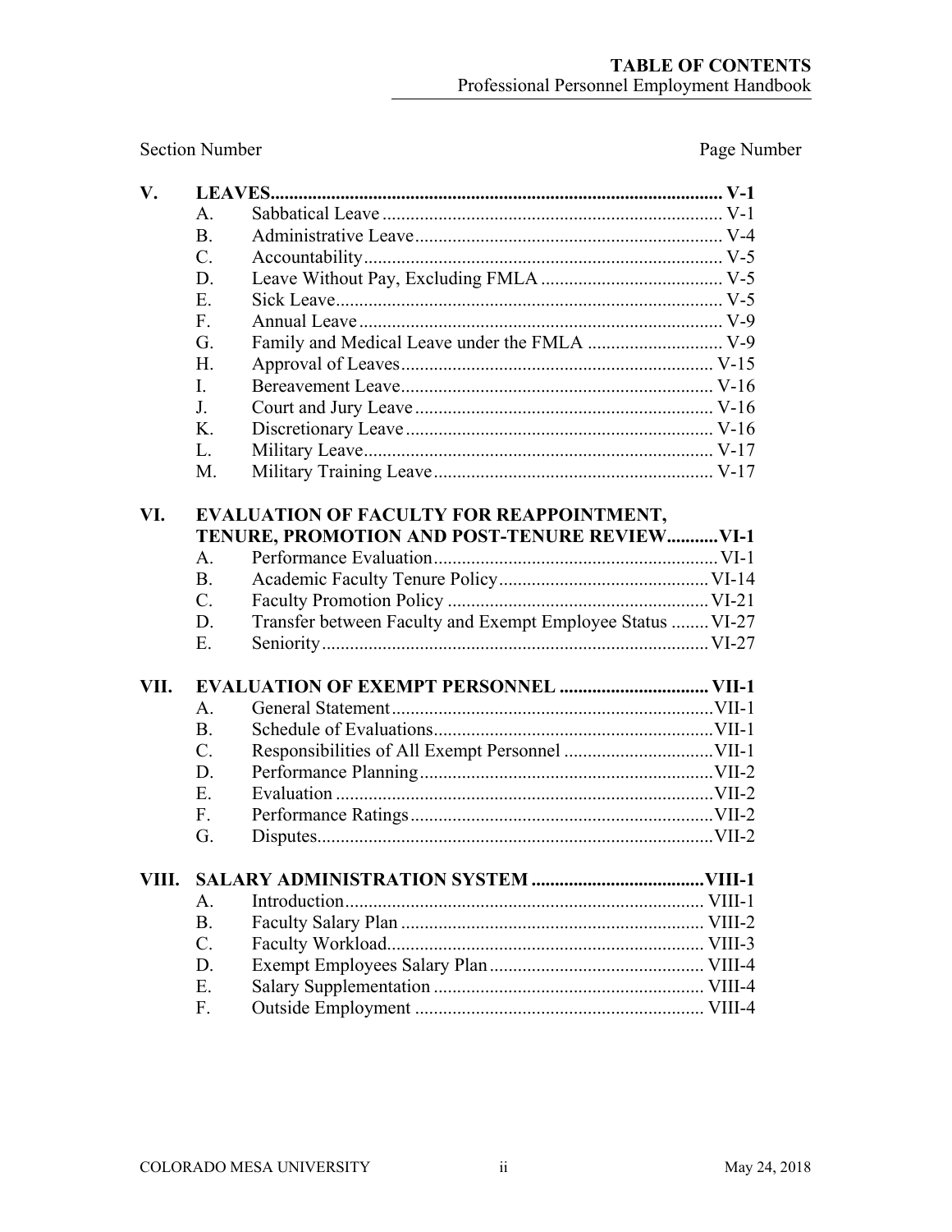Section Number | Page Number

| | | | |
|---|---|---|---|
| **V.** | **LEAVES** | | **V-1** |
| | A. | Sabbatical Leave | V-1 |
| | B. | Administrative Leave | V-4 |
| | C. | Accountability | V-5 |
| | D. | Leave Without Pay, Excluding FMLA | V-5 |
| | E. | Sick Leave | V-5 |
| | F. | Annual Leave | V-9 |
| | G. | Family and Medical Leave under the FMLA | V-9 |
| | H. | Approval of Leaves | V-15 |
| | I. | Bereavement Leave | V-16 |
| | J. | Court and Jury Leave | V-16 |
| | K. | Discretionary Leave | V-16 |
| | L. | Military Leave | V-17 |
| | M. | Military Training Leave | V-17 |
| **VI.** | **EVALUATION OF FACULTY FOR REAPPOINTMENT, TENURE, PROMOTION AND POST-TENURE REVIEW** | | **VI-1** |
| | A. | Performance Evaluation | VI-1 |
| | B. | Academic Faculty Tenure Policy | VI-14 |
| | C. | Faculty Promotion Policy | VI-21 |
| | D. | Transfer between Faculty and Exempt Employee Status | VI-27 |
| | E. | Seniority | VI-27 |
| **VII.** | **EVALUATION OF EXEMPT PERSONNEL** | | **VII-1** |
| | A. | General Statement | VII-1 |
| | B. | Schedule of Evaluations | VII-1 |
| | C. | Responsibilities of All Exempt Personnel | VII-1 |
| | D. | Performance Planning | VII-2 |
| | E. | Evaluation | VII-2 |
| | F. | Performance Ratings | VII-2 |
| | G. | Disputes | VII-2 |
| **VIII.** | **SALARY ADMINISTRATION SYSTEM** | | **VIII-1** |
| | A. | Introduction | VIII-1 |
| | B. | Faculty Salary Plan | VIII-2 |
| | C. | Faculty Workload | VIII-3 |
| | D. | Exempt Employees Salary Plan | VIII-4 |
| | E. | Salary Supplementation | VIII-4 |
| | F. | Outside Employment | VIII-4 |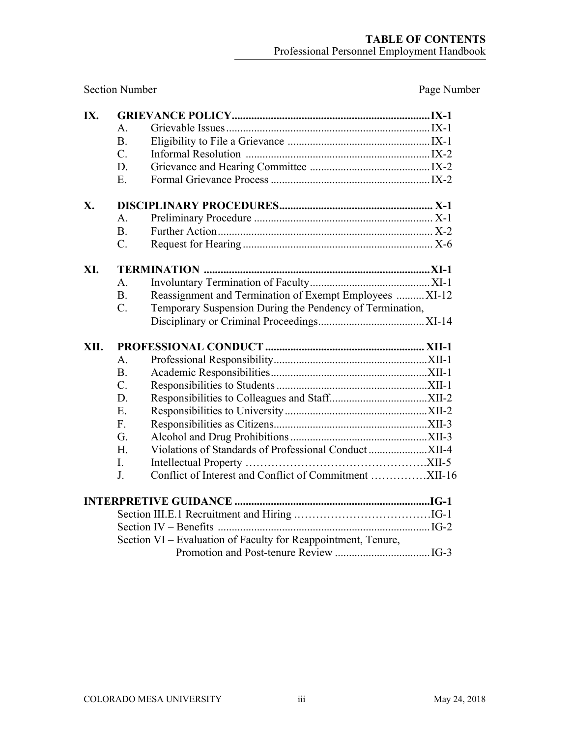Section Number | Page Number

| | | | |
|---|---|---|---|
| **IX.** | **GRIEVANCE POLICY** | | **IX-1** |
| | A. | Grievable Issues | IX-1 |
| | B. | Eligibility to File a Grievance | IX-1 |
| | C. | Informal Resolution | IX-2 |
| | D. | Grievance and Hearing Committee | IX-2 |
| | E. | Formal Grievance Process | IX-2 |
| **X.** | **DISCIPLINARY PROCEDURES** | | **X-1** |
| | A. | Preliminary Procedure | X-1 |
| | B. | Further Action | X-2 |
| | C. | Request for Hearing | X-6 |
| **XI.** | **TERMINATION** | | **XI-1** |
| | A. | Involuntary Termination of Faculty | XI-1 |
| | B. | Reassignment and Termination of Exempt Employees | XI-12 |
| | C. | Temporary Suspension During the Pendency of Termination, Disciplinary or Criminal Proceedings | XI-14 |
| **XII.** | **PROFESSIONAL CONDUCT** | | **XII-1** |
| | A. | Professional Responsibility | XII-1 |
| | B. | Academic Responsibilities | XII-1 |
| | C. | Responsibilities to Students | XII-1 |
| | D. | Responsibilities to Colleagues and Staff | XII-2 |
| | E. | Responsibilities to University | XII-2 |
| | F. | Responsibilities as Citizens | XII-3 |
| | G. | Alcohol and Drug Prohibitions | XII-3 |
| | H. | Violations of Standards of Professional Conduct | XII-4 |
| | I. | Intellectual Property | XII-5 |
| | J. | Conflict of Interest and Conflict of Commitment | XII-16 |
| **INTERPRETIVE GUIDANCE** | | | **IG-1** |
| | | Section III.E.1 Recruitment and Hiring | IG-1 |
| | | Section IV – Benefits | IG-2 |
| | | Section VI – Evaluation of Faculty for Reappointment, Tenure, Promotion and Post-tenure Review | IG-3 |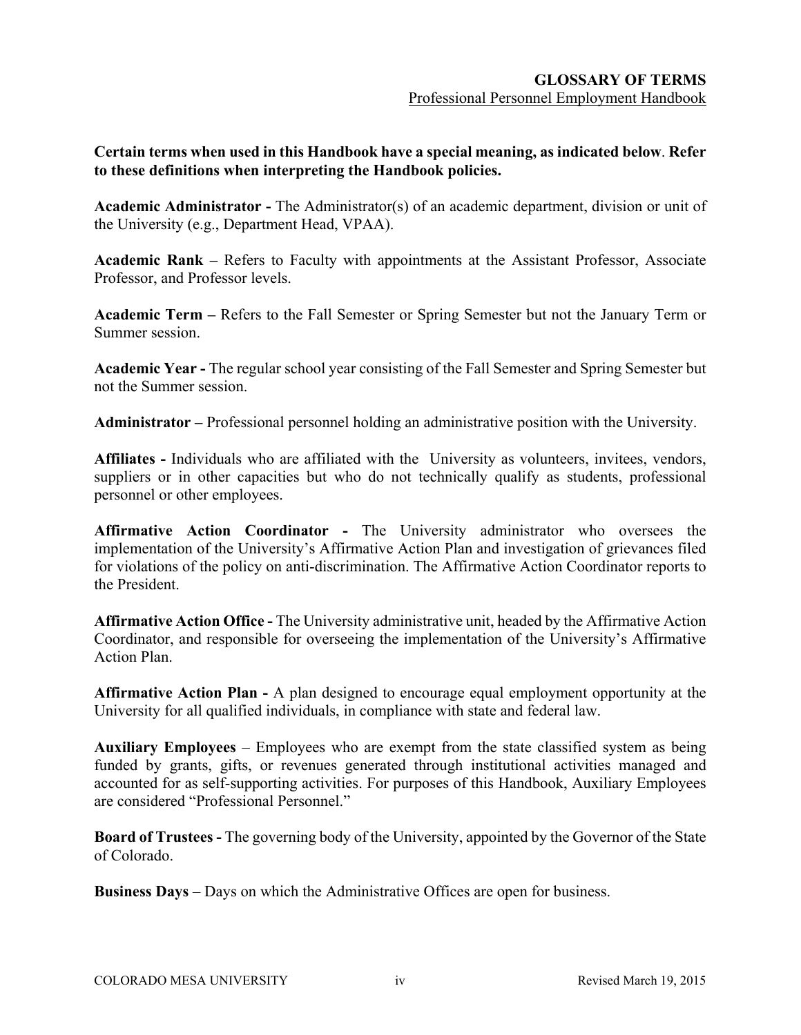## GLOSSARY OF TERMS

Professional Personnel Employment Handbook

**Certain terms when used in this Handbook have a special meaning, as indicated below. Refer to these definitions when interpreting the Handbook policies.**

**Academic Administrator -** The Administrator(s) of an academic department, division or unit of the University (e.g., Department Head, VPAA).

**Academic Rank –** Refers to Faculty with appointments at the Assistant Professor, Associate Professor, and Professor levels.

**Academic Term –** Refers to the Fall Semester or Spring Semester but not the January Term or Summer session.

**Academic Year -** The regular school year consisting of the Fall Semester and Spring Semester but not the Summer session.

**Administrator –** Professional personnel holding an administrative position with the University.

**Affiliates -** Individuals who are affiliated with the University as volunteers, invitees, vendors, suppliers or in other capacities but who do not technically qualify as students, professional personnel or other employees.

**Affirmative Action Coordinator -** The University administrator who oversees the implementation of the University's Affirmative Action Plan and investigation of grievances filed for violations of the policy on anti-discrimination. The Affirmative Action Coordinator reports to the President.

**Affirmative Action Office -** The University administrative unit, headed by the Affirmative Action Coordinator, and responsible for overseeing the implementation of the University's Affirmative Action Plan.

**Affirmative Action Plan -** A plan designed to encourage equal employment opportunity at the University for all qualified individuals, in compliance with state and federal law.

**Auxiliary Employees** – Employees who are exempt from the state classified system as being funded by grants, gifts, or revenues generated through institutional activities managed and accounted for as self-supporting activities. For purposes of this Handbook, Auxiliary Employees are considered "Professional Personnel."

**Board of Trustees -** The governing body of the University, appointed by the Governor of the State of Colorado.

**Business Days** – Days on which the Administrative Offices are open for business.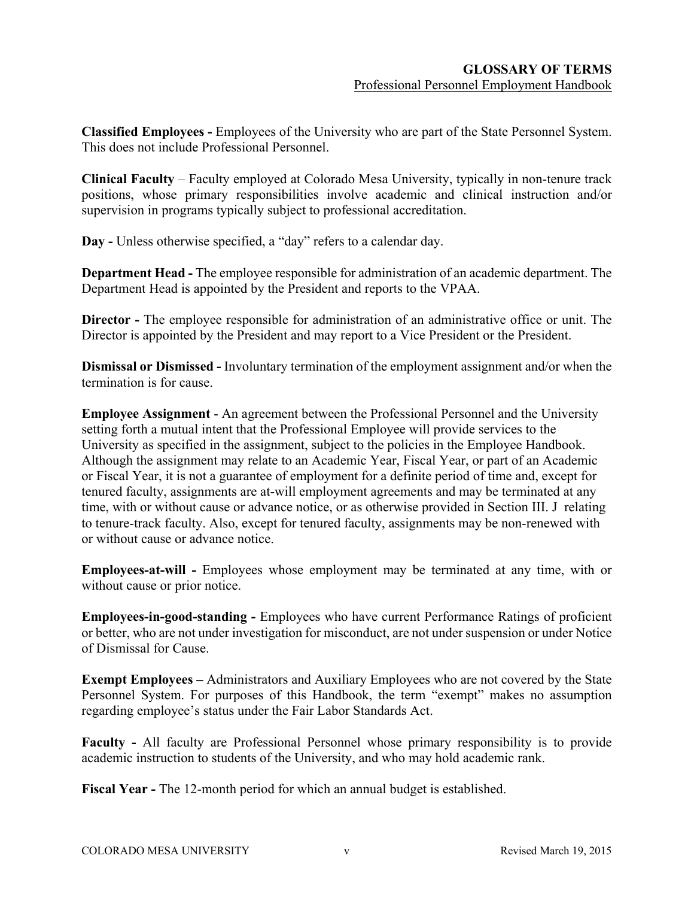## GLOSSARY OF TERMS

Professional Personnel Employment Handbook

**Classified Employees -** Employees of the University who are part of the State Personnel System. This does not include Professional Personnel.

**Clinical Faculty** – Faculty employed at Colorado Mesa University, typically in non-tenure track positions, whose primary responsibilities involve academic and clinical instruction and/or supervision in programs typically subject to professional accreditation.

**Day -** Unless otherwise specified, a "day" refers to a calendar day.

**Department Head -** The employee responsible for administration of an academic department. The Department Head is appointed by the President and reports to the VPAA.

**Director -** The employee responsible for administration of an administrative office or unit. The Director is appointed by the President and may report to a Vice President or the President.

**Dismissal or Dismissed -** Involuntary termination of the employment assignment and/or when the termination is for cause.

**Employee Assignment** - An agreement between the Professional Personnel and the University setting forth a mutual intent that the Professional Employee will provide services to the University as specified in the assignment, subject to the policies in the Employee Handbook. Although the assignment may relate to an Academic Year, Fiscal Year, or part of an Academic or Fiscal Year, it is not a guarantee of employment for a definite period of time and, except for tenured faculty, assignments are at-will employment agreements and may be terminated at any time, with or without cause or advance notice, or as otherwise provided in Section III. J relating to tenure-track faculty. Also, except for tenured faculty, assignments may be non-renewed with or without cause or advance notice.

**Employees-at-will -** Employees whose employment may be terminated at any time, with or without cause or prior notice.

**Employees-in-good-standing -** Employees who have current Performance Ratings of proficient or better, who are not under investigation for misconduct, are not under suspension or under Notice of Dismissal for Cause.

**Exempt Employees –** Administrators and Auxiliary Employees who are not covered by the State Personnel System. For purposes of this Handbook, the term "exempt" makes no assumption regarding employee's status under the Fair Labor Standards Act.

**Faculty -** All faculty are Professional Personnel whose primary responsibility is to provide academic instruction to students of the University, and who may hold academic rank.

**Fiscal Year -** The 12-month period for which an annual budget is established.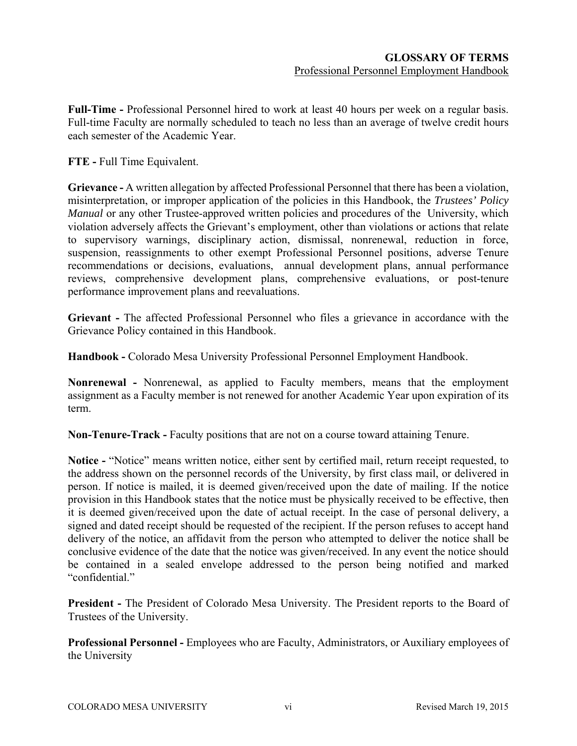**Full-Time -** Professional Personnel hired to work at least 40 hours per week on a regular basis. Full-time Faculty are normally scheduled to teach no less than an average of twelve credit hours each semester of the Academic Year.

**FTE -** Full Time Equivalent.

**Grievance -** A written allegation by affected Professional Personnel that there has been a violation, misinterpretation, or improper application of the policies in this Handbook, the *Trustees' Policy Manual* or any other Trustee-approved written policies and procedures of the University, which violation adversely affects the Grievant's employment, other than violations or actions that relate to supervisory warnings, disciplinary action, dismissal, nonrenewal, reduction in force, suspension, reassignments to other exempt Professional Personnel positions, adverse Tenure recommendations or decisions, evaluations, annual development plans, annual performance reviews, comprehensive development plans, comprehensive evaluations, or post-tenure performance improvement plans and reevaluations.

**Grievant -** The affected Professional Personnel who files a grievance in accordance with the Grievance Policy contained in this Handbook.

**Handbook -** Colorado Mesa University Professional Personnel Employment Handbook.

**Nonrenewal -** Nonrenewal, as applied to Faculty members, means that the employment assignment as a Faculty member is not renewed for another Academic Year upon expiration of its term.

**Non-Tenure-Track -** Faculty positions that are not on a course toward attaining Tenure.

**Notice -** "Notice" means written notice, either sent by certified mail, return receipt requested, to the address shown on the personnel records of the University, by first class mail, or delivered in person. If notice is mailed, it is deemed given/received upon the date of mailing. If the notice provision in this Handbook states that the notice must be physically received to be effective, then it is deemed given/received upon the date of actual receipt. In the case of personal delivery, a signed and dated receipt should be requested of the recipient. If the person refuses to accept hand delivery of the notice, an affidavit from the person who attempted to deliver the notice shall be conclusive evidence of the date that the notice was given/received. In any event the notice should be contained in a sealed envelope addressed to the person being notified and marked "confidential."

**President -** The President of Colorado Mesa University. The President reports to the Board of Trustees of the University.

**Professional Personnel -** Employees who are Faculty, Administrators, or Auxiliary employees of the University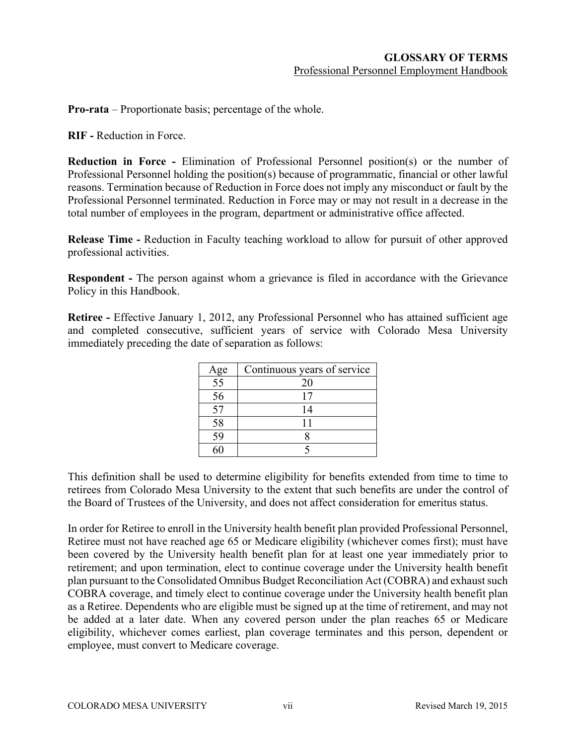**Pro-rata** – Proportionate basis; percentage of the whole.

**RIF -** Reduction in Force.

**Reduction in Force -** Elimination of Professional Personnel position(s) or the number of Professional Personnel holding the position(s) because of programmatic, financial or other lawful reasons. Termination because of Reduction in Force does not imply any misconduct or fault by the Professional Personnel terminated. Reduction in Force may or may not result in a decrease in the total number of employees in the program, department or administrative office affected.

**Release Time -** Reduction in Faculty teaching workload to allow for pursuit of other approved professional activities.

**Respondent -** The person against whom a grievance is filed in accordance with the Grievance Policy in this Handbook.

**Retiree -** Effective January 1, 2012, any Professional Personnel who has attained sufficient age and completed consecutive, sufficient years of service with Colorado Mesa University immediately preceding the date of separation as follows:

| Age | Continuous years of service |
|---|---|
| 55 | 20 |
| 56 | 17 |
| 57 | 14 |
| 58 | 11 |
| 59 | 8 |
| 60 | 5 |

This definition shall be used to determine eligibility for benefits extended from time to time to retirees from Colorado Mesa University to the extent that such benefits are under the control of the Board of Trustees of the University, and does not affect consideration for emeritus status.

In order for Retiree to enroll in the University health benefit plan provided Professional Personnel, Retiree must not have reached age 65 or Medicare eligibility (whichever comes first); must have been covered by the University health benefit plan for at least one year immediately prior to retirement; and upon termination, elect to continue coverage under the University health benefit plan pursuant to the Consolidated Omnibus Budget Reconciliation Act (COBRA) and exhaust such COBRA coverage, and timely elect to continue coverage under the University health benefit plan as a Retiree. Dependents who are eligible must be signed up at the time of retirement, and may not be added at a later date. When any covered person under the plan reaches 65 or Medicare eligibility, whichever comes earliest, plan coverage terminates and this person, dependent or employee, must convert to Medicare coverage.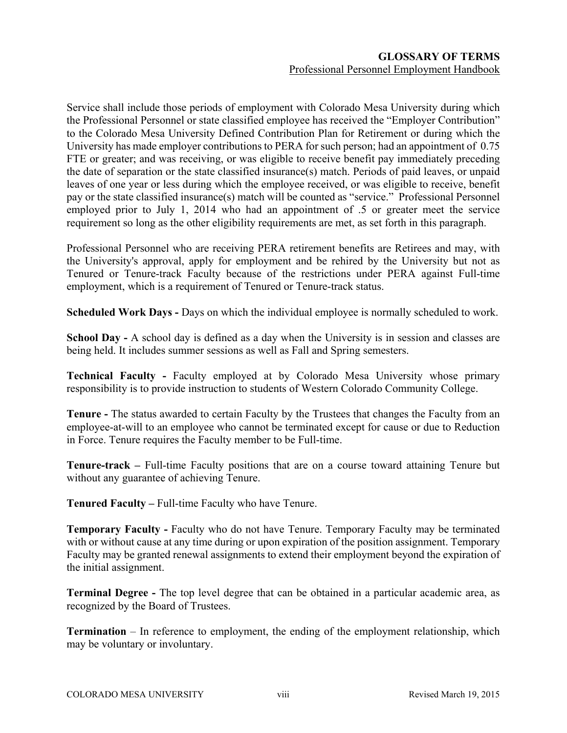Service shall include those periods of employment with Colorado Mesa University during which the Professional Personnel or state classified employee has received the "Employer Contribution" to the Colorado Mesa University Defined Contribution Plan for Retirement or during which the University has made employer contributions to PERA for such person; had an appointment of 0.75 FTE or greater; and was receiving, or was eligible to receive benefit pay immediately preceding the date of separation or the state classified insurance(s) match. Periods of paid leaves, or unpaid leaves of one year or less during which the employee received, or was eligible to receive, benefit pay or the state classified insurance(s) match will be counted as "service." Professional Personnel employed prior to July 1, 2014 who had an appointment of .5 or greater meet the service requirement so long as the other eligibility requirements are met, as set forth in this paragraph.

Professional Personnel who are receiving PERA retirement benefits are Retirees and may, with the University's approval, apply for employment and be rehired by the University but not as Tenured or Tenure-track Faculty because of the restrictions under PERA against Full-time employment, which is a requirement of Tenured or Tenure-track status.

**Scheduled Work Days -** Days on which the individual employee is normally scheduled to work.

**School Day -** A school day is defined as a day when the University is in session and classes are being held. It includes summer sessions as well as Fall and Spring semesters.

**Technical Faculty -** Faculty employed at by Colorado Mesa University whose primary responsibility is to provide instruction to students of Western Colorado Community College.

**Tenure -** The status awarded to certain Faculty by the Trustees that changes the Faculty from an employee-at-will to an employee who cannot be terminated except for cause or due to Reduction in Force. Tenure requires the Faculty member to be Full-time.

**Tenure-track –** Full-time Faculty positions that are on a course toward attaining Tenure but without any guarantee of achieving Tenure.

**Tenured Faculty –** Full-time Faculty who have Tenure.

**Temporary Faculty -** Faculty who do not have Tenure. Temporary Faculty may be terminated with or without cause at any time during or upon expiration of the position assignment. Temporary Faculty may be granted renewal assignments to extend their employment beyond the expiration of the initial assignment.

**Terminal Degree -** The top level degree that can be obtained in a particular academic area, as recognized by the Board of Trustees.

**Termination** – In reference to employment, the ending of the employment relationship, which may be voluntary or involuntary.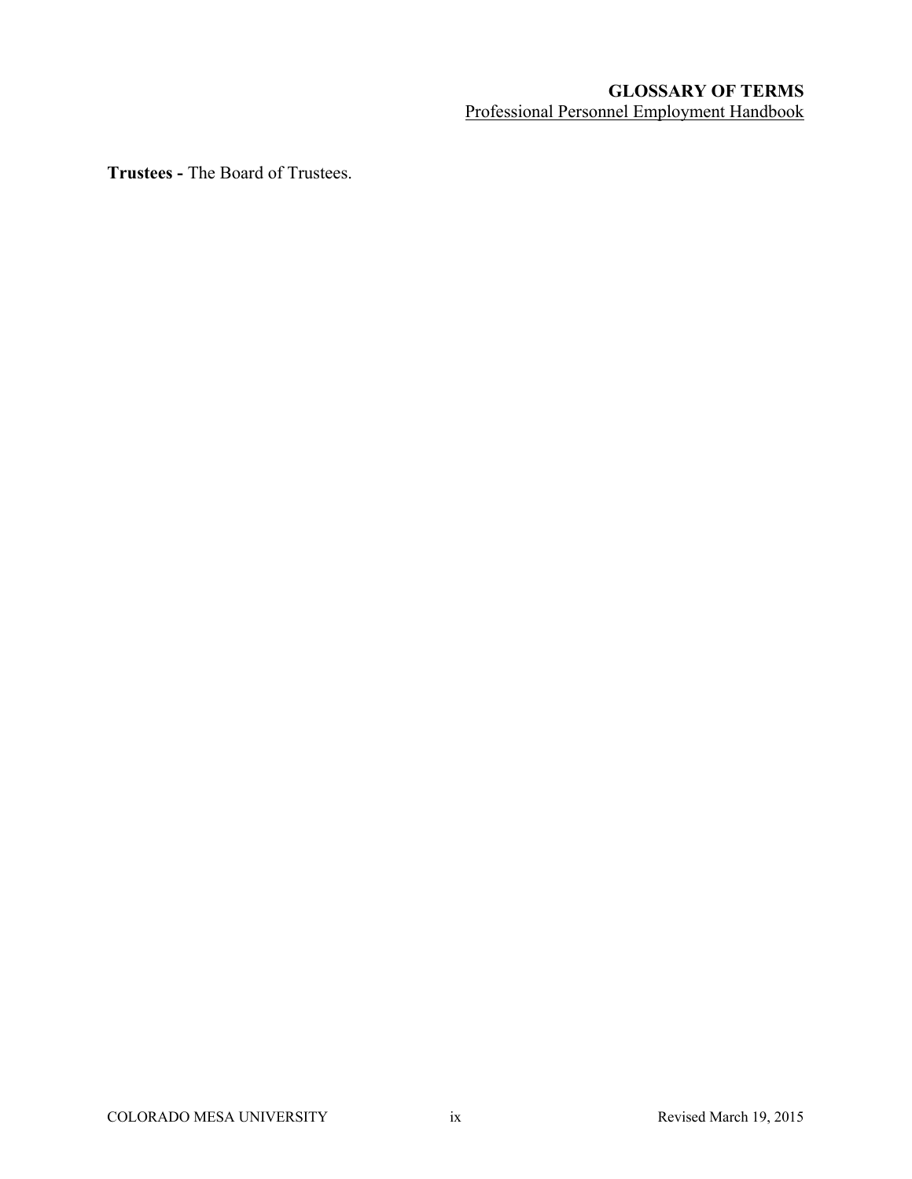**Trustees -** The Board of Trustees.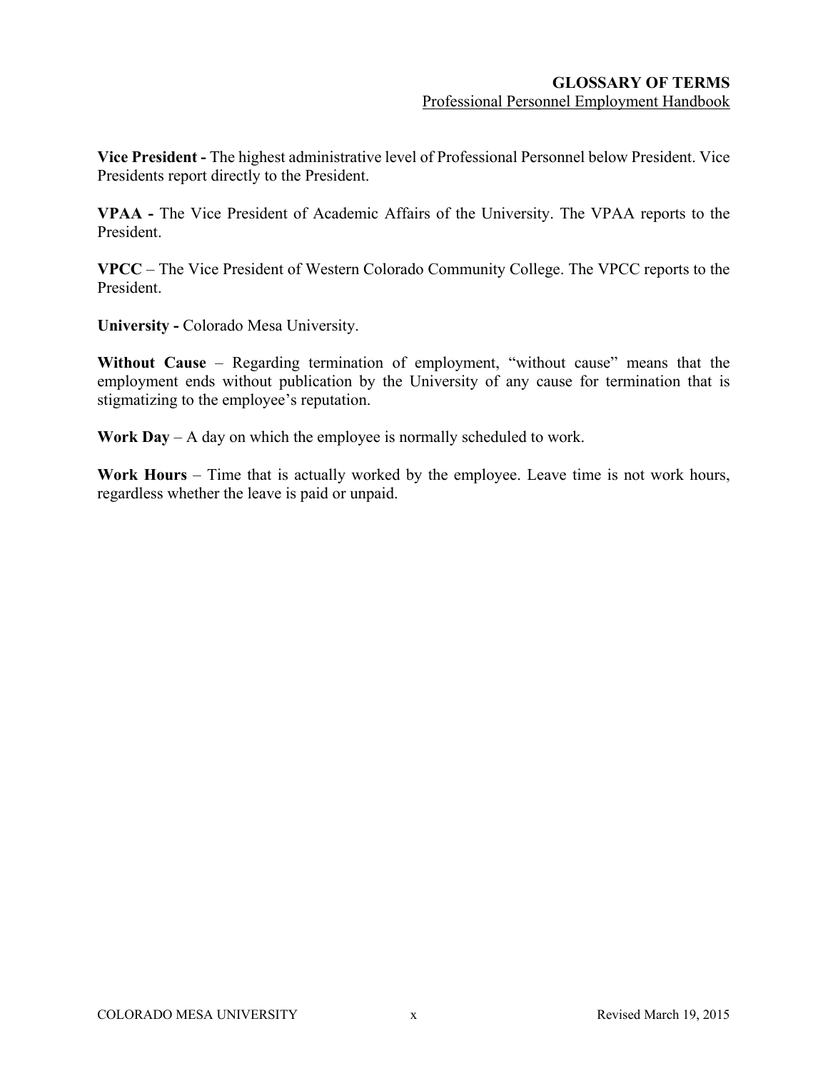**Vice President -** The highest administrative level of Professional Personnel below President. Vice Presidents report directly to the President.

**VPAA -** The Vice President of Academic Affairs of the University. The VPAA reports to the President.

**VPCC** – The Vice President of Western Colorado Community College. The VPCC reports to the President.

**University -** Colorado Mesa University.

**Without Cause** – Regarding termination of employment, "without cause" means that the employment ends without publication by the University of any cause for termination that is stigmatizing to the employee's reputation.

**Work Day** – A day on which the employee is normally scheduled to work.

**Work Hours** – Time that is actually worked by the employee. Leave time is not work hours, regardless whether the leave is paid or unpaid.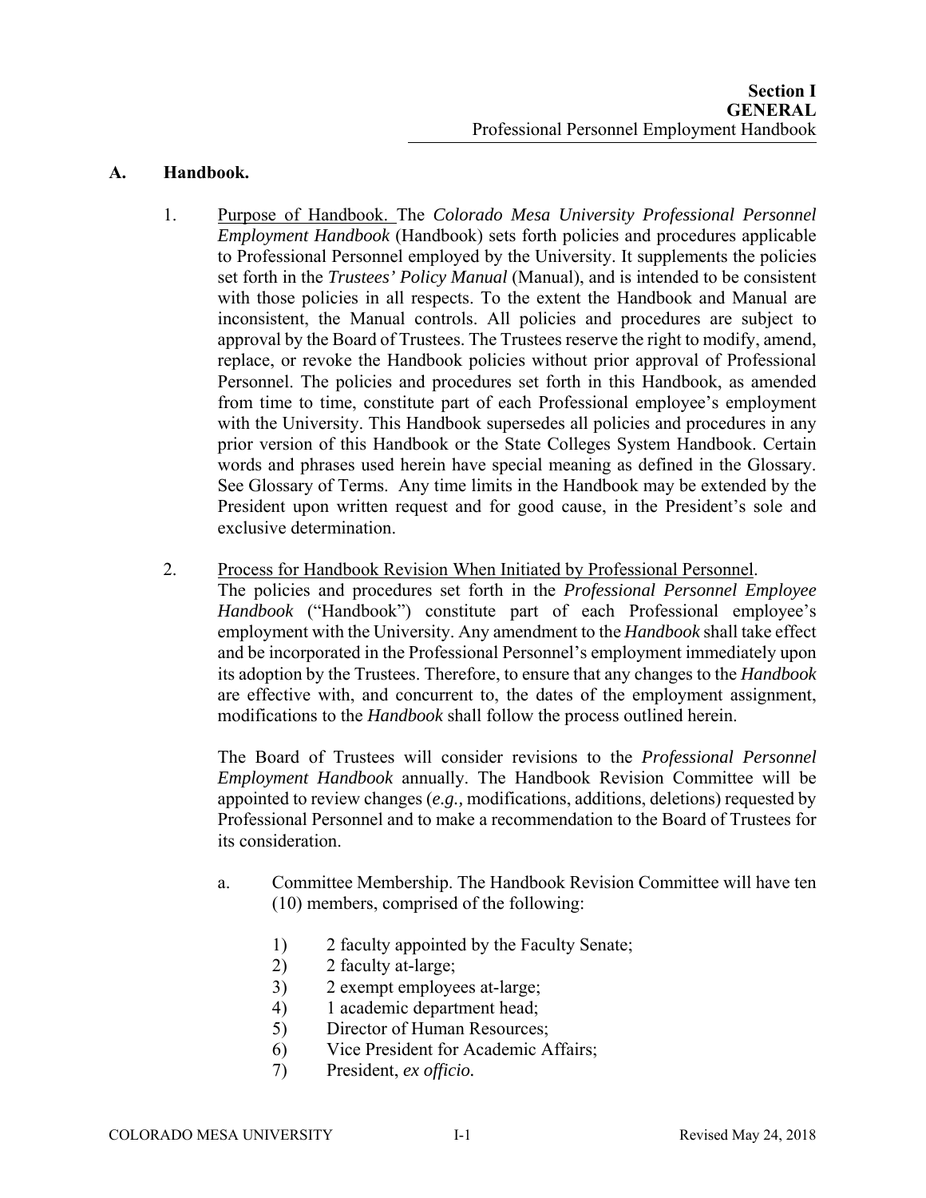**Section I**
**GENERAL**
Professional Personnel Employment Handbook

## A. Handbook.

1. Purpose of Handbook. The *Colorado Mesa University Professional Personnel Employment Handbook* (Handbook) sets forth policies and procedures applicable to Professional Personnel employed by the University. It supplements the policies set forth in the ***Trustees' Policy Manual*** (Manual), and is intended to be consistent with those policies in all respects. To the extent the Handbook and Manual are inconsistent, the Manual controls. All policies and procedures are subject to approval by the Board of Trustees. The Trustees reserve the right to modify, amend, replace, or revoke the Handbook policies without prior approval of Professional Personnel. The policies and procedures set forth in this Handbook, as amended from time to time, constitute part of each Professional employee's employment with the University. This Handbook supersedes all policies and procedures in any prior version of this Handbook or the State Colleges System Handbook. Certain words and phrases used herein have special meaning as defined in the Glossary. See Glossary of Terms. Any time limits in the Handbook may be extended by the President upon written request and for good cause, in the President's sole and exclusive determination.

2. Process for Handbook Revision When Initiated by Professional Personnel.
The policies and procedures set forth in the *Professional Personnel Employee Handbook* ("Handbook") constitute part of each Professional employee's employment with the University. Any amendment to the *Handbook* shall take effect and be incorporated in the Professional Personnel's employment immediately upon its adoption by the Trustees. Therefore, to ensure that any changes to the *Handbook* are effective with, and concurrent to, the dates of the employment assignment, modifications to the *Handbook* shall follow the process outlined herein.

   The Board of Trustees will consider revisions to the *Professional Personnel Employment Handbook* annually. The Handbook Revision Committee will be appointed to review changes (*e.g.,* modifications, additions, deletions) requested by Professional Personnel and to make a recommendation to the Board of Trustees for its consideration.

   a. Committee Membership. The Handbook Revision Committee will have ten (10) members, comprised of the following:

      1) 2 faculty appointed by the Faculty Senate;
      2) 2 faculty at-large;
      3) 2 exempt employees at-large;
      4) 1 academic department head;
      5) Director of Human Resources;
      6) Vice President for Academic Affairs;
      7) President, *ex officio.*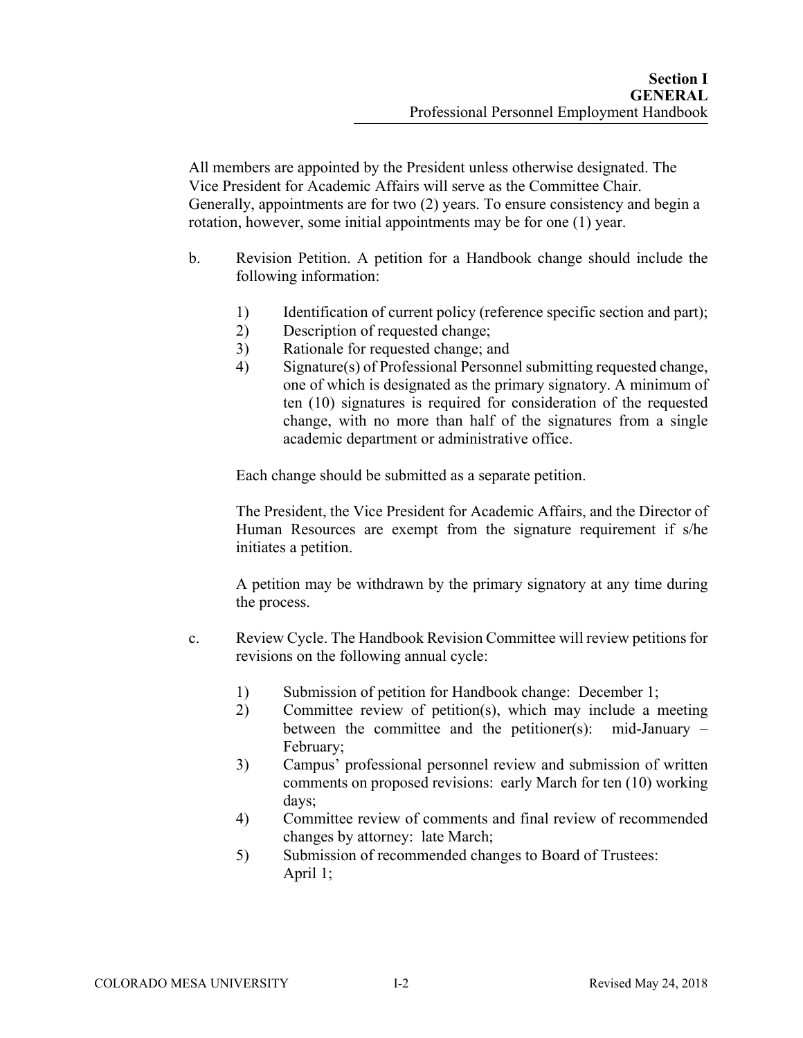All members are appointed by the President unless otherwise designated. The Vice President for Academic Affairs will serve as the Committee Chair. Generally, appointments are for two (2) years. To ensure consistency and begin a rotation, however, some initial appointments may be for one (1) year.

b. Revision Petition. A petition for a Handbook change should include the following information:

1) Identification of current policy (reference specific section and part);
2) Description of requested change;
3) Rationale for requested change; and
4) Signature(s) of Professional Personnel submitting requested change, one of which is designated as the primary signatory. A minimum of ten (10) signatures is required for consideration of the requested change, with no more than half of the signatures from a single academic department or administrative office.

Each change should be submitted as a separate petition.

The President, the Vice President for Academic Affairs, and the Director of Human Resources are exempt from the signature requirement if s/he initiates a petition.

A petition may be withdrawn by the primary signatory at any time during the process.

c. Review Cycle. The Handbook Revision Committee will review petitions for revisions on the following annual cycle:

1) Submission of petition for Handbook change: December 1;
2) Committee review of petition(s), which may include a meeting between the committee and the petitioner(s): mid-January – February;
3) Campus' professional personnel review and submission of written comments on proposed revisions: early March for ten (10) working days;
4) Committee review of comments and final review of recommended changes by attorney: late March;
5) Submission of recommended changes to Board of Trustees: April 1;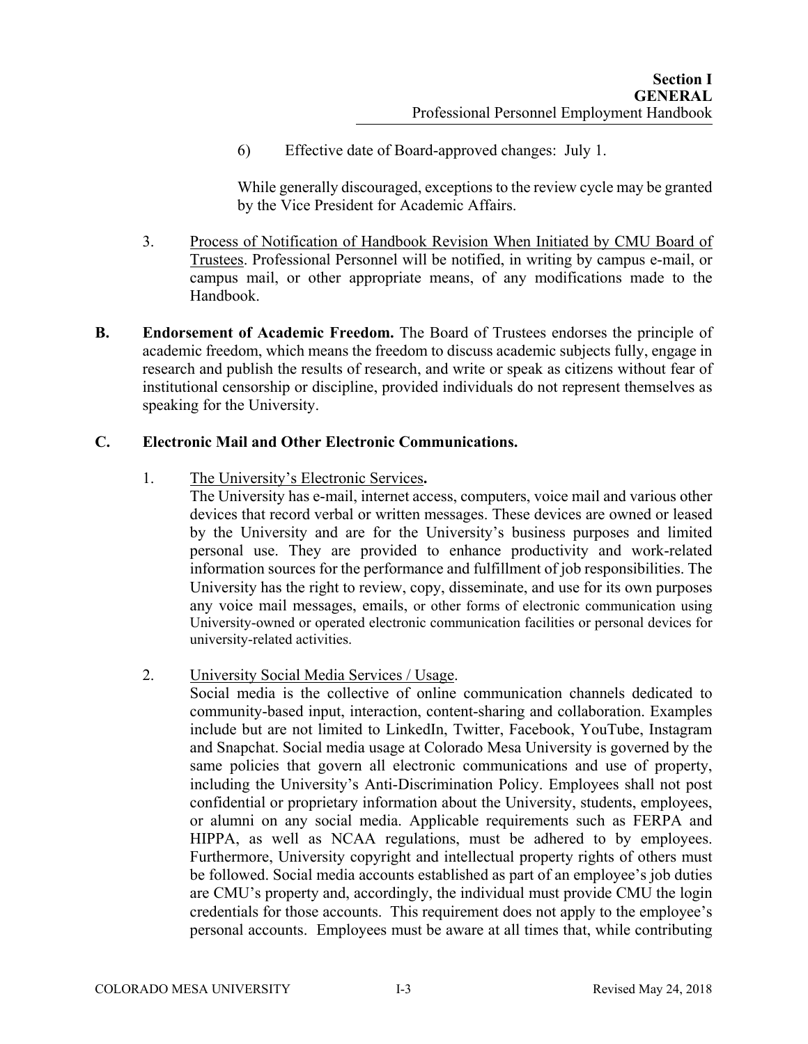6) Effective date of Board-approved changes: July 1.

While generally discouraged, exceptions to the review cycle may be granted by the Vice President for Academic Affairs.

3. Process of Notification of Handbook Revision When Initiated by CMU Board of Trustees. Professional Personnel will be notified, in writing by campus e-mail, or campus mail, or other appropriate means, of any modifications made to the Handbook.

**B. Endorsement of Academic Freedom.** The Board of Trustees endorses the principle of academic freedom, which means the freedom to discuss academic subjects fully, engage in research and publish the results of research, and write or speak as citizens without fear of institutional censorship or discipline, provided individuals do not represent themselves as speaking for the University.

**C. Electronic Mail and Other Electronic Communications.**

1. The University's Electronic Services**.**
The University has e-mail, internet access, computers, voice mail and various other devices that record verbal or written messages. These devices are owned or leased by the University and are for the University's business purposes and limited personal use. They are provided to enhance productivity and work-related information sources for the performance and fulfillment of job responsibilities. The University has the right to review, copy, disseminate, and use for its own purposes any voice mail messages, emails, or other forms of electronic communication using University-owned or operated electronic communication facilities or personal devices for university-related activities.

2. University Social Media Services / Usage.
Social media is the collective of online communication channels dedicated to community-based input, interaction, content-sharing and collaboration. Examples include but are not limited to LinkedIn, Twitter, Facebook, YouTube, Instagram and Snapchat. Social media usage at Colorado Mesa University is governed by the same policies that govern all electronic communications and use of property, including the University's Anti-Discrimination Policy. Employees shall not post confidential or proprietary information about the University, students, employees, or alumni on any social media. Applicable requirements such as FERPA and HIPPA, as well as NCAA regulations, must be adhered to by employees. Furthermore, University copyright and intellectual property rights of others must be followed. Social media accounts established as part of an employee's job duties are CMU's property and, accordingly, the individual must provide CMU the login credentials for those accounts. This requirement does not apply to the employee's personal accounts. Employees must be aware at all times that, while contributing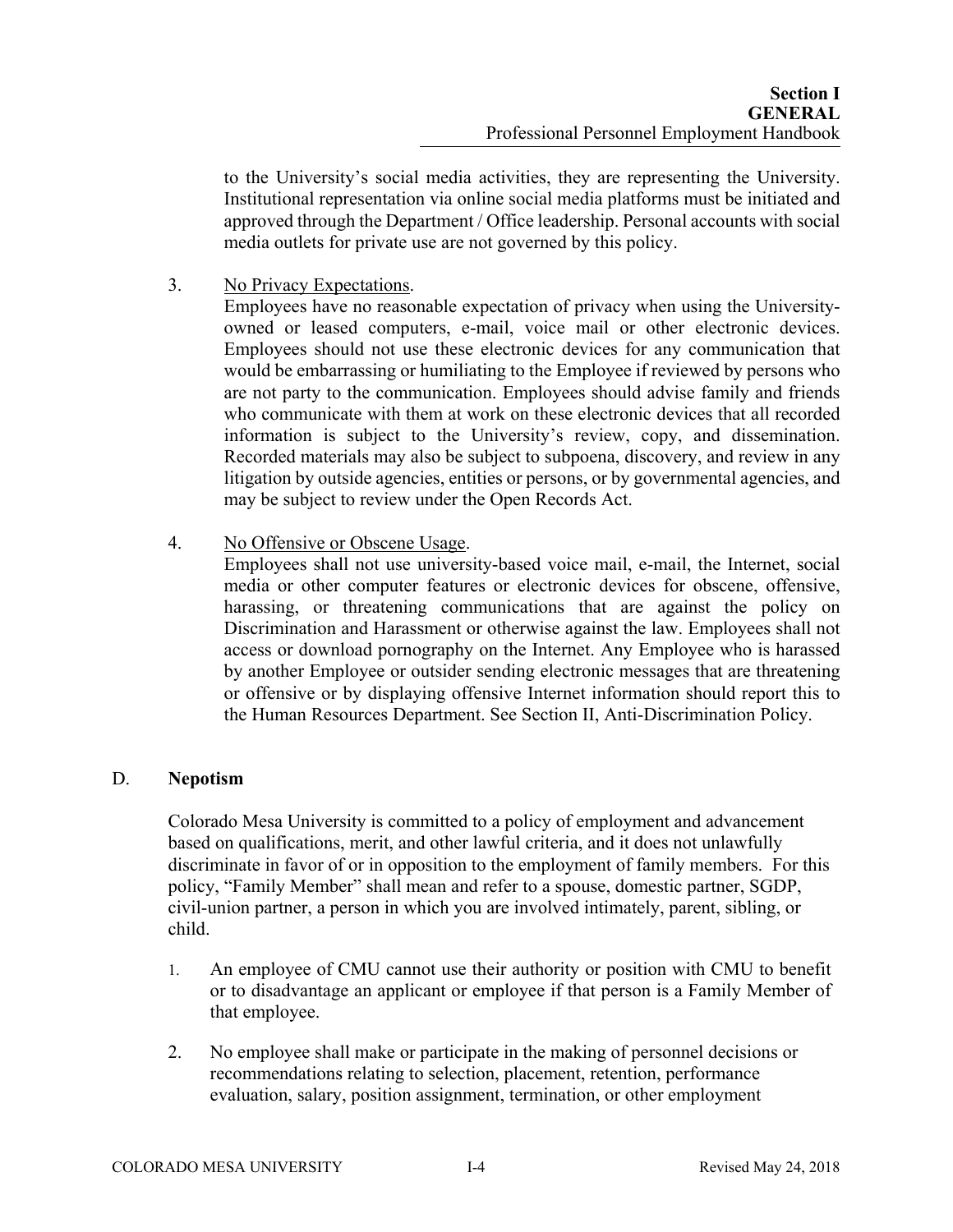to the University's social media activities, they are representing the University. Institutional representation via online social media platforms must be initiated and approved through the Department / Office leadership. Personal accounts with social media outlets for private use are not governed by this policy.

3. <u>No Privacy Expectations</u>.
   Employees have no reasonable expectation of privacy when using the University-owned or leased computers, e-mail, voice mail or other electronic devices. Employees should not use these electronic devices for any communication that would be embarrassing or humiliating to the Employee if reviewed by persons who are not party to the communication. Employees should advise family and friends who communicate with them at work on these electronic devices that all recorded information is subject to the University's review, copy, and dissemination. Recorded materials may also be subject to subpoena, discovery, and review in any litigation by outside agencies, entities or persons, or by governmental agencies, and may be subject to review under the Open Records Act.

4. <u>No Offensive or Obscene Usage</u>.
   Employees shall not use university-based voice mail, e-mail, the Internet, social media or other computer features or electronic devices for obscene, offensive, harassing, or threatening communications that are against the policy on Discrimination and Harassment or otherwise against the law. Employees shall not access or download pornography on the Internet. Any Employee who is harassed by another Employee or outsider sending electronic messages that are threatening or offensive or by displaying offensive Internet information should report this to the Human Resources Department. See Section II, Anti-Discrimination Policy.

## D. **Nepotism**

Colorado Mesa University is committed to a policy of employment and advancement based on qualifications, merit, and other lawful criteria, and it does not unlawfully discriminate in favor of or in opposition to the employment of family members. For this policy, "Family Member" shall mean and refer to a spouse, domestic partner, SGDP, civil-union partner, a person in which you are involved intimately, parent, sibling, or child.

1. An employee of CMU cannot use their authority or position with CMU to benefit or to disadvantage an applicant or employee if that person is a Family Member of that employee.

2. No employee shall make or participate in the making of personnel decisions or recommendations relating to selection, placement, retention, performance evaluation, salary, position assignment, termination, or other employment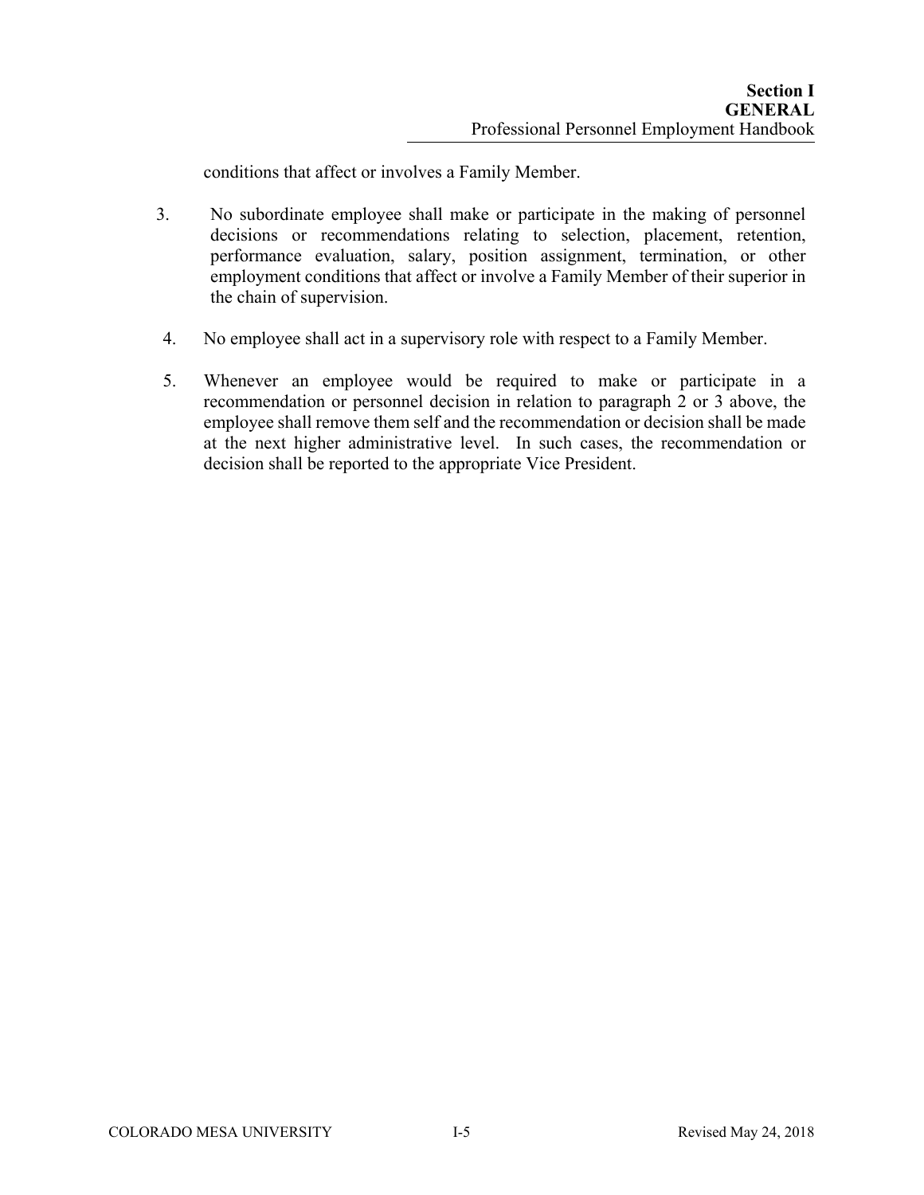conditions that affect or involves a Family Member.

3. No subordinate employee shall make or participate in the making of personnel decisions or recommendations relating to selection, placement, retention, performance evaluation, salary, position assignment, termination, or other employment conditions that affect or involve a Family Member of their superior in the chain of supervision.

4. No employee shall act in a supervisory role with respect to a Family Member.

5. Whenever an employee would be required to make or participate in a recommendation or personnel decision in relation to paragraph 2 or 3 above, the employee shall remove them self and the recommendation or decision shall be made at the next higher administrative level. In such cases, the recommendation or decision shall be reported to the appropriate Vice President.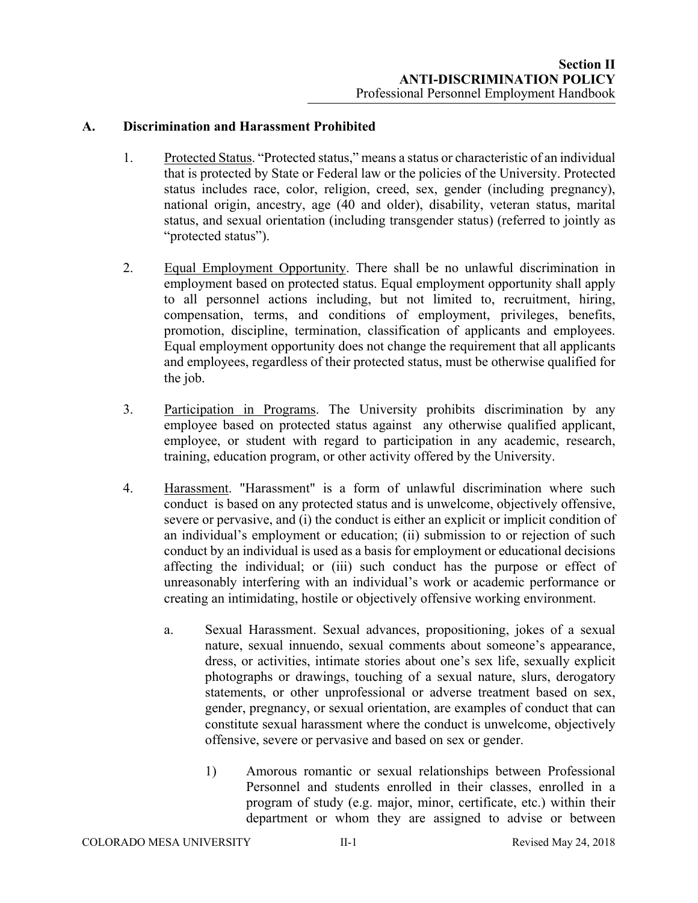# Section II
# ANTI-DISCRIMINATION POLICY

## A. Discrimination and Harassment Prohibited

1. Protected Status. "Protected status," means a status or characteristic of an individual that is protected by State or Federal law or the policies of the University. Protected status includes race, color, religion, creed, sex, gender (including pregnancy), national origin, ancestry, age (40 and older), disability, veteran status, marital status, and sexual orientation (including transgender status) (referred to jointly as "protected status").

2. Equal Employment Opportunity. There shall be no unlawful discrimination in employment based on protected status. Equal employment opportunity shall apply to all personnel actions including, but not limited to, recruitment, hiring, compensation, terms, and conditions of employment, privileges, benefits, promotion, discipline, termination, classification of applicants and employees. Equal employment opportunity does not change the requirement that all applicants and employees, regardless of their protected status, must be otherwise qualified for the job.

3. Participation in Programs. The University prohibits discrimination by any employee based on protected status against any otherwise qualified applicant, employee, or student with regard to participation in any academic, research, training, education program, or other activity offered by the University.

4. Harassment. "Harassment" is a form of unlawful discrimination where such conduct is based on any protected status and is unwelcome, objectively offensive, severe or pervasive, and (i) the conduct is either an explicit or implicit condition of an individual's employment or education; (ii) submission to or rejection of such conduct by an individual is used as a basis for employment or educational decisions affecting the individual; or (iii) such conduct has the purpose or effect of unreasonably interfering with an individual's work or academic performance or creating an intimidating, hostile or objectively offensive working environment.

   a. Sexual Harassment. Sexual advances, propositioning, jokes of a sexual nature, sexual innuendo, sexual comments about someone's appearance, dress, or activities, intimate stories about one's sex life, sexually explicit photographs or drawings, touching of a sexual nature, slurs, derogatory statements, or other unprofessional or adverse treatment based on sex, gender, pregnancy, or sexual orientation, are examples of conduct that can constitute sexual harassment where the conduct is unwelcome, objectively offensive, severe or pervasive and based on sex or gender.

      1) Amorous romantic or sexual relationships between Professional Personnel and students enrolled in their classes, enrolled in a program of study (e.g. major, minor, certificate, etc.) within their department or whom they are assigned to advise or between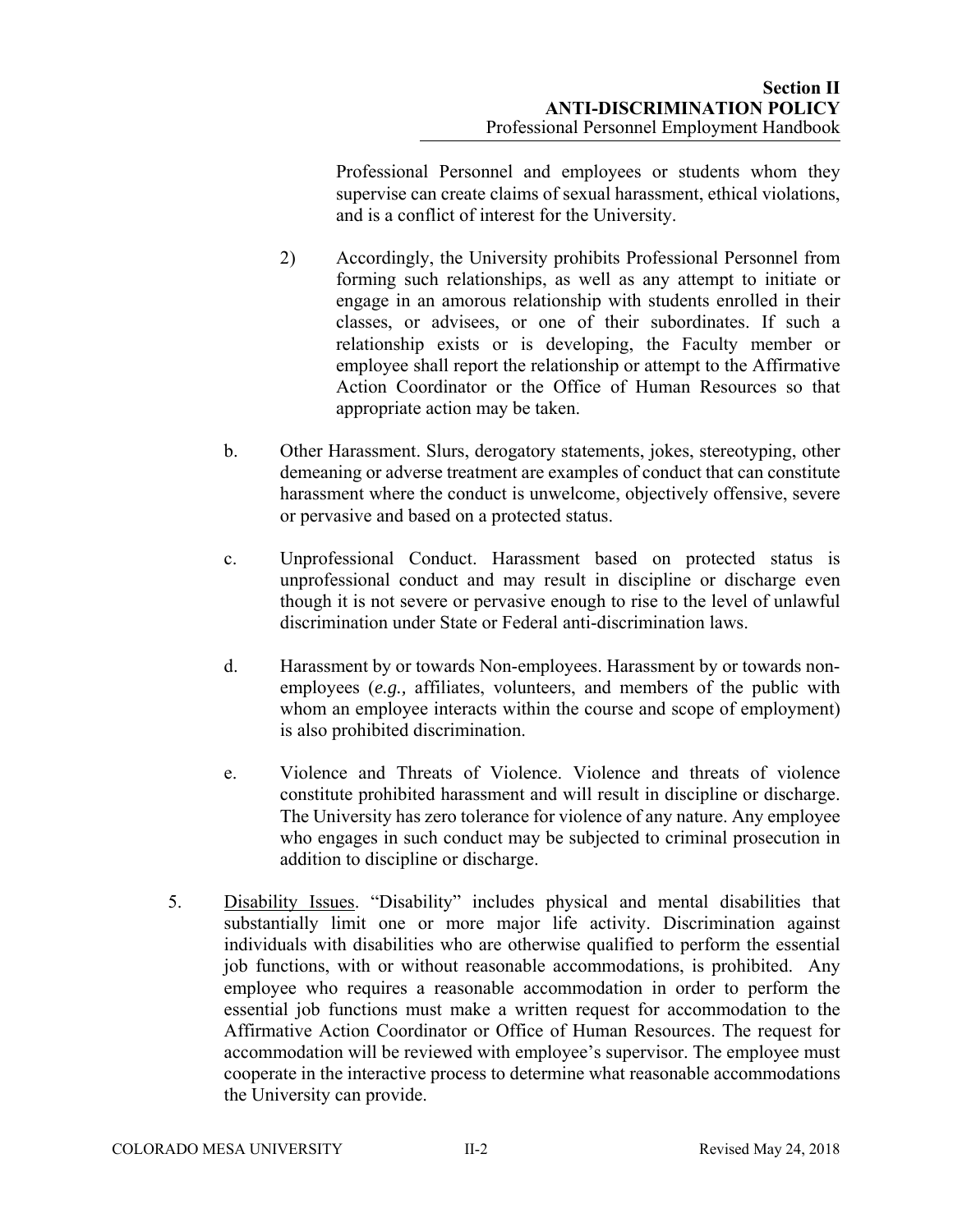Professional Personnel and employees or students whom they supervise can create claims of sexual harassment, ethical violations, and is a conflict of interest for the University.

2) Accordingly, the University prohibits Professional Personnel from forming such relationships, as well as any attempt to initiate or engage in an amorous relationship with students enrolled in their classes, or advisees, or one of their subordinates. If such a relationship exists or is developing, the Faculty member or employee shall report the relationship or attempt to the Affirmative Action Coordinator or the Office of Human Resources so that appropriate action may be taken.

b. Other Harassment. Slurs, derogatory statements, jokes, stereotyping, other demeaning or adverse treatment are examples of conduct that can constitute harassment where the conduct is unwelcome, objectively offensive, severe or pervasive and based on a protected status.

c. Unprofessional Conduct. Harassment based on protected status is unprofessional conduct and may result in discipline or discharge even though it is not severe or pervasive enough to rise to the level of unlawful discrimination under State or Federal anti-discrimination laws.

d. Harassment by or towards Non-employees. Harassment by or towards non-employees (*e.g.,* affiliates, volunteers, and members of the public with whom an employee interacts within the course and scope of employment) is also prohibited discrimination.

e. Violence and Threats of Violence. Violence and threats of violence constitute prohibited harassment and will result in discipline or discharge. The University has zero tolerance for violence of any nature. Any employee who engages in such conduct may be subjected to criminal prosecution in addition to discipline or discharge.

5. Disability Issues. "Disability" includes physical and mental disabilities that substantially limit one or more major life activity. Discrimination against individuals with disabilities who are otherwise qualified to perform the essential job functions, with or without reasonable accommodations, is prohibited. Any employee who requires a reasonable accommodation in order to perform the essential job functions must make a written request for accommodation to the Affirmative Action Coordinator or Office of Human Resources. The request for accommodation will be reviewed with employee's supervisor. The employee must cooperate in the interactive process to determine what reasonable accommodations the University can provide.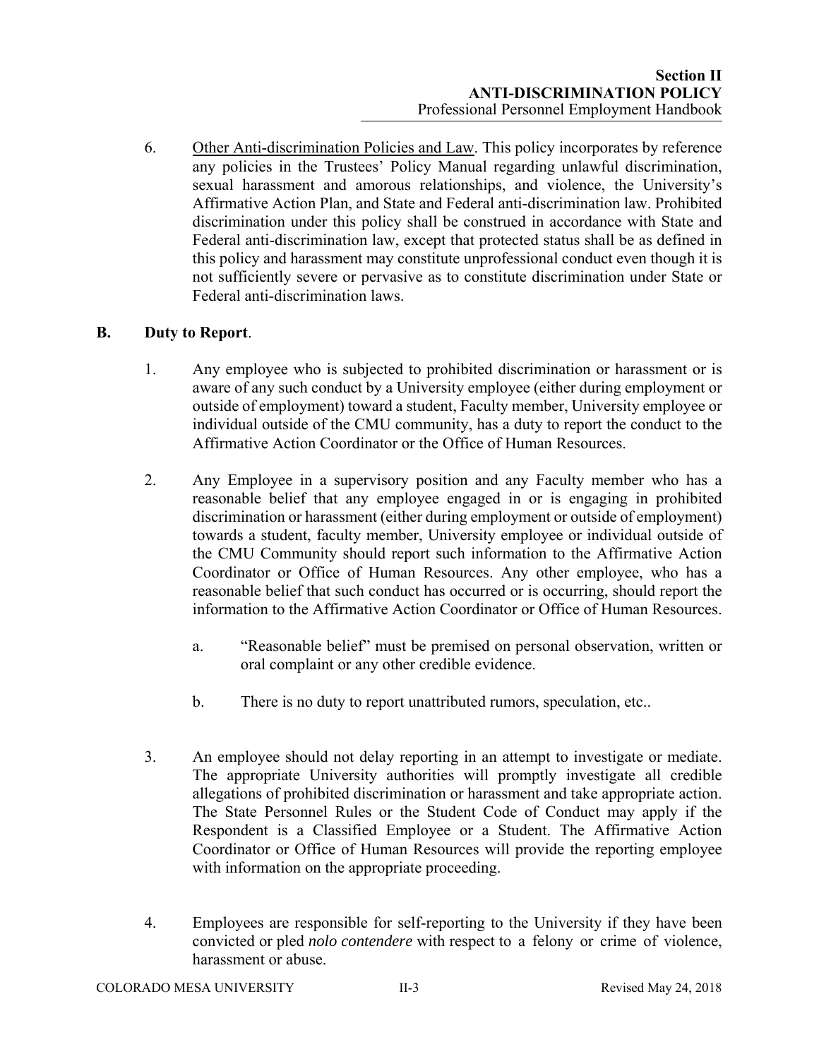6. Other Anti-discrimination Policies and Law. This policy incorporates by reference any policies in the Trustees' Policy Manual regarding unlawful discrimination, sexual harassment and amorous relationships, and violence, the University's Affirmative Action Plan, and State and Federal anti-discrimination law. Prohibited discrimination under this policy shall be construed in accordance with State and Federal anti-discrimination law, except that protected status shall be as defined in this policy and harassment may constitute unprofessional conduct even though it is not sufficiently severe or pervasive as to constitute discrimination under State or Federal anti-discrimination laws.

### B. Duty to Report.

1. Any employee who is subjected to prohibited discrimination or harassment or is aware of any such conduct by a University employee (either during employment or outside of employment) toward a student, Faculty member, University employee or individual outside of the CMU community, has a duty to report the conduct to the Affirmative Action Coordinator or the Office of Human Resources.

2. Any Employee in a supervisory position and any Faculty member who has a reasonable belief that any employee engaged in or is engaging in prohibited discrimination or harassment (either during employment or outside of employment) towards a student, faculty member, University employee or individual outside of the CMU Community should report such information to the Affirmative Action Coordinator or Office of Human Resources. Any other employee, who has a reasonable belief that such conduct has occurred or is occurring, should report the information to the Affirmative Action Coordinator or Office of Human Resources.

   a. "Reasonable belief" must be premised on personal observation, written or oral complaint or any other credible evidence.

   b. There is no duty to report unattributed rumors, speculation, etc..

3. An employee should not delay reporting in an attempt to investigate or mediate. The appropriate University authorities will promptly investigate all credible allegations of prohibited discrimination or harassment and take appropriate action. The State Personnel Rules or the Student Code of Conduct may apply if the Respondent is a Classified Employee or a Student. The Affirmative Action Coordinator or Office of Human Resources will provide the reporting employee with information on the appropriate proceeding.

4. Employees are responsible for self-reporting to the University if they have been convicted or pled *nolo contendere* with respect to a felony or crime of violence, harassment or abuse.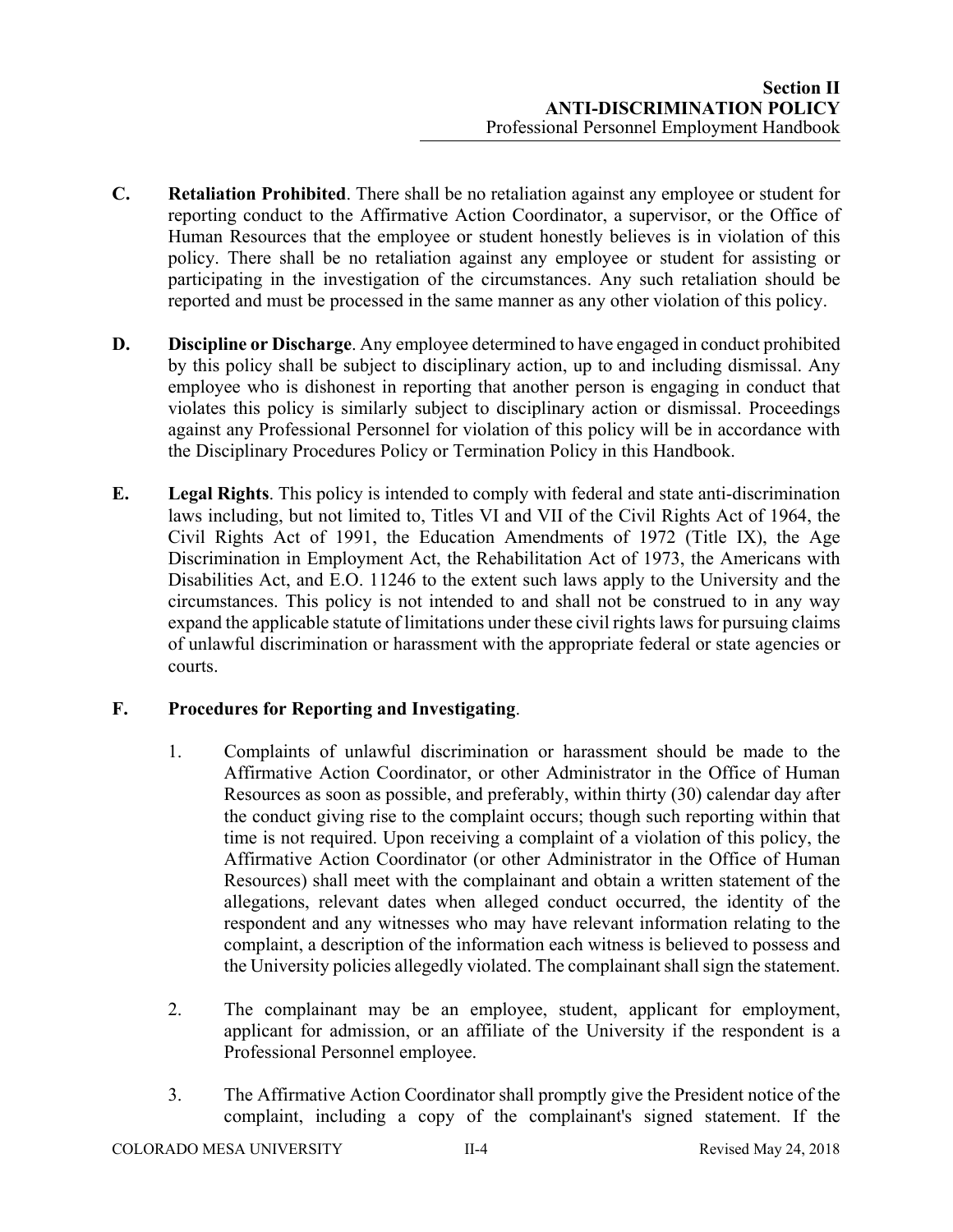**C. Retaliation Prohibited**. There shall be no retaliation against any employee or student for reporting conduct to the Affirmative Action Coordinator, a supervisor, or the Office of Human Resources that the employee or student honestly believes is in violation of this policy. There shall be no retaliation against any employee or student for assisting or participating in the investigation of the circumstances. Any such retaliation should be reported and must be processed in the same manner as any other violation of this policy.

**D. Discipline or Discharge**. Any employee determined to have engaged in conduct prohibited by this policy shall be subject to disciplinary action, up to and including dismissal. Any employee who is dishonest in reporting that another person is engaging in conduct that violates this policy is similarly subject to disciplinary action or dismissal. Proceedings against any Professional Personnel for violation of this policy will be in accordance with the Disciplinary Procedures Policy or Termination Policy in this Handbook.

**E. Legal Rights**. This policy is intended to comply with federal and state anti-discrimination laws including, but not limited to, Titles VI and VII of the Civil Rights Act of 1964, the Civil Rights Act of 1991, the Education Amendments of 1972 (Title IX), the Age Discrimination in Employment Act, the Rehabilitation Act of 1973, the Americans with Disabilities Act, and E.O. 11246 to the extent such laws apply to the University and the circumstances. This policy is not intended to and shall not be construed to in any way expand the applicable statute of limitations under these civil rights laws for pursuing claims of unlawful discrimination or harassment with the appropriate federal or state agencies or courts.

**F. Procedures for Reporting and Investigating**.

1. Complaints of unlawful discrimination or harassment should be made to the Affirmative Action Coordinator, or other Administrator in the Office of Human Resources as soon as possible, and preferably, within thirty (30) calendar day after the conduct giving rise to the complaint occurs; though such reporting within that time is not required. Upon receiving a complaint of a violation of this policy, the Affirmative Action Coordinator (or other Administrator in the Office of Human Resources) shall meet with the complainant and obtain a written statement of the allegations, relevant dates when alleged conduct occurred, the identity of the respondent and any witnesses who may have relevant information relating to the complaint, a description of the information each witness is believed to possess and the University policies allegedly violated. The complainant shall sign the statement.

2. The complainant may be an employee, student, applicant for employment, applicant for admission, or an affiliate of the University if the respondent is a Professional Personnel employee.

3. The Affirmative Action Coordinator shall promptly give the President notice of the complaint, including a copy of the complainant's signed statement. If the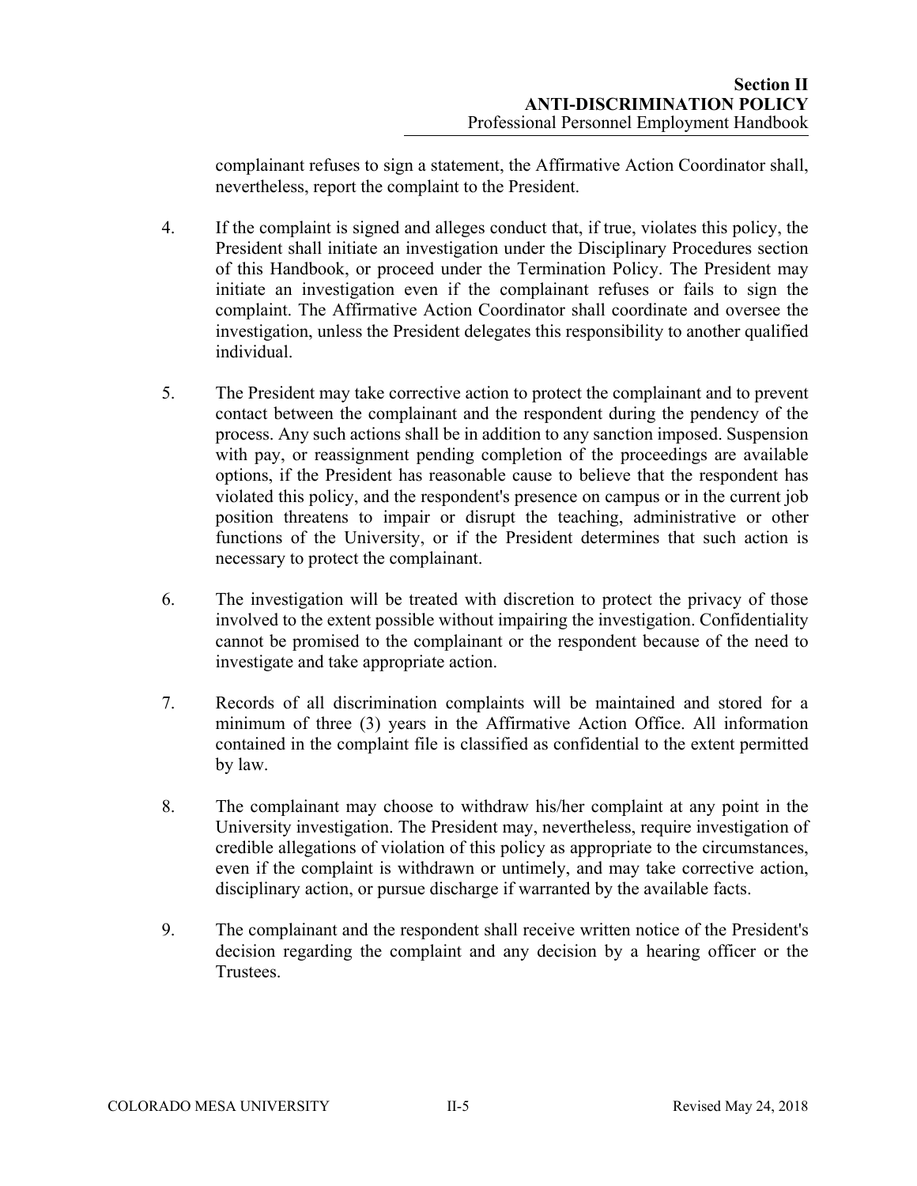complainant refuses to sign a statement, the Affirmative Action Coordinator shall, nevertheless, report the complaint to the President.

4. If the complaint is signed and alleges conduct that, if true, violates this policy, the President shall initiate an investigation under the Disciplinary Procedures section of this Handbook, or proceed under the Termination Policy. The President may initiate an investigation even if the complainant refuses or fails to sign the complaint. The Affirmative Action Coordinator shall coordinate and oversee the investigation, unless the President delegates this responsibility to another qualified individual.

5. The President may take corrective action to protect the complainant and to prevent contact between the complainant and the respondent during the pendency of the process. Any such actions shall be in addition to any sanction imposed. Suspension with pay, or reassignment pending completion of the proceedings are available options, if the President has reasonable cause to believe that the respondent has violated this policy, and the respondent's presence on campus or in the current job position threatens to impair or disrupt the teaching, administrative or other functions of the University, or if the President determines that such action is necessary to protect the complainant.

6. The investigation will be treated with discretion to protect the privacy of those involved to the extent possible without impairing the investigation. Confidentiality cannot be promised to the complainant or the respondent because of the need to investigate and take appropriate action.

7. Records of all discrimination complaints will be maintained and stored for a minimum of three (3) years in the Affirmative Action Office. All information contained in the complaint file is classified as confidential to the extent permitted by law.

8. The complainant may choose to withdraw his/her complaint at any point in the University investigation. The President may, nevertheless, require investigation of credible allegations of violation of this policy as appropriate to the circumstances, even if the complaint is withdrawn or untimely, and may take corrective action, disciplinary action, or pursue discharge if warranted by the available facts.

9. The complainant and the respondent shall receive written notice of the President's decision regarding the complaint and any decision by a hearing officer or the Trustees.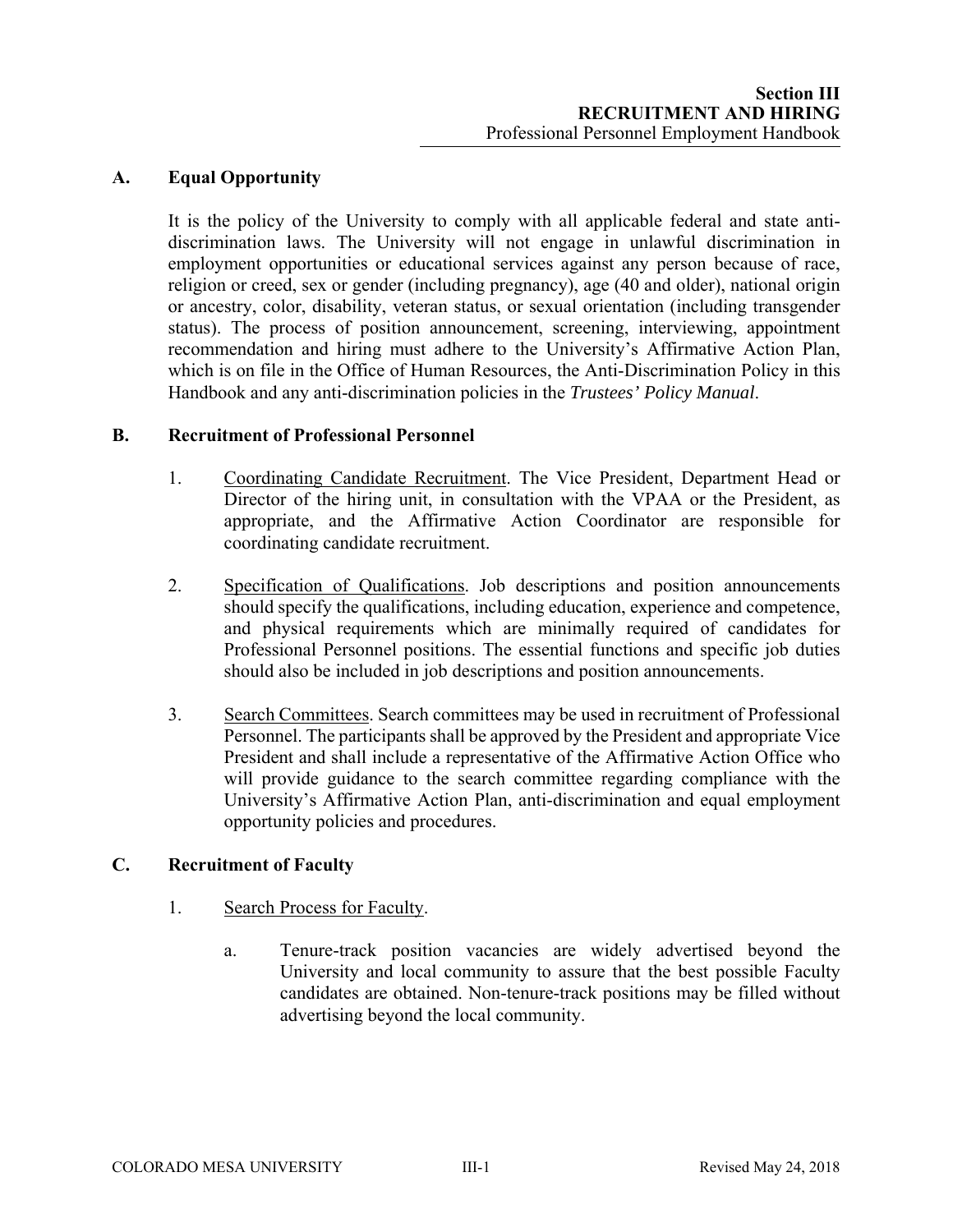## A. Equal Opportunity

It is the policy of the University to comply with all applicable federal and state anti-discrimination laws. The University will not engage in unlawful discrimination in employment opportunities or educational services against any person because of race, religion or creed, sex or gender (including pregnancy), age (40 and older), national origin or ancestry, color, disability, veteran status, or sexual orientation (including transgender status). The process of position announcement, screening, interviewing, appointment recommendation and hiring must adhere to the University's Affirmative Action Plan, which is on file in the Office of Human Resources, the Anti-Discrimination Policy in this Handbook and any anti-discrimination policies in the *Trustees' Policy Manual*.

## B. Recruitment of Professional Personnel

1. Coordinating Candidate Recruitment. The Vice President, Department Head or Director of the hiring unit, in consultation with the VPAA or the President, as appropriate, and the Affirmative Action Coordinator are responsible for coordinating candidate recruitment.

2. Specification of Qualifications. Job descriptions and position announcements should specify the qualifications, including education, experience and competence, and physical requirements which are minimally required of candidates for Professional Personnel positions. The essential functions and specific job duties should also be included in job descriptions and position announcements.

3. Search Committees. Search committees may be used in recruitment of Professional Personnel. The participants shall be approved by the President and appropriate Vice President and shall include a representative of the Affirmative Action Office who will provide guidance to the search committee regarding compliance with the University's Affirmative Action Plan, anti-discrimination and equal employment opportunity policies and procedures.

## C. Recruitment of Faculty

1. Search Process for Faculty.

   a. Tenure-track position vacancies are widely advertised beyond the University and local community to assure that the best possible Faculty candidates are obtained. Non-tenure-track positions may be filled without advertising beyond the local community.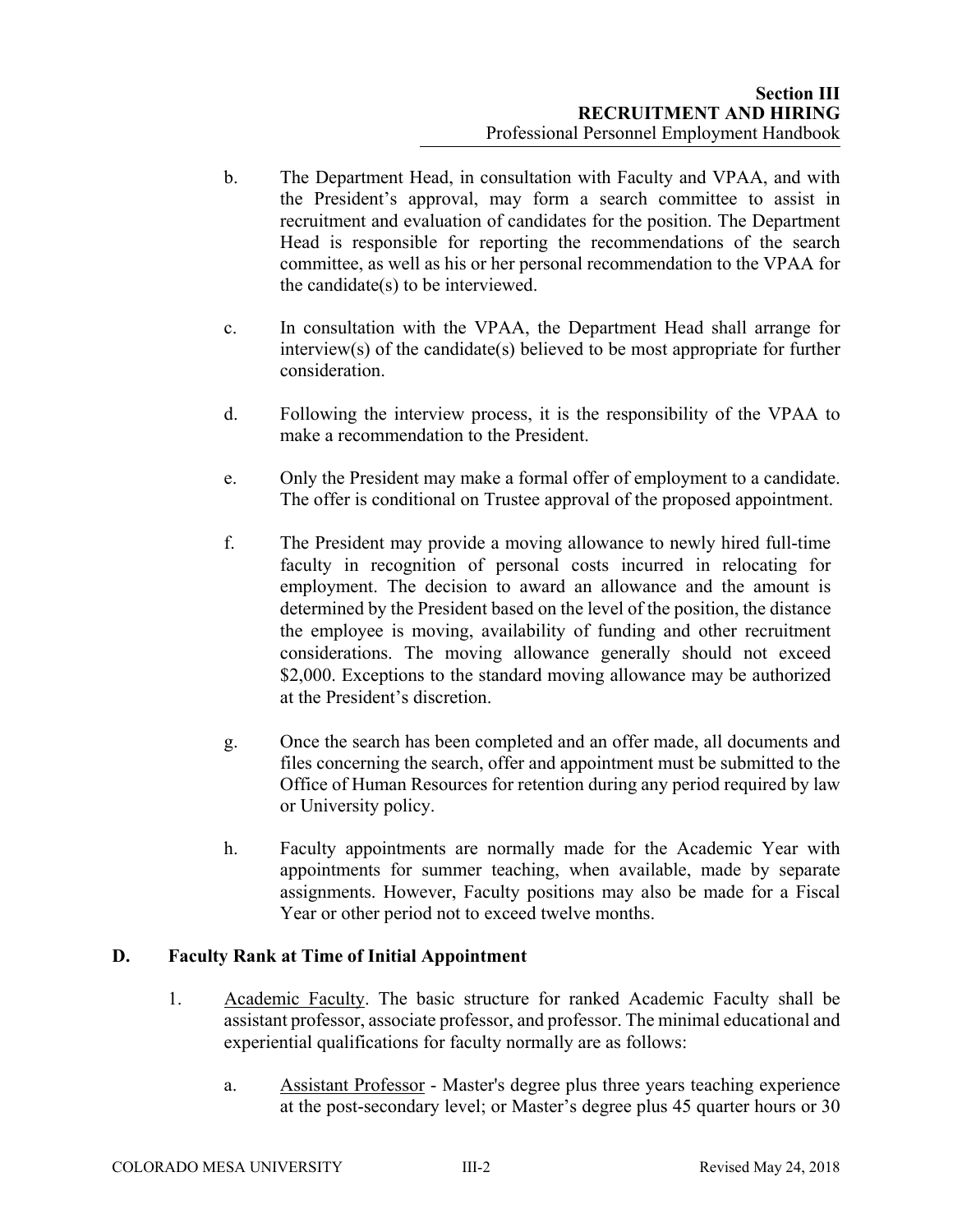b. The Department Head, in consultation with Faculty and VPAA, and with the President's approval, may form a search committee to assist in recruitment and evaluation of candidates for the position. The Department Head is responsible for reporting the recommendations of the search committee, as well as his or her personal recommendation to the VPAA for the candidate(s) to be interviewed.

c. In consultation with the VPAA, the Department Head shall arrange for interview(s) of the candidate(s) believed to be most appropriate for further consideration.

d. Following the interview process, it is the responsibility of the VPAA to make a recommendation to the President.

e. Only the President may make a formal offer of employment to a candidate. The offer is conditional on Trustee approval of the proposed appointment.

f. The President may provide a moving allowance to newly hired full-time faculty in recognition of personal costs incurred in relocating for employment. The decision to award an allowance and the amount is determined by the President based on the level of the position, the distance the employee is moving, availability of funding and other recruitment considerations. The moving allowance generally should not exceed $2,000. Exceptions to the standard moving allowance may be authorized at the President's discretion.

g. Once the search has been completed and an offer made, all documents and files concerning the search, offer and appointment must be submitted to the Office of Human Resources for retention during any period required by law or University policy.

h. Faculty appointments are normally made for the Academic Year with appointments for summer teaching, when available, made by separate assignments. However, Faculty positions may also be made for a Fiscal Year or other period not to exceed twelve months.

## D. Faculty Rank at Time of Initial Appointment

1. Academic Faculty. The basic structure for ranked Academic Faculty shall be assistant professor, associate professor, and professor. The minimal educational and experiential qualifications for faculty normally are as follows:

    a. Assistant Professor - Master's degree plus three years teaching experience at the post-secondary level; or Master's degree plus 45 quarter hours or 30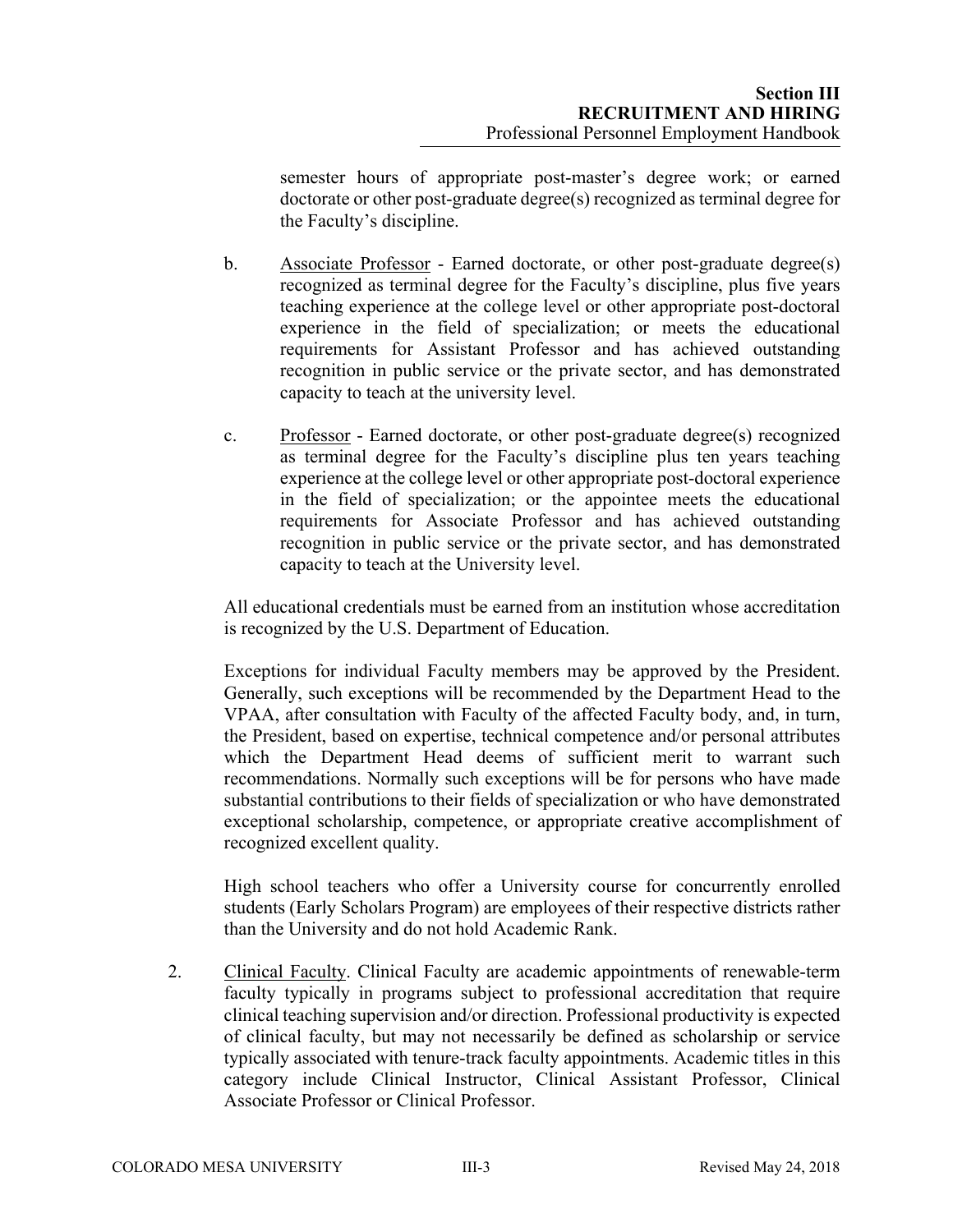semester hours of appropriate post-master's degree work; or earned doctorate or other post-graduate degree(s) recognized as terminal degree for the Faculty's discipline.

b. Associate Professor - Earned doctorate, or other post-graduate degree(s) recognized as terminal degree for the Faculty's discipline, plus five years teaching experience at the college level or other appropriate post-doctoral experience in the field of specialization; or meets the educational requirements for Assistant Professor and has achieved outstanding recognition in public service or the private sector, and has demonstrated capacity to teach at the university level.

c. Professor - Earned doctorate, or other post-graduate degree(s) recognized as terminal degree for the Faculty's discipline plus ten years teaching experience at the college level or other appropriate post-doctoral experience in the field of specialization; or the appointee meets the educational requirements for Associate Professor and has achieved outstanding recognition in public service or the private sector, and has demonstrated capacity to teach at the University level.

All educational credentials must be earned from an institution whose accreditation is recognized by the U.S. Department of Education.

Exceptions for individual Faculty members may be approved by the President. Generally, such exceptions will be recommended by the Department Head to the VPAA, after consultation with Faculty of the affected Faculty body, and, in turn, the President, based on expertise, technical competence and/or personal attributes which the Department Head deems of sufficient merit to warrant such recommendations. Normally such exceptions will be for persons who have made substantial contributions to their fields of specialization or who have demonstrated exceptional scholarship, competence, or appropriate creative accomplishment of recognized excellent quality.

High school teachers who offer a University course for concurrently enrolled students (Early Scholars Program) are employees of their respective districts rather than the University and do not hold Academic Rank.

2. Clinical Faculty. Clinical Faculty are academic appointments of renewable-term faculty typically in programs subject to professional accreditation that require clinical teaching supervision and/or direction. Professional productivity is expected of clinical faculty, but may not necessarily be defined as scholarship or service typically associated with tenure-track faculty appointments. Academic titles in this category include Clinical Instructor, Clinical Assistant Professor, Clinical Associate Professor or Clinical Professor.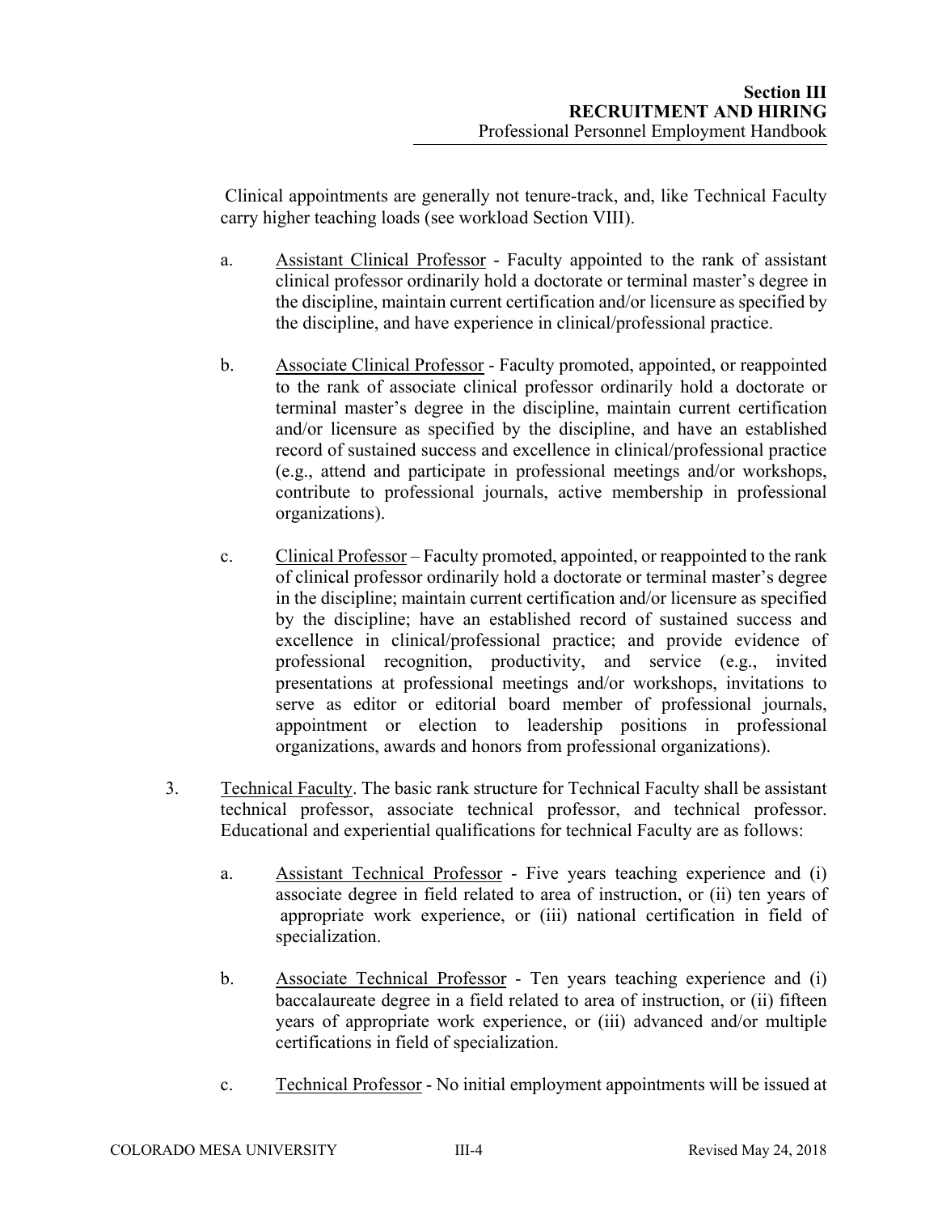Clinical appointments are generally not tenure-track, and, like Technical Faculty carry higher teaching loads (see workload Section VIII).

a. Assistant Clinical Professor - Faculty appointed to the rank of assistant clinical professor ordinarily hold a doctorate or terminal master's degree in the discipline, maintain current certification and/or licensure as specified by the discipline, and have experience in clinical/professional practice.

b. Associate Clinical Professor - Faculty promoted, appointed, or reappointed to the rank of associate clinical professor ordinarily hold a doctorate or terminal master's degree in the discipline, maintain current certification and/or licensure as specified by the discipline, and have an established record of sustained success and excellence in clinical/professional practice (e.g., attend and participate in professional meetings and/or workshops, contribute to professional journals, active membership in professional organizations).

c. Clinical Professor – Faculty promoted, appointed, or reappointed to the rank of clinical professor ordinarily hold a doctorate or terminal master's degree in the discipline; maintain current certification and/or licensure as specified by the discipline; have an established record of sustained success and excellence in clinical/professional practice; and provide evidence of professional recognition, productivity, and service (e.g., invited presentations at professional meetings and/or workshops, invitations to serve as editor or editorial board member of professional journals, appointment or election to leadership positions in professional organizations, awards and honors from professional organizations).

3. Technical Faculty. The basic rank structure for Technical Faculty shall be assistant technical professor, associate technical professor, and technical professor. Educational and experiential qualifications for technical Faculty are as follows:

a. Assistant Technical Professor - Five years teaching experience and (i) associate degree in field related to area of instruction, or (ii) ten years of appropriate work experience, or (iii) national certification in field of specialization.

b. Associate Technical Professor - Ten years teaching experience and (i) baccalaureate degree in a field related to area of instruction, or (ii) fifteen years of appropriate work experience, or (iii) advanced and/or multiple certifications in field of specialization.

c. Technical Professor - No initial employment appointments will be issued at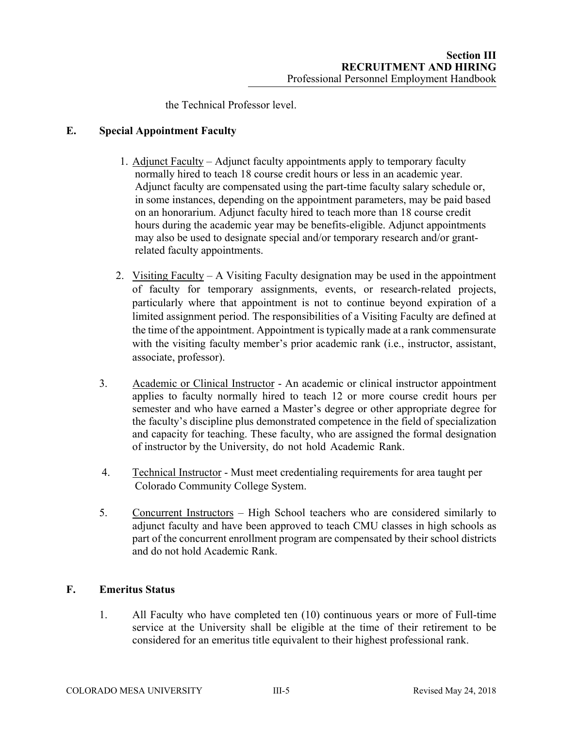the Technical Professor level.

## E. Special Appointment Faculty

1. Adjunct Faculty – Adjunct faculty appointments apply to temporary faculty normally hired to teach 18 course credit hours or less in an academic year. Adjunct faculty are compensated using the part-time faculty salary schedule or, in some instances, depending on the appointment parameters, may be paid based on an honorarium. Adjunct faculty hired to teach more than 18 course credit hours during the academic year may be benefits-eligible. Adjunct appointments may also be used to designate special and/or temporary research and/or grant-related faculty appointments.

2. Visiting Faculty – A Visiting Faculty designation may be used in the appointment of faculty for temporary assignments, events, or research-related projects, particularly where that appointment is not to continue beyond expiration of a limited assignment period. The responsibilities of a Visiting Faculty are defined at the time of the appointment. Appointment is typically made at a rank commensurate with the visiting faculty member's prior academic rank (i.e., instructor, assistant, associate, professor).

3. Academic or Clinical Instructor - An academic or clinical instructor appointment applies to faculty normally hired to teach 12 or more course credit hours per semester and who have earned a Master's degree or other appropriate degree for the faculty's discipline plus demonstrated competence in the field of specialization and capacity for teaching. These faculty, who are assigned the formal designation of instructor by the University, do not hold Academic Rank.

4. Technical Instructor - Must meet credentialing requirements for area taught per Colorado Community College System.

5. Concurrent Instructors – High School teachers who are considered similarly to adjunct faculty and have been approved to teach CMU classes in high schools as part of the concurrent enrollment program are compensated by their school districts and do not hold Academic Rank.

## F. Emeritus Status

1. All Faculty who have completed ten (10) continuous years or more of Full-time service at the University shall be eligible at the time of their retirement to be considered for an emeritus title equivalent to their highest professional rank.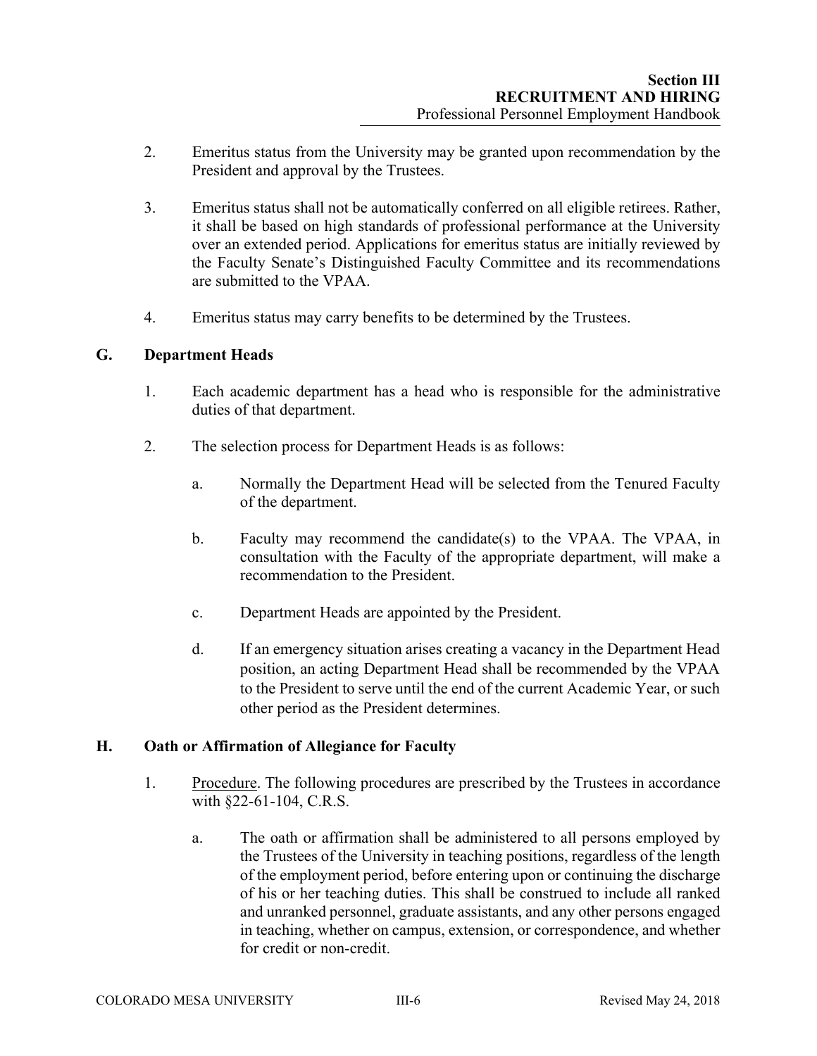2. Emeritus status from the University may be granted upon recommendation by the President and approval by the Trustees.

3. Emeritus status shall not be automatically conferred on all eligible retirees. Rather, it shall be based on high standards of professional performance at the University over an extended period. Applications for emeritus status are initially reviewed by the Faculty Senate's Distinguished Faculty Committee and its recommendations are submitted to the VPAA.

4. Emeritus status may carry benefits to be determined by the Trustees.

## G. Department Heads

1. Each academic department has a head who is responsible for the administrative duties of that department.

2. The selection process for Department Heads is as follows:

   a. Normally the Department Head will be selected from the Tenured Faculty of the department.

   b. Faculty may recommend the candidate(s) to the VPAA. The VPAA, in consultation with the Faculty of the appropriate department, will make a recommendation to the President.

   c. Department Heads are appointed by the President.

   d. If an emergency situation arises creating a vacancy in the Department Head position, an acting Department Head shall be recommended by the VPAA to the President to serve until the end of the current Academic Year, or such other period as the President determines.

## H. Oath or Affirmation of Allegiance for Faculty

1. <u>Procedure</u>. The following procedures are prescribed by the Trustees in accordance with §22-61-104, C.R.S.

   a. The oath or affirmation shall be administered to all persons employed by the Trustees of the University in teaching positions, regardless of the length of the employment period, before entering upon or continuing the discharge of his or her teaching duties. This shall be construed to include all ranked and unranked personnel, graduate assistants, and any other persons engaged in teaching, whether on campus, extension, or correspondence, and whether for credit or non-credit.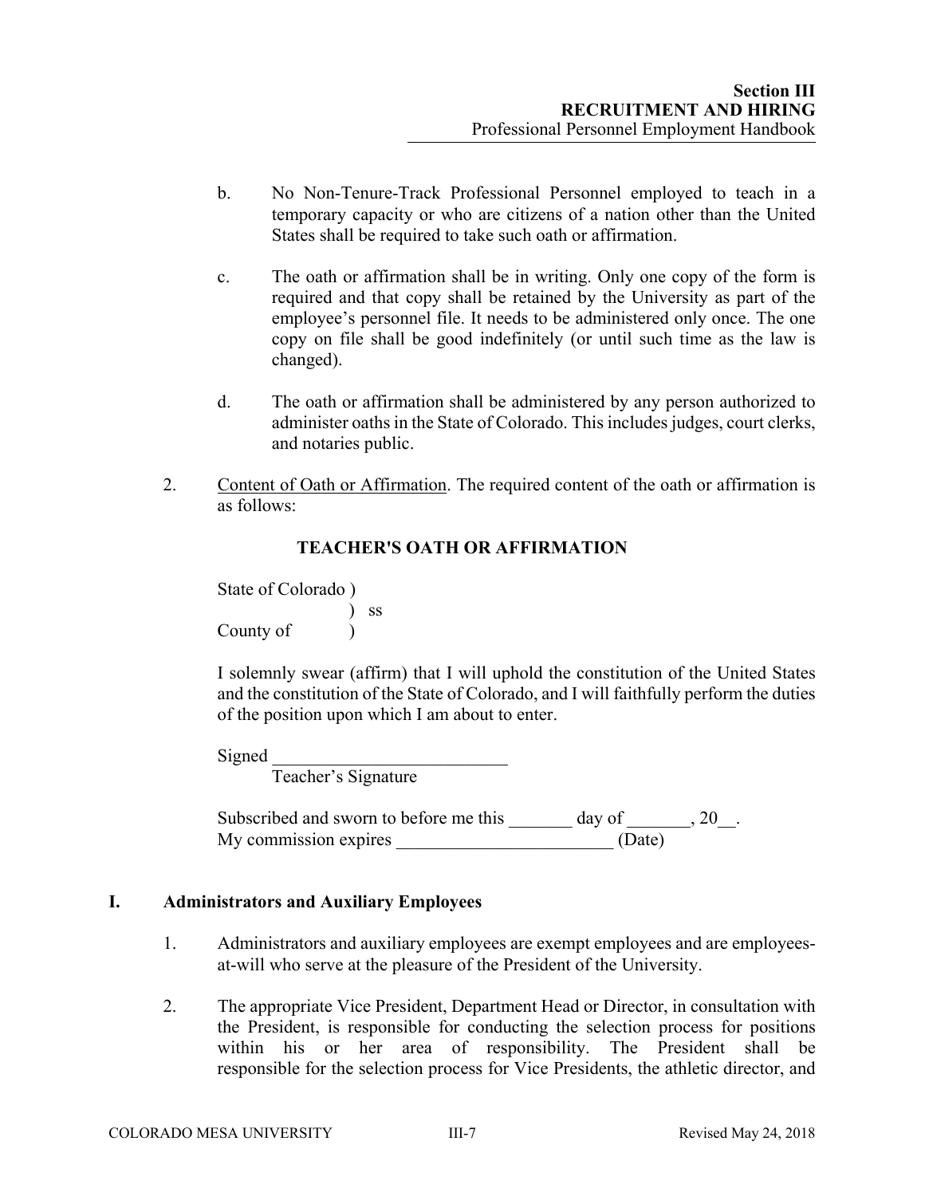b. No Non-Tenure-Track Professional Personnel employed to teach in a temporary capacity or who are citizens of a nation other than the United States shall be required to take such oath or affirmation.

c. The oath or affirmation shall be in writing. Only one copy of the form is required and that copy shall be retained by the University as part of the employee's personnel file. It needs to be administered only once. The one copy on file shall be good indefinitely (or until such time as the law is changed).

d. The oath or affirmation shall be administered by any person authorized to administer oaths in the State of Colorado. This includes judges, court clerks, and notaries public.

2. Content of Oath or Affirmation. The required content of the oath or affirmation is as follows:

**TEACHER'S OATH OR AFFIRMATION**

State of Colorado )
) ss
County of )

I solemnly swear (affirm) that I will uphold the constitution of the United States and the constitution of the State of Colorado, and I will faithfully perform the duties of the position upon which I am about to enter.

Signed \_\_\_\_\_\_\_\_\_\_\_\_\_\_\_\_\_\_\_\_\_\_\_\_\_\_
Teacher's Signature

Subscribed and sworn to before me this \_\_\_\_\_\_\_ day of \_\_\_\_\_\_\_, 20\_\_.
My commission expires \_\_\_\_\_\_\_\_\_\_\_\_\_\_\_\_\_\_\_\_\_\_\_\_ (Date)

## I. Administrators and Auxiliary Employees

1. Administrators and auxiliary employees are exempt employees and are employees-at-will who serve at the pleasure of the President of the University.

2. The appropriate Vice President, Department Head or Director, in consultation with the President, is responsible for conducting the selection process for positions within his or her area of responsibility. The President shall be responsible for the selection process for Vice Presidents, the athletic director, and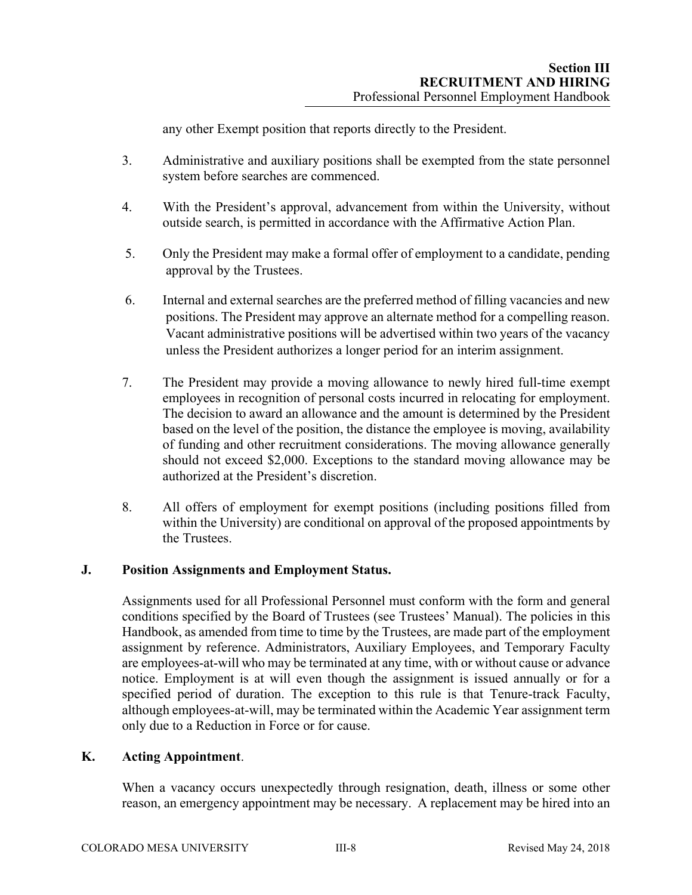any other Exempt position that reports directly to the President.

3. Administrative and auxiliary positions shall be exempted from the state personnel system before searches are commenced.

4. With the President's approval, advancement from within the University, without outside search, is permitted in accordance with the Affirmative Action Plan.

5. Only the President may make a formal offer of employment to a candidate, pending approval by the Trustees.

6. Internal and external searches are the preferred method of filling vacancies and new positions. The President may approve an alternate method for a compelling reason. Vacant administrative positions will be advertised within two years of the vacancy unless the President authorizes a longer period for an interim assignment.

7. The President may provide a moving allowance to newly hired full-time exempt employees in recognition of personal costs incurred in relocating for employment. The decision to award an allowance and the amount is determined by the President based on the level of the position, the distance the employee is moving, availability of funding and other recruitment considerations. The moving allowance generally should not exceed $2,000. Exceptions to the standard moving allowance may be authorized at the President's discretion.

8. All offers of employment for exempt positions (including positions filled from within the University) are conditional on approval of the proposed appointments by the Trustees.

### J. Position Assignments and Employment Status.

Assignments used for all Professional Personnel must conform with the form and general conditions specified by the Board of Trustees (see Trustees' Manual). The policies in this Handbook, as amended from time to time by the Trustees, are made part of the employment assignment by reference. Administrators, Auxiliary Employees, and Temporary Faculty are employees-at-will who may be terminated at any time, with or without cause or advance notice. Employment is at will even though the assignment is issued annually or for a specified period of duration. The exception to this rule is that Tenure-track Faculty, although employees-at-will, may be terminated within the Academic Year assignment term only due to a Reduction in Force or for cause.

### K. Acting Appointment.

When a vacancy occurs unexpectedly through resignation, death, illness or some other reason, an emergency appointment may be necessary. A replacement may be hired into an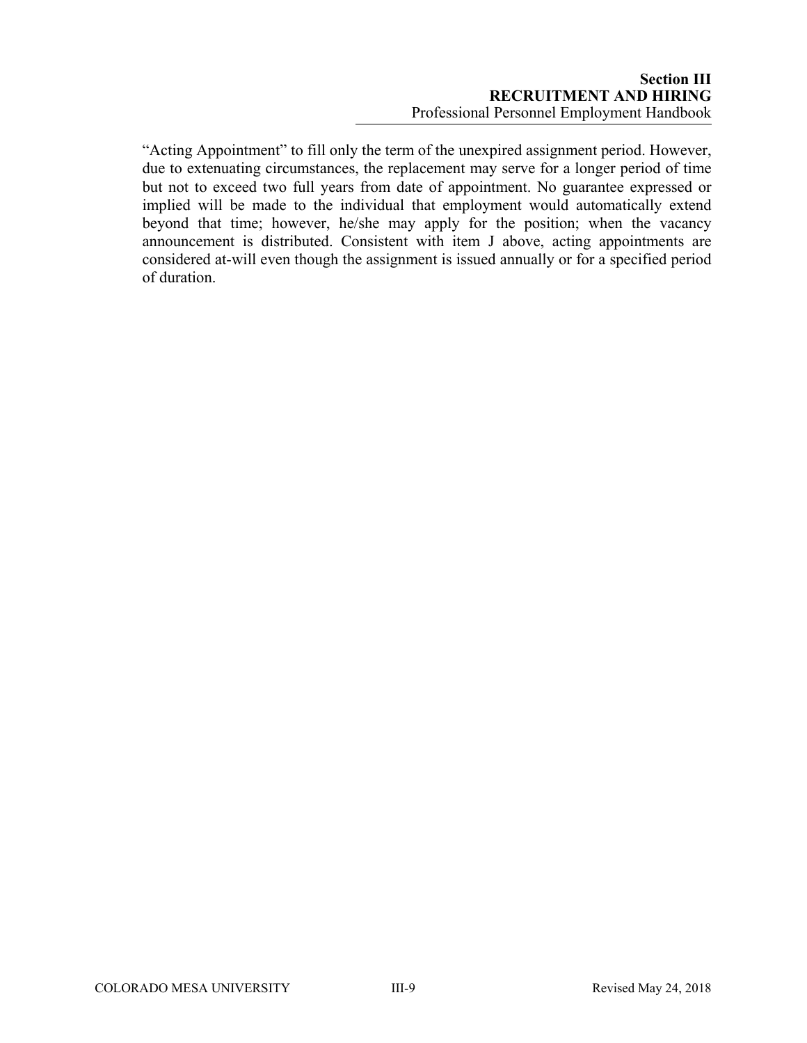"Acting Appointment" to fill only the term of the unexpired assignment period. However, due to extenuating circumstances, the replacement may serve for a longer period of time but not to exceed two full years from date of appointment. No guarantee expressed or implied will be made to the individual that employment would automatically extend beyond that time; however, he/she may apply for the position; when the vacancy announcement is distributed. Consistent with item J above, acting appointments are considered at-will even though the assignment is issued annually or for a specified period of duration.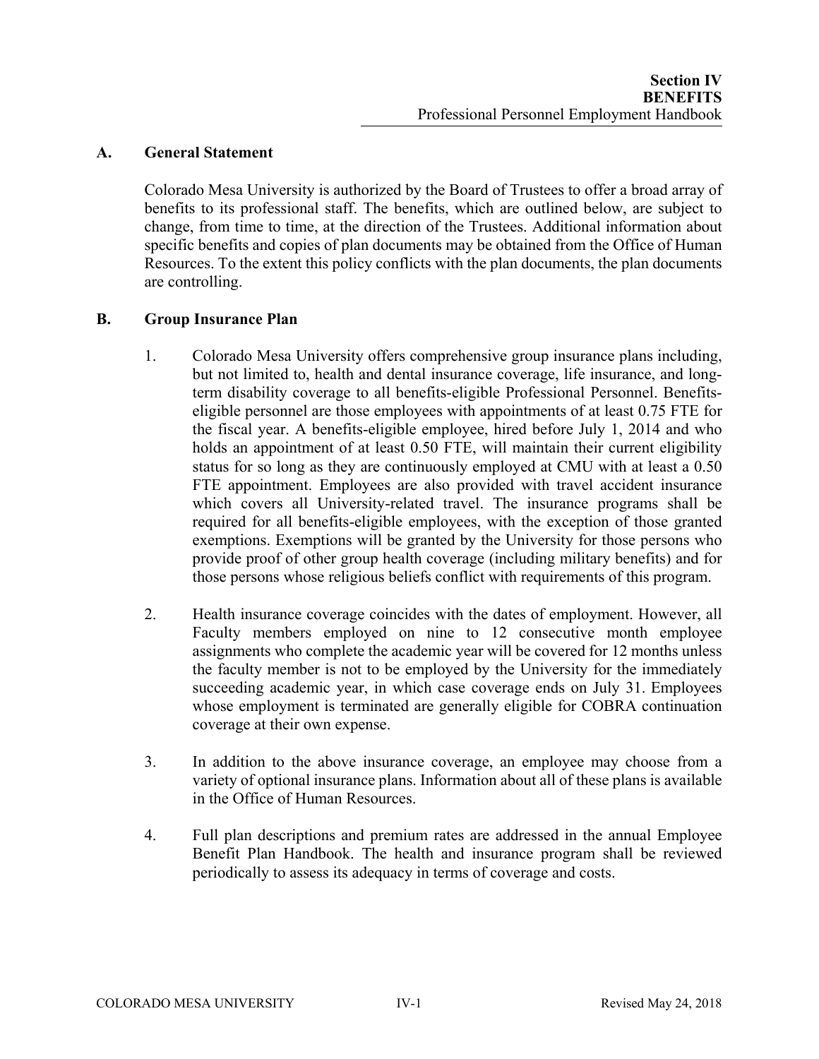## A. General Statement

Colorado Mesa University is authorized by the Board of Trustees to offer a broad array of benefits to its professional staff. The benefits, which are outlined below, are subject to change, from time to time, at the direction of the Trustees. Additional information about specific benefits and copies of plan documents may be obtained from the Office of Human Resources. To the extent this policy conflicts with the plan documents, the plan documents are controlling.

## B. Group Insurance Plan

1. Colorado Mesa University offers comprehensive group insurance plans including, but not limited to, health and dental insurance coverage, life insurance, and long-term disability coverage to all benefits-eligible Professional Personnel. Benefits-eligible personnel are those employees with appointments of at least 0.75 FTE for the fiscal year. A benefits-eligible employee, hired before July 1, 2014 and who holds an appointment of at least 0.50 FTE, will maintain their current eligibility status for so long as they are continuously employed at CMU with at least a 0.50 FTE appointment. Employees are also provided with travel accident insurance which covers all University-related travel. The insurance programs shall be required for all benefits-eligible employees, with the exception of those granted exemptions. Exemptions will be granted by the University for those persons who provide proof of other group health coverage (including military benefits) and for those persons whose religious beliefs conflict with requirements of this program.

2. Health insurance coverage coincides with the dates of employment. However, all Faculty members employed on nine to 12 consecutive month employee assignments who complete the academic year will be covered for 12 months unless the faculty member is not to be employed by the University for the immediately succeeding academic year, in which case coverage ends on July 31. Employees whose employment is terminated are generally eligible for COBRA continuation coverage at their own expense.

3. In addition to the above insurance coverage, an employee may choose from a variety of optional insurance plans. Information about all of these plans is available in the Office of Human Resources.

4. Full plan descriptions and premium rates are addressed in the annual Employee Benefit Plan Handbook. The health and insurance program shall be reviewed periodically to assess its adequacy in terms of coverage and costs.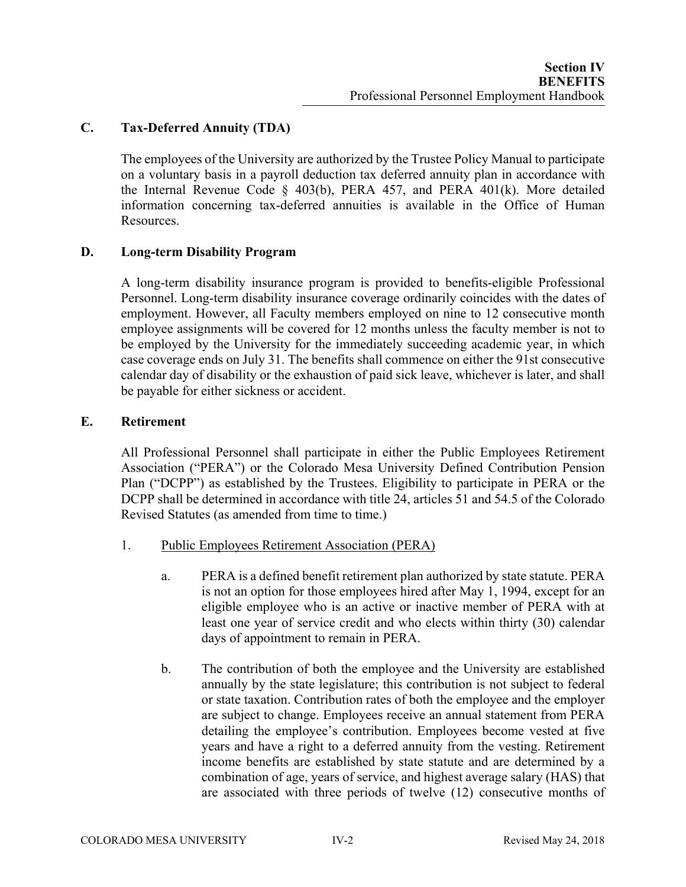## C. Tax-Deferred Annuity (TDA)

The employees of the University are authorized by the Trustee Policy Manual to participate on a voluntary basis in a payroll deduction tax deferred annuity plan in accordance with the Internal Revenue Code § 403(b), PERA 457, and PERA 401(k). More detailed information concerning tax-deferred annuities is available in the Office of Human Resources.

## D. Long-term Disability Program

A long-term disability insurance program is provided to benefits-eligible Professional Personnel. Long-term disability insurance coverage ordinarily coincides with the dates of employment. However, all Faculty members employed on nine to 12 consecutive month employee assignments will be covered for 12 months unless the faculty member is not to be employed by the University for the immediately succeeding academic year, in which case coverage ends on July 31. The benefits shall commence on either the 91st consecutive calendar day of disability or the exhaustion of paid sick leave, whichever is later, and shall be payable for either sickness or accident.

## E. Retirement

All Professional Personnel shall participate in either the Public Employees Retirement Association ("PERA") or the Colorado Mesa University Defined Contribution Pension Plan ("DCPP") as established by the Trustees. Eligibility to participate in PERA or the DCPP shall be determined in accordance with title 24, articles 51 and 54.5 of the Colorado Revised Statutes (as amended from time to time.)

1. Public Employees Retirement Association (PERA)

   a. PERA is a defined benefit retirement plan authorized by state statute. PERA is not an option for those employees hired after May 1, 1994, except for an eligible employee who is an active or inactive member of PERA with at least one year of service credit and who elects within thirty (30) calendar days of appointment to remain in PERA.

   b. The contribution of both the employee and the University are established annually by the state legislature; this contribution is not subject to federal or state taxation. Contribution rates of both the employee and the employer are subject to change. Employees receive an annual statement from PERA detailing the employee's contribution. Employees become vested at five years and have a right to a deferred annuity from the vesting. Retirement income benefits are established by state statute and are determined by a combination of age, years of service, and highest average salary (HAS) that are associated with three periods of twelve (12) consecutive months of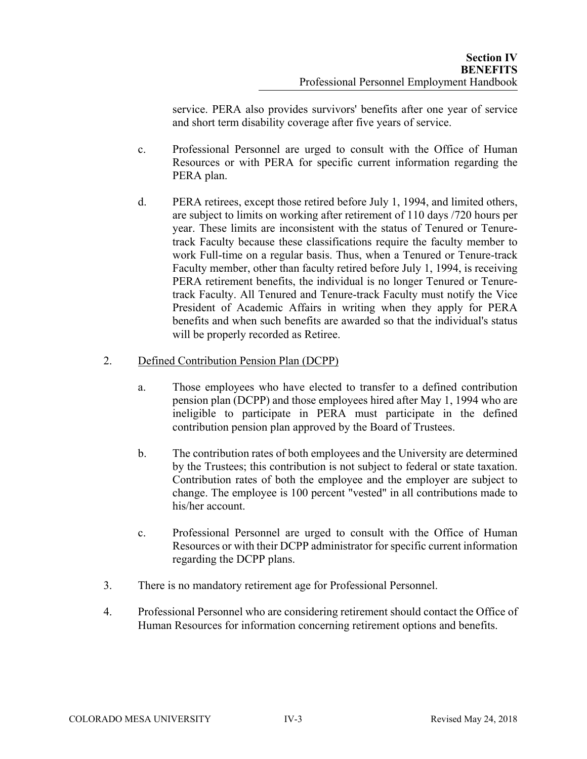service. PERA also provides survivors' benefits after one year of service and short term disability coverage after five years of service.

c. Professional Personnel are urged to consult with the Office of Human Resources or with PERA for specific current information regarding the PERA plan.

d. PERA retirees, except those retired before July 1, 1994, and limited others, are subject to limits on working after retirement of 110 days /720 hours per year. These limits are inconsistent with the status of Tenured or Tenure-track Faculty because these classifications require the faculty member to work Full-time on a regular basis. Thus, when a Tenured or Tenure-track Faculty member, other than faculty retired before July 1, 1994, is receiving PERA retirement benefits, the individual is no longer Tenured or Tenure-track Faculty. All Tenured and Tenure-track Faculty must notify the Vice President of Academic Affairs in writing when they apply for PERA benefits and when such benefits are awarded so that the individual's status will be properly recorded as Retiree.

2. <u>Defined Contribution Pension Plan (DCPP)</u>

   a. Those employees who have elected to transfer to a defined contribution pension plan (DCPP) and those employees hired after May 1, 1994 who are ineligible to participate in PERA must participate in the defined contribution pension plan approved by the Board of Trustees.

   b. The contribution rates of both employees and the University are determined by the Trustees; this contribution is not subject to federal or state taxation. Contribution rates of both the employee and the employer are subject to change. The employee is 100 percent "vested" in all contributions made to his/her account.

   c. Professional Personnel are urged to consult with the Office of Human Resources or with their DCPP administrator for specific current information regarding the DCPP plans.

3. There is no mandatory retirement age for Professional Personnel.

4. Professional Personnel who are considering retirement should contact the Office of Human Resources for information concerning retirement options and benefits.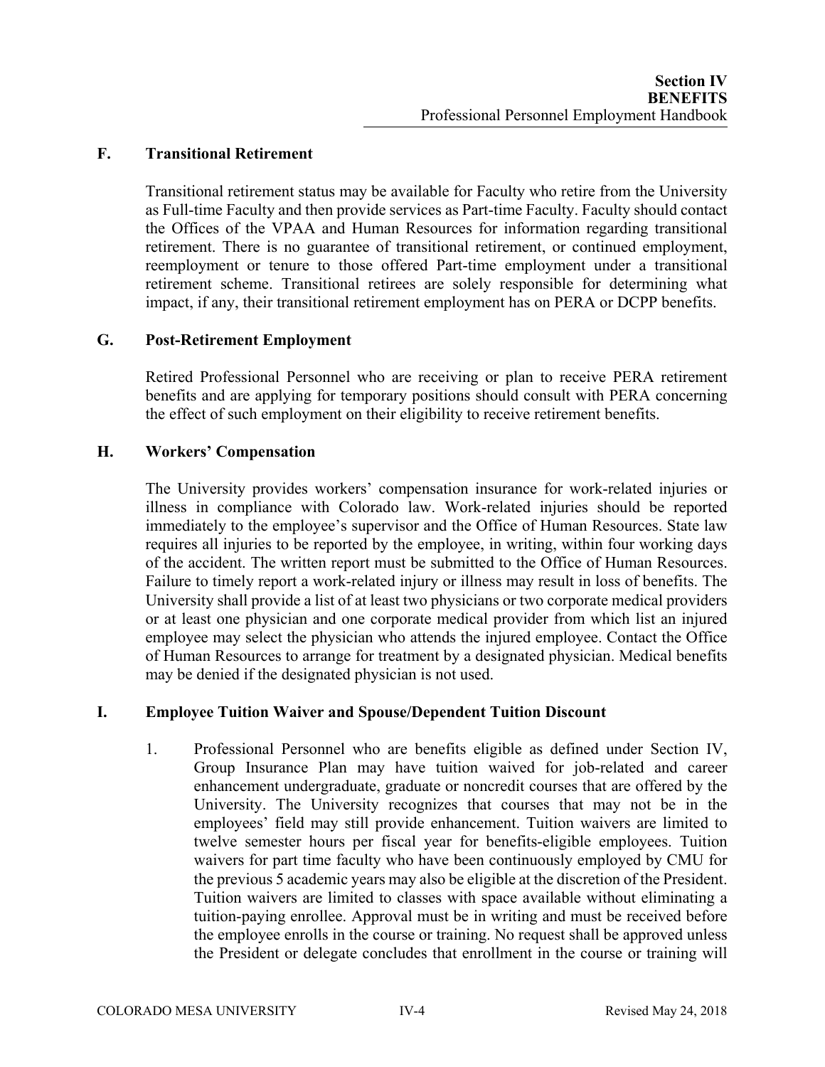### F. Transitional Retirement

Transitional retirement status may be available for Faculty who retire from the University as Full-time Faculty and then provide services as Part-time Faculty. Faculty should contact the Offices of the VPAA and Human Resources for information regarding transitional retirement. There is no guarantee of transitional retirement, or continued employment, reemployment or tenure to those offered Part-time employment under a transitional retirement scheme. Transitional retirees are solely responsible for determining what impact, if any, their transitional retirement employment has on PERA or DCPP benefits.

### G. Post-Retirement Employment

Retired Professional Personnel who are receiving or plan to receive PERA retirement benefits and are applying for temporary positions should consult with PERA concerning the effect of such employment on their eligibility to receive retirement benefits.

### H. Workers' Compensation

The University provides workers' compensation insurance for work-related injuries or illness in compliance with Colorado law. Work-related injuries should be reported immediately to the employee's supervisor and the Office of Human Resources. State law requires all injuries to be reported by the employee, in writing, within four working days of the accident. The written report must be submitted to the Office of Human Resources. Failure to timely report a work-related injury or illness may result in loss of benefits. The University shall provide a list of at least two physicians or two corporate medical providers or at least one physician and one corporate medical provider from which list an injured employee may select the physician who attends the injured employee. Contact the Office of Human Resources to arrange for treatment by a designated physician. Medical benefits may be denied if the designated physician is not used.

### I. Employee Tuition Waiver and Spouse/Dependent Tuition Discount

1. Professional Personnel who are benefits eligible as defined under Section IV, Group Insurance Plan may have tuition waived for job-related and career enhancement undergraduate, graduate or noncredit courses that are offered by the University. The University recognizes that courses that may not be in the employees' field may still provide enhancement. Tuition waivers are limited to twelve semester hours per fiscal year for benefits-eligible employees. Tuition waivers for part time faculty who have been continuously employed by CMU for the previous 5 academic years may also be eligible at the discretion of the President. Tuition waivers are limited to classes with space available without eliminating a tuition-paying enrollee. Approval must be in writing and must be received before the employee enrolls in the course or training. No request shall be approved unless the President or delegate concludes that enrollment in the course or training will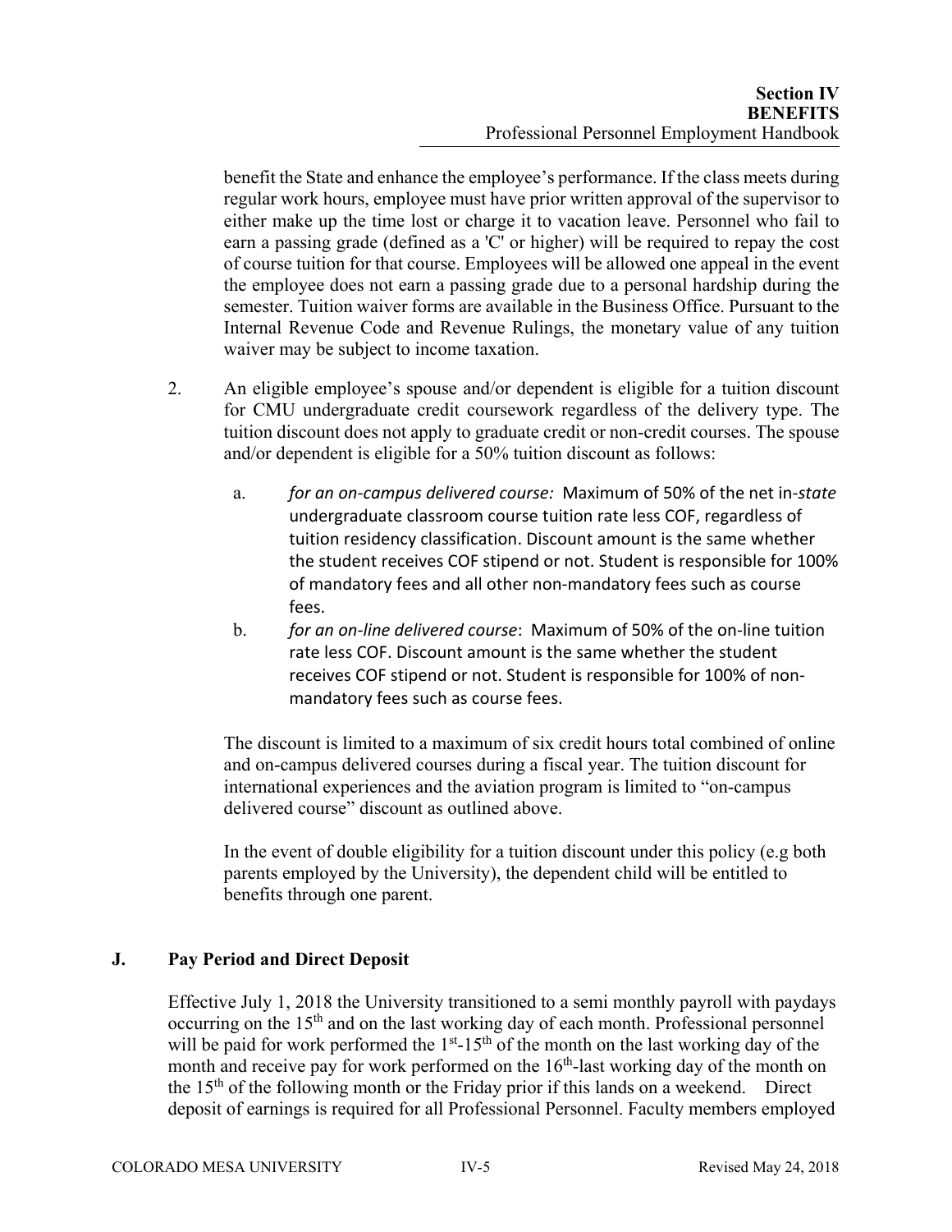benefit the State and enhance the employee's performance. If the class meets during regular work hours, employee must have prior written approval of the supervisor to either make up the time lost or charge it to vacation leave. Personnel who fail to earn a passing grade (defined as a 'C' or higher) will be required to repay the cost of course tuition for that course. Employees will be allowed one appeal in the event the employee does not earn a passing grade due to a personal hardship during the semester. Tuition waiver forms are available in the Business Office. Pursuant to the Internal Revenue Code and Revenue Rulings, the monetary value of any tuition waiver may be subject to income taxation.

2. An eligible employee's spouse and/or dependent is eligible for a tuition discount for CMU undergraduate credit coursework regardless of the delivery type. The tuition discount does not apply to graduate credit or non-credit courses. The spouse and/or dependent is eligible for a 50% tuition discount as follows:

   a. *for an on-campus delivered course:* Maximum of 50% of the net in-*state* undergraduate classroom course tuition rate less COF, regardless of tuition residency classification. Discount amount is the same whether the student receives COF stipend or not. Student is responsible for 100% of mandatory fees and all other non-mandatory fees such as course fees.

   b. *for an on-line delivered course*: Maximum of 50% of the on-line tuition rate less COF. Discount amount is the same whether the student receives COF stipend or not. Student is responsible for 100% of non-mandatory fees such as course fees.

   The discount is limited to a maximum of six credit hours total combined of online and on-campus delivered courses during a fiscal year. The tuition discount for international experiences and the aviation program is limited to "on-campus delivered course" discount as outlined above.

   In the event of double eligibility for a tuition discount under this policy (e.g both parents employed by the University), the dependent child will be entitled to benefits through one parent.

## J. Pay Period and Direct Deposit

Effective July 1, 2018 the University transitioned to a semi monthly payroll with paydays occurring on the 15th and on the last working day of each month. Professional personnel will be paid for work performed the 1st-15th of the month on the last working day of the month and receive pay for work performed on the 16th-last working day of the month on the 15th of the following month or the Friday prior if this lands on a weekend. Direct deposit of earnings is required for all Professional Personnel. Faculty members employed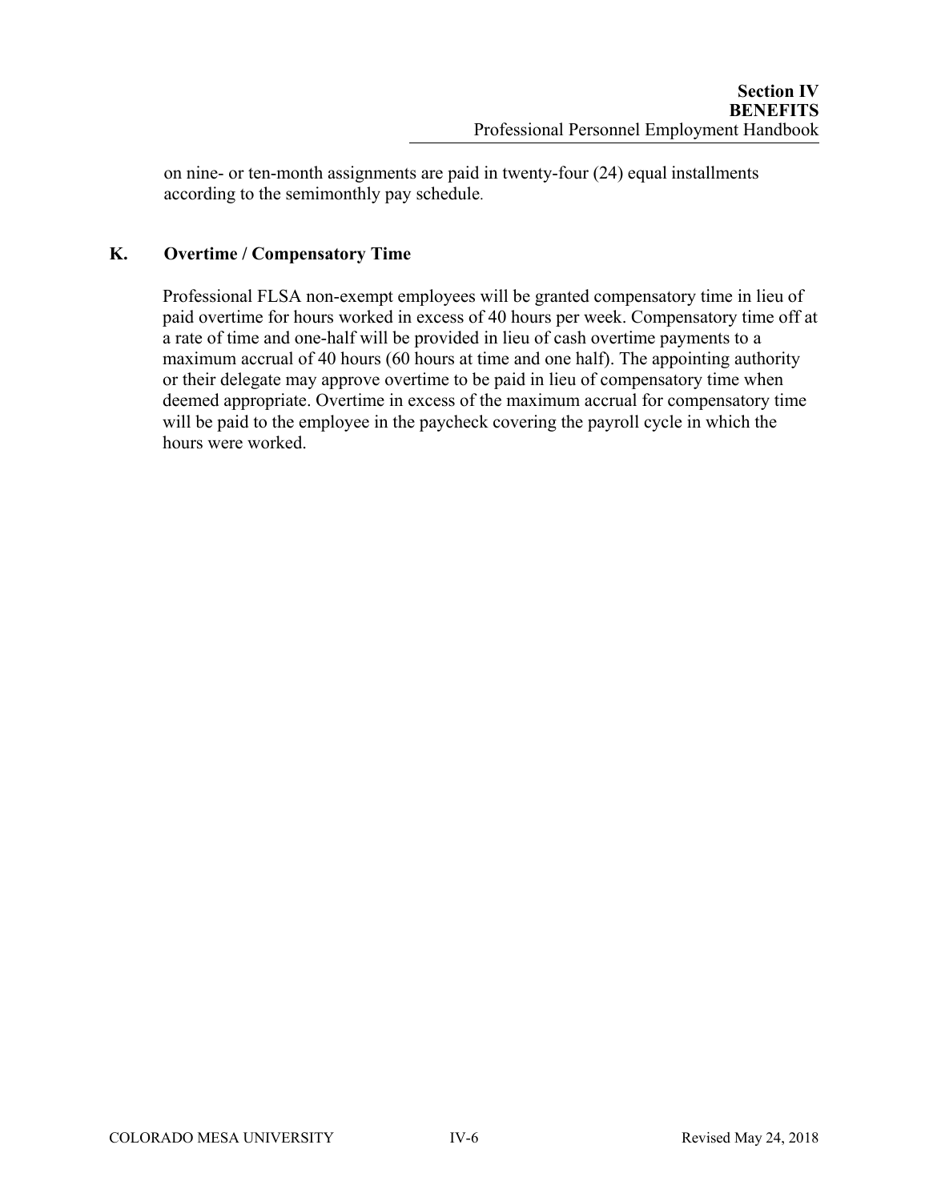on nine- or ten-month assignments are paid in twenty-four (24) equal installments according to the semimonthly pay schedule.

### K. Overtime / Compensatory Time

Professional FLSA non-exempt employees will be granted compensatory time in lieu of paid overtime for hours worked in excess of 40 hours per week. Compensatory time off at a rate of time and one-half will be provided in lieu of cash overtime payments to a maximum accrual of 40 hours (60 hours at time and one half). The appointing authority or their delegate may approve overtime to be paid in lieu of compensatory time when deemed appropriate. Overtime in excess of the maximum accrual for compensatory time will be paid to the employee in the paycheck covering the payroll cycle in which the hours were worked.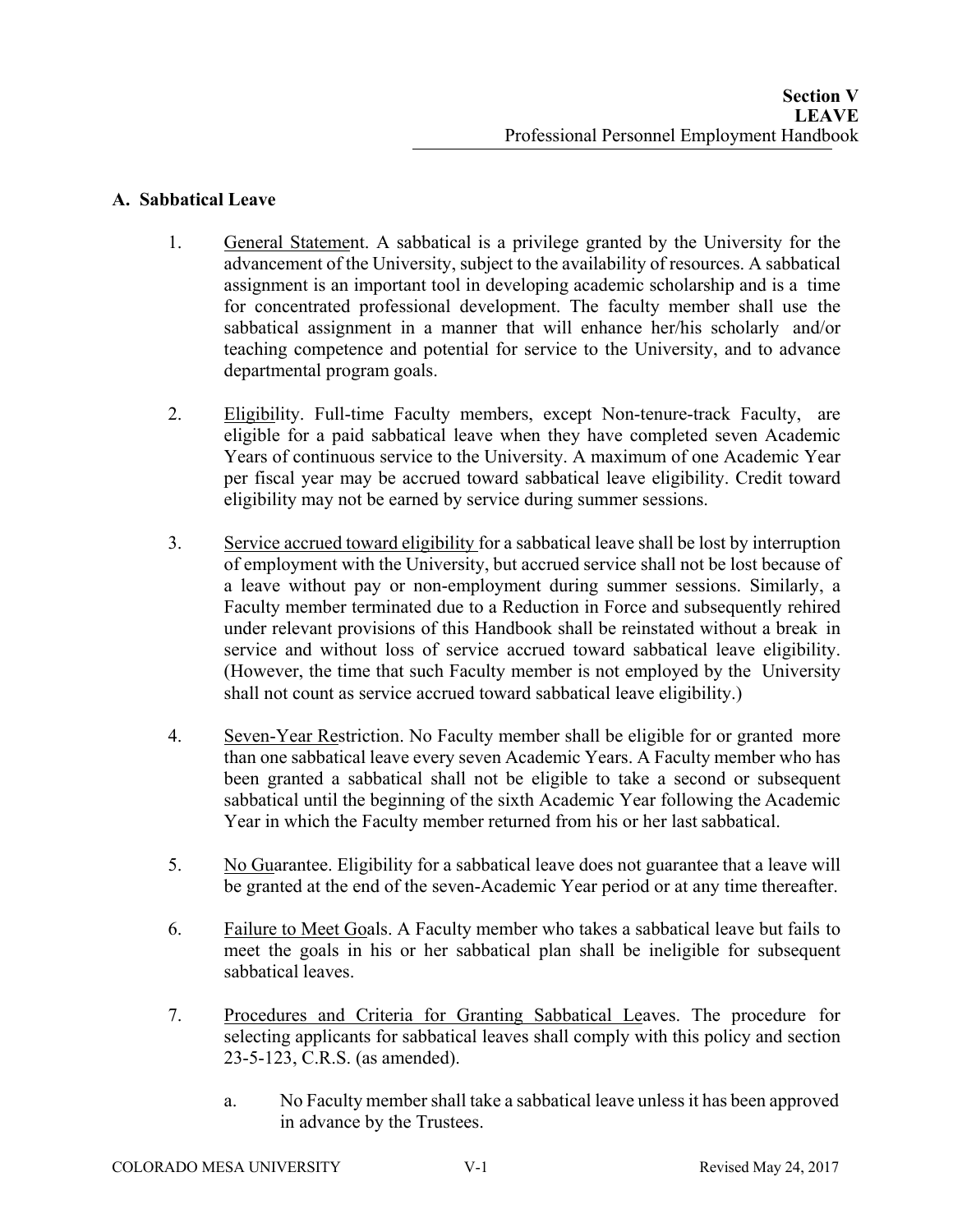## A. Sabbatical Leave

1. General Statement. A sabbatical is a privilege granted by the University for the advancement of the University, subject to the availability of resources. A sabbatical assignment is an important tool in developing academic scholarship and is a time for concentrated professional development. The faculty member shall use the sabbatical assignment in a manner that will enhance her/his scholarly and/or teaching competence and potential for service to the University, and to advance departmental program goals.

2. Eligibility. Full-time Faculty members, except Non-tenure-track Faculty, are eligible for a paid sabbatical leave when they have completed seven Academic Years of continuous service to the University. A maximum of one Academic Year per fiscal year may be accrued toward sabbatical leave eligibility. Credit toward eligibility may not be earned by service during summer sessions.

3. Service accrued toward eligibility for a sabbatical leave shall be lost by interruption of employment with the University, but accrued service shall not be lost because of a leave without pay or non-employment during summer sessions. Similarly, a Faculty member terminated due to a Reduction in Force and subsequently rehired under relevant provisions of this Handbook shall be reinstated without a break in service and without loss of service accrued toward sabbatical leave eligibility. (However, the time that such Faculty member is not employed by the University shall not count as service accrued toward sabbatical leave eligibility.)

4. Seven-Year Restriction. No Faculty member shall be eligible for or granted more than one sabbatical leave every seven Academic Years. A Faculty member who has been granted a sabbatical shall not be eligible to take a second or subsequent sabbatical until the beginning of the sixth Academic Year following the Academic Year in which the Faculty member returned from his or her last sabbatical.

5. No Guarantee. Eligibility for a sabbatical leave does not guarantee that a leave will be granted at the end of the seven-Academic Year period or at any time thereafter.

6. Failure to Meet Goals. A Faculty member who takes a sabbatical leave but fails to meet the goals in his or her sabbatical plan shall be ineligible for subsequent sabbatical leaves.

7. Procedures and Criteria for Granting Sabbatical Leaves. The procedure for selecting applicants for sabbatical leaves shall comply with this policy and section 23-5-123, C.R.S. (as amended).

   a. No Faculty member shall take a sabbatical leave unless it has been approved in advance by the Trustees.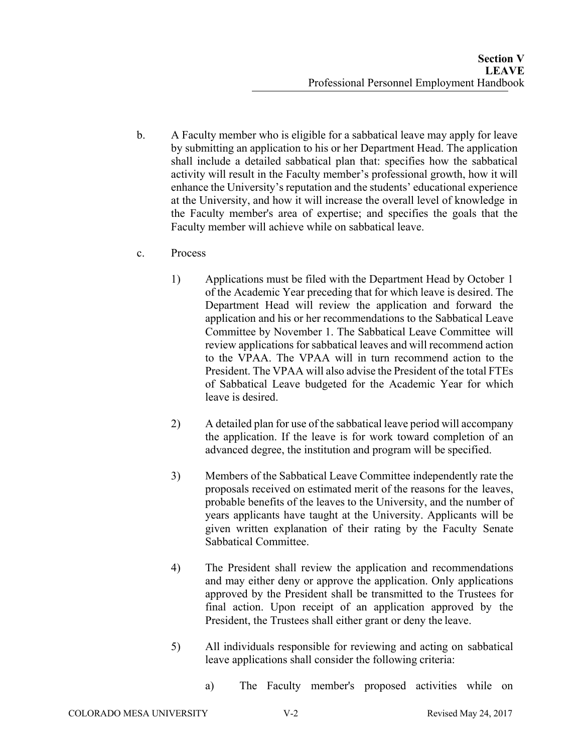b. A Faculty member who is eligible for a sabbatical leave may apply for leave by submitting an application to his or her Department Head. The application shall include a detailed sabbatical plan that: specifies how the sabbatical activity will result in the Faculty member's professional growth, how it will enhance the University's reputation and the students' educational experience at the University, and how it will increase the overall level of knowledge in the Faculty member's area of expertise; and specifies the goals that the Faculty member will achieve while on sabbatical leave.

c. Process

   1) Applications must be filed with the Department Head by October 1 of the Academic Year preceding that for which leave is desired. The Department Head will review the application and forward the application and his or her recommendations to the Sabbatical Leave Committee by November 1. The Sabbatical Leave Committee will review applications for sabbatical leaves and will recommend action to the VPAA. The VPAA will in turn recommend action to the President. The VPAA will also advise the President of the total FTEs of Sabbatical Leave budgeted for the Academic Year for which leave is desired.

   2) A detailed plan for use of the sabbatical leave period will accompany the application. If the leave is for work toward completion of an advanced degree, the institution and program will be specified.

   3) Members of the Sabbatical Leave Committee independently rate the proposals received on estimated merit of the reasons for the leaves, probable benefits of the leaves to the University, and the number of years applicants have taught at the University. Applicants will be given written explanation of their rating by the Faculty Senate Sabbatical Committee.

   4) The President shall review the application and recommendations and may either deny or approve the application. Only applications approved by the President shall be transmitted to the Trustees for final action. Upon receipt of an application approved by the President, the Trustees shall either grant or deny the leave.

   5) All individuals responsible for reviewing and acting on sabbatical leave applications shall consider the following criteria:

      a) The Faculty member's proposed activities while on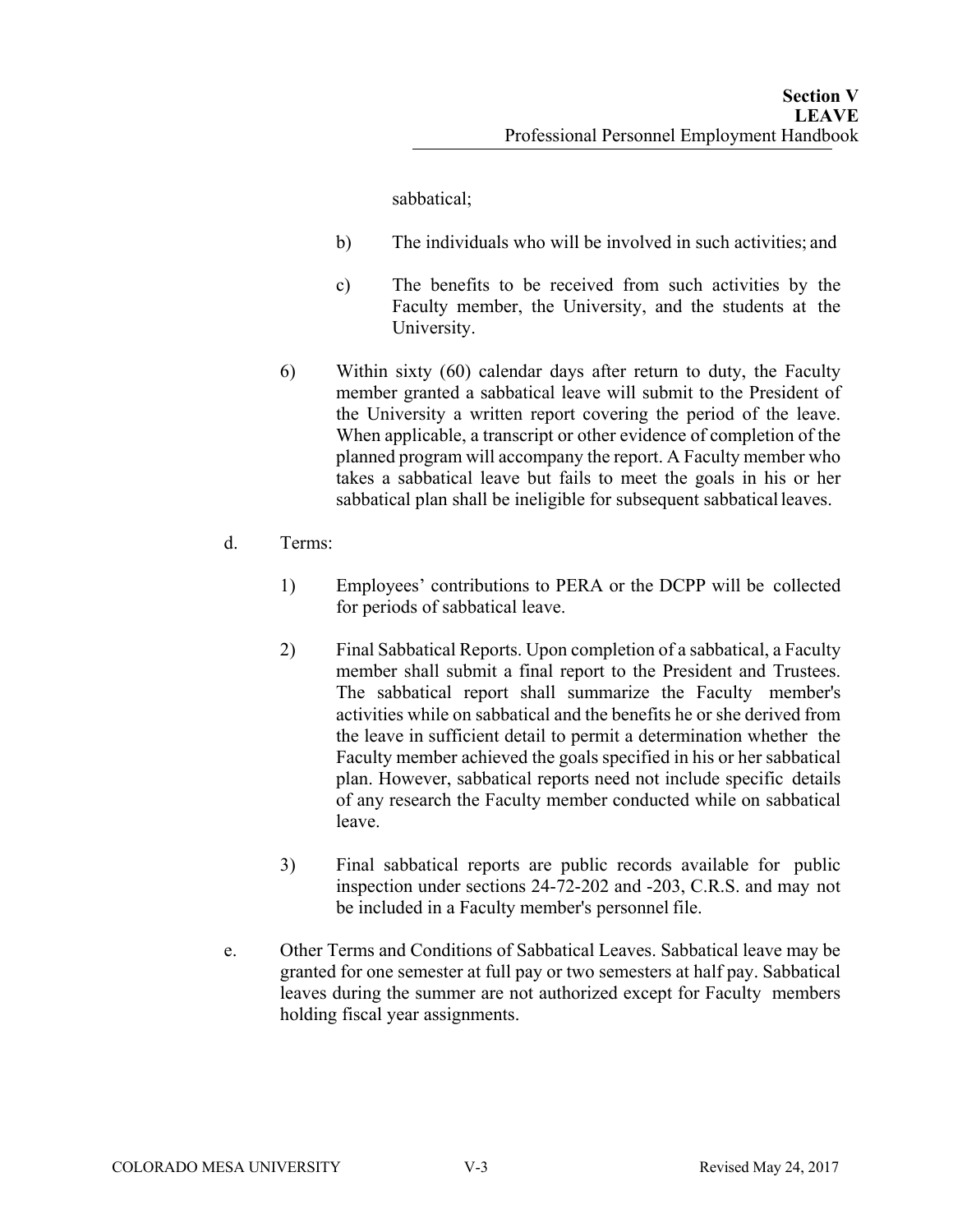sabbatical;

b) The individuals who will be involved in such activities; and

c) The benefits to be received from such activities by the Faculty member, the University, and the students at the University.

6) Within sixty (60) calendar days after return to duty, the Faculty member granted a sabbatical leave will submit to the President of the University a written report covering the period of the leave. When applicable, a transcript or other evidence of completion of the planned program will accompany the report. A Faculty member who takes a sabbatical leave but fails to meet the goals in his or her sabbatical plan shall be ineligible for subsequent sabbatical leaves.

d. Terms:

1) Employees' contributions to PERA or the DCPP will be collected for periods of sabbatical leave.

2) Final Sabbatical Reports. Upon completion of a sabbatical, a Faculty member shall submit a final report to the President and Trustees. The sabbatical report shall summarize the Faculty member's activities while on sabbatical and the benefits he or she derived from the leave in sufficient detail to permit a determination whether the Faculty member achieved the goals specified in his or her sabbatical plan. However, sabbatical reports need not include specific details of any research the Faculty member conducted while on sabbatical leave.

3) Final sabbatical reports are public records available for public inspection under sections 24-72-202 and -203, C.R.S. and may not be included in a Faculty member's personnel file.

e. Other Terms and Conditions of Sabbatical Leaves. Sabbatical leave may be granted for one semester at full pay or two semesters at half pay. Sabbatical leaves during the summer are not authorized except for Faculty members holding fiscal year assignments.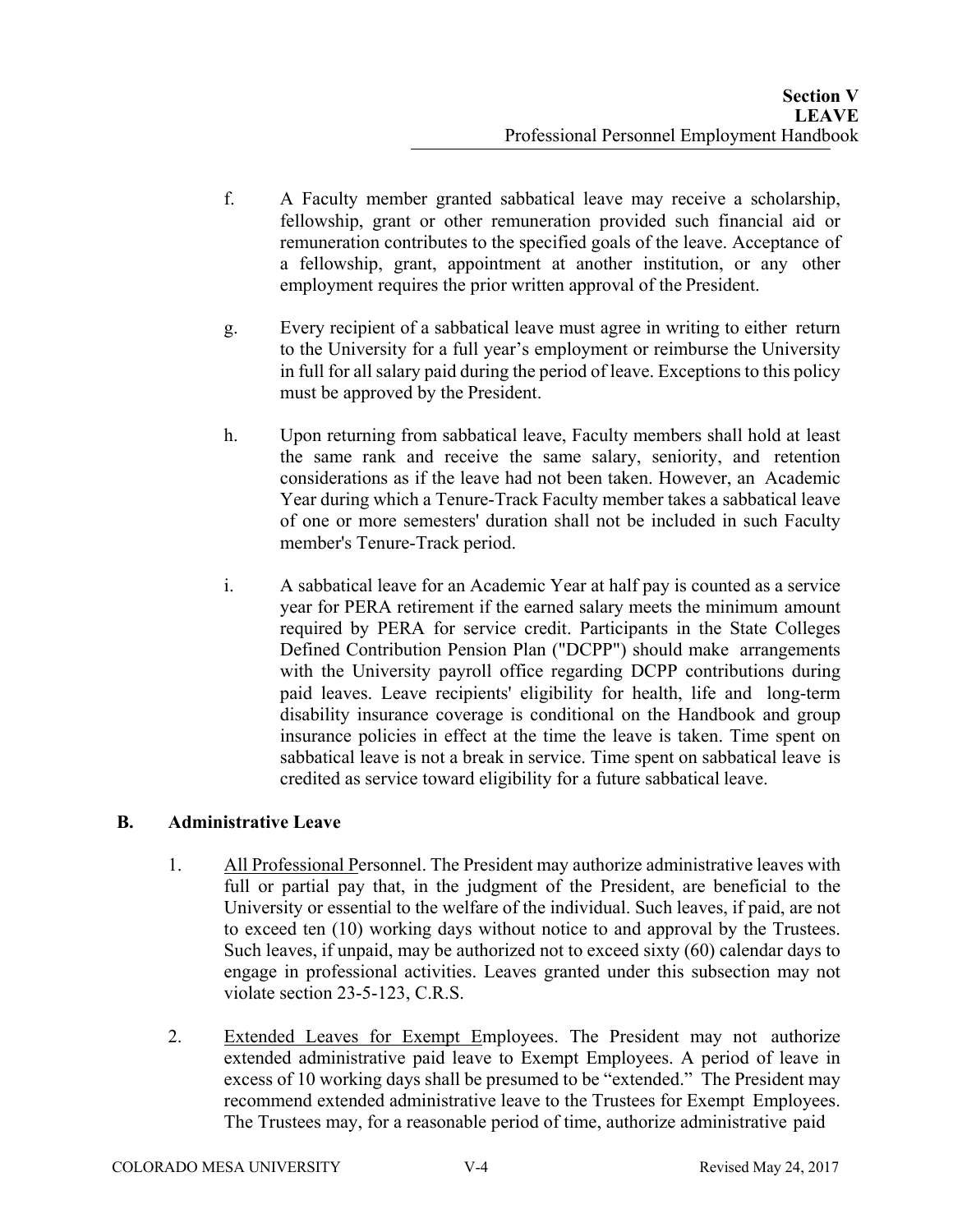f. A Faculty member granted sabbatical leave may receive a scholarship, fellowship, grant or other remuneration provided such financial aid or remuneration contributes to the specified goals of the leave. Acceptance of a fellowship, grant, appointment at another institution, or any other employment requires the prior written approval of the President.

g. Every recipient of a sabbatical leave must agree in writing to either return to the University for a full year's employment or reimburse the University in full for all salary paid during the period of leave. Exceptions to this policy must be approved by the President.

h. Upon returning from sabbatical leave, Faculty members shall hold at least the same rank and receive the same salary, seniority, and retention considerations as if the leave had not been taken. However, an Academic Year during which a Tenure-Track Faculty member takes a sabbatical leave of one or more semesters' duration shall not be included in such Faculty member's Tenure-Track period.

i. A sabbatical leave for an Academic Year at half pay is counted as a service year for PERA retirement if the earned salary meets the minimum amount required by PERA for service credit. Participants in the State Colleges Defined Contribution Pension Plan ("DCPP") should make arrangements with the University payroll office regarding DCPP contributions during paid leaves. Leave recipients' eligibility for health, life and long-term disability insurance coverage is conditional on the Handbook and group insurance policies in effect at the time the leave is taken. Time spent on sabbatical leave is not a break in service. Time spent on sabbatical leave is credited as service toward eligibility for a future sabbatical leave.

## B. Administrative Leave

1. All Professional Personnel. The President may authorize administrative leaves with full or partial pay that, in the judgment of the President, are beneficial to the University or essential to the welfare of the individual. Such leaves, if paid, are not to exceed ten (10) working days without notice to and approval by the Trustees. Such leaves, if unpaid, may be authorized not to exceed sixty (60) calendar days to engage in professional activities. Leaves granted under this subsection may not violate section 23-5-123, C.R.S.

2. Extended Leaves for Exempt Employees. The President may not authorize extended administrative paid leave to Exempt Employees. A period of leave in excess of 10 working days shall be presumed to be "extended." The President may recommend extended administrative leave to the Trustees for Exempt Employees. The Trustees may, for a reasonable period of time, authorize administrative paid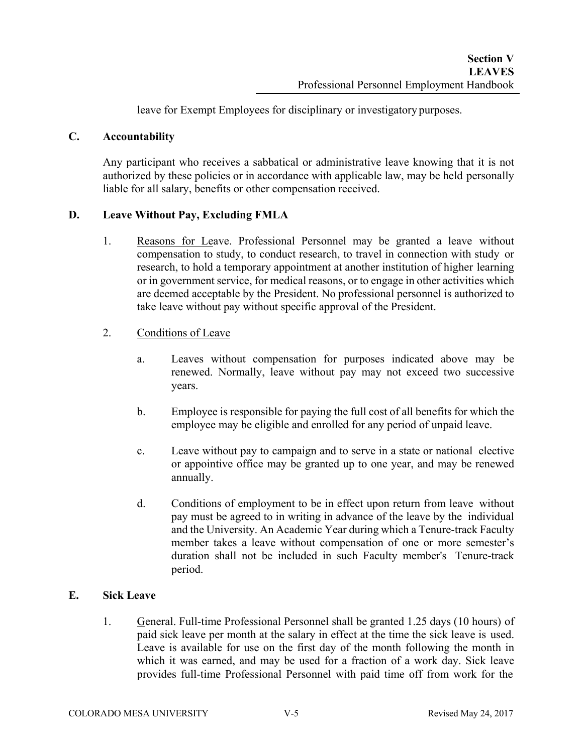leave for Exempt Employees for disciplinary or investigatory purposes.

## C. Accountability

Any participant who receives a sabbatical or administrative leave knowing that it is not authorized by these policies or in accordance with applicable law, may be held personally liable for all salary, benefits or other compensation received.

## D. Leave Without Pay, Excluding FMLA

1. Reasons for Leave. Professional Personnel may be granted a leave without compensation to study, to conduct research, to travel in connection with study or research, to hold a temporary appointment at another institution of higher learning or in government service, for medical reasons, or to engage in other activities which are deemed acceptable by the President. No professional personnel is authorized to take leave without pay without specific approval of the President.

2. Conditions of Leave

    a. Leaves without compensation for purposes indicated above may be renewed. Normally, leave without pay may not exceed two successive years.

    b. Employee is responsible for paying the full cost of all benefits for which the employee may be eligible and enrolled for any period of unpaid leave.

    c. Leave without pay to campaign and to serve in a state or national elective or appointive office may be granted up to one year, and may be renewed annually.

    d. Conditions of employment to be in effect upon return from leave without pay must be agreed to in writing in advance of the leave by the individual and the University. An Academic Year during which a Tenure-track Faculty member takes a leave without compensation of one or more semester's duration shall not be included in such Faculty member's Tenure-track period.

## E. Sick Leave

1. General. Full-time Professional Personnel shall be granted 1.25 days (10 hours) of paid sick leave per month at the salary in effect at the time the sick leave is used. Leave is available for use on the first day of the month following the month in which it was earned, and may be used for a fraction of a work day. Sick leave provides full-time Professional Personnel with paid time off from work for the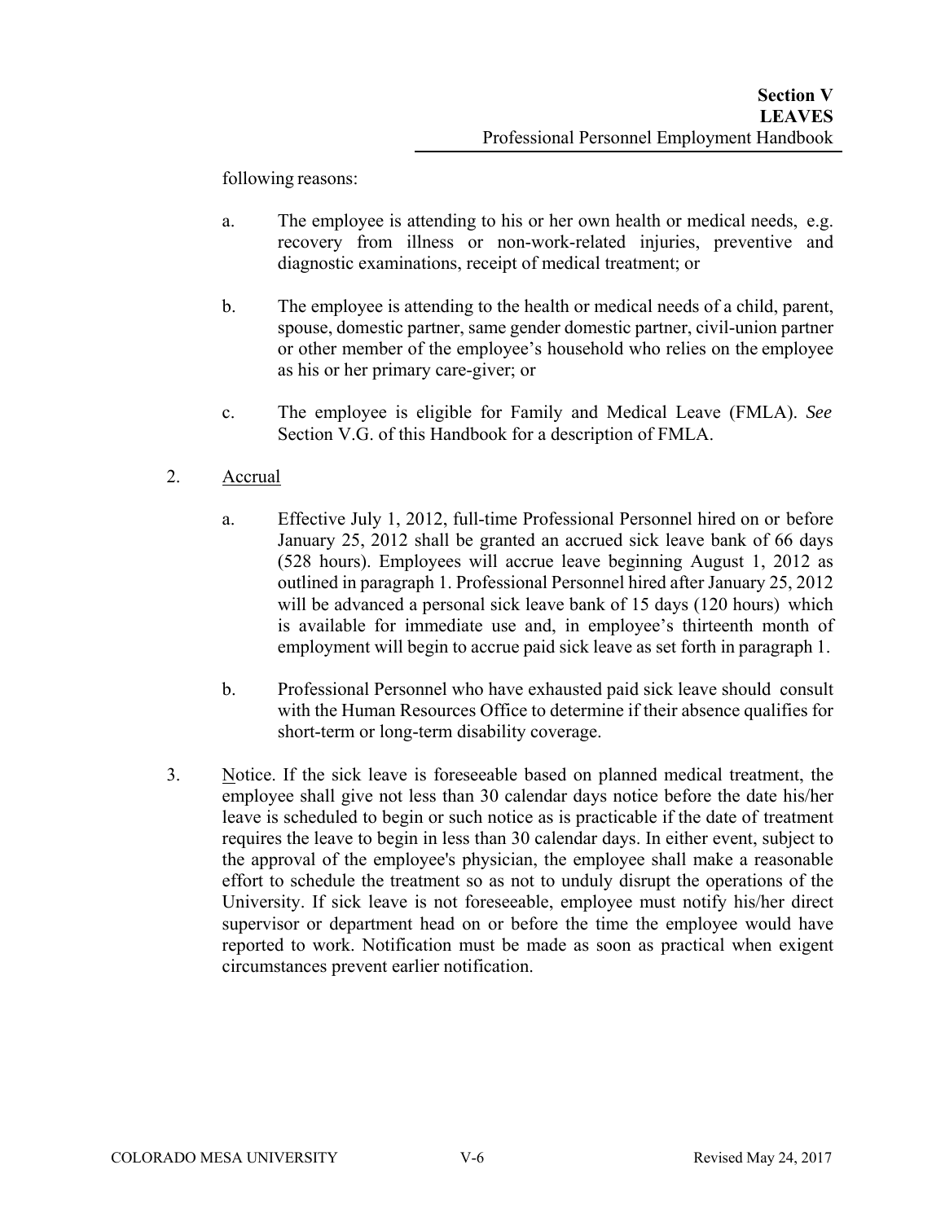following reasons:

a. The employee is attending to his or her own health or medical needs, e.g. recovery from illness or non-work-related injuries, preventive and diagnostic examinations, receipt of medical treatment; or

b. The employee is attending to the health or medical needs of a child, parent, spouse, domestic partner, same gender domestic partner, civil-union partner or other member of the employee's household who relies on the employee as his or her primary care-giver; or

c. The employee is eligible for Family and Medical Leave (FMLA). *See* Section V.G. of this Handbook for a description of FMLA.

2. Accrual

a. Effective July 1, 2012, full-time Professional Personnel hired on or before January 25, 2012 shall be granted an accrued sick leave bank of 66 days (528 hours). Employees will accrue leave beginning August 1, 2012 as outlined in paragraph 1. Professional Personnel hired after January 25, 2012 will be advanced a personal sick leave bank of 15 days (120 hours) which is available for immediate use and, in employee's thirteenth month of employment will begin to accrue paid sick leave as set forth in paragraph 1.

b. Professional Personnel who have exhausted paid sick leave should consult with the Human Resources Office to determine if their absence qualifies for short-term or long-term disability coverage.

3. Notice. If the sick leave is foreseeable based on planned medical treatment, the employee shall give not less than 30 calendar days notice before the date his/her leave is scheduled to begin or such notice as is practicable if the date of treatment requires the leave to begin in less than 30 calendar days. In either event, subject to the approval of the employee's physician, the employee shall make a reasonable effort to schedule the treatment so as not to unduly disrupt the operations of the University. If sick leave is not foreseeable, employee must notify his/her direct supervisor or department head on or before the time the employee would have reported to work. Notification must be made as soon as practical when exigent circumstances prevent earlier notification.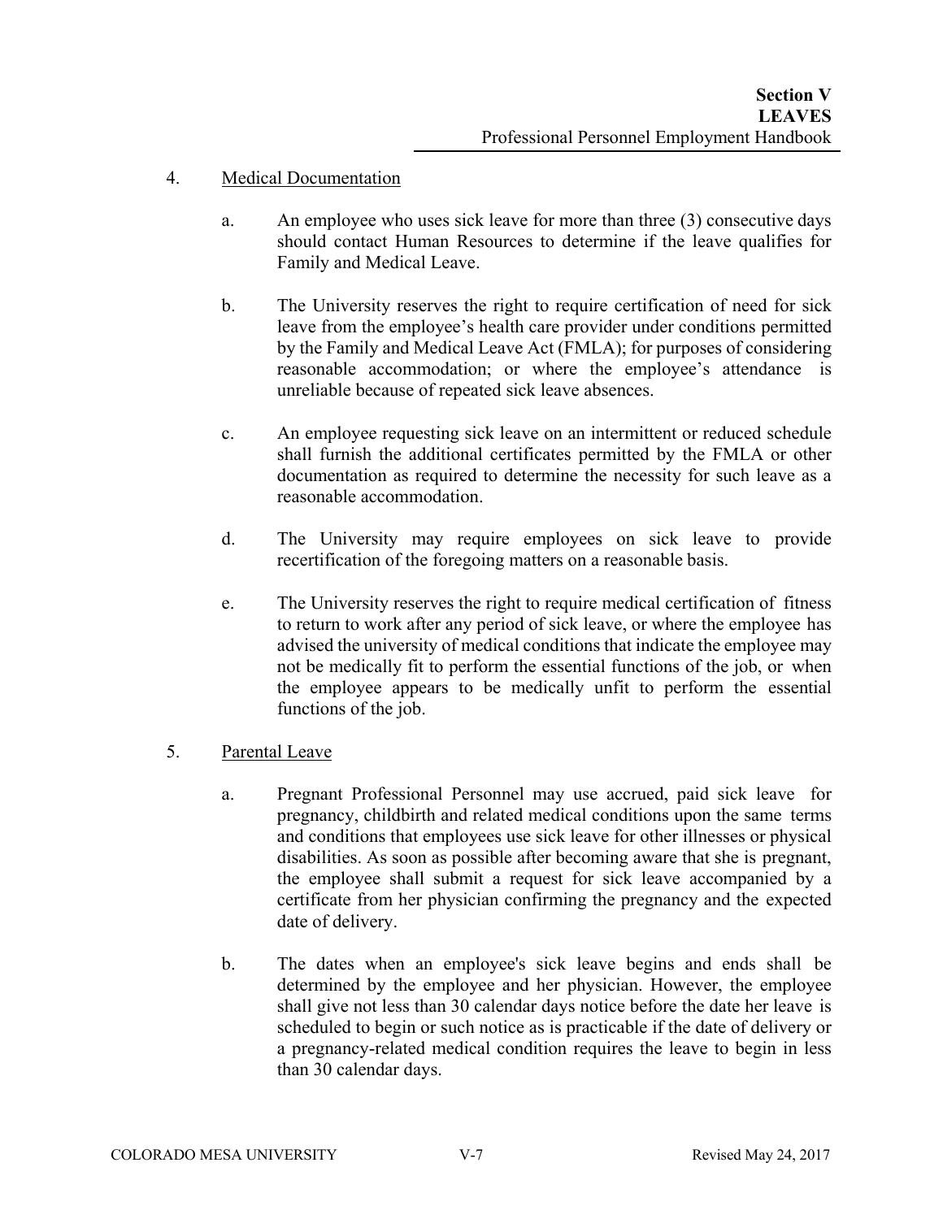4. Medical Documentation

   a. An employee who uses sick leave for more than three (3) consecutive days should contact Human Resources to determine if the leave qualifies for Family and Medical Leave.

   b. The University reserves the right to require certification of need for sick leave from the employee's health care provider under conditions permitted by the Family and Medical Leave Act (FMLA); for purposes of considering reasonable accommodation; or where the employee's attendance is unreliable because of repeated sick leave absences.

   c. An employee requesting sick leave on an intermittent or reduced schedule shall furnish the additional certificates permitted by the FMLA or other documentation as required to determine the necessity for such leave as a reasonable accommodation.

   d. The University may require employees on sick leave to provide recertification of the foregoing matters on a reasonable basis.

   e. The University reserves the right to require medical certification of fitness to return to work after any period of sick leave, or where the employee has advised the university of medical conditions that indicate the employee may not be medically fit to perform the essential functions of the job, or when the employee appears to be medically unfit to perform the essential functions of the job.

5. Parental Leave

   a. Pregnant Professional Personnel may use accrued, paid sick leave for pregnancy, childbirth and related medical conditions upon the same terms and conditions that employees use sick leave for other illnesses or physical disabilities. As soon as possible after becoming aware that she is pregnant, the employee shall submit a request for sick leave accompanied by a certificate from her physician confirming the pregnancy and the expected date of delivery.

   b. The dates when an employee's sick leave begins and ends shall be determined by the employee and her physician. However, the employee shall give not less than 30 calendar days notice before the date her leave is scheduled to begin or such notice as is practicable if the date of delivery or a pregnancy-related medical condition requires the leave to begin in less than 30 calendar days.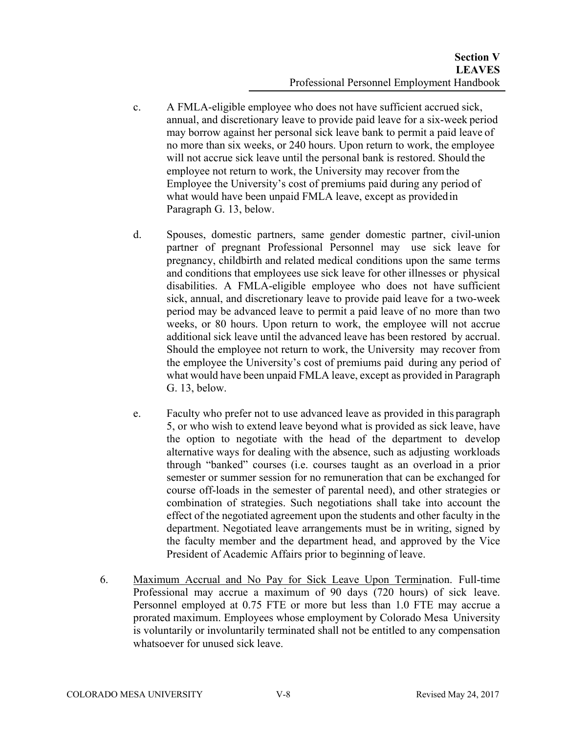c. A FMLA-eligible employee who does not have sufficient accrued sick, annual, and discretionary leave to provide paid leave for a six-week period may borrow against her personal sick leave bank to permit a paid leave of no more than six weeks, or 240 hours. Upon return to work, the employee will not accrue sick leave until the personal bank is restored. Should the employee not return to work, the University may recover from the Employee the University's cost of premiums paid during any period of what would have been unpaid FMLA leave, except as provided in Paragraph G. 13, below.

d. Spouses, domestic partners, same gender domestic partner, civil-union partner of pregnant Professional Personnel may use sick leave for pregnancy, childbirth and related medical conditions upon the same terms and conditions that employees use sick leave for other illnesses or physical disabilities. A FMLA-eligible employee who does not have sufficient sick, annual, and discretionary leave to provide paid leave for a two-week period may be advanced leave to permit a paid leave of no more than two weeks, or 80 hours. Upon return to work, the employee will not accrue additional sick leave until the advanced leave has been restored by accrual. Should the employee not return to work, the University may recover from the employee the University's cost of premiums paid during any period of what would have been unpaid FMLA leave, except as provided in Paragraph G. 13, below.

e. Faculty who prefer not to use advanced leave as provided in this paragraph 5, or who wish to extend leave beyond what is provided as sick leave, have the option to negotiate with the head of the department to develop alternative ways for dealing with the absence, such as adjusting workloads through "banked" courses (i.e. courses taught as an overload in a prior semester or summer session for no remuneration that can be exchanged for course off-loads in the semester of parental need), and other strategies or combination of strategies. Such negotiations shall take into account the effect of the negotiated agreement upon the students and other faculty in the department. Negotiated leave arrangements must be in writing, signed by the faculty member and the department head, and approved by the Vice President of Academic Affairs prior to beginning of leave.

6. <u>Maximum Accrual and No Pay for Sick Leave Upon Termi</u>nation. Full-time Professional may accrue a maximum of 90 days (720 hours) of sick leave. Personnel employed at 0.75 FTE or more but less than 1.0 FTE may accrue a prorated maximum. Employees whose employment by Colorado Mesa University is voluntarily or involuntarily terminated shall not be entitled to any compensation whatsoever for unused sick leave.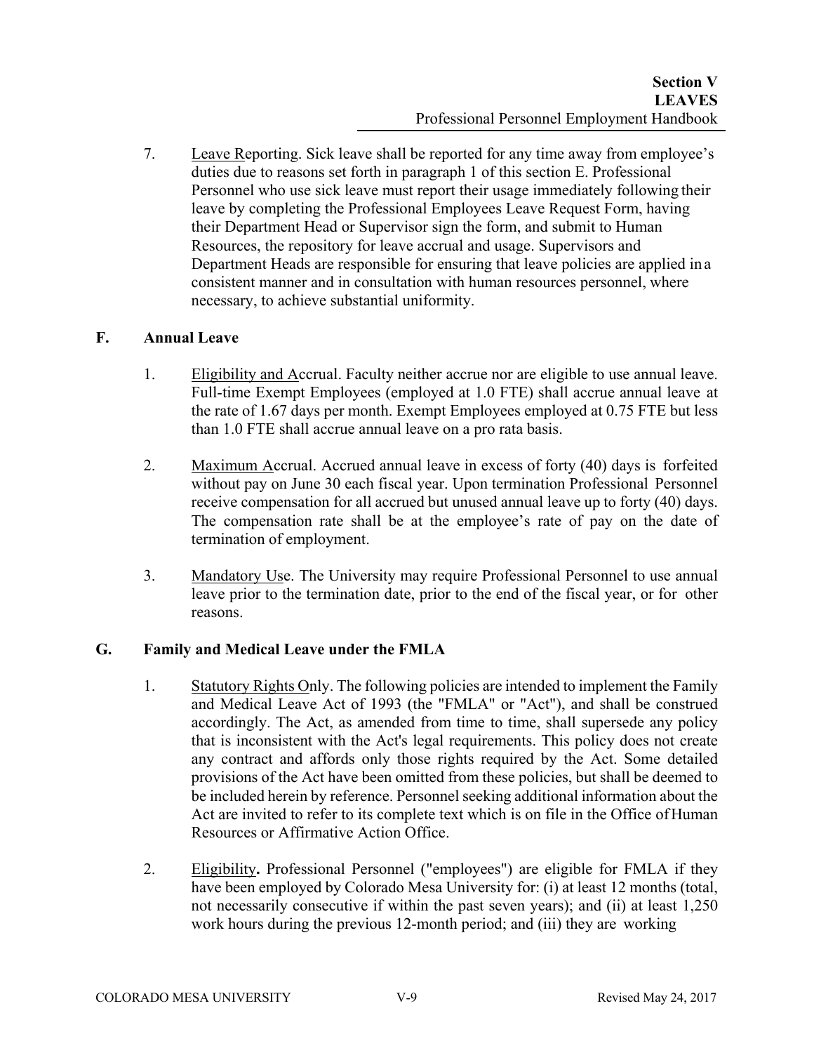7. Leave Reporting. Sick leave shall be reported for any time away from employee's duties due to reasons set forth in paragraph 1 of this section E. Professional Personnel who use sick leave must report their usage immediately following their leave by completing the Professional Employees Leave Request Form, having their Department Head or Supervisor sign the form, and submit to Human Resources, the repository for leave accrual and usage. Supervisors and Department Heads are responsible for ensuring that leave policies are applied in a consistent manner and in consultation with human resources personnel, where necessary, to achieve substantial uniformity.

## F. Annual Leave

1. Eligibility and Accrual. Faculty neither accrue nor are eligible to use annual leave. Full-time Exempt Employees (employed at 1.0 FTE) shall accrue annual leave at the rate of 1.67 days per month. Exempt Employees employed at 0.75 FTE but less than 1.0 FTE shall accrue annual leave on a pro rata basis.

2. Maximum Accrual. Accrued annual leave in excess of forty (40) days is forfeited without pay on June 30 each fiscal year. Upon termination Professional Personnel receive compensation for all accrued but unused annual leave up to forty (40) days. The compensation rate shall be at the employee's rate of pay on the date of termination of employment.

3. Mandatory Use. The University may require Professional Personnel to use annual leave prior to the termination date, prior to the end of the fiscal year, or for other reasons.

## G. Family and Medical Leave under the FMLA

1. Statutory Rights Only. The following policies are intended to implement the Family and Medical Leave Act of 1993 (the "FMLA" or "Act"), and shall be construed accordingly. The Act, as amended from time to time, shall supersede any policy that is inconsistent with the Act's legal requirements. This policy does not create any contract and affords only those rights required by the Act. Some detailed provisions of the Act have been omitted from these policies, but shall be deemed to be included herein by reference. Personnel seeking additional information about the Act are invited to refer to its complete text which is on file in the Office of Human Resources or Affirmative Action Office.

2. Eligibility**.** Professional Personnel ("employees") are eligible for FMLA if they have been employed by Colorado Mesa University for: (i) at least 12 months (total, not necessarily consecutive if within the past seven years); and (ii) at least 1,250 work hours during the previous 12-month period; and (iii) they are working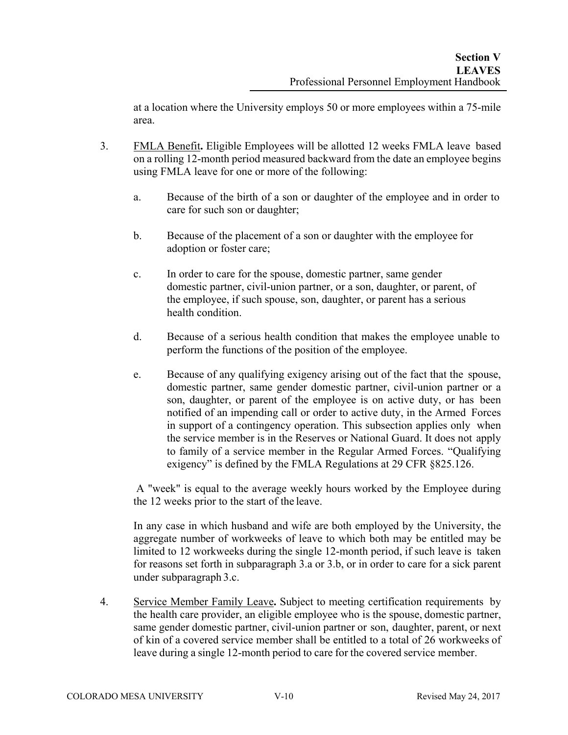at a location where the University employs 50 or more employees within a 75-mile area.

3. FMLA Benefit**.** Eligible Employees will be allotted 12 weeks FMLA leave based on a rolling 12-month period measured backward from the date an employee begins using FMLA leave for one or more of the following:

   a. Because of the birth of a son or daughter of the employee and in order to care for such son or daughter;

   b. Because of the placement of a son or daughter with the employee for adoption or foster care;

   c. In order to care for the spouse, domestic partner, same gender domestic partner, civil-union partner, or a son, daughter, or parent, of the employee, if such spouse, son, daughter, or parent has a serious health condition.

   d. Because of a serious health condition that makes the employee unable to perform the functions of the position of the employee.

   e. Because of any qualifying exigency arising out of the fact that the spouse, domestic partner, same gender domestic partner, civil-union partner or a son, daughter, or parent of the employee is on active duty, or has been notified of an impending call or order to active duty, in the Armed Forces in support of a contingency operation. This subsection applies only when the service member is in the Reserves or National Guard. It does not apply to family of a service member in the Regular Armed Forces. "Qualifying exigency" is defined by the FMLA Regulations at 29 CFR §825.126.

   A "week" is equal to the average weekly hours worked by the Employee during the 12 weeks prior to the start of the leave.

   In any case in which husband and wife are both employed by the University, the aggregate number of workweeks of leave to which both may be entitled may be limited to 12 workweeks during the single 12-month period, if such leave is taken for reasons set forth in subparagraph 3.a or 3.b, or in order to care for a sick parent under subparagraph 3.c.

4. Service Member Family Leave**.** Subject to meeting certification requirements by the health care provider, an eligible employee who is the spouse, domestic partner, same gender domestic partner, civil-union partner or son, daughter, parent, or next of kin of a covered service member shall be entitled to a total of 26 workweeks of leave during a single 12-month period to care for the covered service member.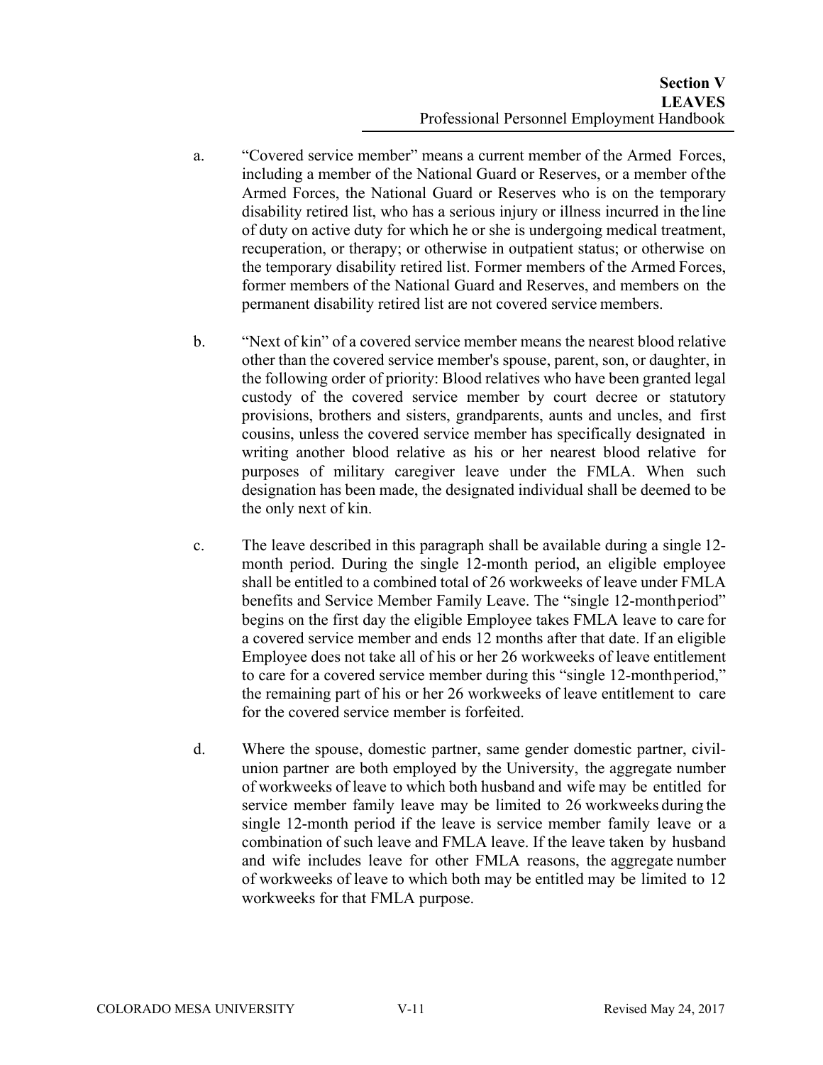a. "Covered service member" means a current member of the Armed Forces, including a member of the National Guard or Reserves, or a member of the Armed Forces, the National Guard or Reserves who is on the temporary disability retired list, who has a serious injury or illness incurred in the line of duty on active duty for which he or she is undergoing medical treatment, recuperation, or therapy; or otherwise in outpatient status; or otherwise on the temporary disability retired list. Former members of the Armed Forces, former members of the National Guard and Reserves, and members on the permanent disability retired list are not covered service members.

b. "Next of kin" of a covered service member means the nearest blood relative other than the covered service member's spouse, parent, son, or daughter, in the following order of priority: Blood relatives who have been granted legal custody of the covered service member by court decree or statutory provisions, brothers and sisters, grandparents, aunts and uncles, and first cousins, unless the covered service member has specifically designated in writing another blood relative as his or her nearest blood relative for purposes of military caregiver leave under the FMLA. When such designation has been made, the designated individual shall be deemed to be the only next of kin.

c. The leave described in this paragraph shall be available during a single 12-month period. During the single 12-month period, an eligible employee shall be entitled to a combined total of 26 workweeks of leave under FMLA benefits and Service Member Family Leave. The "single 12-month period" begins on the first day the eligible Employee takes FMLA leave to care for a covered service member and ends 12 months after that date. If an eligible Employee does not take all of his or her 26 workweeks of leave entitlement to care for a covered service member during this "single 12-month period," the remaining part of his or her 26 workweeks of leave entitlement to care for the covered service member is forfeited.

d. Where the spouse, domestic partner, same gender domestic partner, civil-union partner are both employed by the University, the aggregate number of workweeks of leave to which both husband and wife may be entitled for service member family leave may be limited to 26 workweeks during the single 12-month period if the leave is service member family leave or a combination of such leave and FMLA leave. If the leave taken by husband and wife includes leave for other FMLA reasons, the aggregate number of workweeks of leave to which both may be entitled may be limited to 12 workweeks for that FMLA purpose.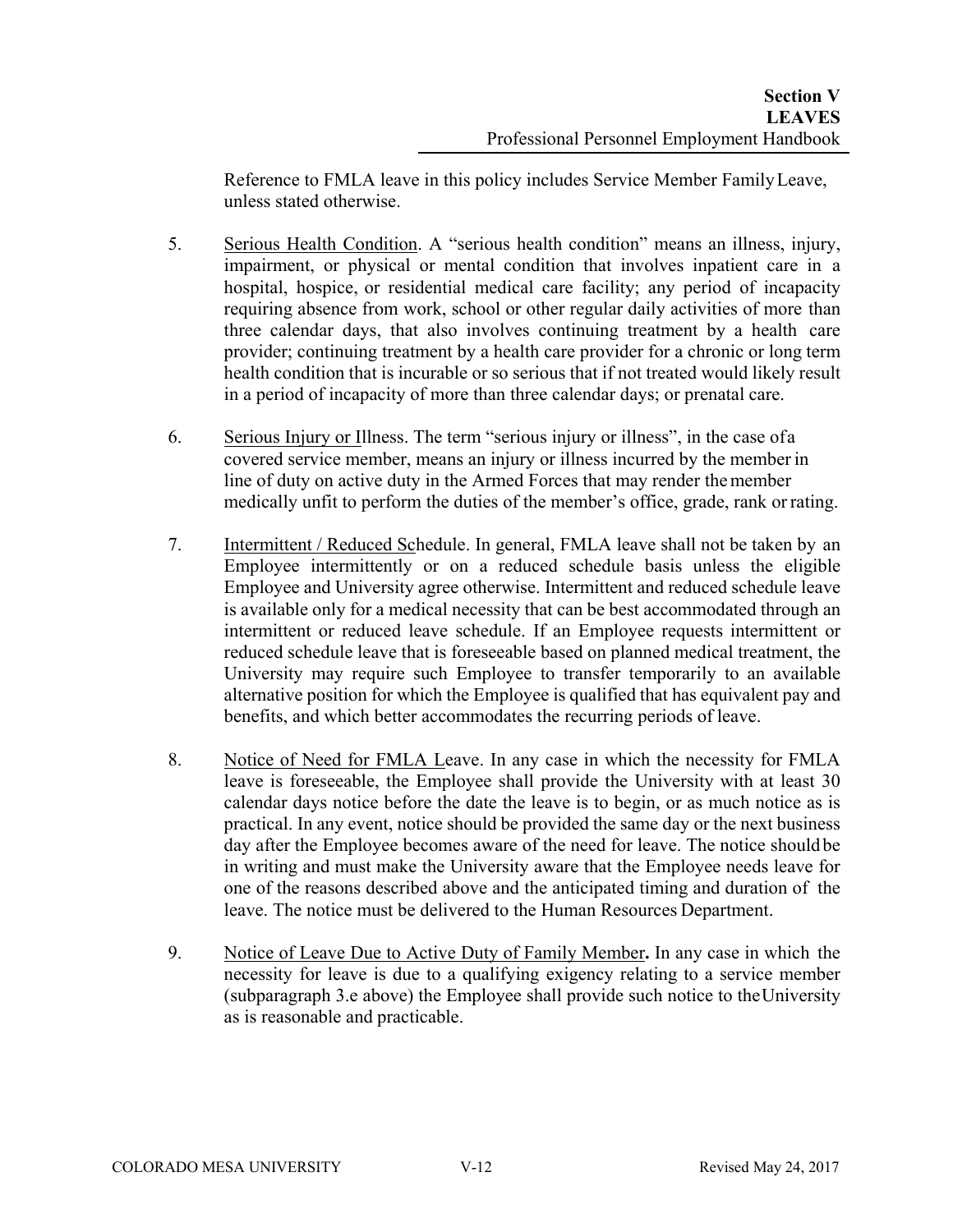Reference to FMLA leave in this policy includes Service Member Family Leave, unless stated otherwise.

5. Serious Health Condition. A "serious health condition" means an illness, injury, impairment, or physical or mental condition that involves inpatient care in a hospital, hospice, or residential medical care facility; any period of incapacity requiring absence from work, school or other regular daily activities of more than three calendar days, that also involves continuing treatment by a health care provider; continuing treatment by a health care provider for a chronic or long term health condition that is incurable or so serious that if not treated would likely result in a period of incapacity of more than three calendar days; or prenatal care.

6. Serious Injury or Illness. The term "serious injury or illness", in the case of a covered service member, means an injury or illness incurred by the member in line of duty on active duty in the Armed Forces that may render the member medically unfit to perform the duties of the member's office, grade, rank or rating.

7. Intermittent / Reduced Schedule. In general, FMLA leave shall not be taken by an Employee intermittently or on a reduced schedule basis unless the eligible Employee and University agree otherwise. Intermittent and reduced schedule leave is available only for a medical necessity that can be best accommodated through an intermittent or reduced leave schedule. If an Employee requests intermittent or reduced schedule leave that is foreseeable based on planned medical treatment, the University may require such Employee to transfer temporarily to an available alternative position for which the Employee is qualified that has equivalent pay and benefits, and which better accommodates the recurring periods of leave.

8. Notice of Need for FMLA Leave. In any case in which the necessity for FMLA leave is foreseeable, the Employee shall provide the University with at least 30 calendar days notice before the date the leave is to begin, or as much notice as is practical. In any event, notice should be provided the same day or the next business day after the Employee becomes aware of the need for leave. The notice should be in writing and must make the University aware that the Employee needs leave for one of the reasons described above and the anticipated timing and duration of the leave. The notice must be delivered to the Human Resources Department.

9. Notice of Leave Due to Active Duty of Family Member**.** In any case in which the necessity for leave is due to a qualifying exigency relating to a service member (subparagraph 3.e above) the Employee shall provide such notice to the University as is reasonable and practicable.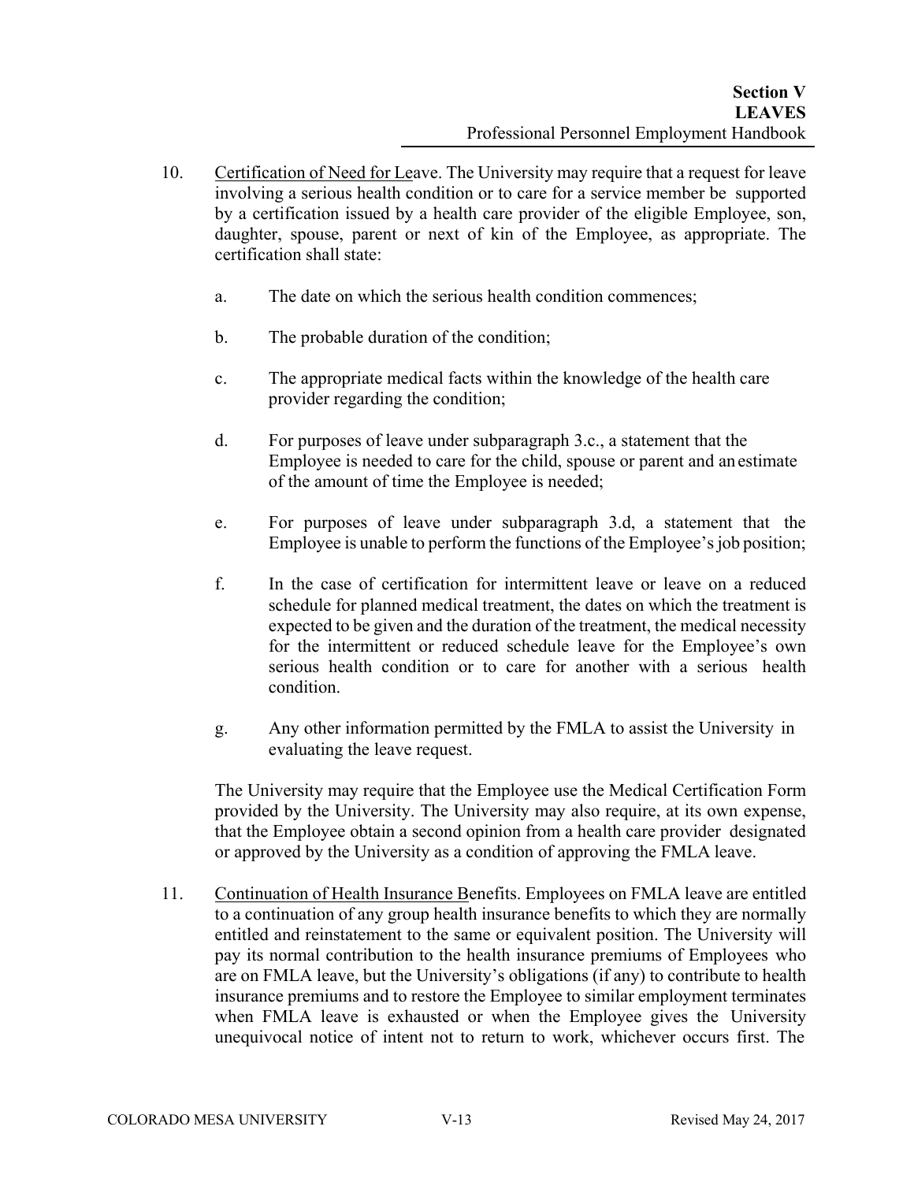10. Certification of Need for Leave. The University may require that a request for leave involving a serious health condition or to care for a service member be supported by a certification issued by a health care provider of the eligible Employee, son, daughter, spouse, parent or next of kin of the Employee, as appropriate. The certification shall state:

    a. The date on which the serious health condition commences;

    b. The probable duration of the condition;

    c. The appropriate medical facts within the knowledge of the health care provider regarding the condition;

    d. For purposes of leave under subparagraph 3.c., a statement that the Employee is needed to care for the child, spouse or parent and an estimate of the amount of time the Employee is needed;

    e. For purposes of leave under subparagraph 3.d, a statement that the Employee is unable to perform the functions of the Employee's job position;

    f. In the case of certification for intermittent leave or leave on a reduced schedule for planned medical treatment, the dates on which the treatment is expected to be given and the duration of the treatment, the medical necessity for the intermittent or reduced schedule leave for the Employee's own serious health condition or to care for another with a serious health condition.

    g. Any other information permitted by the FMLA to assist the University in evaluating the leave request.

    The University may require that the Employee use the Medical Certification Form provided by the University. The University may also require, at its own expense, that the Employee obtain a second opinion from a health care provider designated or approved by the University as a condition of approving the FMLA leave.

11. Continuation of Health Insurance Benefits. Employees on FMLA leave are entitled to a continuation of any group health insurance benefits to which they are normally entitled and reinstatement to the same or equivalent position. The University will pay its normal contribution to the health insurance premiums of Employees who are on FMLA leave, but the University's obligations (if any) to contribute to health insurance premiums and to restore the Employee to similar employment terminates when FMLA leave is exhausted or when the Employee gives the University unequivocal notice of intent not to return to work, whichever occurs first. The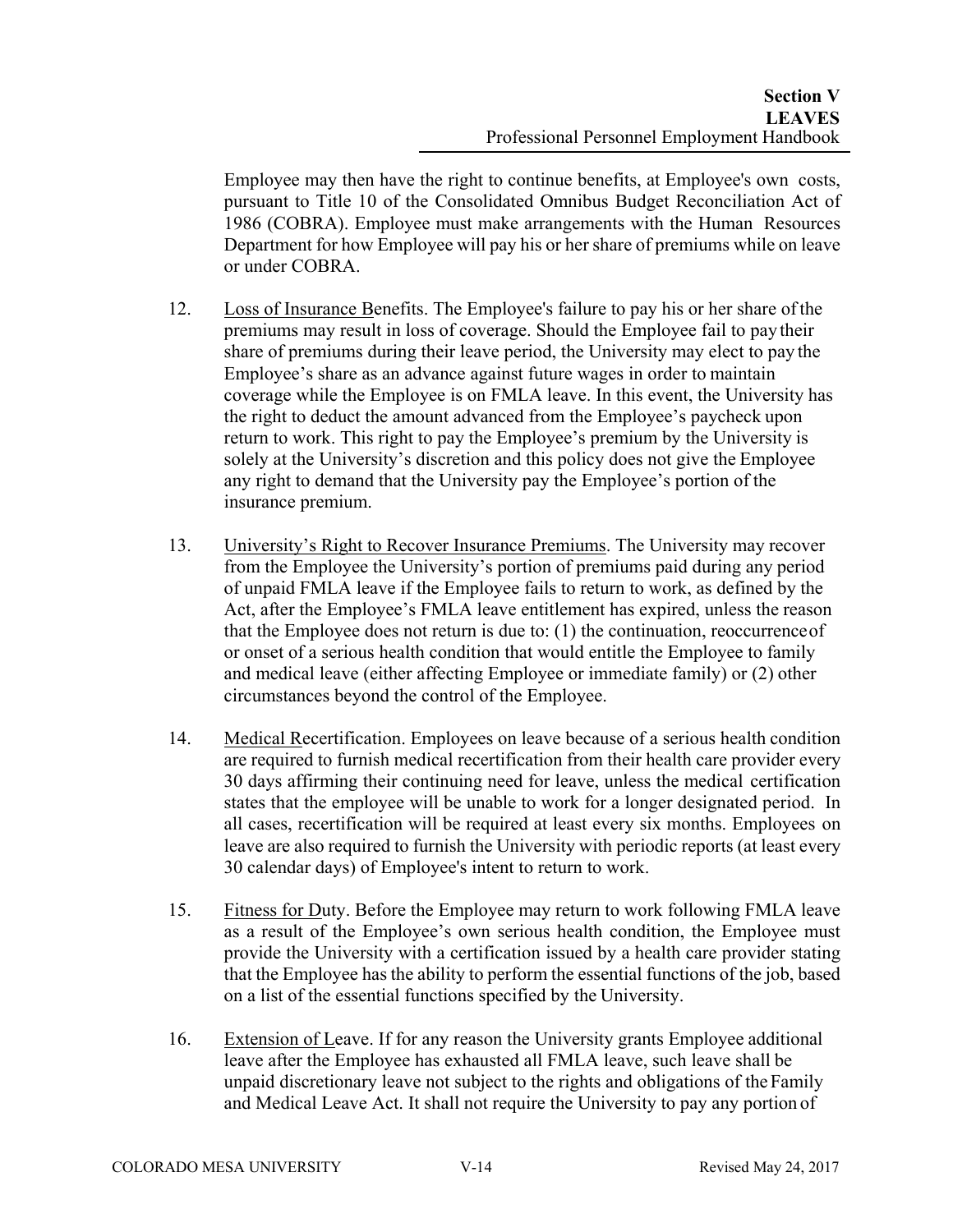Employee may then have the right to continue benefits, at Employee's own costs, pursuant to Title 10 of the Consolidated Omnibus Budget Reconciliation Act of 1986 (COBRA). Employee must make arrangements with the Human Resources Department for how Employee will pay his or her share of premiums while on leave or under COBRA.

12. Loss of Insurance Benefits. The Employee's failure to pay his or her share of the premiums may result in loss of coverage. Should the Employee fail to pay their share of premiums during their leave period, the University may elect to pay the Employee's share as an advance against future wages in order to maintain coverage while the Employee is on FMLA leave. In this event, the University has the right to deduct the amount advanced from the Employee's paycheck upon return to work. This right to pay the Employee's premium by the University is solely at the University's discretion and this policy does not give the Employee any right to demand that the University pay the Employee's portion of the insurance premium.

13. University's Right to Recover Insurance Premiums. The University may recover from the Employee the University's portion of premiums paid during any period of unpaid FMLA leave if the Employee fails to return to work, as defined by the Act, after the Employee's FMLA leave entitlement has expired, unless the reason that the Employee does not return is due to: (1) the continuation, reoccurrence of or onset of a serious health condition that would entitle the Employee to family and medical leave (either affecting Employee or immediate family) or (2) other circumstances beyond the control of the Employee.

14. Medical Recertification. Employees on leave because of a serious health condition are required to furnish medical recertification from their health care provider every 30 days affirming their continuing need for leave, unless the medical certification states that the employee will be unable to work for a longer designated period. In all cases, recertification will be required at least every six months. Employees on leave are also required to furnish the University with periodic reports (at least every 30 calendar days) of Employee's intent to return to work.

15. Fitness for Duty. Before the Employee may return to work following FMLA leave as a result of the Employee's own serious health condition, the Employee must provide the University with a certification issued by a health care provider stating that the Employee has the ability to perform the essential functions of the job, based on a list of the essential functions specified by the University.

16. Extension of Leave. If for any reason the University grants Employee additional leave after the Employee has exhausted all FMLA leave, such leave shall be unpaid discretionary leave not subject to the rights and obligations of the Family and Medical Leave Act. It shall not require the University to pay any portion of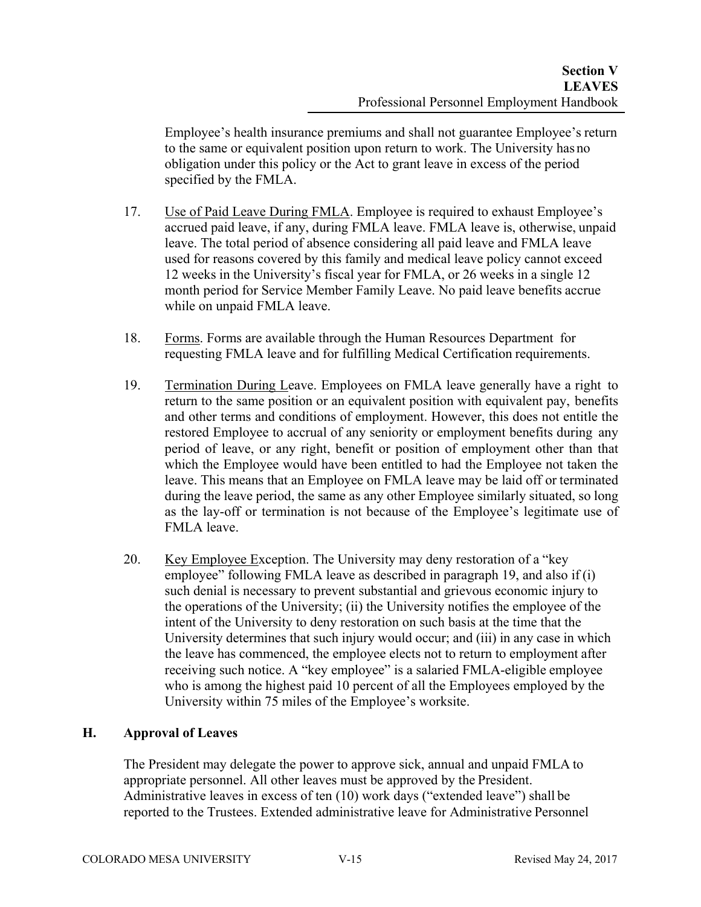Employee's health insurance premiums and shall not guarantee Employee's return to the same or equivalent position upon return to work. The University has no obligation under this policy or the Act to grant leave in excess of the period specified by the FMLA.

17. Use of Paid Leave During FMLA. Employee is required to exhaust Employee's accrued paid leave, if any, during FMLA leave. FMLA leave is, otherwise, unpaid leave. The total period of absence considering all paid leave and FMLA leave used for reasons covered by this family and medical leave policy cannot exceed 12 weeks in the University's fiscal year for FMLA, or 26 weeks in a single 12 month period for Service Member Family Leave. No paid leave benefits accrue while on unpaid FMLA leave.

18. Forms. Forms are available through the Human Resources Department for requesting FMLA leave and for fulfilling Medical Certification requirements.

19. Termination During Leave. Employees on FMLA leave generally have a right to return to the same position or an equivalent position with equivalent pay, benefits and other terms and conditions of employment. However, this does not entitle the restored Employee to accrual of any seniority or employment benefits during any period of leave, or any right, benefit or position of employment other than that which the Employee would have been entitled to had the Employee not taken the leave. This means that an Employee on FMLA leave may be laid off or terminated during the leave period, the same as any other Employee similarly situated, so long as the lay-off or termination is not because of the Employee's legitimate use of FMLA leave.

20. Key Employee Exception. The University may deny restoration of a "key employee" following FMLA leave as described in paragraph 19, and also if (i) such denial is necessary to prevent substantial and grievous economic injury to the operations of the University; (ii) the University notifies the employee of the intent of the University to deny restoration on such basis at the time that the University determines that such injury would occur; and (iii) in any case in which the leave has commenced, the employee elects not to return to employment after receiving such notice. A "key employee" is a salaried FMLA-eligible employee who is among the highest paid 10 percent of all the Employees employed by the University within 75 miles of the Employee's worksite.

## H. Approval of Leaves

The President may delegate the power to approve sick, annual and unpaid FMLA to appropriate personnel. All other leaves must be approved by the President. Administrative leaves in excess of ten (10) work days ("extended leave") shall be reported to the Trustees. Extended administrative leave for Administrative Personnel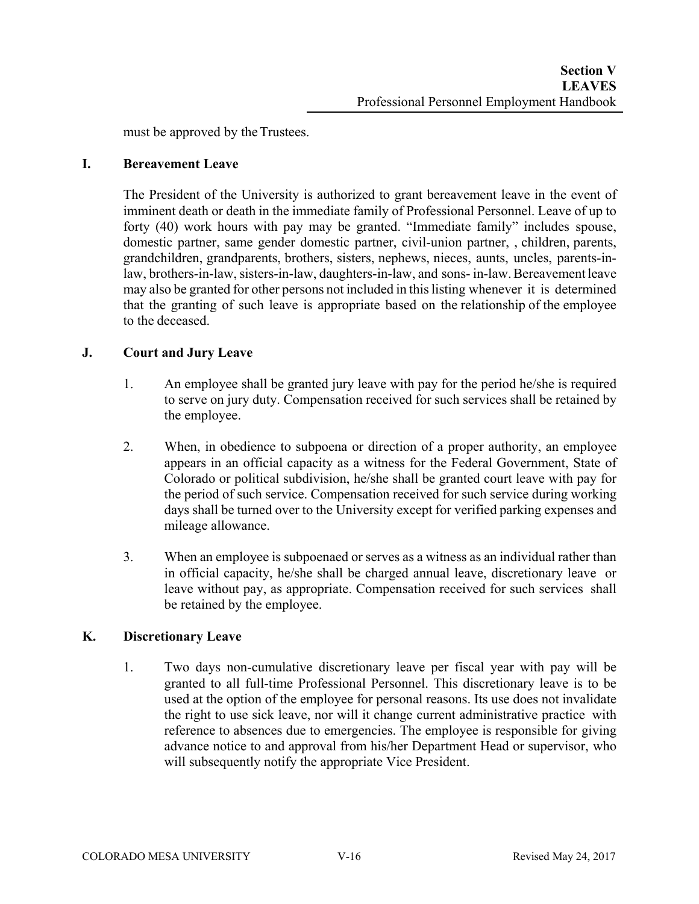must be approved by the Trustees.

## I. Bereavement Leave

The President of the University is authorized to grant bereavement leave in the event of imminent death or death in the immediate family of Professional Personnel. Leave of up to forty (40) work hours with pay may be granted. "Immediate family" includes spouse, domestic partner, same gender domestic partner, civil-union partner, , children, parents, grandchildren, grandparents, brothers, sisters, nephews, nieces, aunts, uncles, parents-in-law, brothers-in-law, sisters-in-law, daughters-in-law, and sons- in-law. Bereavement leave may also be granted for other persons not included in this listing whenever it is determined that the granting of such leave is appropriate based on the relationship of the employee to the deceased.

## J. Court and Jury Leave

1. An employee shall be granted jury leave with pay for the period he/she is required to serve on jury duty. Compensation received for such services shall be retained by the employee.

2. When, in obedience to subpoena or direction of a proper authority, an employee appears in an official capacity as a witness for the Federal Government, State of Colorado or political subdivision, he/she shall be granted court leave with pay for the period of such service. Compensation received for such service during working days shall be turned over to the University except for verified parking expenses and mileage allowance.

3. When an employee is subpoenaed or serves as a witness as an individual rather than in official capacity, he/she shall be charged annual leave, discretionary leave or leave without pay, as appropriate. Compensation received for such services shall be retained by the employee.

## K. Discretionary Leave

1. Two days non-cumulative discretionary leave per fiscal year with pay will be granted to all full-time Professional Personnel. This discretionary leave is to be used at the option of the employee for personal reasons. Its use does not invalidate the right to use sick leave, nor will it change current administrative practice with reference to absences due to emergencies. The employee is responsible for giving advance notice to and approval from his/her Department Head or supervisor, who will subsequently notify the appropriate Vice President.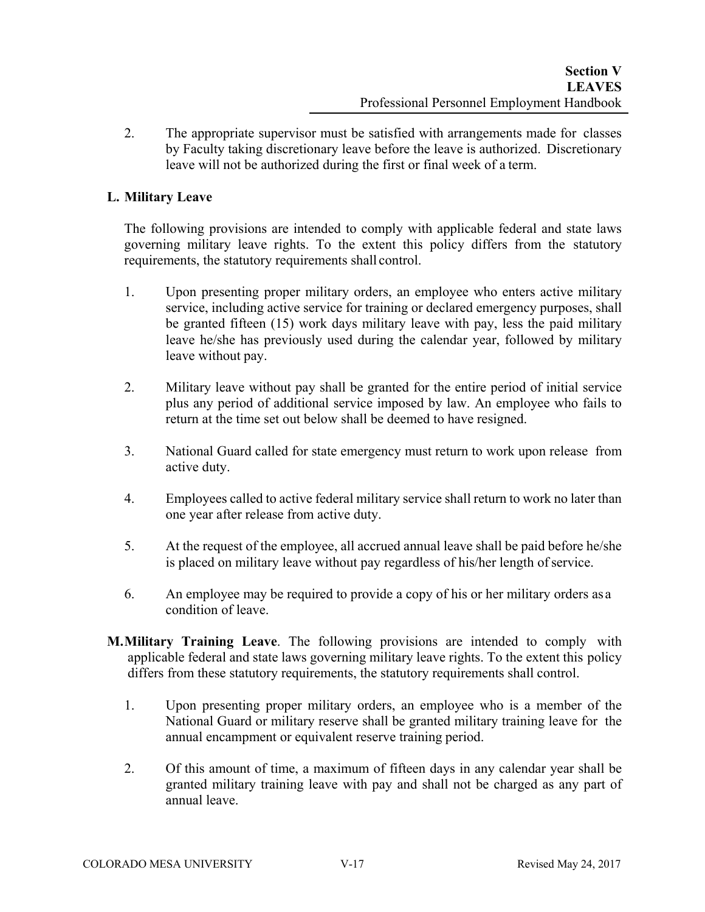2. The appropriate supervisor must be satisfied with arrangements made for classes by Faculty taking discretionary leave before the leave is authorized. Discretionary leave will not be authorized during the first or final week of a term.

### L. Military Leave

The following provisions are intended to comply with applicable federal and state laws governing military leave rights. To the extent this policy differs from the statutory requirements, the statutory requirements shall control.

1. Upon presenting proper military orders, an employee who enters active military service, including active service for training or declared emergency purposes, shall be granted fifteen (15) work days military leave with pay, less the paid military leave he/she has previously used during the calendar year, followed by military leave without pay.

2. Military leave without pay shall be granted for the entire period of initial service plus any period of additional service imposed by law. An employee who fails to return at the time set out below shall be deemed to have resigned.

3. National Guard called for state emergency must return to work upon release from active duty.

4. Employees called to active federal military service shall return to work no later than one year after release from active duty.

5. At the request of the employee, all accrued annual leave shall be paid before he/she is placed on military leave without pay regardless of his/her length of service.

6. An employee may be required to provide a copy of his or her military orders as a condition of leave.

**M. Military Training Leave**. The following provisions are intended to comply with applicable federal and state laws governing military leave rights. To the extent this policy differs from these statutory requirements, the statutory requirements shall control.

1. Upon presenting proper military orders, an employee who is a member of the National Guard or military reserve shall be granted military training leave for the annual encampment or equivalent reserve training period.

2. Of this amount of time, a maximum of fifteen days in any calendar year shall be granted military training leave with pay and shall not be charged as any part of annual leave.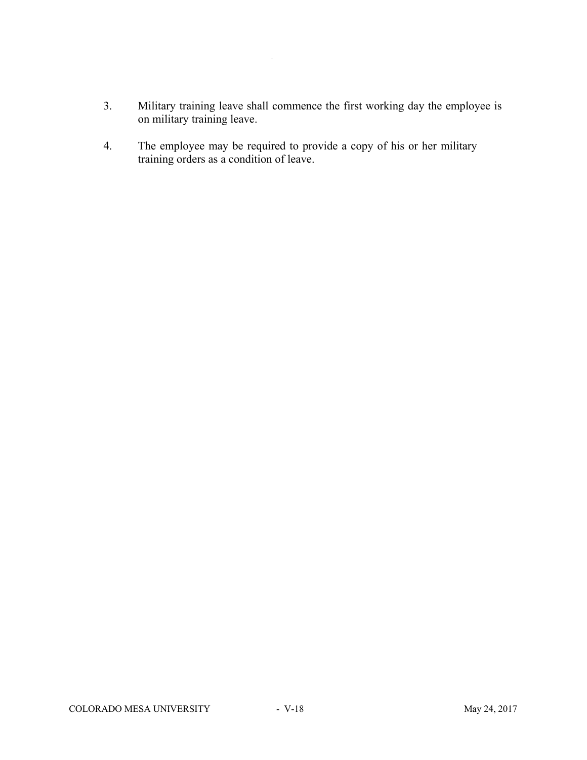3. Military training leave shall commence the first working day the employee is on military training leave.

4. The employee may be required to provide a copy of his or her military training orders as a condition of leave.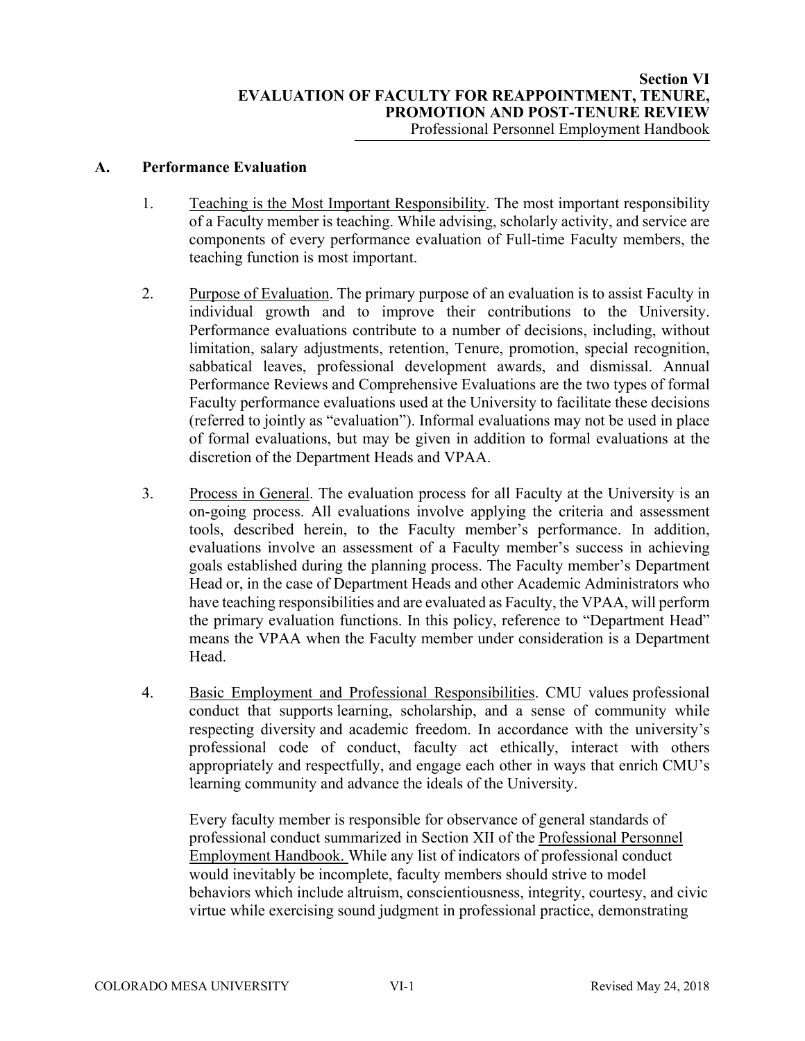# Section VI
# EVALUATION OF FACULTY FOR REAPPOINTMENT, TENURE, PROMOTION AND POST-TENURE REVIEW

Professional Personnel Employment Handbook

## A. Performance Evaluation

1. Teaching is the Most Important Responsibility. The most important responsibility of a Faculty member is teaching. While advising, scholarly activity, and service are components of every performance evaluation of Full-time Faculty members, the teaching function is most important.

2. Purpose of Evaluation. The primary purpose of an evaluation is to assist Faculty in individual growth and to improve their contributions to the University. Performance evaluations contribute to a number of decisions, including, without limitation, salary adjustments, retention, Tenure, promotion, special recognition, sabbatical leaves, professional development awards, and dismissal. Annual Performance Reviews and Comprehensive Evaluations are the two types of formal Faculty performance evaluations used at the University to facilitate these decisions (referred to jointly as "evaluation"). Informal evaluations may not be used in place of formal evaluations, but may be given in addition to formal evaluations at the discretion of the Department Heads and VPAA.

3. Process in General. The evaluation process for all Faculty at the University is an on-going process. All evaluations involve applying the criteria and assessment tools, described herein, to the Faculty member's performance. In addition, evaluations involve an assessment of a Faculty member's success in achieving goals established during the planning process. The Faculty member's Department Head or, in the case of Department Heads and other Academic Administrators who have teaching responsibilities and are evaluated as Faculty, the VPAA, will perform the primary evaluation functions. In this policy, reference to "Department Head" means the VPAA when the Faculty member under consideration is a Department Head.

4. Basic Employment and Professional Responsibilities. CMU values professional conduct that supports learning, scholarship, and a sense of community while respecting diversity and academic freedom. In accordance with the university's professional code of conduct, faculty act ethically, interact with others appropriately and respectfully, and engage each other in ways that enrich CMU's learning community and advance the ideals of the University.

   Every faculty member is responsible for observance of general standards of professional conduct summarized in Section XII of the Professional Personnel Employment Handbook. While any list of indicators of professional conduct would inevitably be incomplete, faculty members should strive to model behaviors which include altruism, conscientiousness, integrity, courtesy, and civic virtue while exercising sound judgment in professional practice, demonstrating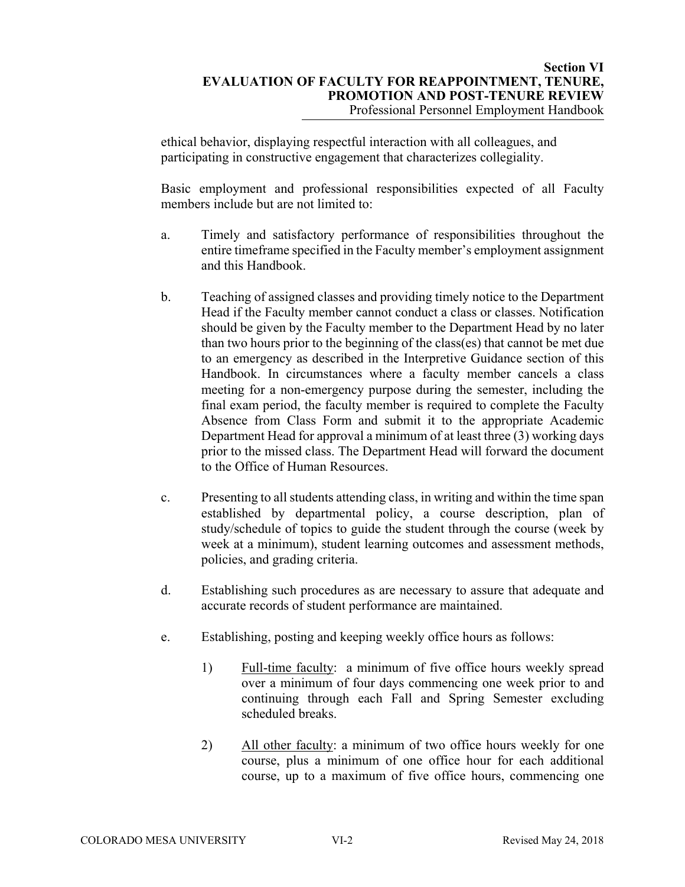ethical behavior, displaying respectful interaction with all colleagues, and participating in constructive engagement that characterizes collegiality.

Basic employment and professional responsibilities expected of all Faculty members include but are not limited to:

a. Timely and satisfactory performance of responsibilities throughout the entire timeframe specified in the Faculty member's employment assignment and this Handbook.

b. Teaching of assigned classes and providing timely notice to the Department Head if the Faculty member cannot conduct a class or classes. Notification should be given by the Faculty member to the Department Head by no later than two hours prior to the beginning of the class(es) that cannot be met due to an emergency as described in the Interpretive Guidance section of this Handbook. In circumstances where a faculty member cancels a class meeting for a non-emergency purpose during the semester, including the final exam period, the faculty member is required to complete the Faculty Absence from Class Form and submit it to the appropriate Academic Department Head for approval a minimum of at least three (3) working days prior to the missed class. The Department Head will forward the document to the Office of Human Resources.

c. Presenting to all students attending class, in writing and within the time span established by departmental policy, a course description, plan of study/schedule of topics to guide the student through the course (week by week at a minimum), student learning outcomes and assessment methods, policies, and grading criteria.

d. Establishing such procedures as are necessary to assure that adequate and accurate records of student performance are maintained.

e. Establishing, posting and keeping weekly office hours as follows:

   1) <u>Full-time faculty</u>: a minimum of five office hours weekly spread over a minimum of four days commencing one week prior to and continuing through each Fall and Spring Semester excluding scheduled breaks.

   2) <u>All other faculty</u>: a minimum of two office hours weekly for one course, plus a minimum of one office hour for each additional course, up to a maximum of five office hours, commencing one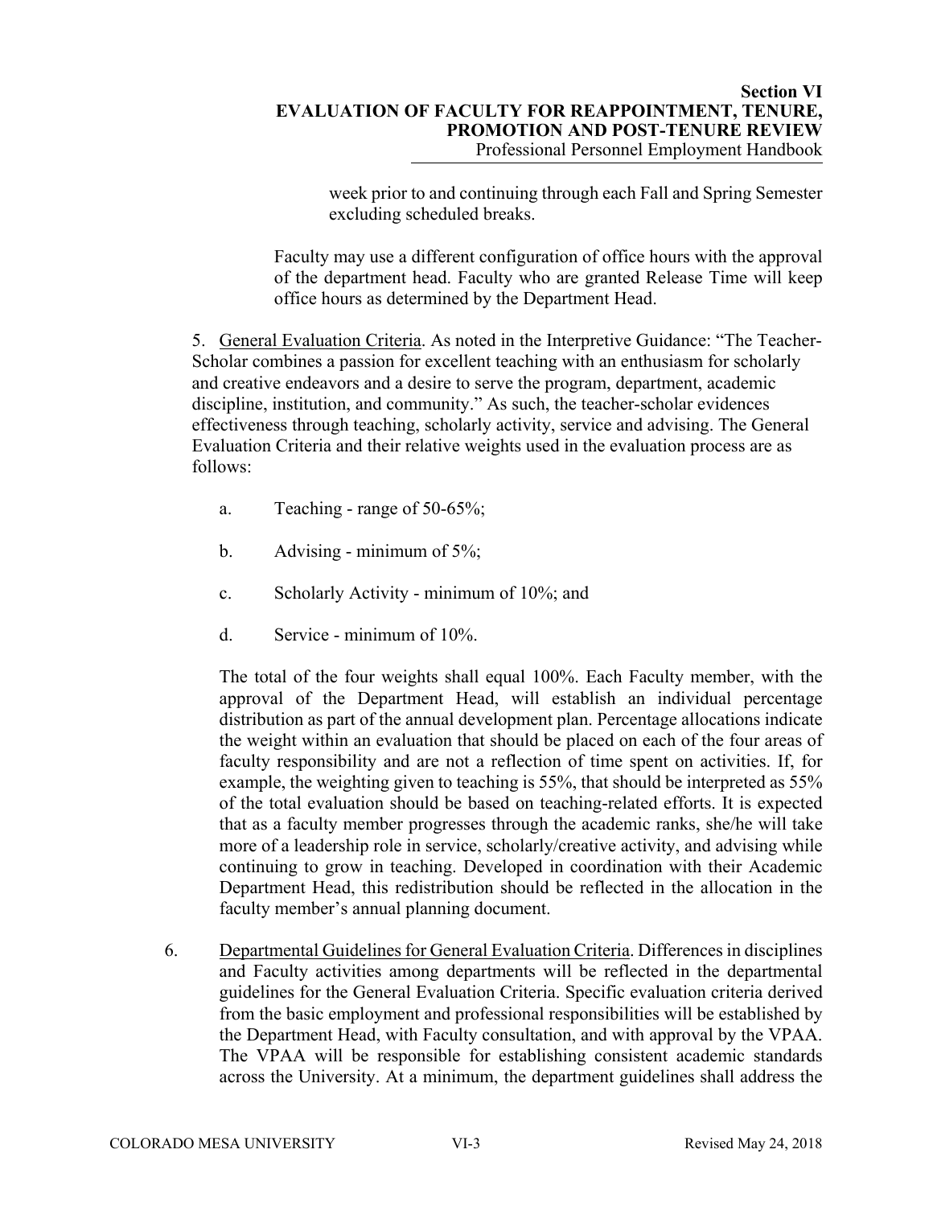week prior to and continuing through each Fall and Spring Semester excluding scheduled breaks.

Faculty may use a different configuration of office hours with the approval of the department head. Faculty who are granted Release Time will keep office hours as determined by the Department Head.

5. General Evaluation Criteria. As noted in the Interpretive Guidance: "The Teacher-Scholar combines a passion for excellent teaching with an enthusiasm for scholarly and creative endeavors and a desire to serve the program, department, academic discipline, institution, and community." As such, the teacher-scholar evidences effectiveness through teaching, scholarly activity, service and advising. The General Evaluation Criteria and their relative weights used in the evaluation process are as follows:

   a. Teaching - range of 50-65%;

   b. Advising - minimum of 5%;

   c. Scholarly Activity - minimum of 10%; and

   d. Service - minimum of 10%.

   The total of the four weights shall equal 100%. Each Faculty member, with the approval of the Department Head, will establish an individual percentage distribution as part of the annual development plan. Percentage allocations indicate the weight within an evaluation that should be placed on each of the four areas of faculty responsibility and are not a reflection of time spent on activities. If, for example, the weighting given to teaching is 55%, that should be interpreted as 55% of the total evaluation should be based on teaching-related efforts. It is expected that as a faculty member progresses through the academic ranks, she/he will take more of a leadership role in service, scholarly/creative activity, and advising while continuing to grow in teaching. Developed in coordination with their Academic Department Head, this redistribution should be reflected in the allocation in the faculty member's annual planning document.

6. Departmental Guidelines for General Evaluation Criteria. Differences in disciplines and Faculty activities among departments will be reflected in the departmental guidelines for the General Evaluation Criteria. Specific evaluation criteria derived from the basic employment and professional responsibilities will be established by the Department Head, with Faculty consultation, and with approval by the VPAA. The VPAA will be responsible for establishing consistent academic standards across the University. At a minimum, the department guidelines shall address the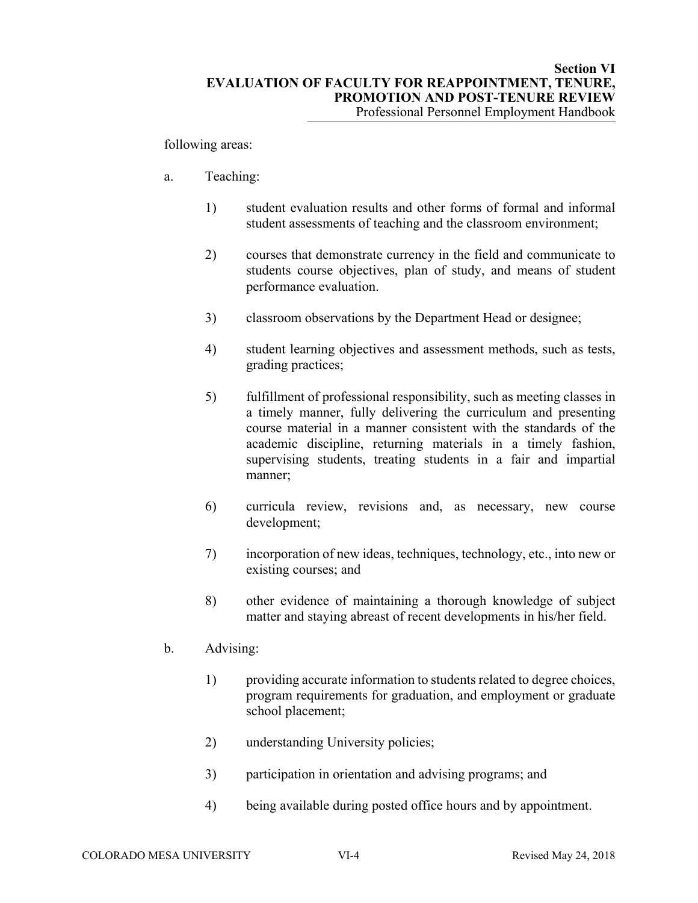following areas:

a. Teaching:

   1) student evaluation results and other forms of formal and informal student assessments of teaching and the classroom environment;

   2) courses that demonstrate currency in the field and communicate to students course objectives, plan of study, and means of student performance evaluation.

   3) classroom observations by the Department Head or designee;

   4) student learning objectives and assessment methods, such as tests, grading practices;

   5) fulfillment of professional responsibility, such as meeting classes in a timely manner, fully delivering the curriculum and presenting course material in a manner consistent with the standards of the academic discipline, returning materials in a timely fashion, supervising students, treating students in a fair and impartial manner;

   6) curricula review, revisions and, as necessary, new course development;

   7) incorporation of new ideas, techniques, technology, etc., into new or existing courses; and

   8) other evidence of maintaining a thorough knowledge of subject matter and staying abreast of recent developments in his/her field.

b. Advising:

   1) providing accurate information to students related to degree choices, program requirements for graduation, and employment or graduate school placement;

   2) understanding University policies;

   3) participation in orientation and advising programs; and

   4) being available during posted office hours and by appointment.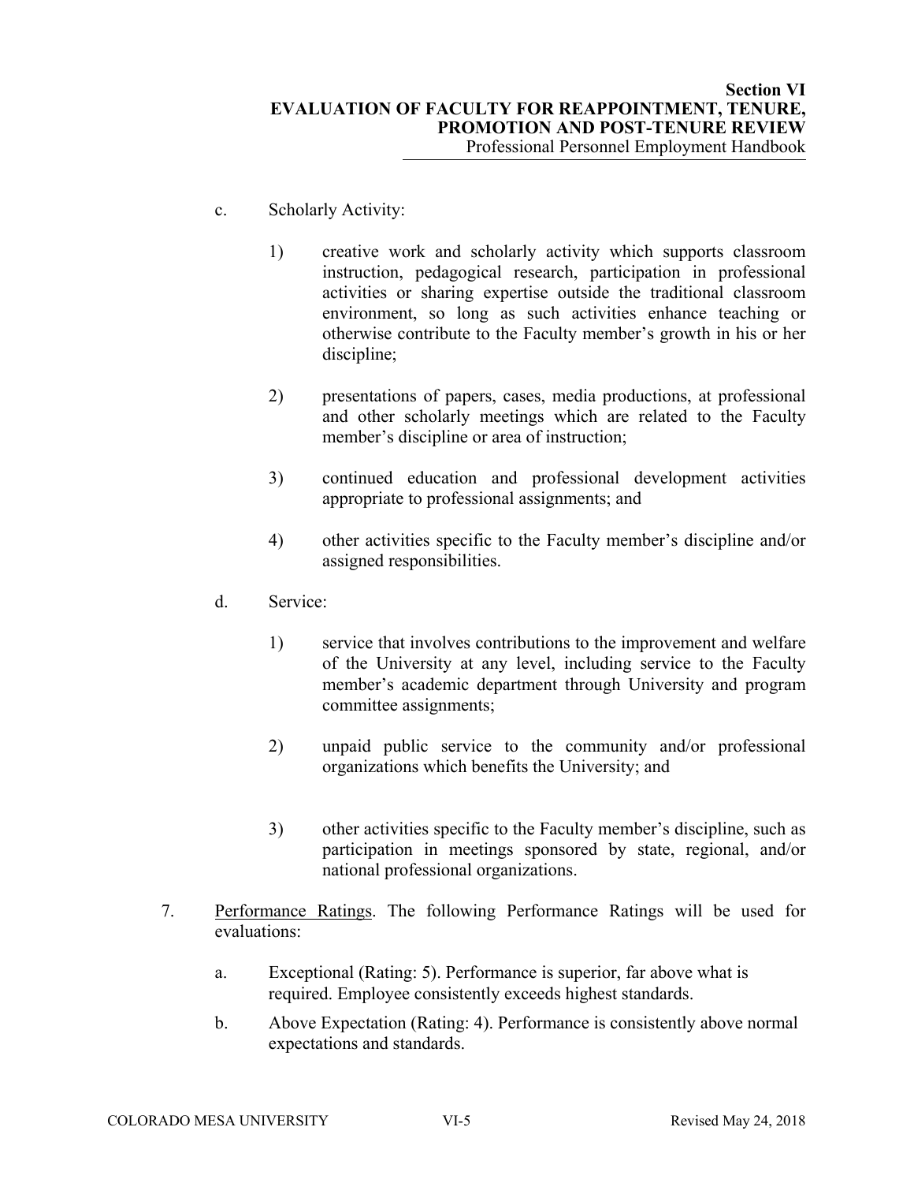c. Scholarly Activity:

   1) creative work and scholarly activity which supports classroom instruction, pedagogical research, participation in professional activities or sharing expertise outside the traditional classroom environment, so long as such activities enhance teaching or otherwise contribute to the Faculty member's growth in his or her discipline;

   2) presentations of papers, cases, media productions, at professional and other scholarly meetings which are related to the Faculty member's discipline or area of instruction;

   3) continued education and professional development activities appropriate to professional assignments; and

   4) other activities specific to the Faculty member's discipline and/or assigned responsibilities.

d. Service:

   1) service that involves contributions to the improvement and welfare of the University at any level, including service to the Faculty member's academic department through University and program committee assignments;

   2) unpaid public service to the community and/or professional organizations which benefits the University; and

   3) other activities specific to the Faculty member's discipline, such as participation in meetings sponsored by state, regional, and/or national professional organizations.

7. Performance Ratings. The following Performance Ratings will be used for evaluations:

   a. Exceptional (Rating: 5). Performance is superior, far above what is required. Employee consistently exceeds highest standards.

   b. Above Expectation (Rating: 4). Performance is consistently above normal expectations and standards.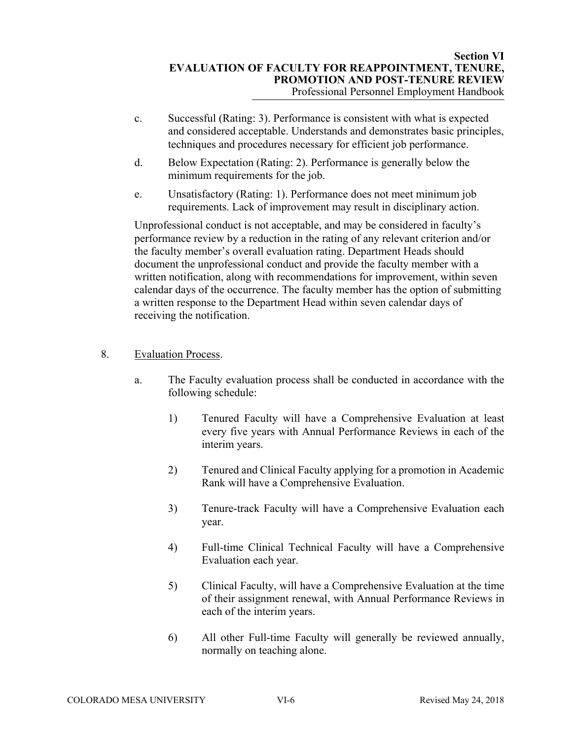c. Successful (Rating: 3). Performance is consistent with what is expected and considered acceptable. Understands and demonstrates basic principles, techniques and procedures necessary for efficient job performance.

d. Below Expectation (Rating: 2). Performance is generally below the minimum requirements for the job.

e. Unsatisfactory (Rating: 1). Performance does not meet minimum job requirements. Lack of improvement may result in disciplinary action.

Unprofessional conduct is not acceptable, and may be considered in faculty's performance review by a reduction in the rating of any relevant criterion and/or the faculty member's overall evaluation rating. Department Heads should document the unprofessional conduct and provide the faculty member with a written notification, along with recommendations for improvement, within seven calendar days of the occurrence. The faculty member has the option of submitting a written response to the Department Head within seven calendar days of receiving the notification.

8. Evaluation Process.

a. The Faculty evaluation process shall be conducted in accordance with the following schedule:

1) Tenured Faculty will have a Comprehensive Evaluation at least every five years with Annual Performance Reviews in each of the interim years.

2) Tenured and Clinical Faculty applying for a promotion in Academic Rank will have a Comprehensive Evaluation.

3) Tenure-track Faculty will have a Comprehensive Evaluation each year.

4) Full-time Clinical Technical Faculty will have a Comprehensive Evaluation each year.

5) Clinical Faculty, will have a Comprehensive Evaluation at the time of their assignment renewal, with Annual Performance Reviews in each of the interim years.

6) All other Full-time Faculty will generally be reviewed annually, normally on teaching alone.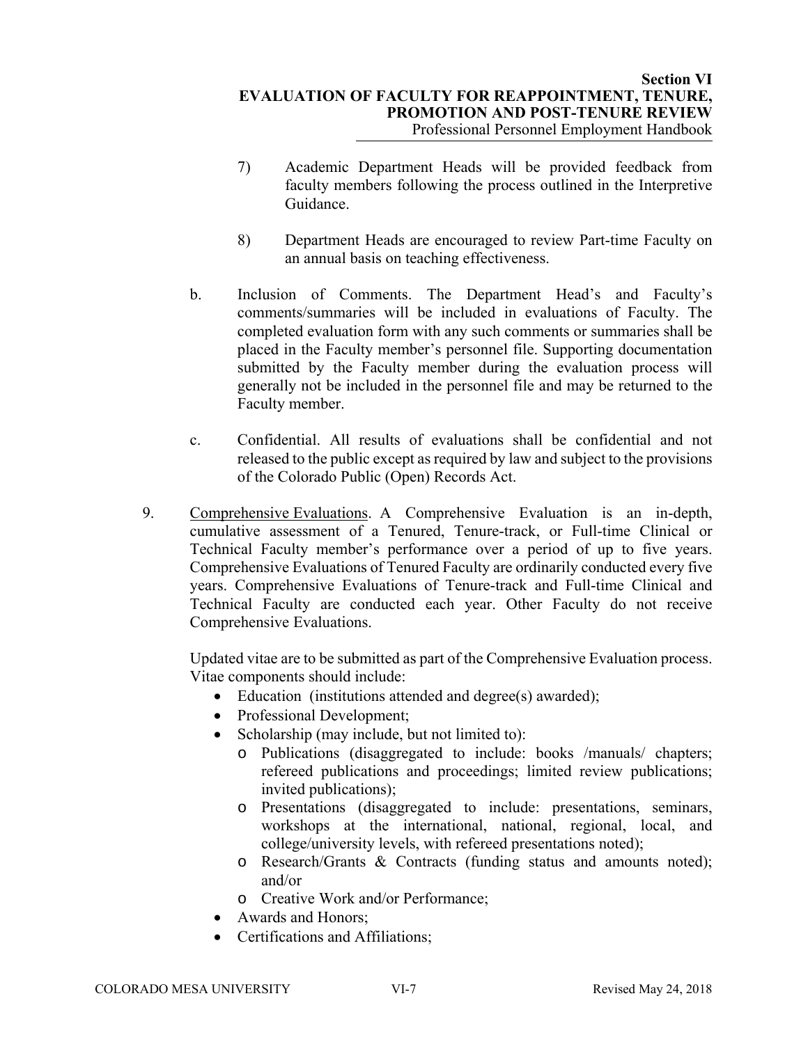7) Academic Department Heads will be provided feedback from faculty members following the process outlined in the Interpretive Guidance.

8) Department Heads are encouraged to review Part-time Faculty on an annual basis on teaching effectiveness.

b. Inclusion of Comments. The Department Head's and Faculty's comments/summaries will be included in evaluations of Faculty. The completed evaluation form with any such comments or summaries shall be placed in the Faculty member's personnel file. Supporting documentation submitted by the Faculty member during the evaluation process will generally not be included in the personnel file and may be returned to the Faculty member.

c. Confidential. All results of evaluations shall be confidential and not released to the public except as required by law and subject to the provisions of the Colorado Public (Open) Records Act.

9. <u>Comprehensive Evaluations</u>. A Comprehensive Evaluation is an in-depth, cumulative assessment of a Tenured, Tenure-track, or Full-time Clinical or Technical Faculty member's performance over a period of up to five years. Comprehensive Evaluations of Tenured Faculty are ordinarily conducted every five years. Comprehensive Evaluations of Tenure-track and Full-time Clinical and Technical Faculty are conducted each year. Other Faculty do not receive Comprehensive Evaluations.

   Updated vitae are to be submitted as part of the Comprehensive Evaluation process. Vitae components should include:

   - Education (institutions attended and degree(s) awarded);
   - Professional Development;
   - Scholarship (may include, but not limited to):
     - Publications (disaggregated to include: books /manuals/ chapters; refereed publications and proceedings; limited review publications; invited publications);
     - Presentations (disaggregated to include: presentations, seminars, workshops at the international, national, regional, local, and college/university levels, with refereed presentations noted);
     - Research/Grants & Contracts (funding status and amounts noted); and/or
     - Creative Work and/or Performance;
   - Awards and Honors;
   - Certifications and Affiliations;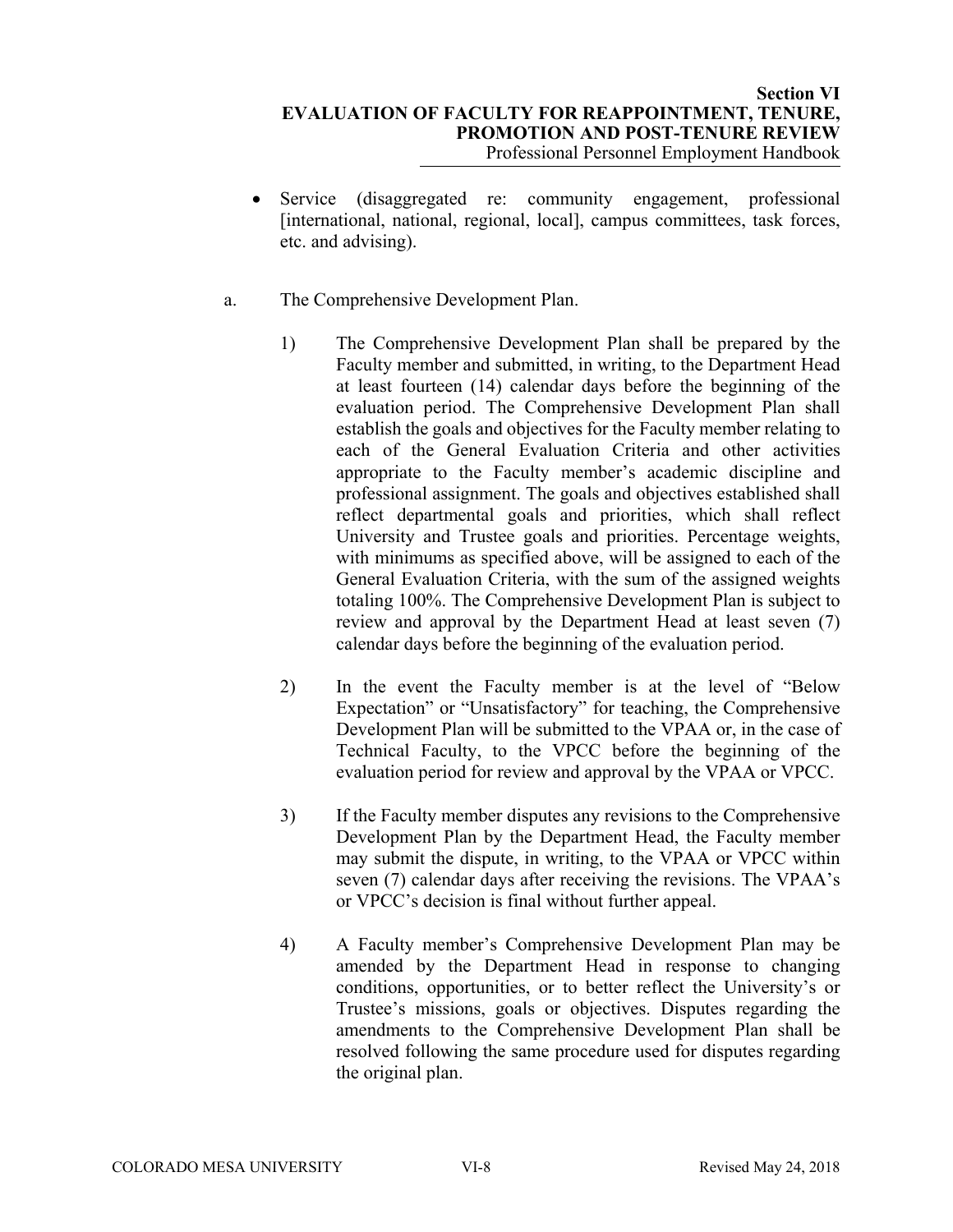- Service (disaggregated re: community engagement, professional [international, national, regional, local], campus committees, task forces, etc. and advising).

a. The Comprehensive Development Plan.

1) The Comprehensive Development Plan shall be prepared by the Faculty member and submitted, in writing, to the Department Head at least fourteen (14) calendar days before the beginning of the evaluation period. The Comprehensive Development Plan shall establish the goals and objectives for the Faculty member relating to each of the General Evaluation Criteria and other activities appropriate to the Faculty member's academic discipline and professional assignment. The goals and objectives established shall reflect departmental goals and priorities, which shall reflect University and Trustee goals and priorities. Percentage weights, with minimums as specified above, will be assigned to each of the General Evaluation Criteria, with the sum of the assigned weights totaling 100%. The Comprehensive Development Plan is subject to review and approval by the Department Head at least seven (7) calendar days before the beginning of the evaluation period.

2) In the event the Faculty member is at the level of "Below Expectation" or "Unsatisfactory" for teaching, the Comprehensive Development Plan will be submitted to the VPAA or, in the case of Technical Faculty, to the VPCC before the beginning of the evaluation period for review and approval by the VPAA or VPCC.

3) If the Faculty member disputes any revisions to the Comprehensive Development Plan by the Department Head, the Faculty member may submit the dispute, in writing, to the VPAA or VPCC within seven (7) calendar days after receiving the revisions. The VPAA's or VPCC's decision is final without further appeal.

4) A Faculty member's Comprehensive Development Plan may be amended by the Department Head in response to changing conditions, opportunities, or to better reflect the University's or Trustee's missions, goals or objectives. Disputes regarding the amendments to the Comprehensive Development Plan shall be resolved following the same procedure used for disputes regarding the original plan.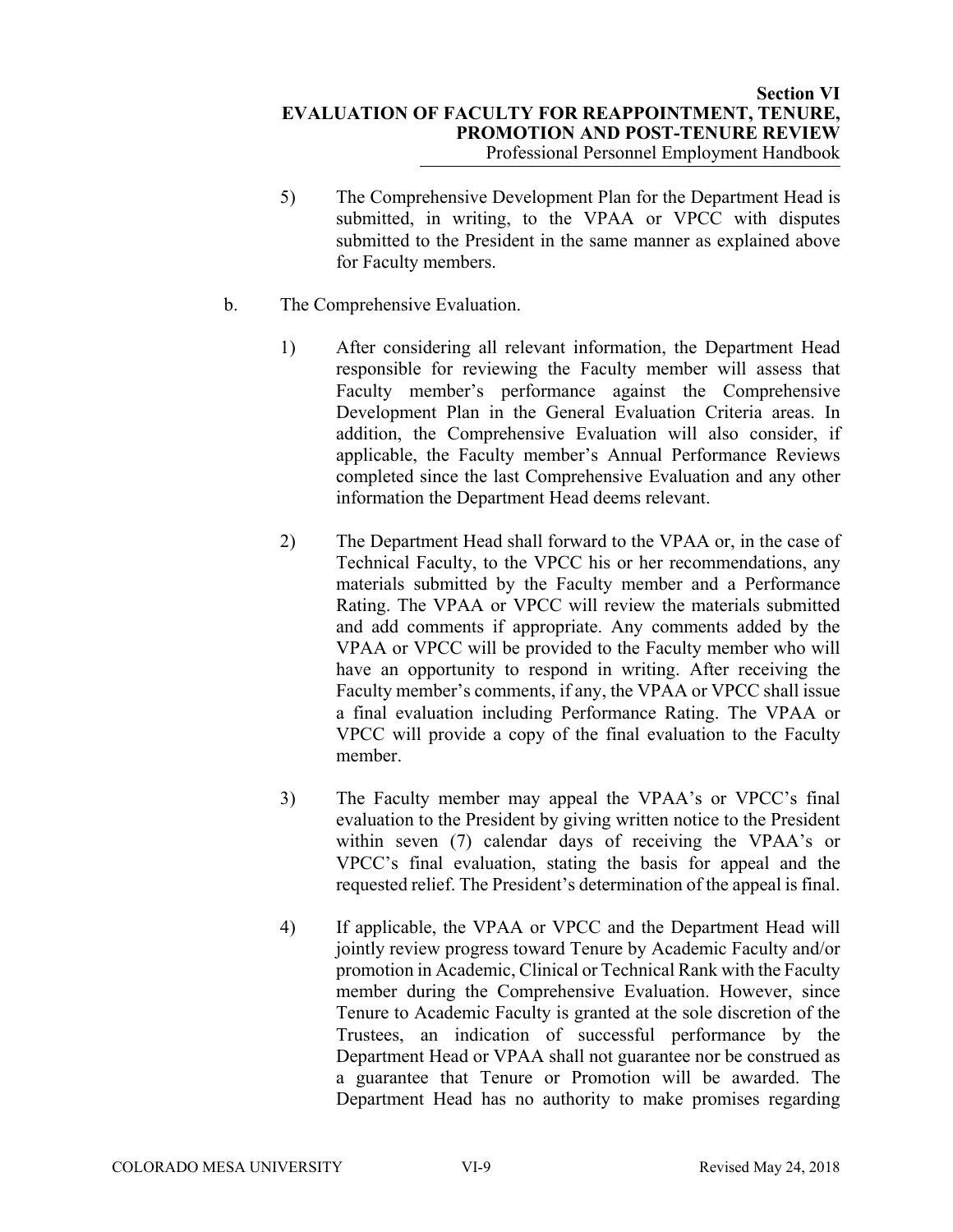5) The Comprehensive Development Plan for the Department Head is submitted, in writing, to the VPAA or VPCC with disputes submitted to the President in the same manner as explained above for Faculty members.

b. The Comprehensive Evaluation.

1) After considering all relevant information, the Department Head responsible for reviewing the Faculty member will assess that Faculty member's performance against the Comprehensive Development Plan in the General Evaluation Criteria areas. In addition, the Comprehensive Evaluation will also consider, if applicable, the Faculty member's Annual Performance Reviews completed since the last Comprehensive Evaluation and any other information the Department Head deems relevant.

2) The Department Head shall forward to the VPAA or, in the case of Technical Faculty, to the VPCC his or her recommendations, any materials submitted by the Faculty member and a Performance Rating. The VPAA or VPCC will review the materials submitted and add comments if appropriate. Any comments added by the VPAA or VPCC will be provided to the Faculty member who will have an opportunity to respond in writing. After receiving the Faculty member's comments, if any, the VPAA or VPCC shall issue a final evaluation including Performance Rating. The VPAA or VPCC will provide a copy of the final evaluation to the Faculty member.

3) The Faculty member may appeal the VPAA's or VPCC's final evaluation to the President by giving written notice to the President within seven (7) calendar days of receiving the VPAA's or VPCC's final evaluation, stating the basis for appeal and the requested relief. The President's determination of the appeal is final.

4) If applicable, the VPAA or VPCC and the Department Head will jointly review progress toward Tenure by Academic Faculty and/or promotion in Academic, Clinical or Technical Rank with the Faculty member during the Comprehensive Evaluation. However, since Tenure to Academic Faculty is granted at the sole discretion of the Trustees, an indication of successful performance by the Department Head or VPAA shall not guarantee nor be construed as a guarantee that Tenure or Promotion will be awarded. The Department Head has no authority to make promises regarding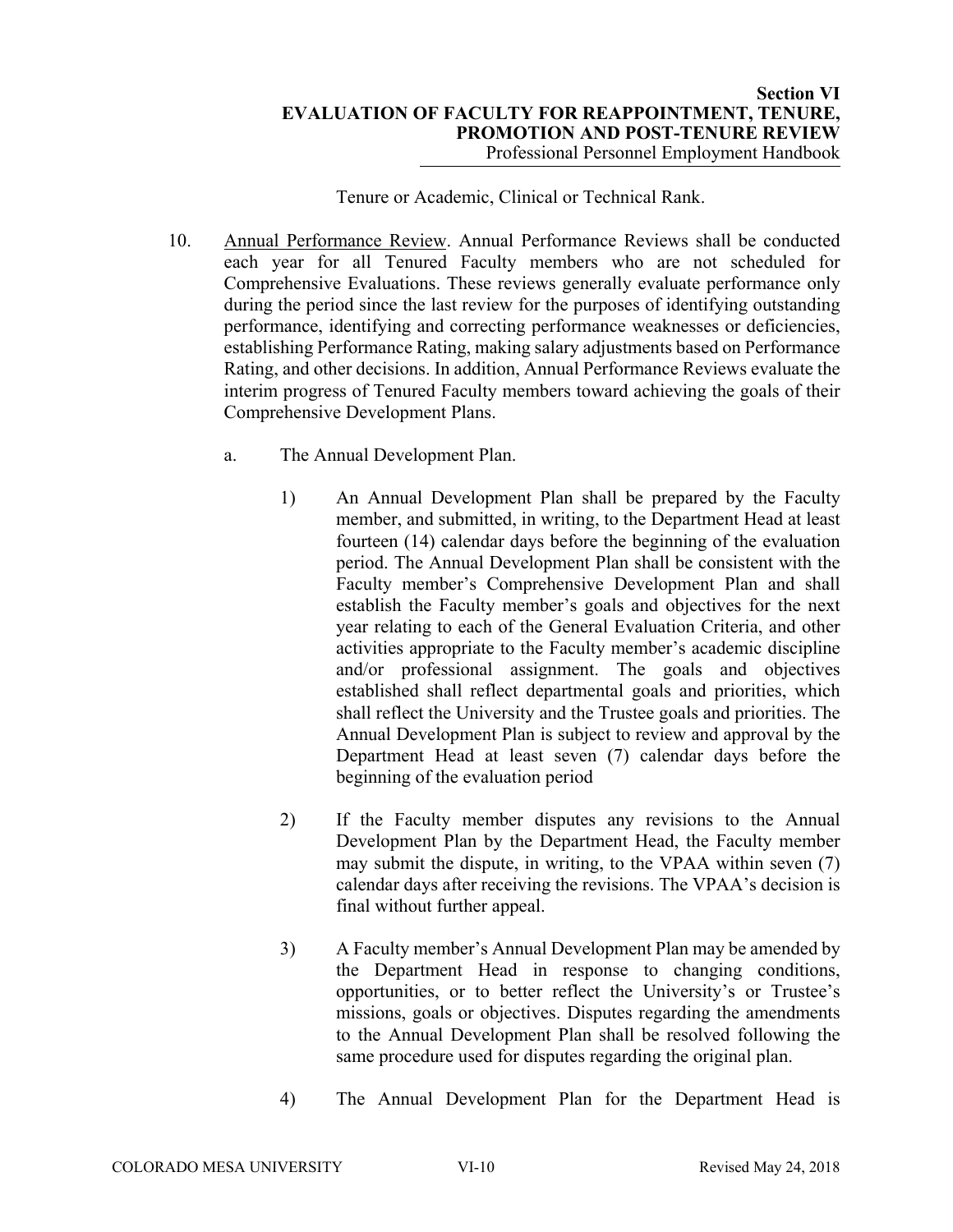Tenure or Academic, Clinical or Technical Rank.

10. Annual Performance Review. Annual Performance Reviews shall be conducted each year for all Tenured Faculty members who are not scheduled for Comprehensive Evaluations. These reviews generally evaluate performance only during the period since the last review for the purposes of identifying outstanding performance, identifying and correcting performance weaknesses or deficiencies, establishing Performance Rating, making salary adjustments based on Performance Rating, and other decisions. In addition, Annual Performance Reviews evaluate the interim progress of Tenured Faculty members toward achieving the goals of their Comprehensive Development Plans.

    a. The Annual Development Plan.

        1) An Annual Development Plan shall be prepared by the Faculty member, and submitted, in writing, to the Department Head at least fourteen (14) calendar days before the beginning of the evaluation period. The Annual Development Plan shall be consistent with the Faculty member's Comprehensive Development Plan and shall establish the Faculty member's goals and objectives for the next year relating to each of the General Evaluation Criteria, and other activities appropriate to the Faculty member's academic discipline and/or professional assignment. The goals and objectives established shall reflect departmental goals and priorities, which shall reflect the University and the Trustee goals and priorities. The Annual Development Plan is subject to review and approval by the Department Head at least seven (7) calendar days before the beginning of the evaluation period

        2) If the Faculty member disputes any revisions to the Annual Development Plan by the Department Head, the Faculty member may submit the dispute, in writing, to the VPAA within seven (7) calendar days after receiving the revisions. The VPAA's decision is final without further appeal.

        3) A Faculty member's Annual Development Plan may be amended by the Department Head in response to changing conditions, opportunities, or to better reflect the University's or Trustee's missions, goals or objectives. Disputes regarding the amendments to the Annual Development Plan shall be resolved following the same procedure used for disputes regarding the original plan.

        4) The Annual Development Plan for the Department Head is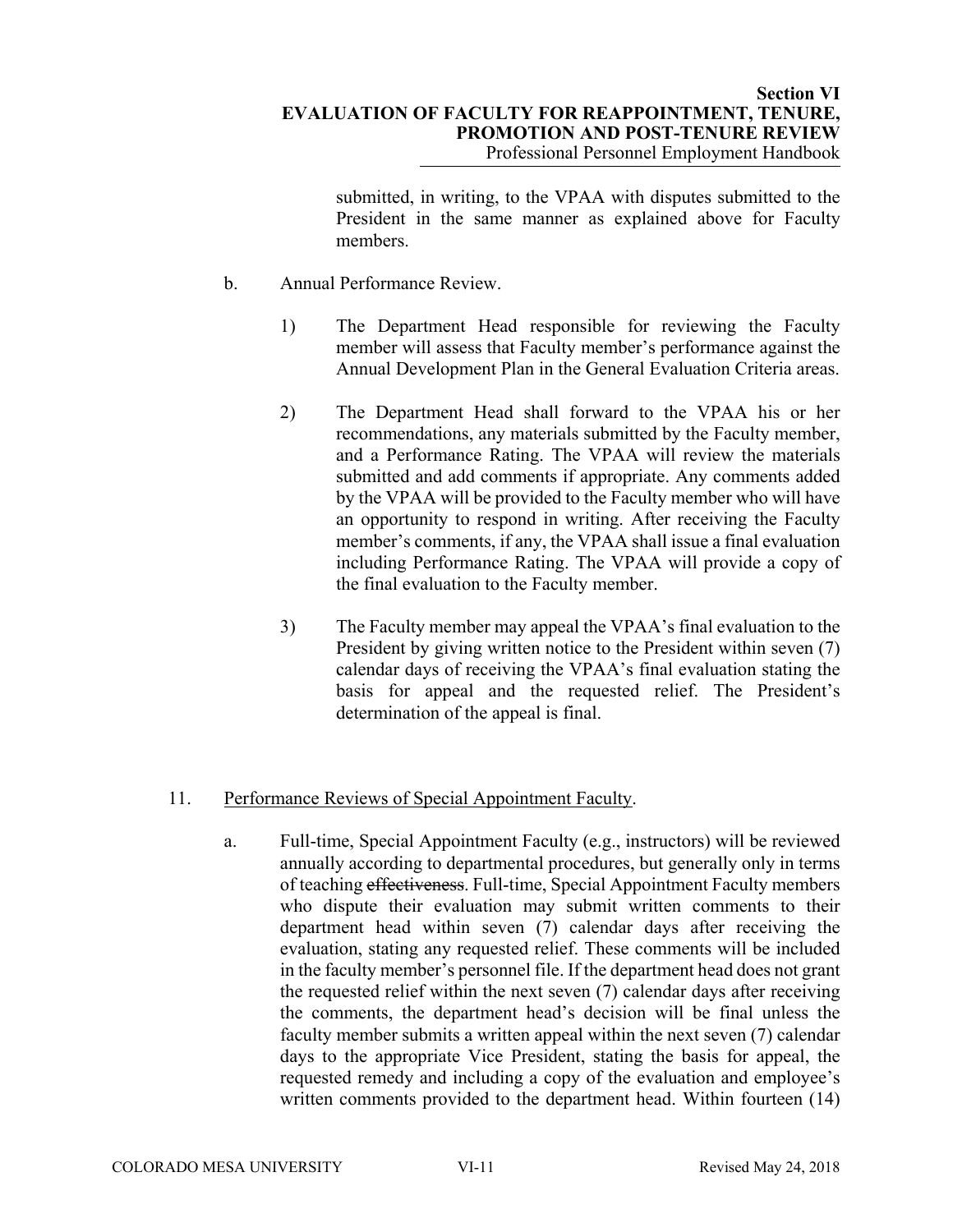submitted, in writing, to the VPAA with disputes submitted to the President in the same manner as explained above for Faculty members.

b. Annual Performance Review.

1) The Department Head responsible for reviewing the Faculty member will assess that Faculty member's performance against the Annual Development Plan in the General Evaluation Criteria areas.

2) The Department Head shall forward to the VPAA his or her recommendations, any materials submitted by the Faculty member, and a Performance Rating. The VPAA will review the materials submitted and add comments if appropriate. Any comments added by the VPAA will be provided to the Faculty member who will have an opportunity to respond in writing. After receiving the Faculty member's comments, if any, the VPAA shall issue a final evaluation including Performance Rating. The VPAA will provide a copy of the final evaluation to the Faculty member.

3) The Faculty member may appeal the VPAA's final evaluation to the President by giving written notice to the President within seven (7) calendar days of receiving the VPAA's final evaluation stating the basis for appeal and the requested relief. The President's determination of the appeal is final.

11. <u>Performance Reviews of Special Appointment Faculty</u>.

a. Full-time, Special Appointment Faculty (e.g., instructors) will be reviewed annually according to departmental procedures, but generally only in terms of teaching ~~effectiveness~~. Full-time, Special Appointment Faculty members who dispute their evaluation may submit written comments to their department head within seven (7) calendar days after receiving the evaluation, stating any requested relief. These comments will be included in the faculty member's personnel file. If the department head does not grant the requested relief within the next seven (7) calendar days after receiving the comments, the department head's decision will be final unless the faculty member submits a written appeal within the next seven (7) calendar days to the appropriate Vice President, stating the basis for appeal, the requested remedy and including a copy of the evaluation and employee's written comments provided to the department head. Within fourteen (14)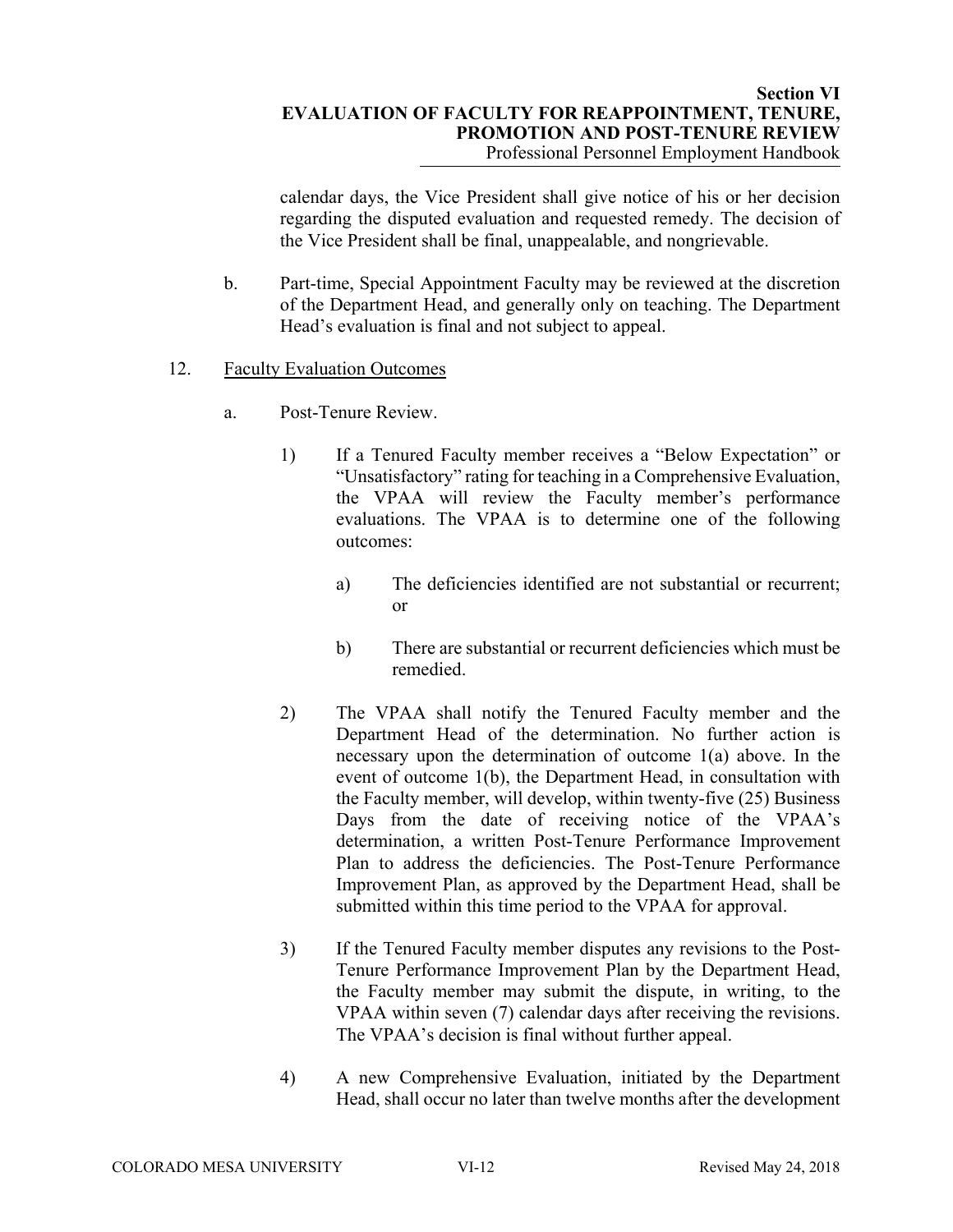calendar days, the Vice President shall give notice of his or her decision regarding the disputed evaluation and requested remedy. The decision of the Vice President shall be final, unappealable, and nongrievable.

b. Part-time, Special Appointment Faculty may be reviewed at the discretion of the Department Head, and generally only on teaching. The Department Head's evaluation is final and not subject to appeal.

12. Faculty Evaluation Outcomes

a. Post-Tenure Review.

1) If a Tenured Faculty member receives a "Below Expectation" or "Unsatisfactory" rating for teaching in a Comprehensive Evaluation, the VPAA will review the Faculty member's performance evaluations. The VPAA is to determine one of the following outcomes:

a) The deficiencies identified are not substantial or recurrent; or

b) There are substantial or recurrent deficiencies which must be remedied.

2) The VPAA shall notify the Tenured Faculty member and the Department Head of the determination. No further action is necessary upon the determination of outcome 1(a) above. In the event of outcome 1(b), the Department Head, in consultation with the Faculty member, will develop, within twenty-five (25) Business Days from the date of receiving notice of the VPAA's determination, a written Post-Tenure Performance Improvement Plan to address the deficiencies. The Post-Tenure Performance Improvement Plan, as approved by the Department Head, shall be submitted within this time period to the VPAA for approval.

3) If the Tenured Faculty member disputes any revisions to the Post-Tenure Performance Improvement Plan by the Department Head, the Faculty member may submit the dispute, in writing, to the VPAA within seven (7) calendar days after receiving the revisions. The VPAA's decision is final without further appeal.

4) A new Comprehensive Evaluation, initiated by the Department Head, shall occur no later than twelve months after the development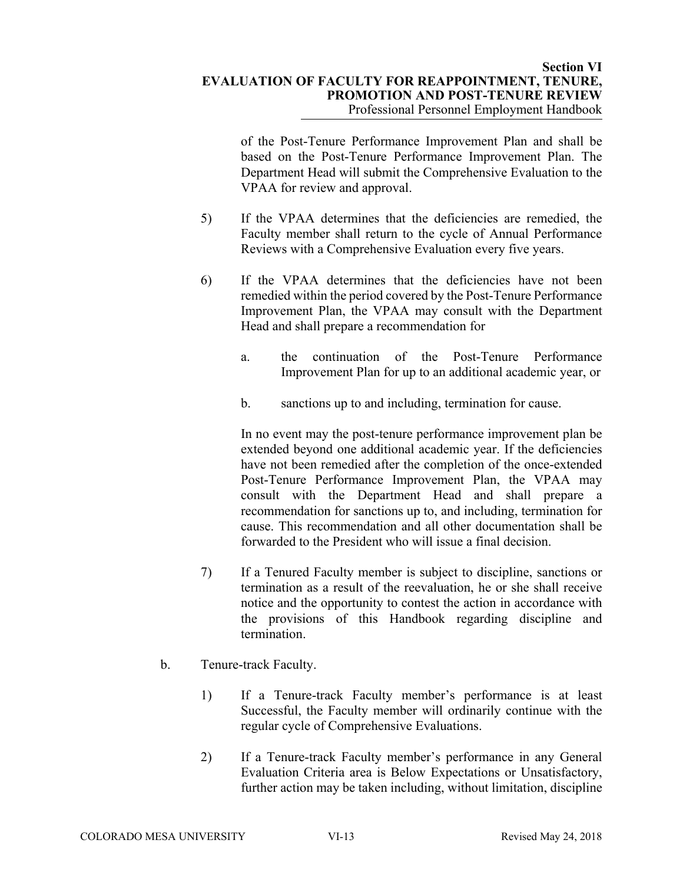of the Post-Tenure Performance Improvement Plan and shall be based on the Post-Tenure Performance Improvement Plan. The Department Head will submit the Comprehensive Evaluation to the VPAA for review and approval.

5) If the VPAA determines that the deficiencies are remedied, the Faculty member shall return to the cycle of Annual Performance Reviews with a Comprehensive Evaluation every five years.

6) If the VPAA determines that the deficiencies have not been remedied within the period covered by the Post-Tenure Performance Improvement Plan, the VPAA may consult with the Department Head and shall prepare a recommendation for

   a. the continuation of the Post-Tenure Performance Improvement Plan for up to an additional academic year, or

   b. sanctions up to and including, termination for cause.

   In no event may the post-tenure performance improvement plan be extended beyond one additional academic year. If the deficiencies have not been remedied after the completion of the once-extended Post-Tenure Performance Improvement Plan, the VPAA may consult with the Department Head and shall prepare a recommendation for sanctions up to, and including, termination for cause. This recommendation and all other documentation shall be forwarded to the President who will issue a final decision.

7) If a Tenured Faculty member is subject to discipline, sanctions or termination as a result of the reevaluation, he or she shall receive notice and the opportunity to contest the action in accordance with the provisions of this Handbook regarding discipline and termination.

b. Tenure-track Faculty.

   1) If a Tenure-track Faculty member's performance is at least Successful, the Faculty member will ordinarily continue with the regular cycle of Comprehensive Evaluations.

   2) If a Tenure-track Faculty member's performance in any General Evaluation Criteria area is Below Expectations or Unsatisfactory, further action may be taken including, without limitation, discipline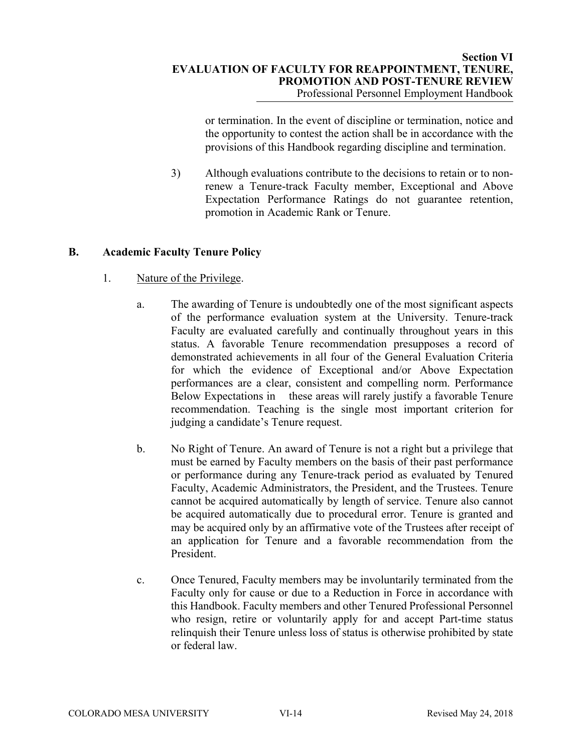or termination. In the event of discipline or termination, notice and the opportunity to contest the action shall be in accordance with the provisions of this Handbook regarding discipline and termination.

3) Although evaluations contribute to the decisions to retain or to non-renew a Tenure-track Faculty member, Exceptional and Above Expectation Performance Ratings do not guarantee retention, promotion in Academic Rank or Tenure.

## B. Academic Faculty Tenure Policy

1. Nature of the Privilege.

   a. The awarding of Tenure is undoubtedly one of the most significant aspects of the performance evaluation system at the University. Tenure-track Faculty are evaluated carefully and continually throughout years in this status. A favorable Tenure recommendation presupposes a record of demonstrated achievements in all four of the General Evaluation Criteria for which the evidence of Exceptional and/or Above Expectation performances are a clear, consistent and compelling norm. Performance Below Expectations in these areas will rarely justify a favorable Tenure recommendation. Teaching is the single most important criterion for judging a candidate's Tenure request.

   b. No Right of Tenure. An award of Tenure is not a right but a privilege that must be earned by Faculty members on the basis of their past performance or performance during any Tenure-track period as evaluated by Tenured Faculty, Academic Administrators, the President, and the Trustees. Tenure cannot be acquired automatically by length of service. Tenure also cannot be acquired automatically due to procedural error. Tenure is granted and may be acquired only by an affirmative vote of the Trustees after receipt of an application for Tenure and a favorable recommendation from the President.

   c. Once Tenured, Faculty members may be involuntarily terminated from the Faculty only for cause or due to a Reduction in Force in accordance with this Handbook. Faculty members and other Tenured Professional Personnel who resign, retire or voluntarily apply for and accept Part-time status relinquish their Tenure unless loss of status is otherwise prohibited by state or federal law.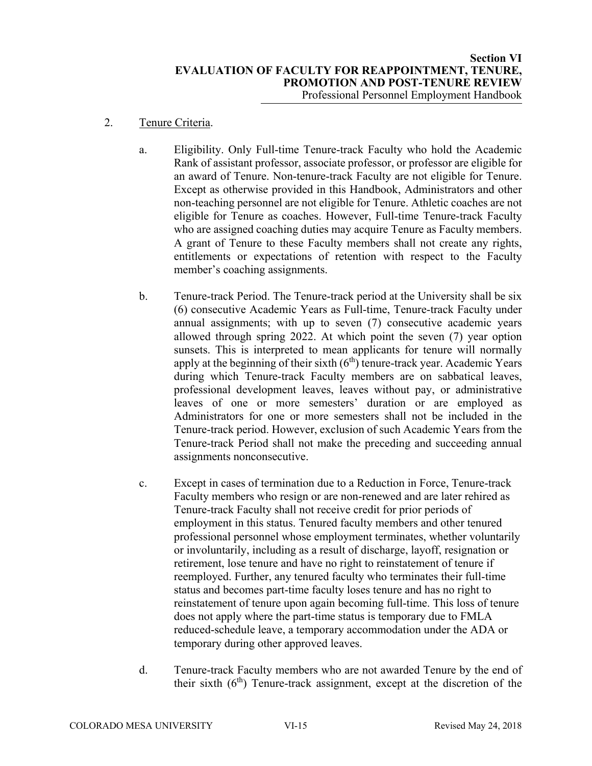2. Tenure Criteria.

   a. Eligibility. Only Full-time Tenure-track Faculty who hold the Academic Rank of assistant professor, associate professor, or professor are eligible for an award of Tenure. Non-tenure-track Faculty are not eligible for Tenure. Except as otherwise provided in this Handbook, Administrators and other non-teaching personnel are not eligible for Tenure. Athletic coaches are not eligible for Tenure as coaches. However, Full-time Tenure-track Faculty who are assigned coaching duties may acquire Tenure as Faculty members. A grant of Tenure to these Faculty members shall not create any rights, entitlements or expectations of retention with respect to the Faculty member's coaching assignments.

   b. Tenure-track Period. The Tenure-track period at the University shall be six (6) consecutive Academic Years as Full-time, Tenure-track Faculty under annual assignments; with up to seven (7) consecutive academic years allowed through spring 2022. At which point the seven (7) year option sunsets. This is interpreted to mean applicants for tenure will normally apply at the beginning of their sixth (6th) tenure-track year. Academic Years during which Tenure-track Faculty members are on sabbatical leaves, professional development leaves, leaves without pay, or administrative leaves of one or more semesters' duration or are employed as Administrators for one or more semesters shall not be included in the Tenure-track period. However, exclusion of such Academic Years from the Tenure-track Period shall not make the preceding and succeeding annual assignments nonconsecutive.

   c. Except in cases of termination due to a Reduction in Force, Tenure-track Faculty members who resign or are non-renewed and are later rehired as Tenure-track Faculty shall not receive credit for prior periods of employment in this status. Tenured faculty members and other tenured professional personnel whose employment terminates, whether voluntarily or involuntarily, including as a result of discharge, layoff, resignation or retirement, lose tenure and have no right to reinstatement of tenure if reemployed. Further, any tenured faculty who terminates their full-time status and becomes part-time faculty loses tenure and has no right to reinstatement of tenure upon again becoming full-time. This loss of tenure does not apply where the part-time status is temporary due to FMLA reduced-schedule leave, a temporary accommodation under the ADA or temporary during other approved leaves.

   d. Tenure-track Faculty members who are not awarded Tenure by the end of their sixth (6th) Tenure-track assignment, except at the discretion of the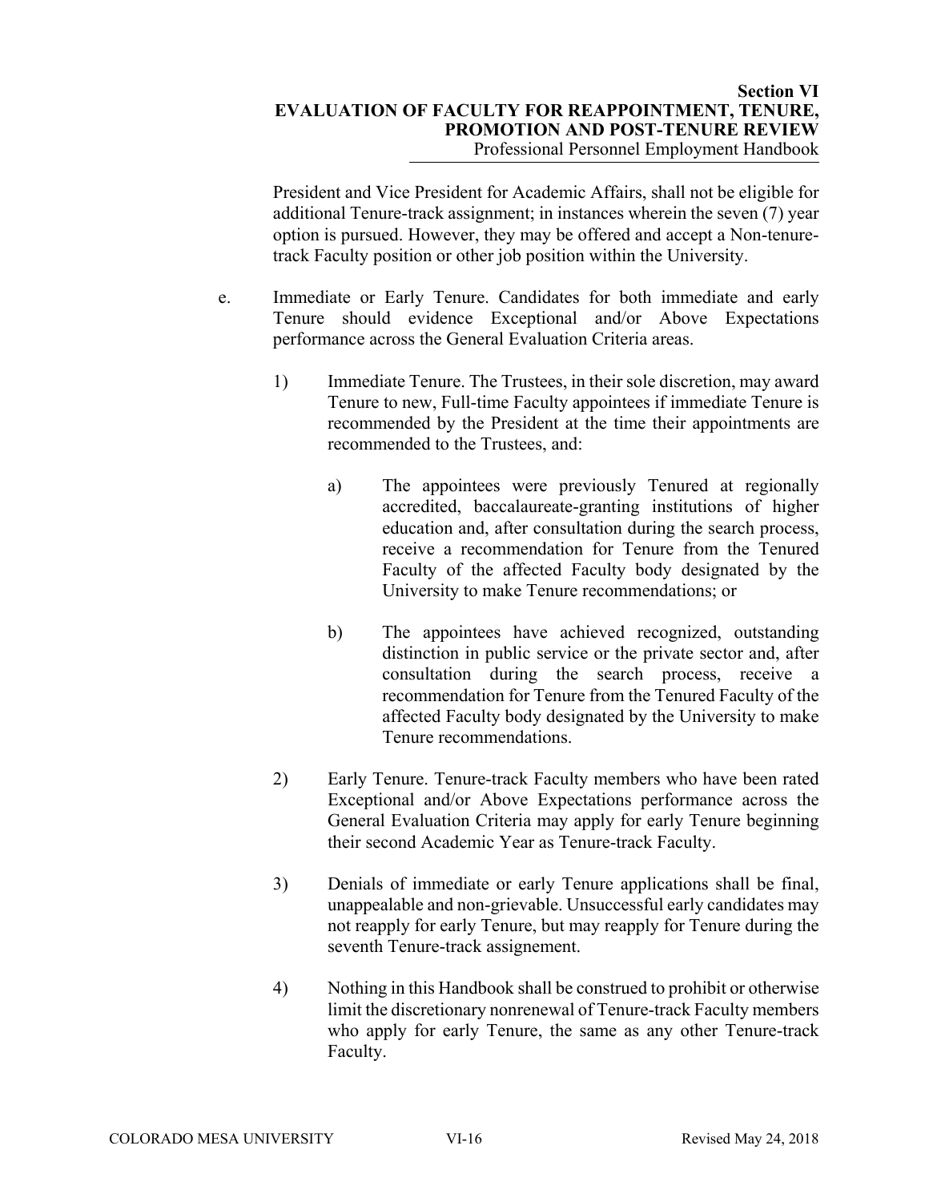President and Vice President for Academic Affairs, shall not be eligible for additional Tenure-track assignment; in instances wherein the seven (7) year option is pursued. However, they may be offered and accept a Non-tenure-track Faculty position or other job position within the University.

e. Immediate or Early Tenure. Candidates for both immediate and early Tenure should evidence Exceptional and/or Above Expectations performance across the General Evaluation Criteria areas.

   1) Immediate Tenure. The Trustees, in their sole discretion, may award Tenure to new, Full-time Faculty appointees if immediate Tenure is recommended by the President at the time their appointments are recommended to the Trustees, and:

      a) The appointees were previously Tenured at regionally accredited, baccalaureate-granting institutions of higher education and, after consultation during the search process, receive a recommendation for Tenure from the Tenured Faculty of the affected Faculty body designated by the University to make Tenure recommendations; or

      b) The appointees have achieved recognized, outstanding distinction in public service or the private sector and, after consultation during the search process, receive a recommendation for Tenure from the Tenured Faculty of the affected Faculty body designated by the University to make Tenure recommendations.

   2) Early Tenure. Tenure-track Faculty members who have been rated Exceptional and/or Above Expectations performance across the General Evaluation Criteria may apply for early Tenure beginning their second Academic Year as Tenure-track Faculty.

   3) Denials of immediate or early Tenure applications shall be final, unappealable and non-grievable. Unsuccessful early candidates may not reapply for early Tenure, but may reapply for Tenure during the seventh Tenure-track assignement.

   4) Nothing in this Handbook shall be construed to prohibit or otherwise limit the discretionary nonrenewal of Tenure-track Faculty members who apply for early Tenure, the same as any other Tenure-track Faculty.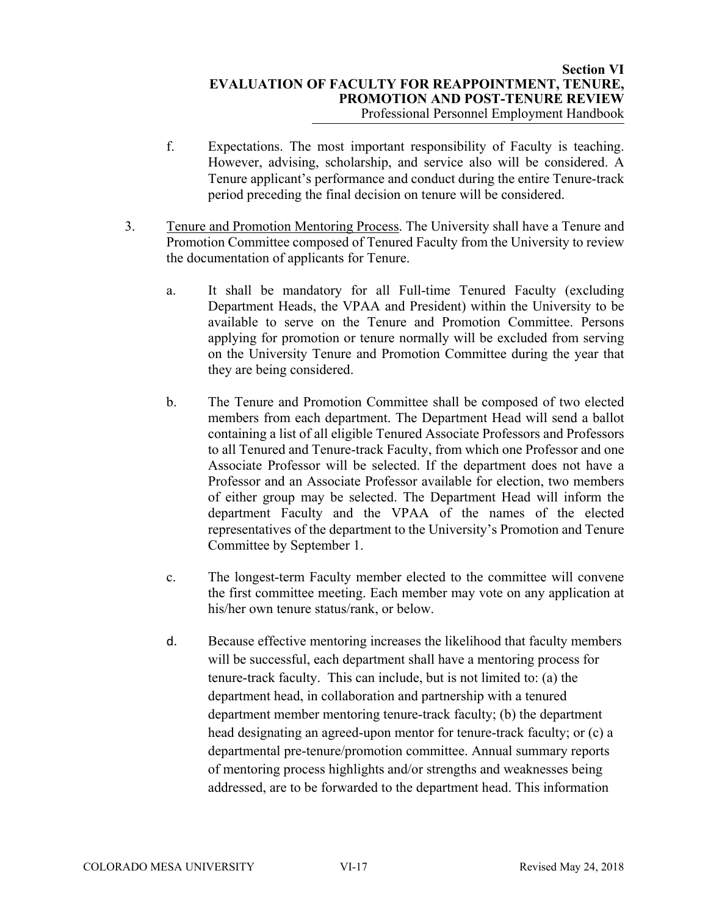f. Expectations. The most important responsibility of Faculty is teaching. However, advising, scholarship, and service also will be considered. A Tenure applicant's performance and conduct during the entire Tenure-track period preceding the final decision on tenure will be considered.

3. Tenure and Promotion Mentoring Process. The University shall have a Tenure and Promotion Committee composed of Tenured Faculty from the University to review the documentation of applicants for Tenure.

   a. It shall be mandatory for all Full-time Tenured Faculty (excluding Department Heads, the VPAA and President) within the University to be available to serve on the Tenure and Promotion Committee. Persons applying for promotion or tenure normally will be excluded from serving on the University Tenure and Promotion Committee during the year that they are being considered.

   b. The Tenure and Promotion Committee shall be composed of two elected members from each department. The Department Head will send a ballot containing a list of all eligible Tenured Associate Professors and Professors to all Tenured and Tenure-track Faculty, from which one Professor and one Associate Professor will be selected. If the department does not have a Professor and an Associate Professor available for election, two members of either group may be selected. The Department Head will inform the department Faculty and the VPAA of the names of the elected representatives of the department to the University's Promotion and Tenure Committee by September 1.

   c. The longest-term Faculty member elected to the committee will convene the first committee meeting. Each member may vote on any application at his/her own tenure status/rank, or below.

   d. Because effective mentoring increases the likelihood that faculty members will be successful, each department shall have a mentoring process for tenure-track faculty. This can include, but is not limited to: (a) the department head, in collaboration and partnership with a tenured department member mentoring tenure-track faculty; (b) the department head designating an agreed-upon mentor for tenure-track faculty; or (c) a departmental pre-tenure/promotion committee. Annual summary reports of mentoring process highlights and/or strengths and weaknesses being addressed, are to be forwarded to the department head. This information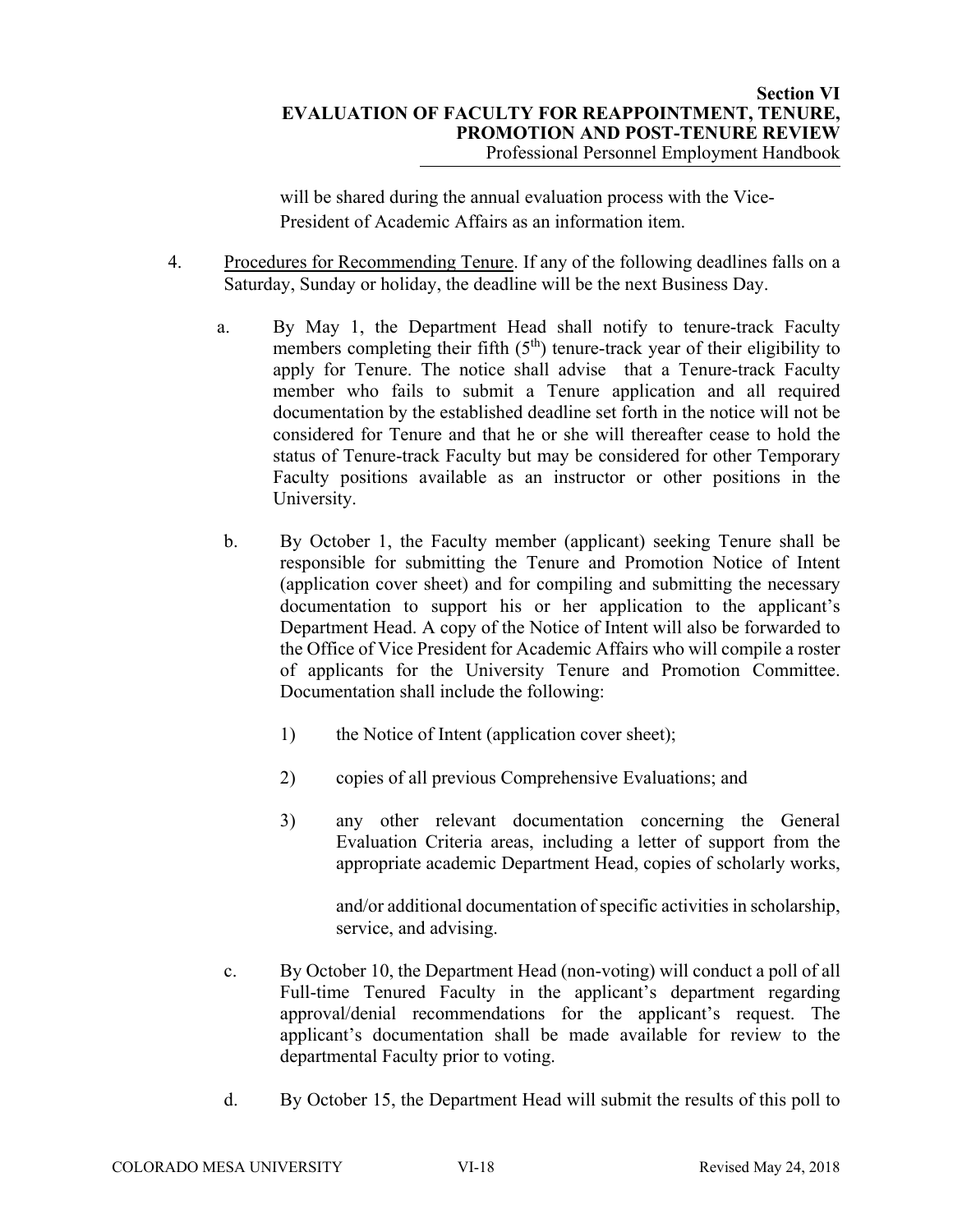will be shared during the annual evaluation process with the Vice-President of Academic Affairs as an information item.

4. Procedures for Recommending Tenure. If any of the following deadlines falls on a Saturday, Sunday or holiday, the deadline will be the next Business Day.

   a. By May 1, the Department Head shall notify to tenure-track Faculty members completing their fifth (5th) tenure-track year of their eligibility to apply for Tenure. The notice shall advise that a Tenure-track Faculty member who fails to submit a Tenure application and all required documentation by the established deadline set forth in the notice will not be considered for Tenure and that he or she will thereafter cease to hold the status of Tenure-track Faculty but may be considered for other Temporary Faculty positions available as an instructor or other positions in the University.

   b. By October 1, the Faculty member (applicant) seeking Tenure shall be responsible for submitting the Tenure and Promotion Notice of Intent (application cover sheet) and for compiling and submitting the necessary documentation to support his or her application to the applicant's Department Head. A copy of the Notice of Intent will also be forwarded to the Office of Vice President for Academic Affairs who will compile a roster of applicants for the University Tenure and Promotion Committee. Documentation shall include the following:

      1) the Notice of Intent (application cover sheet);

      2) copies of all previous Comprehensive Evaluations; and

      3) any other relevant documentation concerning the General Evaluation Criteria areas, including a letter of support from the appropriate academic Department Head, copies of scholarly works, and/or additional documentation of specific activities in scholarship, service, and advising.

   c. By October 10, the Department Head (non-voting) will conduct a poll of all Full-time Tenured Faculty in the applicant's department regarding approval/denial recommendations for the applicant's request. The applicant's documentation shall be made available for review to the departmental Faculty prior to voting.

   d. By October 15, the Department Head will submit the results of this poll to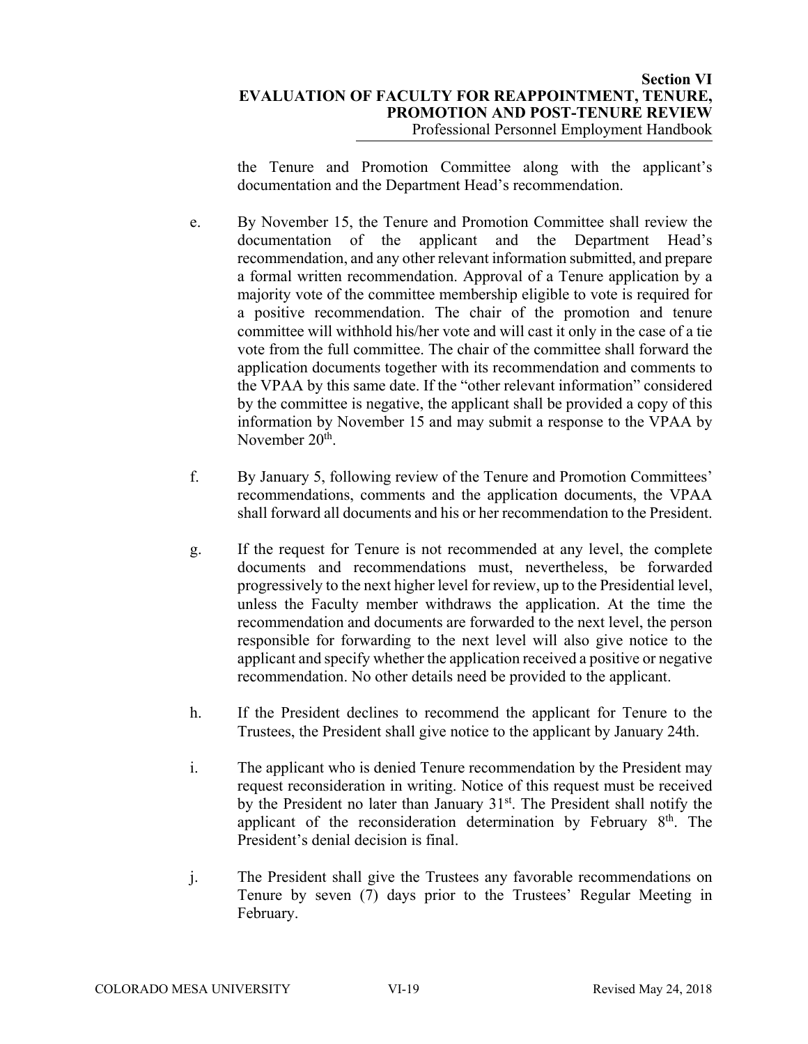the Tenure and Promotion Committee along with the applicant's documentation and the Department Head's recommendation.

e. By November 15, the Tenure and Promotion Committee shall review the documentation of the applicant and the Department Head's recommendation, and any other relevant information submitted, and prepare a formal written recommendation. Approval of a Tenure application by a majority vote of the committee membership eligible to vote is required for a positive recommendation. The chair of the promotion and tenure committee will withhold his/her vote and will cast it only in the case of a tie vote from the full committee. The chair of the committee shall forward the application documents together with its recommendation and comments to the VPAA by this same date. If the "other relevant information" considered by the committee is negative, the applicant shall be provided a copy of this information by November 15 and may submit a response to the VPAA by November 20th.

f. By January 5, following review of the Tenure and Promotion Committees' recommendations, comments and the application documents, the VPAA shall forward all documents and his or her recommendation to the President.

g. If the request for Tenure is not recommended at any level, the complete documents and recommendations must, nevertheless, be forwarded progressively to the next higher level for review, up to the Presidential level, unless the Faculty member withdraws the application. At the time the recommendation and documents are forwarded to the next level, the person responsible for forwarding to the next level will also give notice to the applicant and specify whether the application received a positive or negative recommendation. No other details need be provided to the applicant.

h. If the President declines to recommend the applicant for Tenure to the Trustees, the President shall give notice to the applicant by January 24th.

i. The applicant who is denied Tenure recommendation by the President may request reconsideration in writing. Notice of this request must be received by the President no later than January 31st. The President shall notify the applicant of the reconsideration determination by February 8th. The President's denial decision is final.

j. The President shall give the Trustees any favorable recommendations on Tenure by seven (7) days prior to the Trustees' Regular Meeting in February.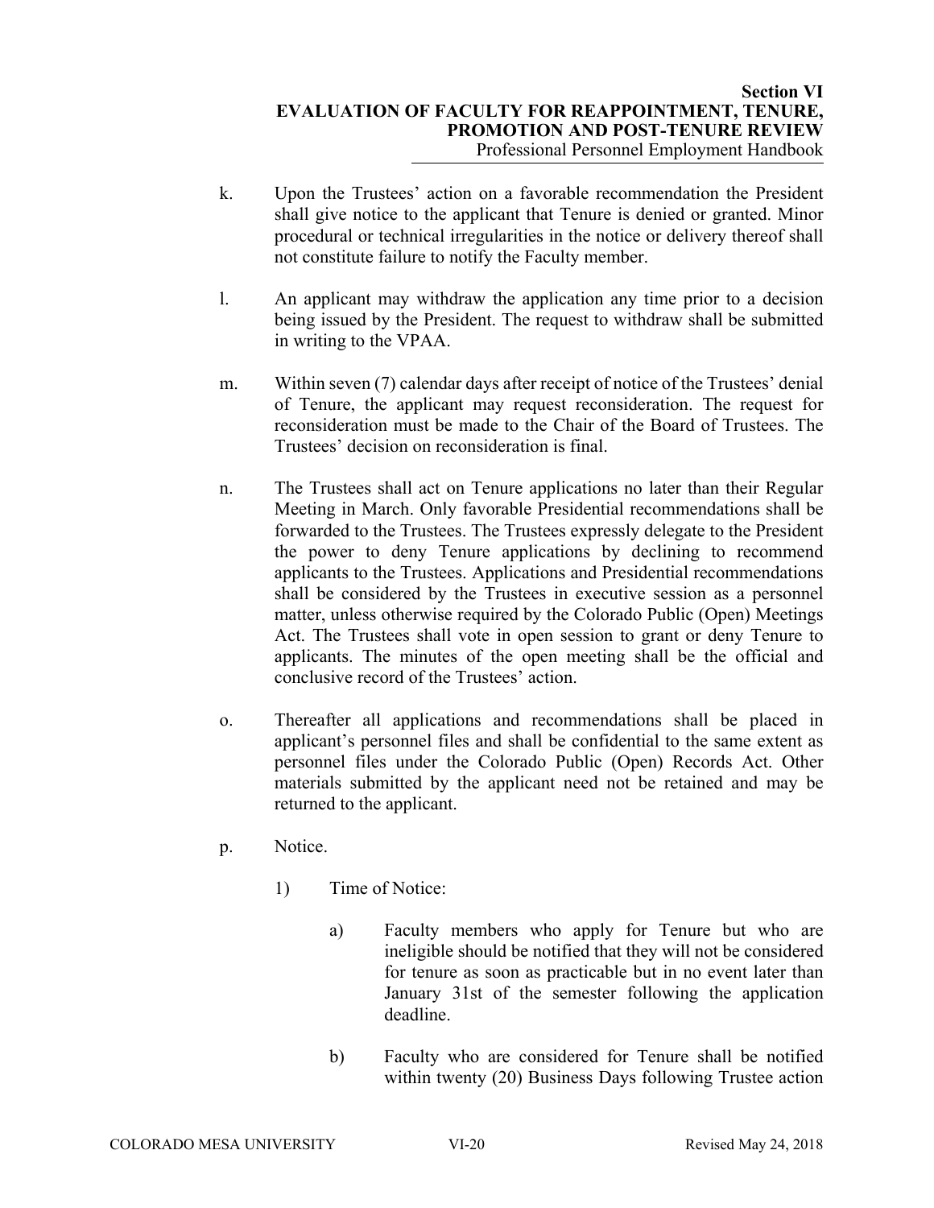k. Upon the Trustees' action on a favorable recommendation the President shall give notice to the applicant that Tenure is denied or granted. Minor procedural or technical irregularities in the notice or delivery thereof shall not constitute failure to notify the Faculty member.

l. An applicant may withdraw the application any time prior to a decision being issued by the President. The request to withdraw shall be submitted in writing to the VPAA.

m. Within seven (7) calendar days after receipt of notice of the Trustees' denial of Tenure, the applicant may request reconsideration. The request for reconsideration must be made to the Chair of the Board of Trustees. The Trustees' decision on reconsideration is final.

n. The Trustees shall act on Tenure applications no later than their Regular Meeting in March. Only favorable Presidential recommendations shall be forwarded to the Trustees. The Trustees expressly delegate to the President the power to deny Tenure applications by declining to recommend applicants to the Trustees. Applications and Presidential recommendations shall be considered by the Trustees in executive session as a personnel matter, unless otherwise required by the Colorado Public (Open) Meetings Act. The Trustees shall vote in open session to grant or deny Tenure to applicants. The minutes of the open meeting shall be the official and conclusive record of the Trustees' action.

o. Thereafter all applications and recommendations shall be placed in applicant's personnel files and shall be confidential to the same extent as personnel files under the Colorado Public (Open) Records Act. Other materials submitted by the applicant need not be retained and may be returned to the applicant.

p. Notice.

   1) Time of Notice:

      a) Faculty members who apply for Tenure but who are ineligible should be notified that they will not be considered for tenure as soon as practicable but in no event later than January 31st of the semester following the application deadline.

      b) Faculty who are considered for Tenure shall be notified within twenty (20) Business Days following Trustee action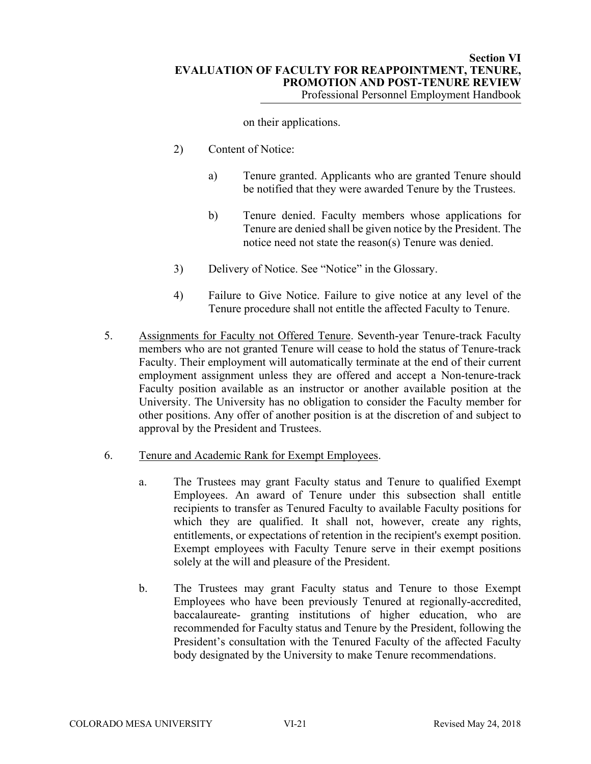on their applications.

2) Content of Notice:

a) Tenure granted. Applicants who are granted Tenure should be notified that they were awarded Tenure by the Trustees.

b) Tenure denied. Faculty members whose applications for Tenure are denied shall be given notice by the President. The notice need not state the reason(s) Tenure was denied.

3) Delivery of Notice. See "Notice" in the Glossary.

4) Failure to Give Notice. Failure to give notice at any level of the Tenure procedure shall not entitle the affected Faculty to Tenure.

5. <u>Assignments for Faculty not Offered Tenure</u>. Seventh-year Tenure-track Faculty members who are not granted Tenure will cease to hold the status of Tenure-track Faculty. Their employment will automatically terminate at the end of their current employment assignment unless they are offered and accept a Non-tenure-track Faculty position available as an instructor or another available position at the University. The University has no obligation to consider the Faculty member for other positions. Any offer of another position is at the discretion of and subject to approval by the President and Trustees.

6. <u>Tenure and Academic Rank for Exempt Employees</u>.

a. The Trustees may grant Faculty status and Tenure to qualified Exempt Employees. An award of Tenure under this subsection shall entitle recipients to transfer as Tenured Faculty to available Faculty positions for which they are qualified. It shall not, however, create any rights, entitlements, or expectations of retention in the recipient's exempt position. Exempt employees with Faculty Tenure serve in their exempt positions solely at the will and pleasure of the President.

b. The Trustees may grant Faculty status and Tenure to those Exempt Employees who have been previously Tenured at regionally-accredited, baccalaureate- granting institutions of higher education, who are recommended for Faculty status and Tenure by the President, following the President's consultation with the Tenured Faculty of the affected Faculty body designated by the University to make Tenure recommendations.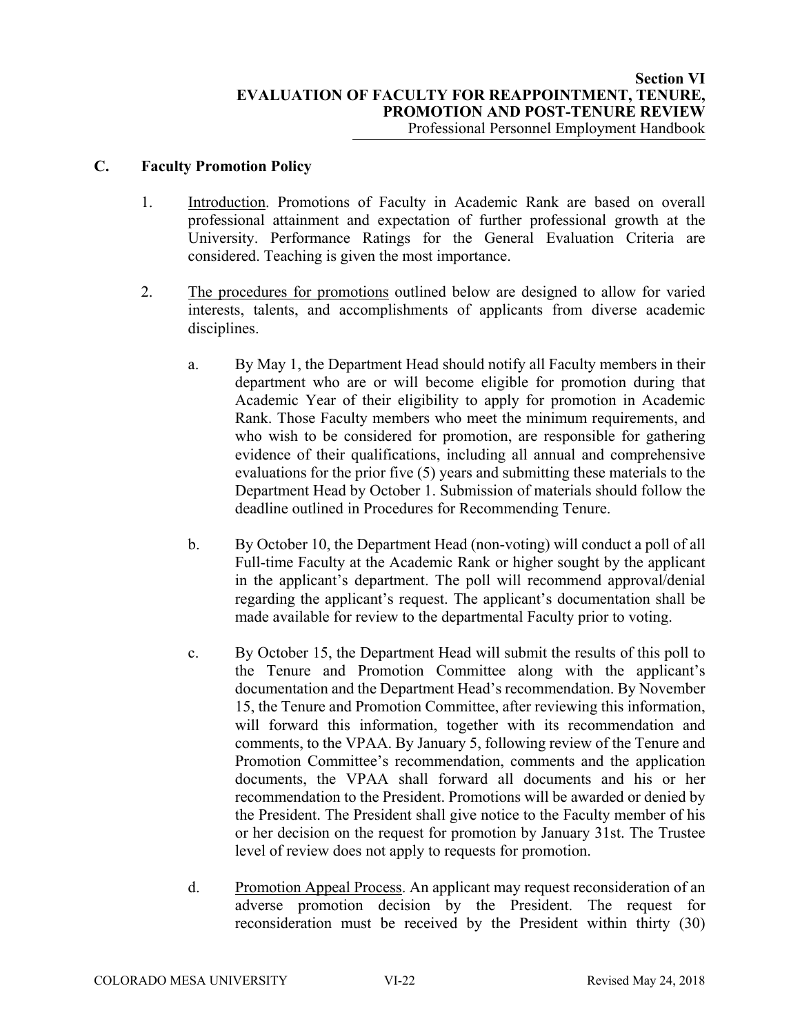## C. Faculty Promotion Policy

1. Introduction. Promotions of Faculty in Academic Rank are based on overall professional attainment and expectation of further professional growth at the University. Performance Ratings for the General Evaluation Criteria are considered. Teaching is given the most importance.

2. The procedures for promotions outlined below are designed to allow for varied interests, talents, and accomplishments of applicants from diverse academic disciplines.

   a. By May 1, the Department Head should notify all Faculty members in their department who are or will become eligible for promotion during that Academic Year of their eligibility to apply for promotion in Academic Rank. Those Faculty members who meet the minimum requirements, and who wish to be considered for promotion, are responsible for gathering evidence of their qualifications, including all annual and comprehensive evaluations for the prior five (5) years and submitting these materials to the Department Head by October 1. Submission of materials should follow the deadline outlined in Procedures for Recommending Tenure.

   b. By October 10, the Department Head (non-voting) will conduct a poll of all Full-time Faculty at the Academic Rank or higher sought by the applicant in the applicant's department. The poll will recommend approval/denial regarding the applicant's request. The applicant's documentation shall be made available for review to the departmental Faculty prior to voting.

   c. By October 15, the Department Head will submit the results of this poll to the Tenure and Promotion Committee along with the applicant's documentation and the Department Head's recommendation. By November 15, the Tenure and Promotion Committee, after reviewing this information, will forward this information, together with its recommendation and comments, to the VPAA. By January 5, following review of the Tenure and Promotion Committee's recommendation, comments and the application documents, the VPAA shall forward all documents and his or her recommendation to the President. Promotions will be awarded or denied by the President. The President shall give notice to the Faculty member of his or her decision on the request for promotion by January 31st. The Trustee level of review does not apply to requests for promotion.

   d. Promotion Appeal Process. An applicant may request reconsideration of an adverse promotion decision by the President. The request for reconsideration must be received by the President within thirty (30)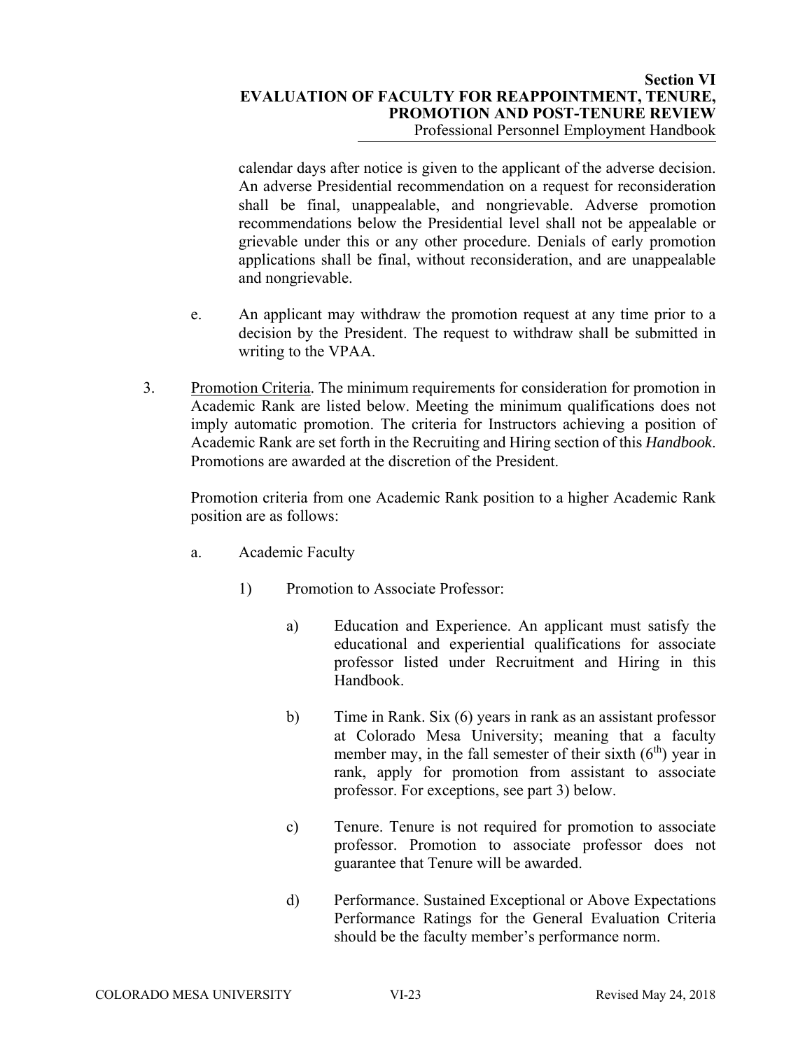calendar days after notice is given to the applicant of the adverse decision. An adverse Presidential recommendation on a request for reconsideration shall be final, unappealable, and nongrievable. Adverse promotion recommendations below the Presidential level shall not be appealable or grievable under this or any other procedure. Denials of early promotion applications shall be final, without reconsideration, and are unappealable and nongrievable.

e. An applicant may withdraw the promotion request at any time prior to a decision by the President. The request to withdraw shall be submitted in writing to the VPAA.

3. Promotion Criteria. The minimum requirements for consideration for promotion in Academic Rank are listed below. Meeting the minimum qualifications does not imply automatic promotion. The criteria for Instructors achieving a position of Academic Rank are set forth in the Recruiting and Hiring section of this *Handbook*. Promotions are awarded at the discretion of the President.

   Promotion criteria from one Academic Rank position to a higher Academic Rank position are as follows:

   a. Academic Faculty

      1) Promotion to Associate Professor:

         a) Education and Experience. An applicant must satisfy the educational and experiential qualifications for associate professor listed under Recruitment and Hiring in this Handbook.

         b) Time in Rank. Six (6) years in rank as an assistant professor at Colorado Mesa University; meaning that a faculty member may, in the fall semester of their sixth (6th) year in rank, apply for promotion from assistant to associate professor. For exceptions, see part 3) below.

         c) Tenure. Tenure is not required for promotion to associate professor. Promotion to associate professor does not guarantee that Tenure will be awarded.

         d) Performance. Sustained Exceptional or Above Expectations Performance Ratings for the General Evaluation Criteria should be the faculty member's performance norm.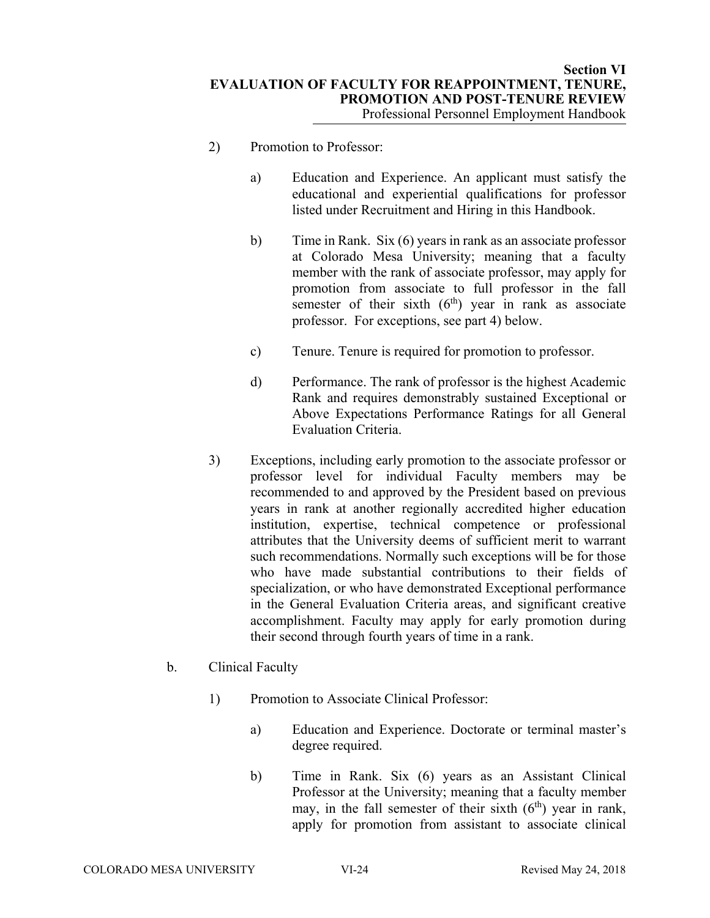2) Promotion to Professor:

a) Education and Experience. An applicant must satisfy the educational and experiential qualifications for professor listed under Recruitment and Hiring in this Handbook.

b) Time in Rank. Six (6) years in rank as an associate professor at Colorado Mesa University; meaning that a faculty member with the rank of associate professor, may apply for promotion from associate to full professor in the fall semester of their sixth (6th) year in rank as associate professor. For exceptions, see part 4) below.

c) Tenure. Tenure is required for promotion to professor.

d) Performance. The rank of professor is the highest Academic Rank and requires demonstrably sustained Exceptional or Above Expectations Performance Ratings for all General Evaluation Criteria.

3) Exceptions, including early promotion to the associate professor or professor level for individual Faculty members may be recommended to and approved by the President based on previous years in rank at another regionally accredited higher education institution, expertise, technical competence or professional attributes that the University deems of sufficient merit to warrant such recommendations. Normally such exceptions will be for those who have made substantial contributions to their fields of specialization, or who have demonstrated Exceptional performance in the General Evaluation Criteria areas, and significant creative accomplishment. Faculty may apply for early promotion during their second through fourth years of time in a rank.

b. Clinical Faculty

1) Promotion to Associate Clinical Professor:

a) Education and Experience. Doctorate or terminal master's degree required.

b) Time in Rank. Six (6) years as an Assistant Clinical Professor at the University; meaning that a faculty member may, in the fall semester of their sixth (6th) year in rank, apply for promotion from assistant to associate clinical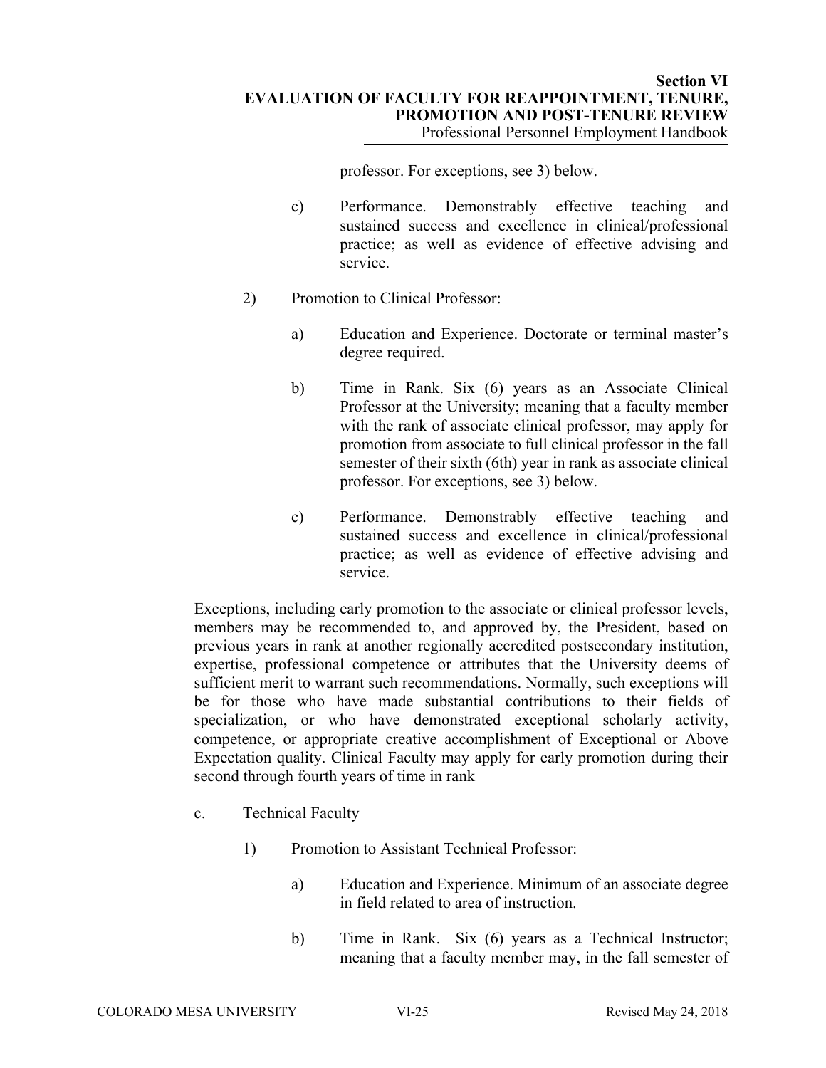professor. For exceptions, see 3) below.

c) Performance. Demonstrably effective teaching and sustained success and excellence in clinical/professional practice; as well as evidence of effective advising and service.

2) Promotion to Clinical Professor:

a) Education and Experience. Doctorate or terminal master's degree required.

b) Time in Rank. Six (6) years as an Associate Clinical Professor at the University; meaning that a faculty member with the rank of associate clinical professor, may apply for promotion from associate to full clinical professor in the fall semester of their sixth (6th) year in rank as associate clinical professor. For exceptions, see 3) below.

c) Performance. Demonstrably effective teaching and sustained success and excellence in clinical/professional practice; as well as evidence of effective advising and service.

Exceptions, including early promotion to the associate or clinical professor levels, members may be recommended to, and approved by, the President, based on previous years in rank at another regionally accredited postsecondary institution, expertise, professional competence or attributes that the University deems of sufficient merit to warrant such recommendations. Normally, such exceptions will be for those who have made substantial contributions to their fields of specialization, or who have demonstrated exceptional scholarly activity, competence, or appropriate creative accomplishment of Exceptional or Above Expectation quality. Clinical Faculty may apply for early promotion during their second through fourth years of time in rank

c. Technical Faculty

1) Promotion to Assistant Technical Professor:

a) Education and Experience. Minimum of an associate degree in field related to area of instruction.

b) Time in Rank. Six (6) years as a Technical Instructor; meaning that a faculty member may, in the fall semester of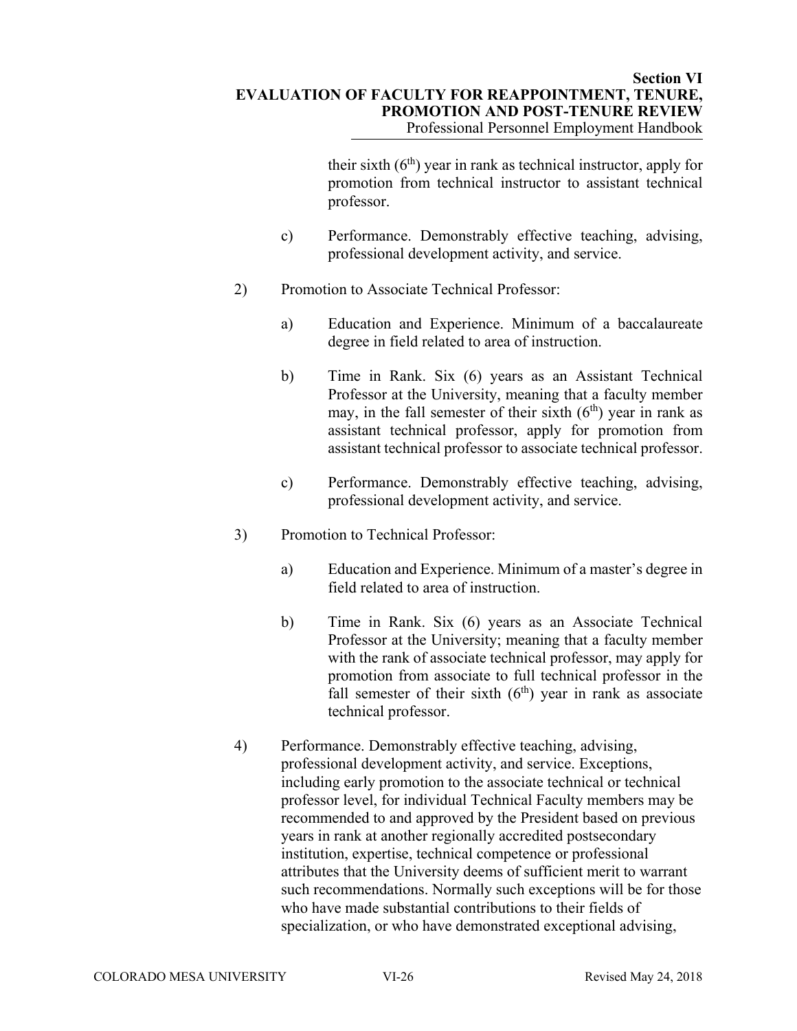their sixth (6th) year in rank as technical instructor, apply for promotion from technical instructor to assistant technical professor.

c) Performance. Demonstrably effective teaching, advising, professional development activity, and service.

2) Promotion to Associate Technical Professor:

a) Education and Experience. Minimum of a baccalaureate degree in field related to area of instruction.

b) Time in Rank. Six (6) years as an Assistant Technical Professor at the University, meaning that a faculty member may, in the fall semester of their sixth (6th) year in rank as assistant technical professor, apply for promotion from assistant technical professor to associate technical professor.

c) Performance. Demonstrably effective teaching, advising, professional development activity, and service.

3) Promotion to Technical Professor:

a) Education and Experience. Minimum of a master's degree in field related to area of instruction.

b) Time in Rank. Six (6) years as an Associate Technical Professor at the University; meaning that a faculty member with the rank of associate technical professor, may apply for promotion from associate to full technical professor in the fall semester of their sixth (6th) year in rank as associate technical professor.

4) Performance. Demonstrably effective teaching, advising, professional development activity, and service. Exceptions, including early promotion to the associate technical or technical professor level, for individual Technical Faculty members may be recommended to and approved by the President based on previous years in rank at another regionally accredited postsecondary institution, expertise, technical competence or professional attributes that the University deems of sufficient merit to warrant such recommendations. Normally such exceptions will be for those who have made substantial contributions to their fields of specialization, or who have demonstrated exceptional advising,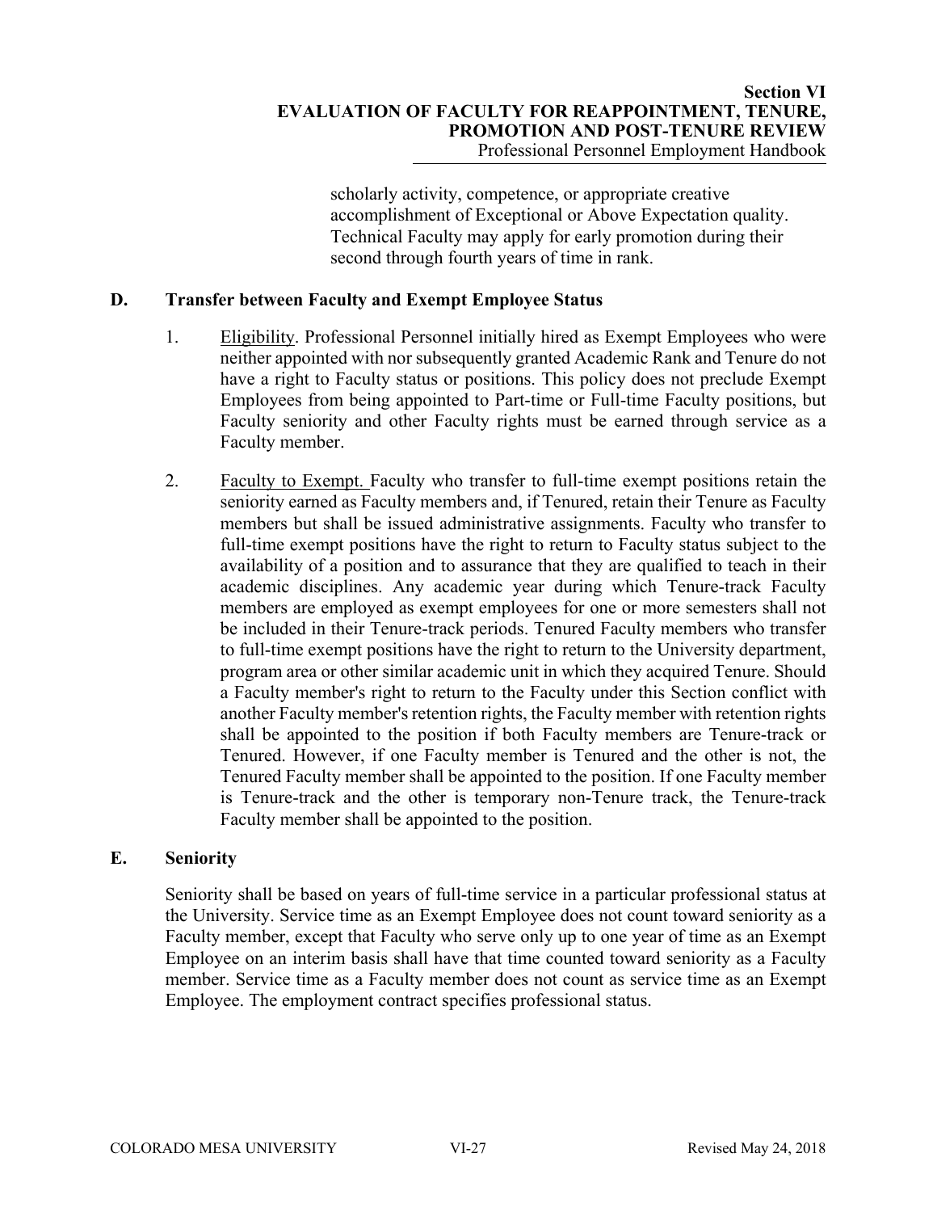scholarly activity, competence, or appropriate creative accomplishment of Exceptional or Above Expectation quality. Technical Faculty may apply for early promotion during their second through fourth years of time in rank.

## D. Transfer between Faculty and Exempt Employee Status

1. Eligibility. Professional Personnel initially hired as Exempt Employees who were neither appointed with nor subsequently granted Academic Rank and Tenure do not have a right to Faculty status or positions. This policy does not preclude Exempt Employees from being appointed to Part-time or Full-time Faculty positions, but Faculty seniority and other Faculty rights must be earned through service as a Faculty member.

2. Faculty to Exempt. Faculty who transfer to full-time exempt positions retain the seniority earned as Faculty members and, if Tenured, retain their Tenure as Faculty members but shall be issued administrative assignments. Faculty who transfer to full-time exempt positions have the right to return to Faculty status subject to the availability of a position and to assurance that they are qualified to teach in their academic disciplines. Any academic year during which Tenure-track Faculty members are employed as exempt employees for one or more semesters shall not be included in their Tenure-track periods. Tenured Faculty members who transfer to full-time exempt positions have the right to return to the University department, program area or other similar academic unit in which they acquired Tenure. Should a Faculty member's right to return to the Faculty under this Section conflict with another Faculty member's retention rights, the Faculty member with retention rights shall be appointed to the position if both Faculty members are Tenure-track or Tenured. However, if one Faculty member is Tenured and the other is not, the Tenured Faculty member shall be appointed to the position. If one Faculty member is Tenure-track and the other is temporary non-Tenure track, the Tenure-track Faculty member shall be appointed to the position.

## E. Seniority

Seniority shall be based on years of full-time service in a particular professional status at the University. Service time as an Exempt Employee does not count toward seniority as a Faculty member, except that Faculty who serve only up to one year of time as an Exempt Employee on an interim basis shall have that time counted toward seniority as a Faculty member. Service time as a Faculty member does not count as service time as an Exempt Employee. The employment contract specifies professional status.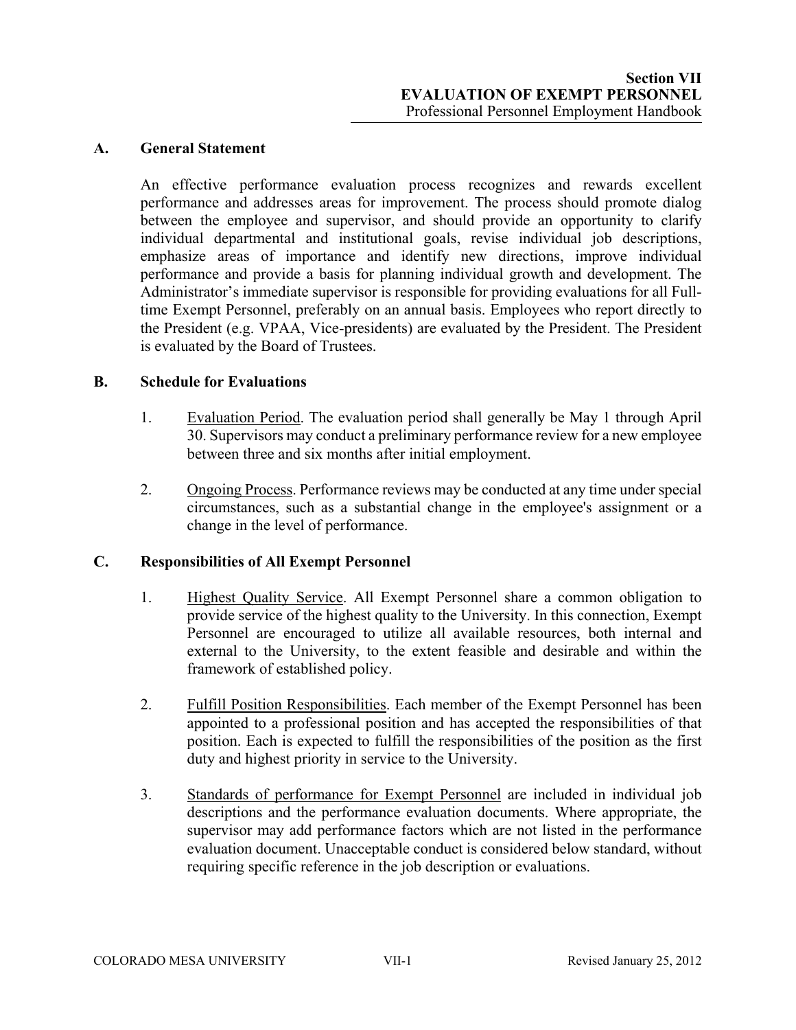# Section VII
# EVALUATION OF EXEMPT PERSONNEL
Professional Personnel Employment Handbook

## A. General Statement

An effective performance evaluation process recognizes and rewards excellent performance and addresses areas for improvement. The process should promote dialog between the employee and supervisor, and should provide an opportunity to clarify individual departmental and institutional goals, revise individual job descriptions, emphasize areas of importance and identify new directions, improve individual performance and provide a basis for planning individual growth and development. The Administrator's immediate supervisor is responsible for providing evaluations for all Full-time Exempt Personnel, preferably on an annual basis. Employees who report directly to the President (e.g. VPAA, Vice-presidents) are evaluated by the President. The President is evaluated by the Board of Trustees.

## B. Schedule for Evaluations

1. Evaluation Period. The evaluation period shall generally be May 1 through April 30. Supervisors may conduct a preliminary performance review for a new employee between three and six months after initial employment.

2. Ongoing Process. Performance reviews may be conducted at any time under special circumstances, such as a substantial change in the employee's assignment or a change in the level of performance.

## C. Responsibilities of All Exempt Personnel

1. Highest Quality Service. All Exempt Personnel share a common obligation to provide service of the highest quality to the University. In this connection, Exempt Personnel are encouraged to utilize all available resources, both internal and external to the University, to the extent feasible and desirable and within the framework of established policy.

2. Fulfill Position Responsibilities. Each member of the Exempt Personnel has been appointed to a professional position and has accepted the responsibilities of that position. Each is expected to fulfill the responsibilities of the position as the first duty and highest priority in service to the University.

3. Standards of performance for Exempt Personnel are included in individual job descriptions and the performance evaluation documents. Where appropriate, the supervisor may add performance factors which are not listed in the performance evaluation document. Unacceptable conduct is considered below standard, without requiring specific reference in the job description or evaluations.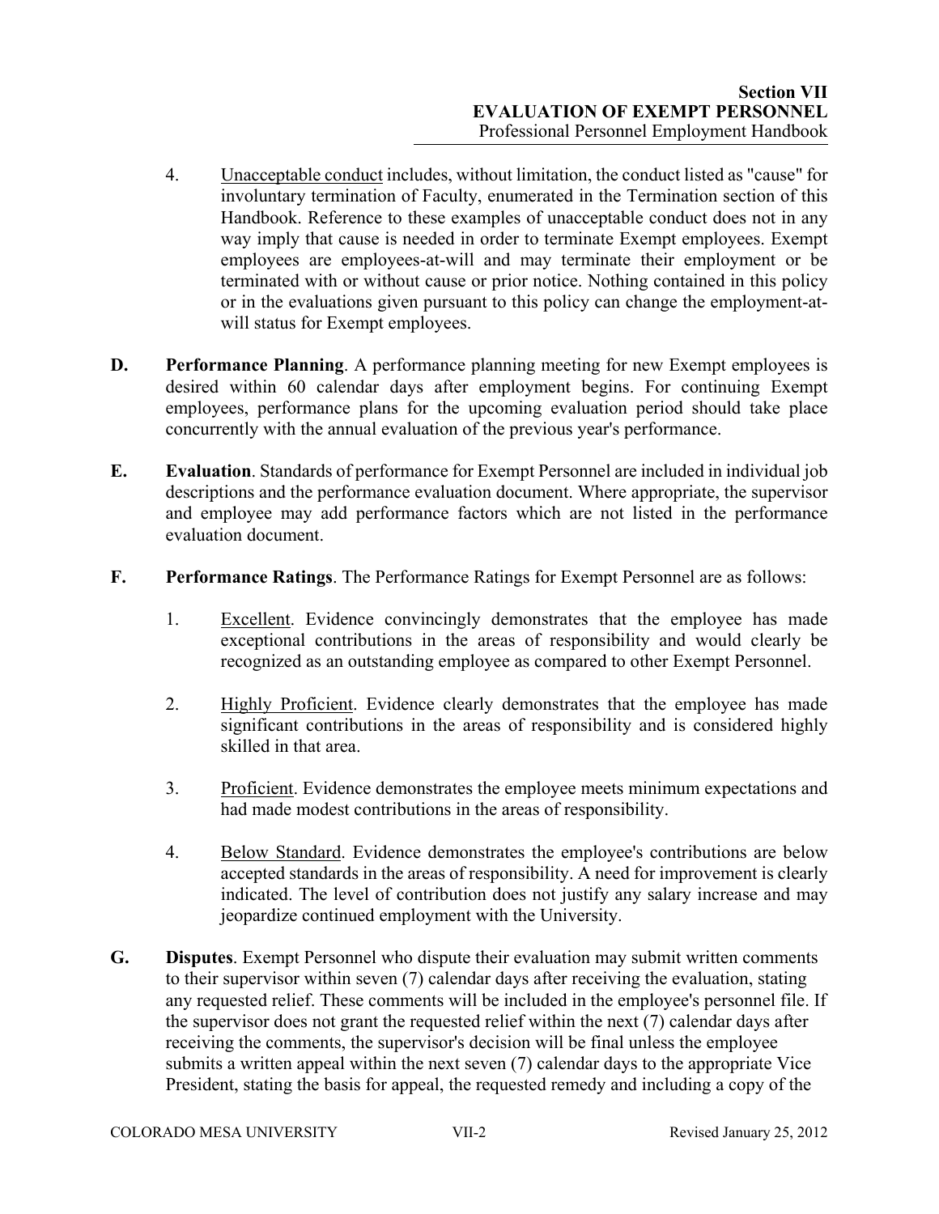4. Unacceptable conduct includes, without limitation, the conduct listed as "cause" for involuntary termination of Faculty, enumerated in the Termination section of this Handbook. Reference to these examples of unacceptable conduct does not in any way imply that cause is needed in order to terminate Exempt employees. Exempt employees are employees-at-will and may terminate their employment or be terminated with or without cause or prior notice. Nothing contained in this policy or in the evaluations given pursuant to this policy can change the employment-at-will status for Exempt employees.

**D. Performance Planning**. A performance planning meeting for new Exempt employees is desired within 60 calendar days after employment begins. For continuing Exempt employees, performance plans for the upcoming evaluation period should take place concurrently with the annual evaluation of the previous year's performance.

**E. Evaluation**. Standards of performance for Exempt Personnel are included in individual job descriptions and the performance evaluation document. Where appropriate, the supervisor and employee may add performance factors which are not listed in the performance evaluation document.

**F. Performance Ratings**. The Performance Ratings for Exempt Personnel are as follows:

1. Excellent. Evidence convincingly demonstrates that the employee has made exceptional contributions in the areas of responsibility and would clearly be recognized as an outstanding employee as compared to other Exempt Personnel.

2. Highly Proficient. Evidence clearly demonstrates that the employee has made significant contributions in the areas of responsibility and is considered highly skilled in that area.

3. Proficient. Evidence demonstrates the employee meets minimum expectations and had made modest contributions in the areas of responsibility.

4. Below Standard. Evidence demonstrates the employee's contributions are below accepted standards in the areas of responsibility. A need for improvement is clearly indicated. The level of contribution does not justify any salary increase and may jeopardize continued employment with the University.

**G. Disputes**. Exempt Personnel who dispute their evaluation may submit written comments to their supervisor within seven (7) calendar days after receiving the evaluation, stating any requested relief. These comments will be included in the employee's personnel file. If the supervisor does not grant the requested relief within the next (7) calendar days after receiving the comments, the supervisor's decision will be final unless the employee submits a written appeal within the next seven (7) calendar days to the appropriate Vice President, stating the basis for appeal, the requested remedy and including a copy of the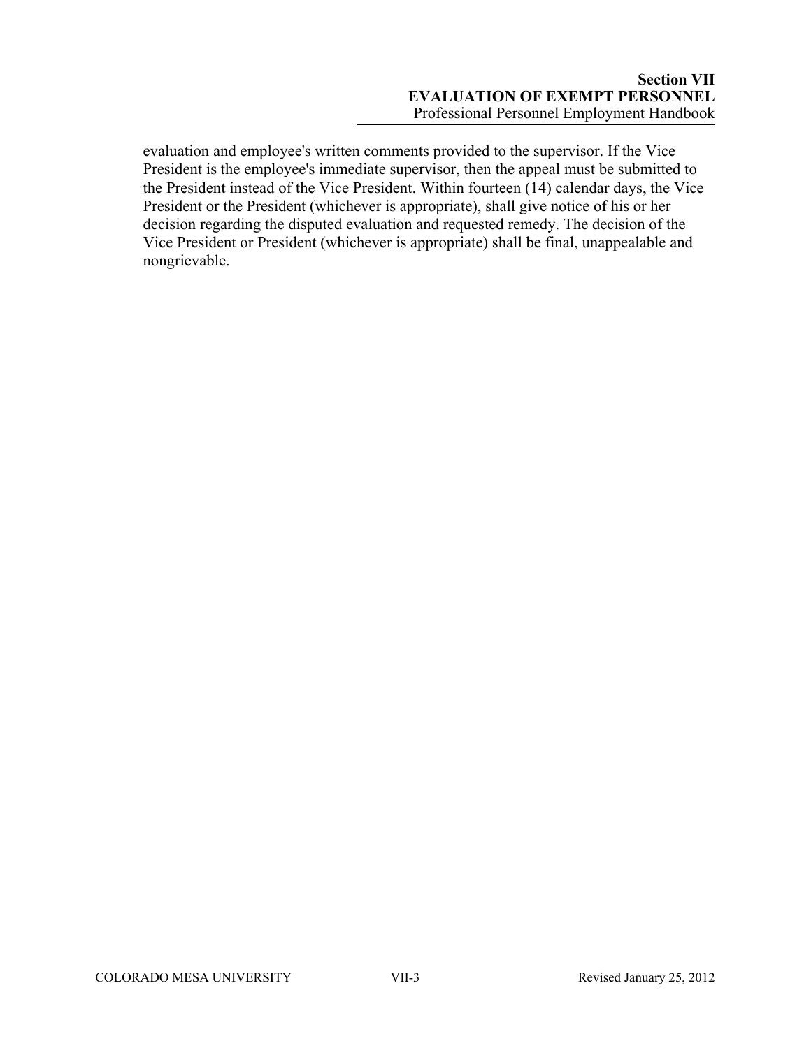evaluation and employee's written comments provided to the supervisor. If the Vice President is the employee's immediate supervisor, then the appeal must be submitted to the President instead of the Vice President. Within fourteen (14) calendar days, the Vice President or the President (whichever is appropriate), shall give notice of his or her decision regarding the disputed evaluation and requested remedy. The decision of the Vice President or President (whichever is appropriate) shall be final, unappealable and nongrievable.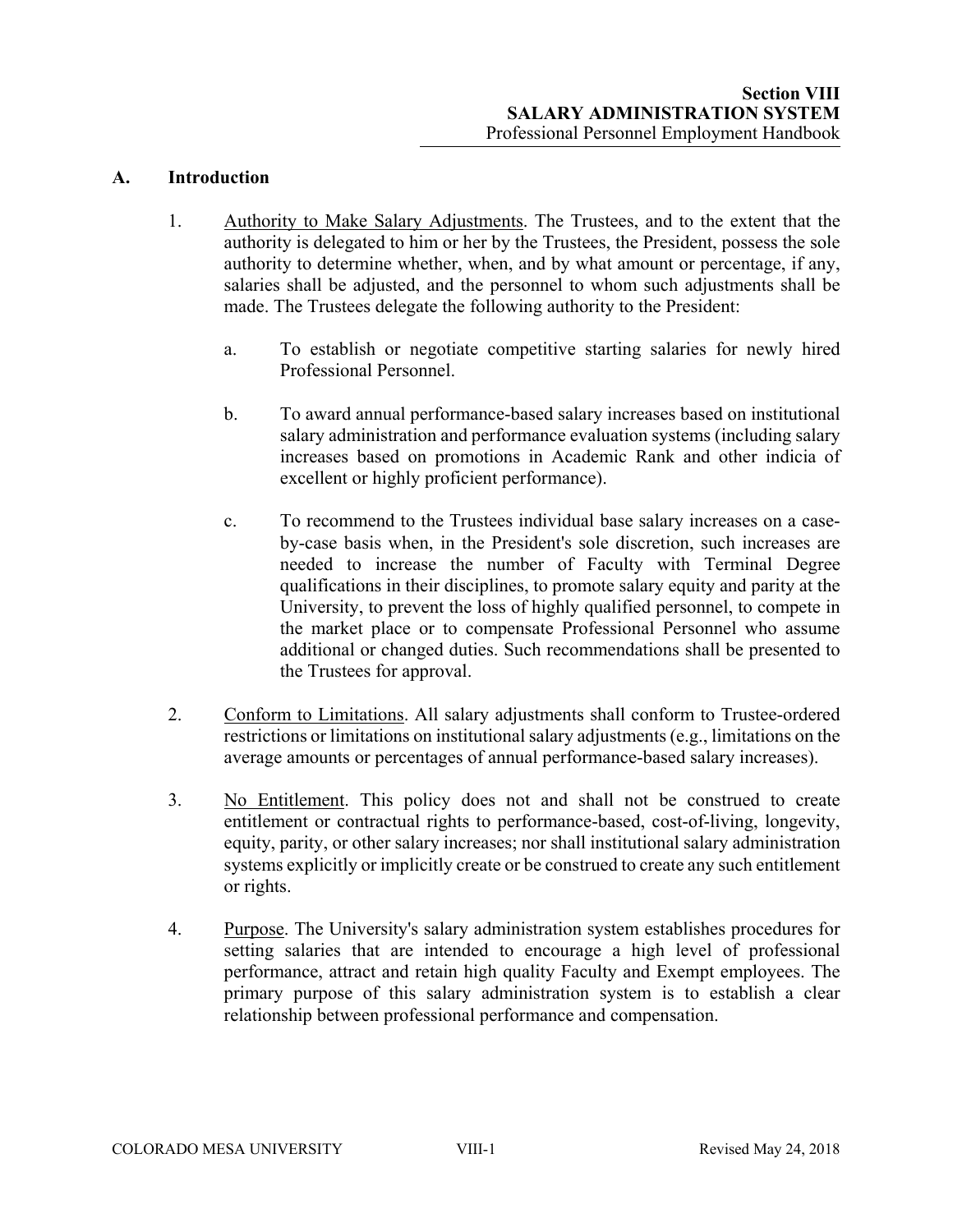## A. Introduction

1. Authority to Make Salary Adjustments. The Trustees, and to the extent that the authority is delegated to him or her by the Trustees, the President, possess the sole authority to determine whether, when, and by what amount or percentage, if any, salaries shall be adjusted, and the personnel to whom such adjustments shall be made. The Trustees delegate the following authority to the President:

   a. To establish or negotiate competitive starting salaries for newly hired Professional Personnel.

   b. To award annual performance-based salary increases based on institutional salary administration and performance evaluation systems (including salary increases based on promotions in Academic Rank and other indicia of excellent or highly proficient performance).

   c. To recommend to the Trustees individual base salary increases on a case-by-case basis when, in the President's sole discretion, such increases are needed to increase the number of Faculty with Terminal Degree qualifications in their disciplines, to promote salary equity and parity at the University, to prevent the loss of highly qualified personnel, to compete in the market place or to compensate Professional Personnel who assume additional or changed duties. Such recommendations shall be presented to the Trustees for approval.

2. Conform to Limitations. All salary adjustments shall conform to Trustee-ordered restrictions or limitations on institutional salary adjustments (e.g., limitations on the average amounts or percentages of annual performance-based salary increases).

3. No Entitlement. This policy does not and shall not be construed to create entitlement or contractual rights to performance-based, cost-of-living, longevity, equity, parity, or other salary increases; nor shall institutional salary administration systems explicitly or implicitly create or be construed to create any such entitlement or rights.

4. Purpose. The University's salary administration system establishes procedures for setting salaries that are intended to encourage a high level of professional performance, attract and retain high quality Faculty and Exempt employees. The primary purpose of this salary administration system is to establish a clear relationship between professional performance and compensation.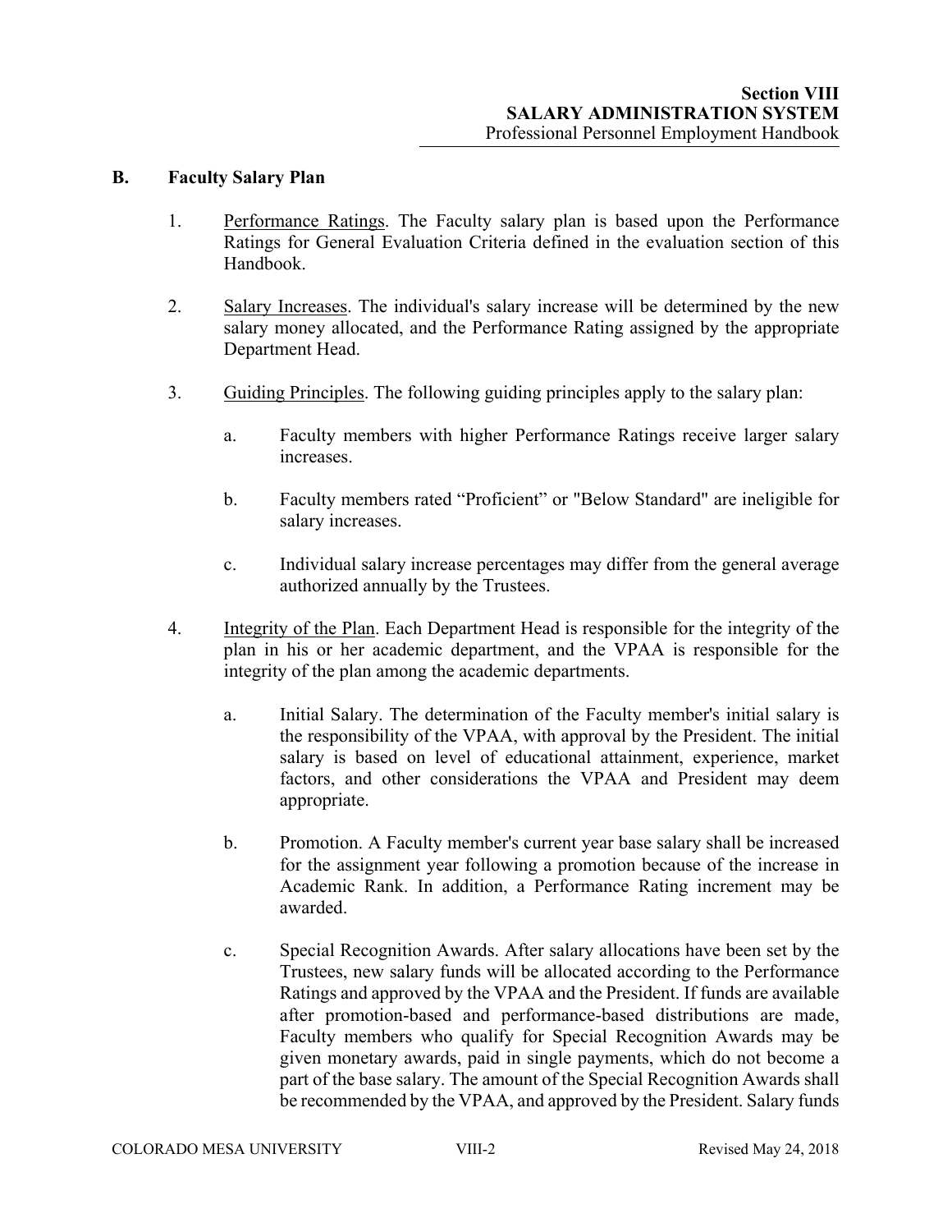## B. Faculty Salary Plan

1. Performance Ratings. The Faculty salary plan is based upon the Performance Ratings for General Evaluation Criteria defined in the evaluation section of this Handbook.

2. Salary Increases. The individual's salary increase will be determined by the new salary money allocated, and the Performance Rating assigned by the appropriate Department Head.

3. Guiding Principles. The following guiding principles apply to the salary plan:

   a. Faculty members with higher Performance Ratings receive larger salary increases.

   b. Faculty members rated "Proficient" or "Below Standard" are ineligible for salary increases.

   c. Individual salary increase percentages may differ from the general average authorized annually by the Trustees.

4. Integrity of the Plan. Each Department Head is responsible for the integrity of the plan in his or her academic department, and the VPAA is responsible for the integrity of the plan among the academic departments.

   a. Initial Salary. The determination of the Faculty member's initial salary is the responsibility of the VPAA, with approval by the President. The initial salary is based on level of educational attainment, experience, market factors, and other considerations the VPAA and President may deem appropriate.

   b. Promotion. A Faculty member's current year base salary shall be increased for the assignment year following a promotion because of the increase in Academic Rank. In addition, a Performance Rating increment may be awarded.

   c. Special Recognition Awards. After salary allocations have been set by the Trustees, new salary funds will be allocated according to the Performance Ratings and approved by the VPAA and the President. If funds are available after promotion-based and performance-based distributions are made, Faculty members who qualify for Special Recognition Awards may be given monetary awards, paid in single payments, which do not become a part of the base salary. The amount of the Special Recognition Awards shall be recommended by the VPAA, and approved by the President. Salary funds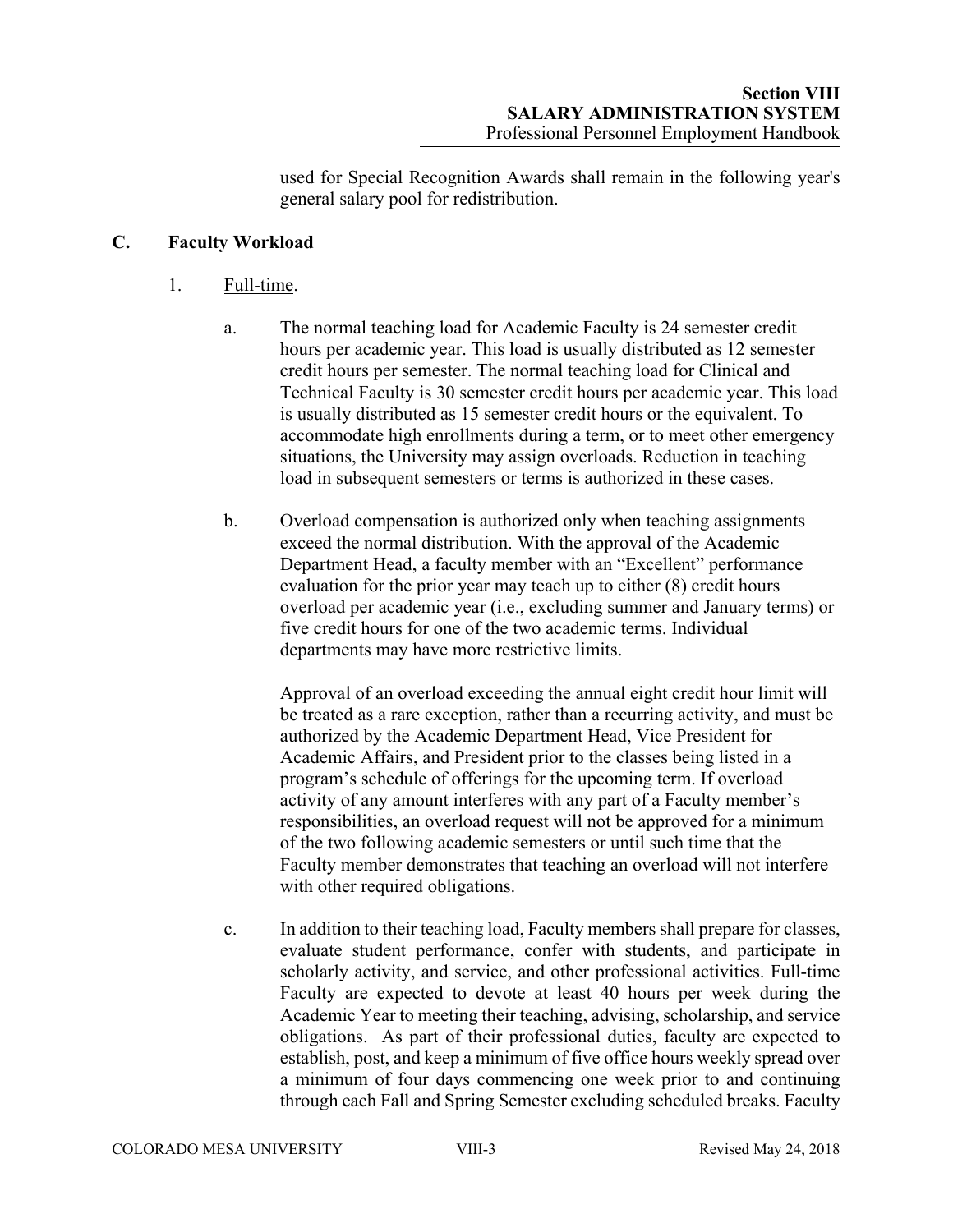used for Special Recognition Awards shall remain in the following year's general salary pool for redistribution.

## C. Faculty Workload

1. Full-time.

   a. The normal teaching load for Academic Faculty is 24 semester credit hours per academic year. This load is usually distributed as 12 semester credit hours per semester. The normal teaching load for Clinical and Technical Faculty is 30 semester credit hours per academic year. This load is usually distributed as 15 semester credit hours or the equivalent. To accommodate high enrollments during a term, or to meet other emergency situations, the University may assign overloads. Reduction in teaching load in subsequent semesters or terms is authorized in these cases.

   b. Overload compensation is authorized only when teaching assignments exceed the normal distribution. With the approval of the Academic Department Head, a faculty member with an "Excellent" performance evaluation for the prior year may teach up to either (8) credit hours overload per academic year (i.e., excluding summer and January terms) or five credit hours for one of the two academic terms. Individual departments may have more restrictive limits.

      Approval of an overload exceeding the annual eight credit hour limit will be treated as a rare exception, rather than a recurring activity, and must be authorized by the Academic Department Head, Vice President for Academic Affairs, and President prior to the classes being listed in a program's schedule of offerings for the upcoming term. If overload activity of any amount interferes with any part of a Faculty member's responsibilities, an overload request will not be approved for a minimum of the two following academic semesters or until such time that the Faculty member demonstrates that teaching an overload will not interfere with other required obligations.

   c. In addition to their teaching load, Faculty members shall prepare for classes, evaluate student performance, confer with students, and participate in scholarly activity, and service, and other professional activities. Full-time Faculty are expected to devote at least 40 hours per week during the Academic Year to meeting their teaching, advising, scholarship, and service obligations. As part of their professional duties, faculty are expected to establish, post, and keep a minimum of five office hours weekly spread over a minimum of four days commencing one week prior to and continuing through each Fall and Spring Semester excluding scheduled breaks. Faculty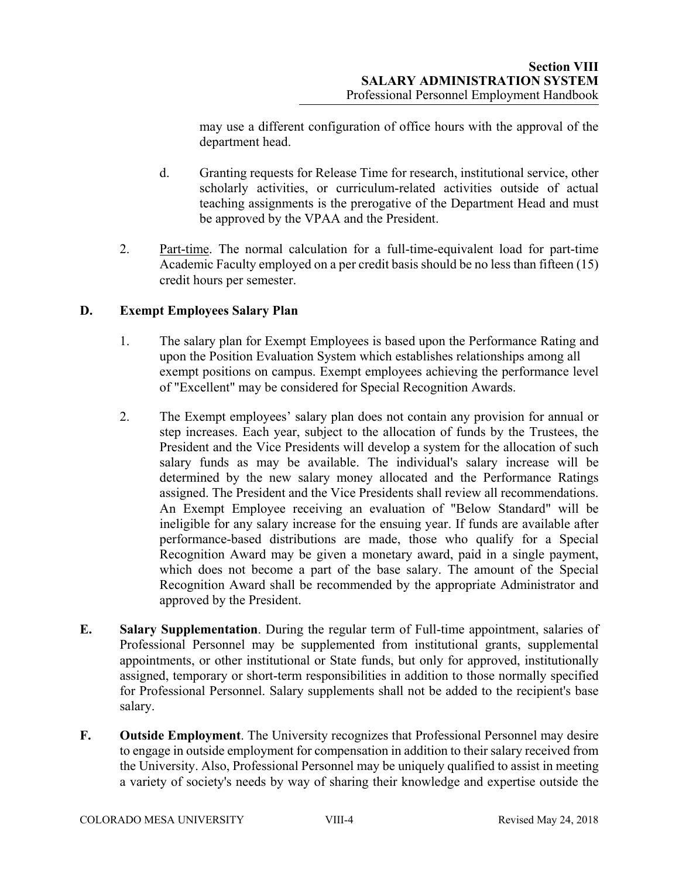may use a different configuration of office hours with the approval of the department head.

d. Granting requests for Release Time for research, institutional service, other scholarly activities, or curriculum-related activities outside of actual teaching assignments is the prerogative of the Department Head and must be approved by the VPAA and the President.

2. Part-time. The normal calculation for a full-time-equivalent load for part-time Academic Faculty employed on a per credit basis should be no less than fifteen (15) credit hours per semester.

## D. Exempt Employees Salary Plan

1. The salary plan for Exempt Employees is based upon the Performance Rating and upon the Position Evaluation System which establishes relationships among all exempt positions on campus. Exempt employees achieving the performance level of "Excellent" may be considered for Special Recognition Awards.

2. The Exempt employees' salary plan does not contain any provision for annual or step increases. Each year, subject to the allocation of funds by the Trustees, the President and the Vice Presidents will develop a system for the allocation of such salary funds as may be available. The individual's salary increase will be determined by the new salary money allocated and the Performance Ratings assigned. The President and the Vice Presidents shall review all recommendations. An Exempt Employee receiving an evaluation of "Below Standard" will be ineligible for any salary increase for the ensuing year. If funds are available after performance-based distributions are made, those who qualify for a Special Recognition Award may be given a monetary award, paid in a single payment, which does not become a part of the base salary. The amount of the Special Recognition Award shall be recommended by the appropriate Administrator and approved by the President.

**E. Salary Supplementation**. During the regular term of Full-time appointment, salaries of Professional Personnel may be supplemented from institutional grants, supplemental appointments, or other institutional or State funds, but only for approved, institutionally assigned, temporary or short-term responsibilities in addition to those normally specified for Professional Personnel. Salary supplements shall not be added to the recipient's base salary.

**F. Outside Employment**. The University recognizes that Professional Personnel may desire to engage in outside employment for compensation in addition to their salary received from the University. Also, Professional Personnel may be uniquely qualified to assist in meeting a variety of society's needs by way of sharing their knowledge and expertise outside the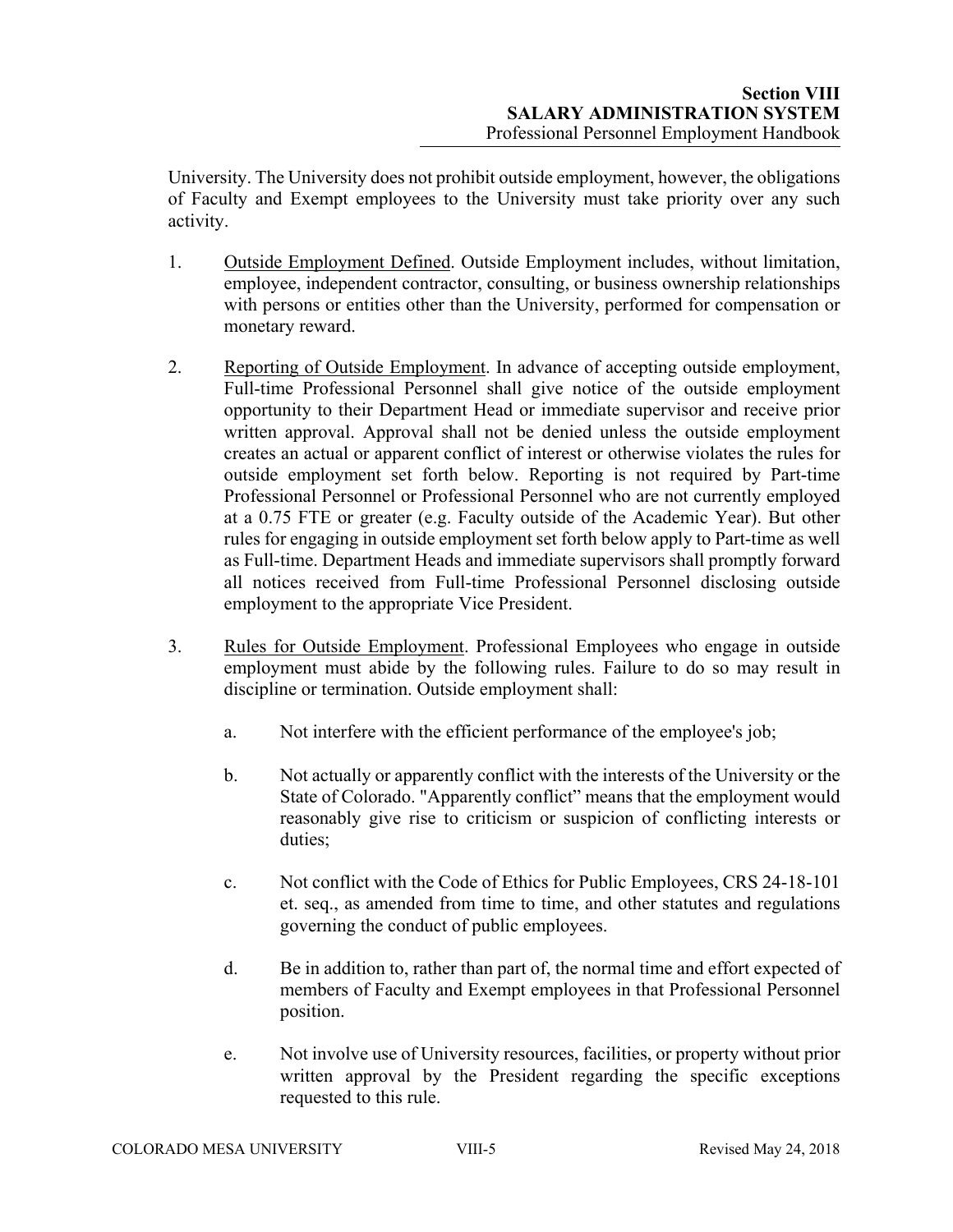University. The University does not prohibit outside employment, however, the obligations of Faculty and Exempt employees to the University must take priority over any such activity.

1. <u>Outside Employment Defined</u>. Outside Employment includes, without limitation, employee, independent contractor, consulting, or business ownership relationships with persons or entities other than the University, performed for compensation or monetary reward.

2. <u>Reporting of Outside Employment</u>. In advance of accepting outside employment, Full-time Professional Personnel shall give notice of the outside employment opportunity to their Department Head or immediate supervisor and receive prior written approval. Approval shall not be denied unless the outside employment creates an actual or apparent conflict of interest or otherwise violates the rules for outside employment set forth below. Reporting is not required by Part-time Professional Personnel or Professional Personnel who are not currently employed at a 0.75 FTE or greater (e.g. Faculty outside of the Academic Year). But other rules for engaging in outside employment set forth below apply to Part-time as well as Full-time. Department Heads and immediate supervisors shall promptly forward all notices received from Full-time Professional Personnel disclosing outside employment to the appropriate Vice President.

3. <u>Rules for Outside Employment</u>. Professional Employees who engage in outside employment must abide by the following rules. Failure to do so may result in discipline or termination. Outside employment shall:

   a. Not interfere with the efficient performance of the employee's job;

   b. Not actually or apparently conflict with the interests of the University or the State of Colorado. "Apparently conflict" means that the employment would reasonably give rise to criticism or suspicion of conflicting interests or duties;

   c. Not conflict with the Code of Ethics for Public Employees, CRS 24-18-101 et. seq., as amended from time to time, and other statutes and regulations governing the conduct of public employees.

   d. Be in addition to, rather than part of, the normal time and effort expected of members of Faculty and Exempt employees in that Professional Personnel position.

   e. Not involve use of University resources, facilities, or property without prior written approval by the President regarding the specific exceptions requested to this rule.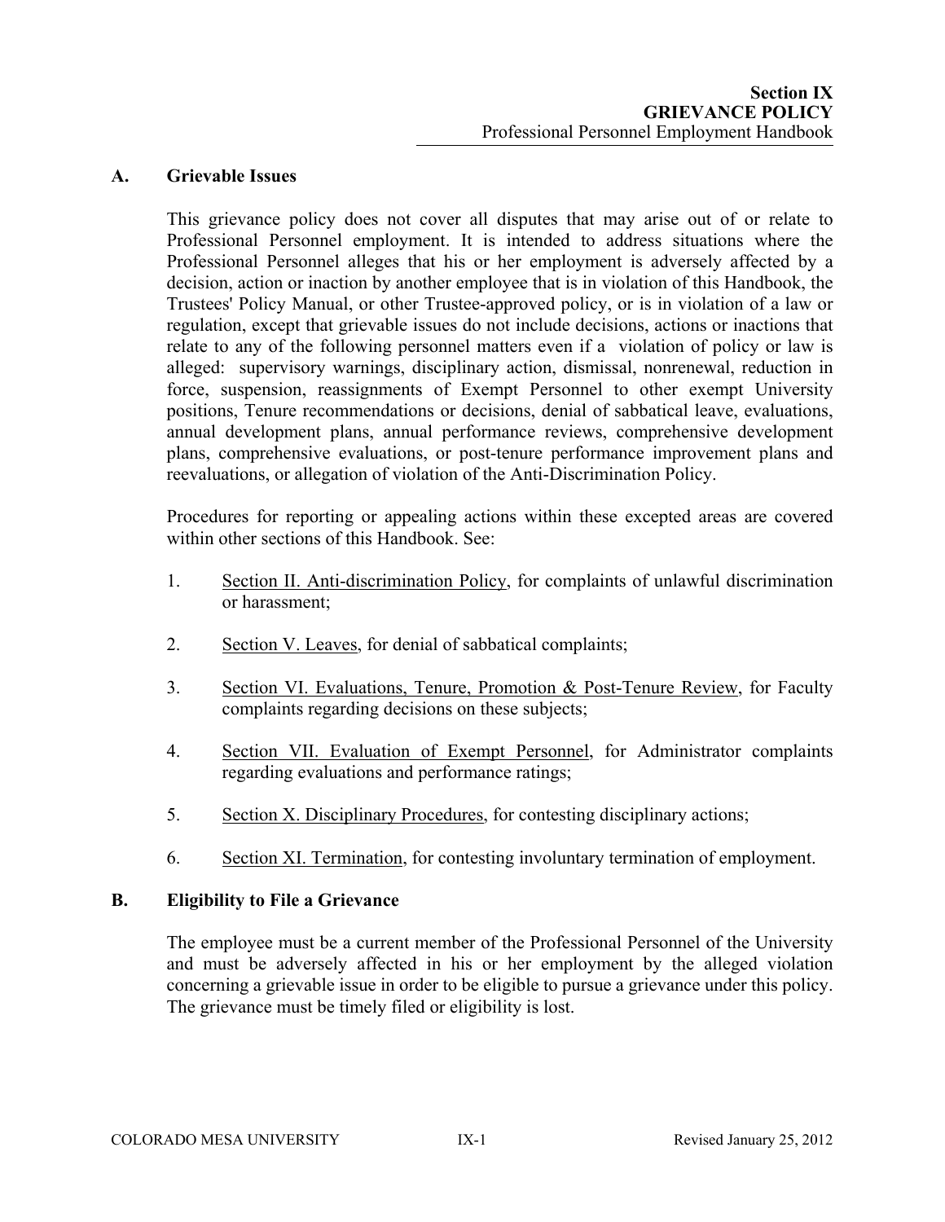# Section IX
# GRIEVANCE POLICY
Professional Personnel Employment Handbook

## A. Grievable Issues

This grievance policy does not cover all disputes that may arise out of or relate to Professional Personnel employment. It is intended to address situations where the Professional Personnel alleges that his or her employment is adversely affected by a decision, action or inaction by another employee that is in violation of this Handbook, the Trustees' Policy Manual, or other Trustee-approved policy, or is in violation of a law or regulation, except that grievable issues do not include decisions, actions or inactions that relate to any of the following personnel matters even if a violation of policy or law is alleged: supervisory warnings, disciplinary action, dismissal, nonrenewal, reduction in force, suspension, reassignments of Exempt Personnel to other exempt University positions, Tenure recommendations or decisions, denial of sabbatical leave, evaluations, annual development plans, annual performance reviews, comprehensive development plans, comprehensive evaluations, or post-tenure performance improvement plans and reevaluations, or allegation of violation of the Anti-Discrimination Policy.

Procedures for reporting or appealing actions within these excepted areas are covered within other sections of this Handbook. See:

1. Section II. Anti-discrimination Policy, for complaints of unlawful discrimination or harassment;
2. Section V. Leaves, for denial of sabbatical complaints;
3. Section VI. Evaluations, Tenure, Promotion & Post-Tenure Review, for Faculty complaints regarding decisions on these subjects;
4. Section VII. Evaluation of Exempt Personnel, for Administrator complaints regarding evaluations and performance ratings;
5. Section X. Disciplinary Procedures, for contesting disciplinary actions;
6. Section XI. Termination, for contesting involuntary termination of employment.

## B. Eligibility to File a Grievance

The employee must be a current member of the Professional Personnel of the University and must be adversely affected in his or her employment by the alleged violation concerning a grievable issue in order to be eligible to pursue a grievance under this policy. The grievance must be timely filed or eligibility is lost.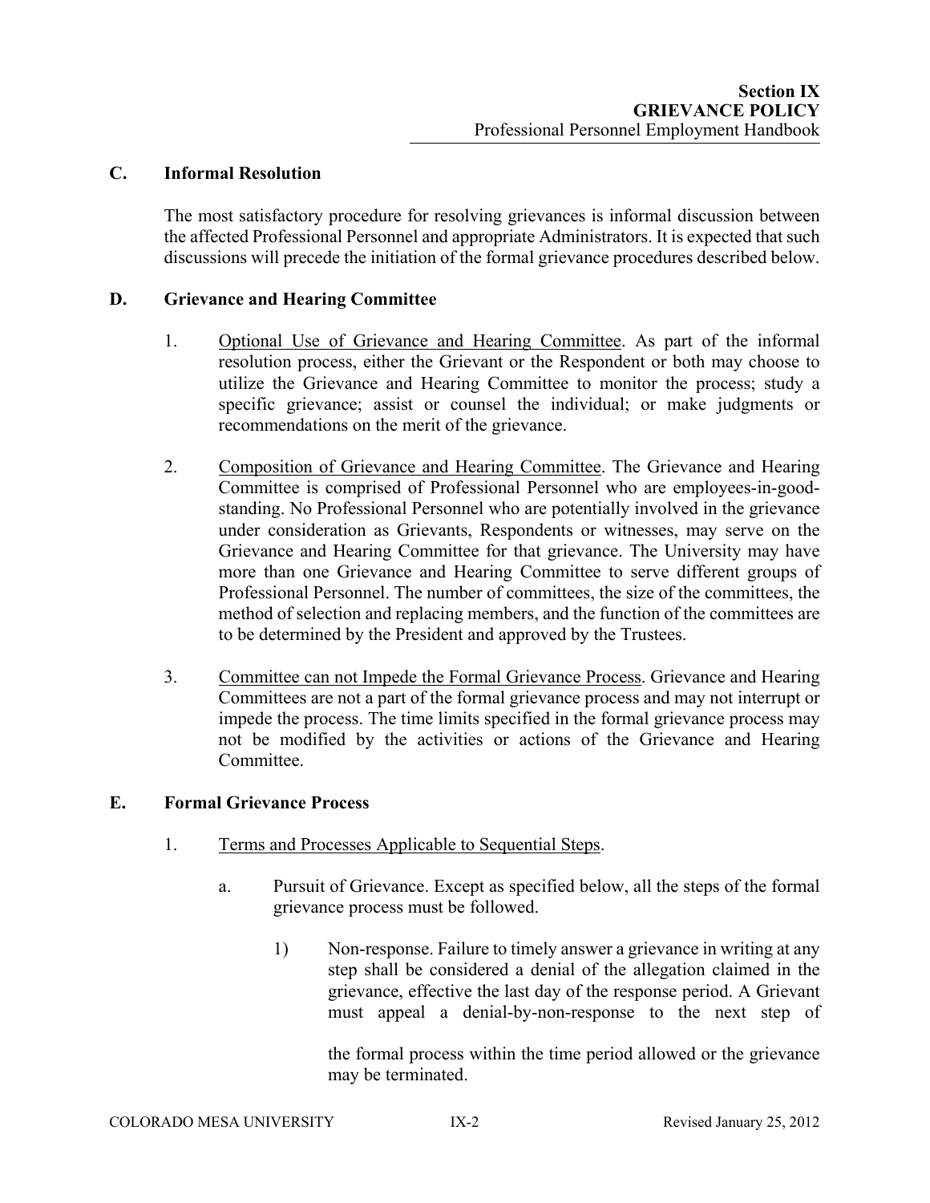## C. Informal Resolution

The most satisfactory procedure for resolving grievances is informal discussion between the affected Professional Personnel and appropriate Administrators. It is expected that such discussions will precede the initiation of the formal grievance procedures described below.

## D. Grievance and Hearing Committee

1. Optional Use of Grievance and Hearing Committee. As part of the informal resolution process, either the Grievant or the Respondent or both may choose to utilize the Grievance and Hearing Committee to monitor the process; study a specific grievance; assist or counsel the individual; or make judgments or recommendations on the merit of the grievance.

2. Composition of Grievance and Hearing Committee. The Grievance and Hearing Committee is comprised of Professional Personnel who are employees-in-good-standing. No Professional Personnel who are potentially involved in the grievance under consideration as Grievants, Respondents or witnesses, may serve on the Grievance and Hearing Committee for that grievance. The University may have more than one Grievance and Hearing Committee to serve different groups of Professional Personnel. The number of committees, the size of the committees, the method of selection and replacing members, and the function of the committees are to be determined by the President and approved by the Trustees.

3. Committee can not Impede the Formal Grievance Process. Grievance and Hearing Committees are not a part of the formal grievance process and may not interrupt or impede the process. The time limits specified in the formal grievance process may not be modified by the activities or actions of the Grievance and Hearing Committee.

## E. Formal Grievance Process

1. Terms and Processes Applicable to Sequential Steps.

   a. Pursuit of Grievance. Except as specified below, all the steps of the formal grievance process must be followed.

      1) Non-response. Failure to timely answer a grievance in writing at any step shall be considered a denial of the allegation claimed in the grievance, effective the last day of the response period. A Grievant must appeal a denial-by-non-response to the next step of the formal process within the time period allowed or the grievance may be terminated.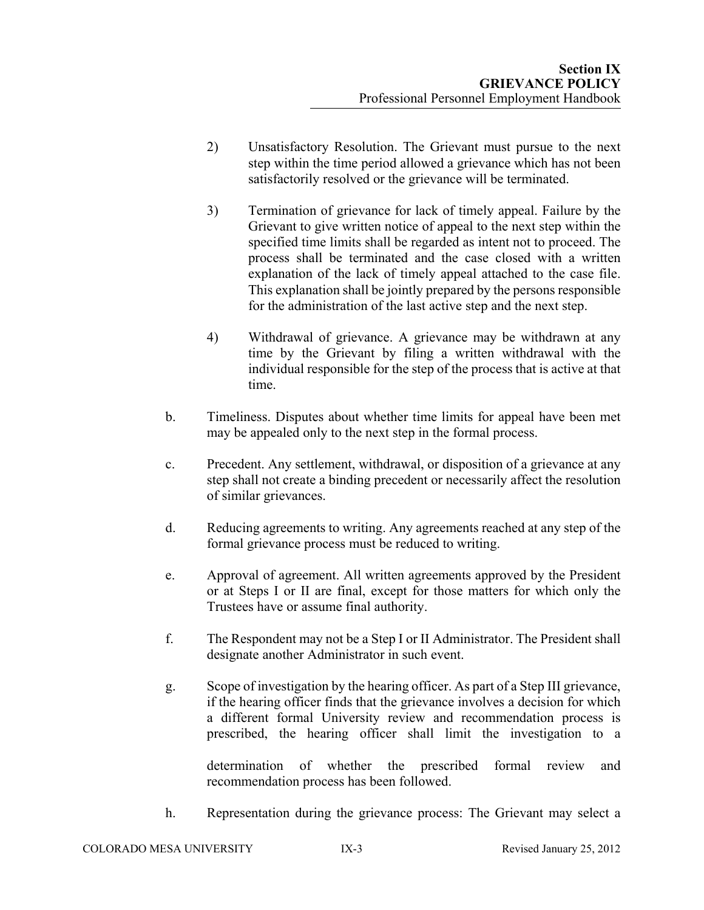2) Unsatisfactory Resolution. The Grievant must pursue to the next step within the time period allowed a grievance which has not been satisfactorily resolved or the grievance will be terminated.

3) Termination of grievance for lack of timely appeal. Failure by the Grievant to give written notice of appeal to the next step within the specified time limits shall be regarded as intent not to proceed. The process shall be terminated and the case closed with a written explanation of the lack of timely appeal attached to the case file. This explanation shall be jointly prepared by the persons responsible for the administration of the last active step and the next step.

4) Withdrawal of grievance. A grievance may be withdrawn at any time by the Grievant by filing a written withdrawal with the individual responsible for the step of the process that is active at that time.

b. Timeliness. Disputes about whether time limits for appeal have been met may be appealed only to the next step in the formal process.

c. Precedent. Any settlement, withdrawal, or disposition of a grievance at any step shall not create a binding precedent or necessarily affect the resolution of similar grievances.

d. Reducing agreements to writing. Any agreements reached at any step of the formal grievance process must be reduced to writing.

e. Approval of agreement. All written agreements approved by the President or at Steps I or II are final, except for those matters for which only the Trustees have or assume final authority.

f. The Respondent may not be a Step I or II Administrator. The President shall designate another Administrator in such event.

g. Scope of investigation by the hearing officer. As part of a Step III grievance, if the hearing officer finds that the grievance involves a decision for which a different formal University review and recommendation process is prescribed, the hearing officer shall limit the investigation to a determination of whether the prescribed formal review and recommendation process has been followed.

h. Representation during the grievance process: The Grievant may select a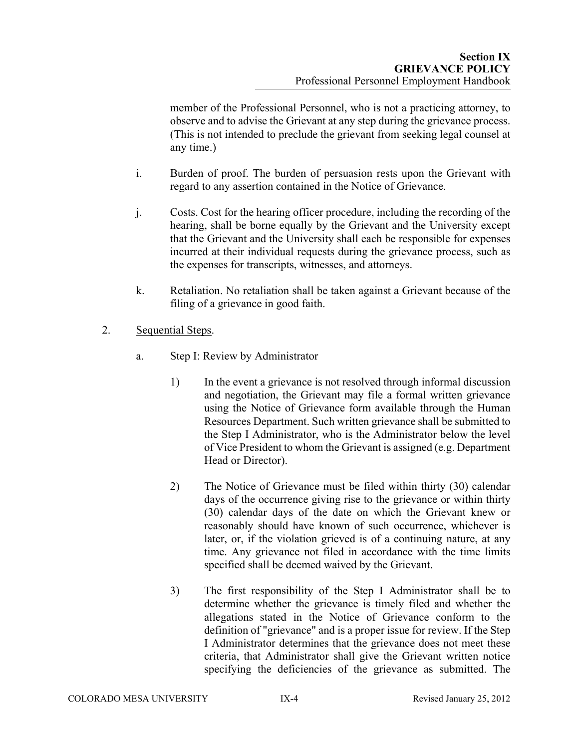member of the Professional Personnel, who is not a practicing attorney, to observe and to advise the Grievant at any step during the grievance process. (This is not intended to preclude the grievant from seeking legal counsel at any time.)

i. Burden of proof. The burden of persuasion rests upon the Grievant with regard to any assertion contained in the Notice of Grievance.

j. Costs. Cost for the hearing officer procedure, including the recording of the hearing, shall be borne equally by the Grievant and the University except that the Grievant and the University shall each be responsible for expenses incurred at their individual requests during the grievance process, such as the expenses for transcripts, witnesses, and attorneys.

k. Retaliation. No retaliation shall be taken against a Grievant because of the filing of a grievance in good faith.

2. Sequential Steps.

a. Step I: Review by Administrator

1) In the event a grievance is not resolved through informal discussion and negotiation, the Grievant may file a formal written grievance using the Notice of Grievance form available through the Human Resources Department. Such written grievance shall be submitted to the Step I Administrator, who is the Administrator below the level of Vice President to whom the Grievant is assigned (e.g. Department Head or Director).

2) The Notice of Grievance must be filed within thirty (30) calendar days of the occurrence giving rise to the grievance or within thirty (30) calendar days of the date on which the Grievant knew or reasonably should have known of such occurrence, whichever is later, or, if the violation grieved is of a continuing nature, at any time. Any grievance not filed in accordance with the time limits specified shall be deemed waived by the Grievant.

3) The first responsibility of the Step I Administrator shall be to determine whether the grievance is timely filed and whether the allegations stated in the Notice of Grievance conform to the definition of "grievance" and is a proper issue for review. If the Step I Administrator determines that the grievance does not meet these criteria, that Administrator shall give the Grievant written notice specifying the deficiencies of the grievance as submitted. The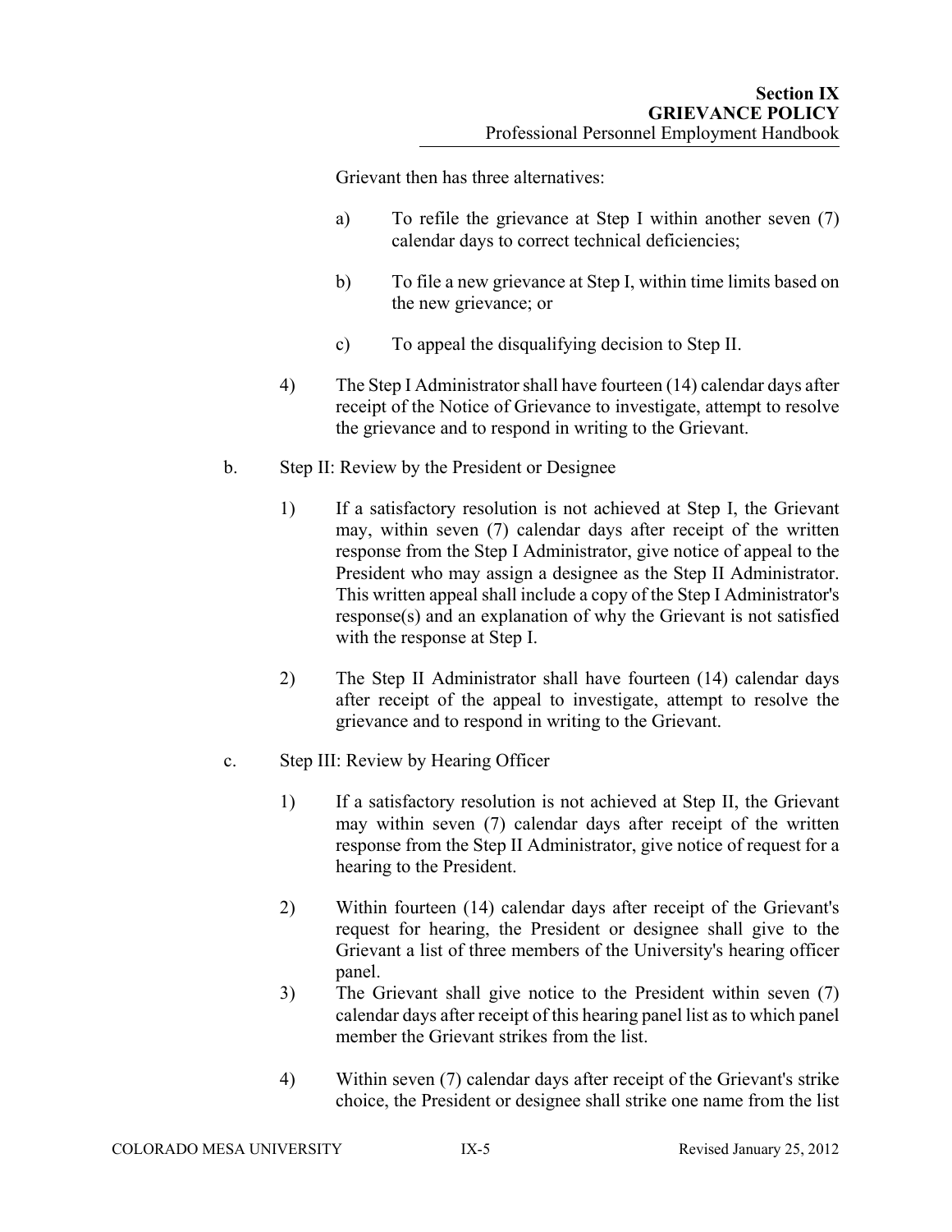Grievant then has three alternatives:

a) To refile the grievance at Step I within another seven (7) calendar days to correct technical deficiencies;

b) To file a new grievance at Step I, within time limits based on the new grievance; or

c) To appeal the disqualifying decision to Step II.

4) The Step I Administrator shall have fourteen (14) calendar days after receipt of the Notice of Grievance to investigate, attempt to resolve the grievance and to respond in writing to the Grievant.

b. Step II: Review by the President or Designee

1) If a satisfactory resolution is not achieved at Step I, the Grievant may, within seven (7) calendar days after receipt of the written response from the Step I Administrator, give notice of appeal to the President who may assign a designee as the Step II Administrator. This written appeal shall include a copy of the Step I Administrator's response(s) and an explanation of why the Grievant is not satisfied with the response at Step I.

2) The Step II Administrator shall have fourteen (14) calendar days after receipt of the appeal to investigate, attempt to resolve the grievance and to respond in writing to the Grievant.

c. Step III: Review by Hearing Officer

1) If a satisfactory resolution is not achieved at Step II, the Grievant may within seven (7) calendar days after receipt of the written response from the Step II Administrator, give notice of request for a hearing to the President.

2) Within fourteen (14) calendar days after receipt of the Grievant's request for hearing, the President or designee shall give to the Grievant a list of three members of the University's hearing officer panel.

3) The Grievant shall give notice to the President within seven (7) calendar days after receipt of this hearing panel list as to which panel member the Grievant strikes from the list.

4) Within seven (7) calendar days after receipt of the Grievant's strike choice, the President or designee shall strike one name from the list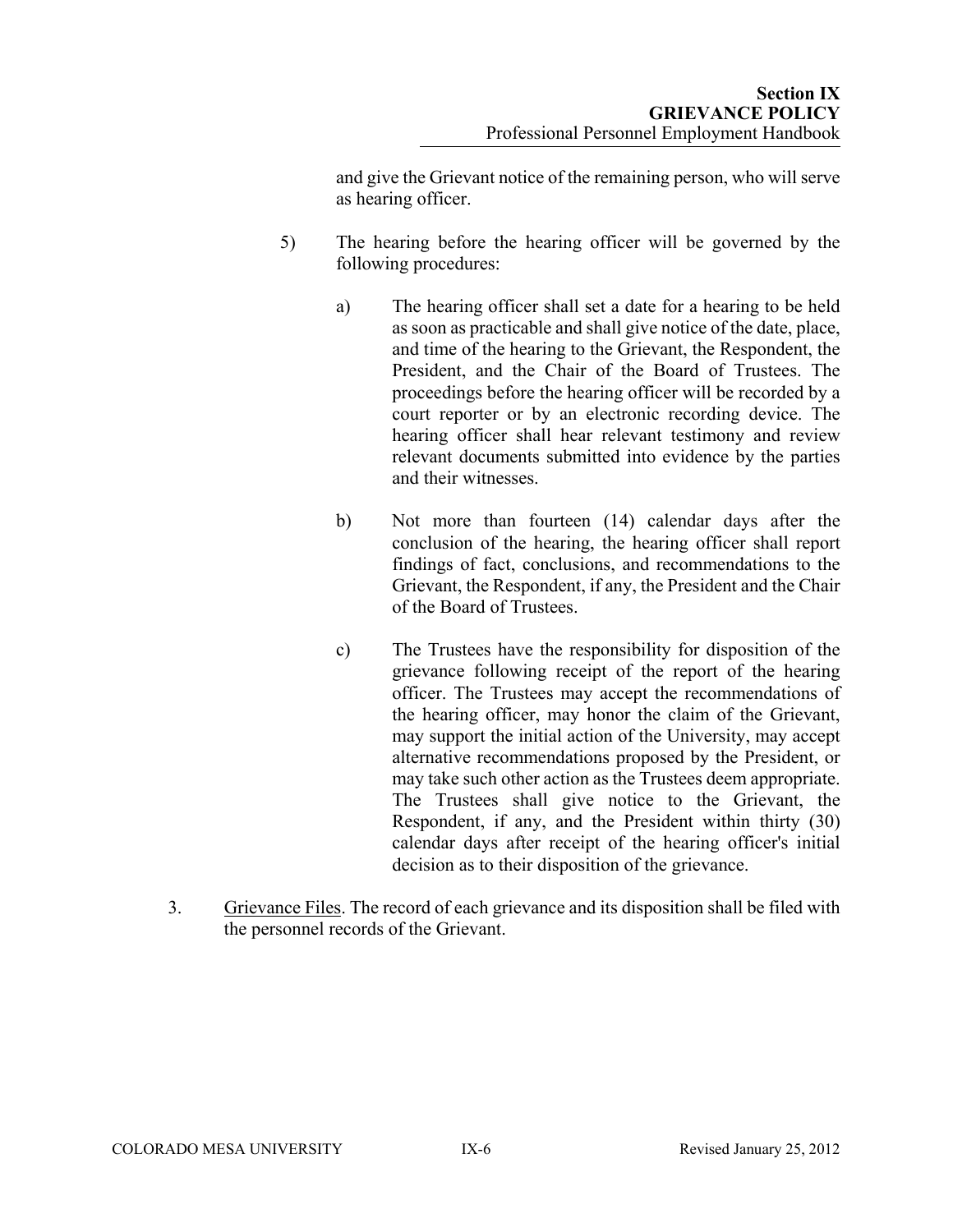and give the Grievant notice of the remaining person, who will serve as hearing officer.

5) The hearing before the hearing officer will be governed by the following procedures:

   a) The hearing officer shall set a date for a hearing to be held as soon as practicable and shall give notice of the date, place, and time of the hearing to the Grievant, the Respondent, the President, and the Chair of the Board of Trustees. The proceedings before the hearing officer will be recorded by a court reporter or by an electronic recording device. The hearing officer shall hear relevant testimony and review relevant documents submitted into evidence by the parties and their witnesses.

   b) Not more than fourteen (14) calendar days after the conclusion of the hearing, the hearing officer shall report findings of fact, conclusions, and recommendations to the Grievant, the Respondent, if any, the President and the Chair of the Board of Trustees.

   c) The Trustees have the responsibility for disposition of the grievance following receipt of the report of the hearing officer. The Trustees may accept the recommendations of the hearing officer, may honor the claim of the Grievant, may support the initial action of the University, may accept alternative recommendations proposed by the President, or may take such other action as the Trustees deem appropriate. The Trustees shall give notice to the Grievant, the Respondent, if any, and the President within thirty (30) calendar days after receipt of the hearing officer's initial decision as to their disposition of the grievance.

3. Grievance Files. The record of each grievance and its disposition shall be filed with the personnel records of the Grievant.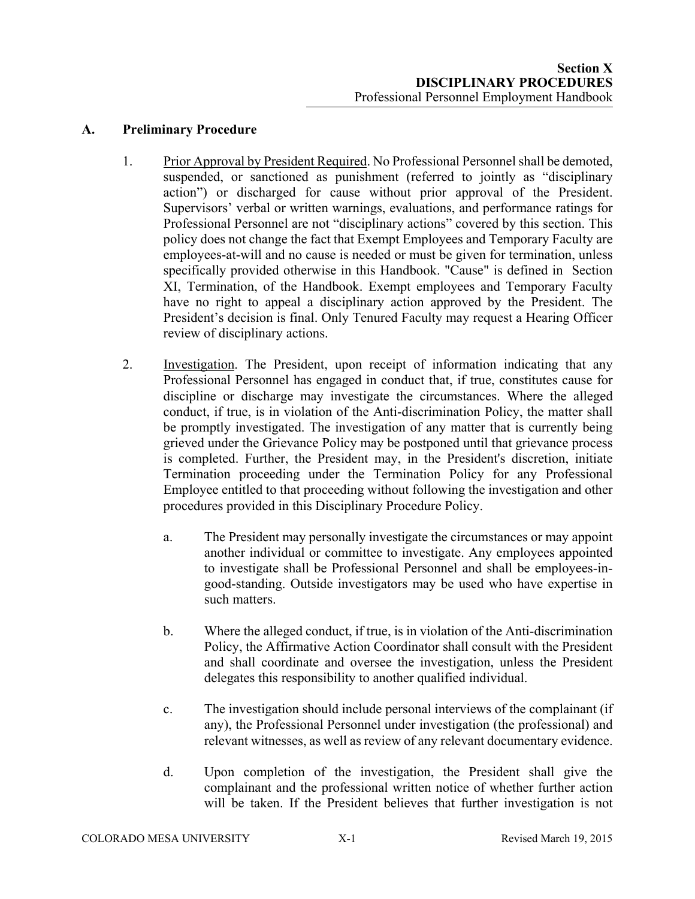# Section X
# DISCIPLINARY PROCEDURES
Professional Personnel Employment Handbook

## A. Preliminary Procedure

1. Prior Approval by President Required. No Professional Personnel shall be demoted, suspended, or sanctioned as punishment (referred to jointly as "disciplinary action") or discharged for cause without prior approval of the President. Supervisors' verbal or written warnings, evaluations, and performance ratings for Professional Personnel are not "disciplinary actions" covered by this section. This policy does not change the fact that Exempt Employees and Temporary Faculty are employees-at-will and no cause is needed or must be given for termination, unless specifically provided otherwise in this Handbook. "Cause" is defined in Section XI, Termination, of the Handbook. Exempt employees and Temporary Faculty have no right to appeal a disciplinary action approved by the President. The President's decision is final. Only Tenured Faculty may request a Hearing Officer review of disciplinary actions.

2. Investigation. The President, upon receipt of information indicating that any Professional Personnel has engaged in conduct that, if true, constitutes cause for discipline or discharge may investigate the circumstances. Where the alleged conduct, if true, is in violation of the Anti-discrimination Policy, the matter shall be promptly investigated. The investigation of any matter that is currently being grieved under the Grievance Policy may be postponed until that grievance process is completed. Further, the President may, in the President's discretion, initiate Termination proceeding under the Termination Policy for any Professional Employee entitled to that proceeding without following the investigation and other procedures provided in this Disciplinary Procedure Policy.

   a. The President may personally investigate the circumstances or may appoint another individual or committee to investigate. Any employees appointed to investigate shall be Professional Personnel and shall be employees-in-good-standing. Outside investigators may be used who have expertise in such matters.

   b. Where the alleged conduct, if true, is in violation of the Anti-discrimination Policy, the Affirmative Action Coordinator shall consult with the President and shall coordinate and oversee the investigation, unless the President delegates this responsibility to another qualified individual.

   c. The investigation should include personal interviews of the complainant (if any), the Professional Personnel under investigation (the professional) and relevant witnesses, as well as review of any relevant documentary evidence.

   d. Upon completion of the investigation, the President shall give the complainant and the professional written notice of whether further action will be taken. If the President believes that further investigation is not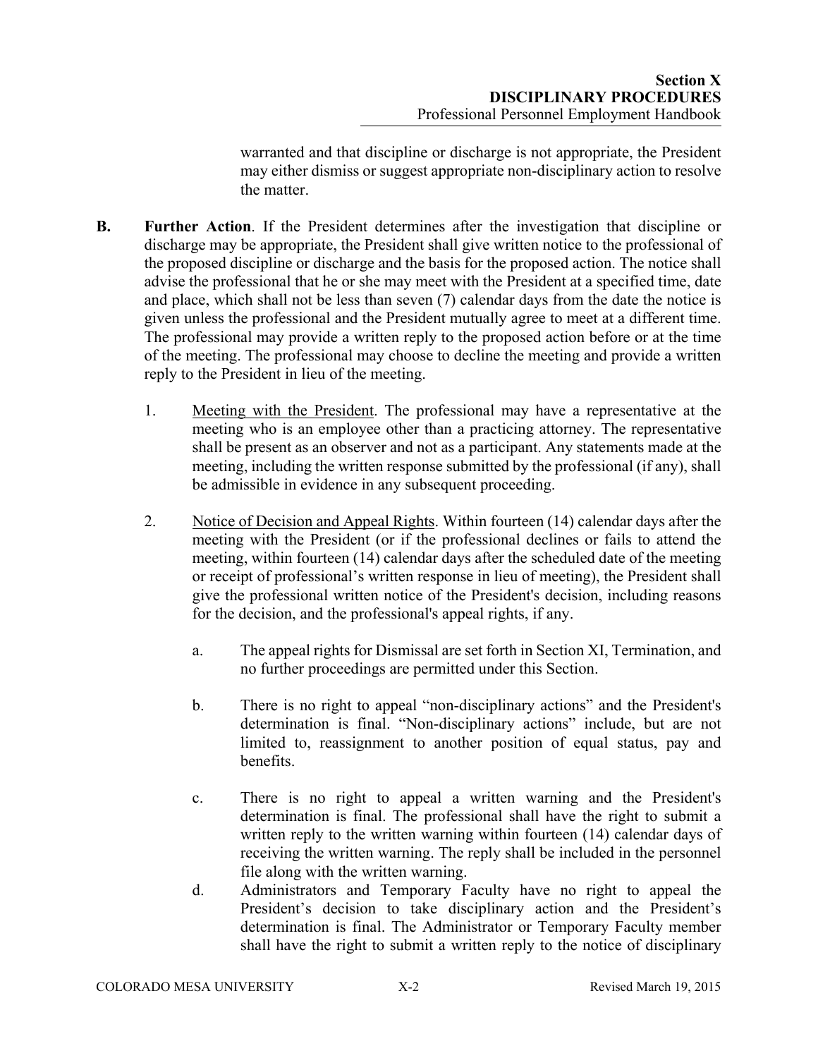warranted and that discipline or discharge is not appropriate, the President may either dismiss or suggest appropriate non-disciplinary action to resolve the matter.

**B. Further Action**. If the President determines after the investigation that discipline or discharge may be appropriate, the President shall give written notice to the professional of the proposed discipline or discharge and the basis for the proposed action. The notice shall advise the professional that he or she may meet with the President at a specified time, date and place, which shall not be less than seven (7) calendar days from the date the notice is given unless the professional and the President mutually agree to meet at a different time. The professional may provide a written reply to the proposed action before or at the time of the meeting. The professional may choose to decline the meeting and provide a written reply to the President in lieu of the meeting.

1. Meeting with the President. The professional may have a representative at the meeting who is an employee other than a practicing attorney. The representative shall be present as an observer and not as a participant. Any statements made at the meeting, including the written response submitted by the professional (if any), shall be admissible in evidence in any subsequent proceeding.

2. Notice of Decision and Appeal Rights. Within fourteen (14) calendar days after the meeting with the President (or if the professional declines or fails to attend the meeting, within fourteen (14) calendar days after the scheduled date of the meeting or receipt of professional's written response in lieu of meeting), the President shall give the professional written notice of the President's decision, including reasons for the decision, and the professional's appeal rights, if any.

   a. The appeal rights for Dismissal are set forth in Section XI, Termination, and no further proceedings are permitted under this Section.

   b. There is no right to appeal "non-disciplinary actions" and the President's determination is final. "Non-disciplinary actions" include, but are not limited to, reassignment to another position of equal status, pay and benefits.

   c. There is no right to appeal a written warning and the President's determination is final. The professional shall have the right to submit a written reply to the written warning within fourteen (14) calendar days of receiving the written warning. The reply shall be included in the personnel file along with the written warning.

   d. Administrators and Temporary Faculty have no right to appeal the President's decision to take disciplinary action and the President's determination is final. The Administrator or Temporary Faculty member shall have the right to submit a written reply to the notice of disciplinary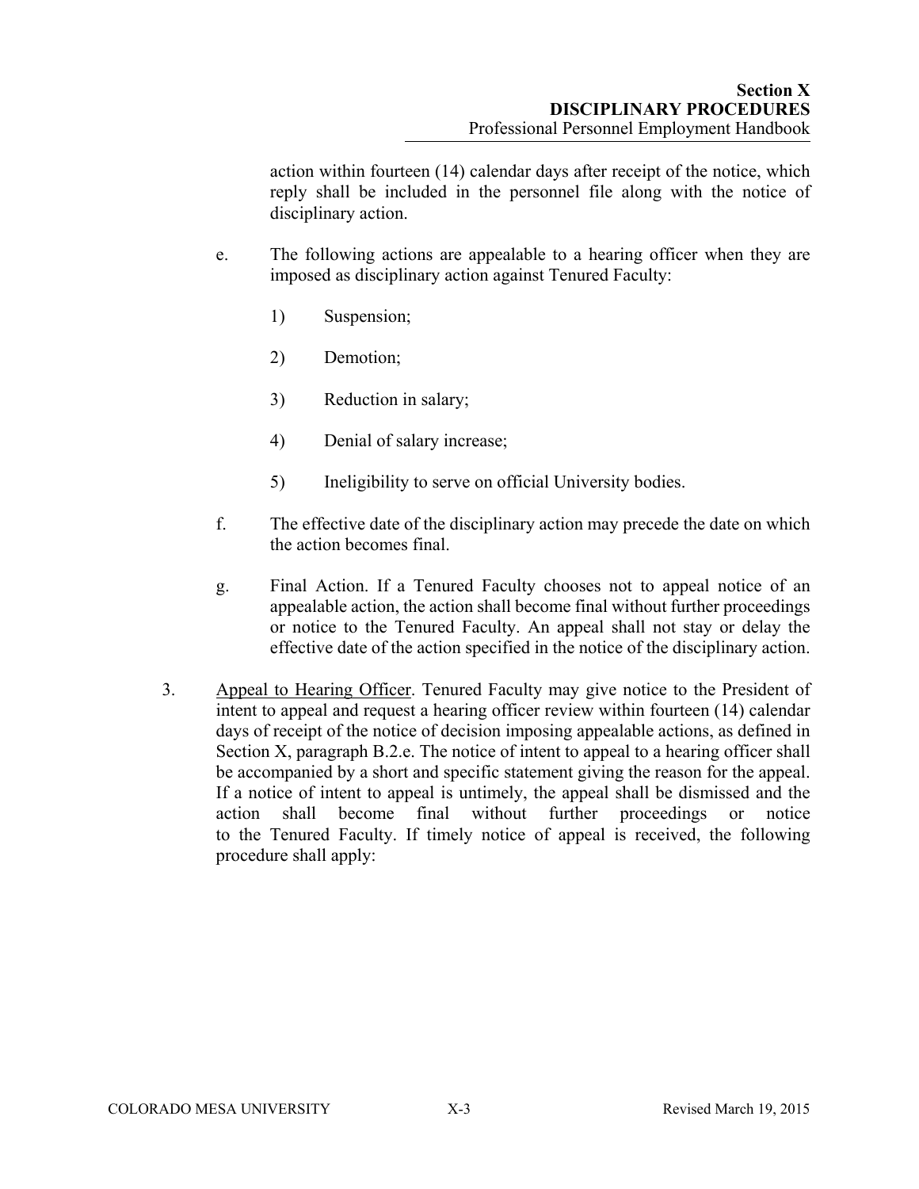action within fourteen (14) calendar days after receipt of the notice, which reply shall be included in the personnel file along with the notice of disciplinary action.

e. The following actions are appealable to a hearing officer when they are imposed as disciplinary action against Tenured Faculty:

   1) Suspension;

   2) Demotion;

   3) Reduction in salary;

   4) Denial of salary increase;

   5) Ineligibility to serve on official University bodies.

f. The effective date of the disciplinary action may precede the date on which the action becomes final.

g. Final Action. If a Tenured Faculty chooses not to appeal notice of an appealable action, the action shall become final without further proceedings or notice to the Tenured Faculty. An appeal shall not stay or delay the effective date of the action specified in the notice of the disciplinary action.

3. <u>Appeal to Hearing Officer</u>. Tenured Faculty may give notice to the President of intent to appeal and request a hearing officer review within fourteen (14) calendar days of receipt of the notice of decision imposing appealable actions, as defined in Section X, paragraph B.2.e. The notice of intent to appeal to a hearing officer shall be accompanied by a short and specific statement giving the reason for the appeal. If a notice of intent to appeal is untimely, the appeal shall be dismissed and the action shall become final without further proceedings or notice to the Tenured Faculty. If timely notice of appeal is received, the following procedure shall apply: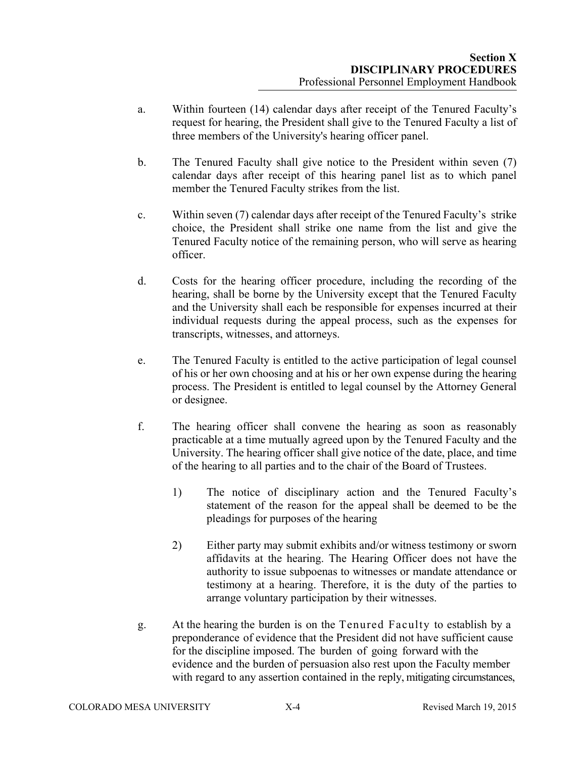a. Within fourteen (14) calendar days after receipt of the Tenured Faculty's request for hearing, the President shall give to the Tenured Faculty a list of three members of the University's hearing officer panel.

b. The Tenured Faculty shall give notice to the President within seven (7) calendar days after receipt of this hearing panel list as to which panel member the Tenured Faculty strikes from the list.

c. Within seven (7) calendar days after receipt of the Tenured Faculty's strike choice, the President shall strike one name from the list and give the Tenured Faculty notice of the remaining person, who will serve as hearing officer.

d. Costs for the hearing officer procedure, including the recording of the hearing, shall be borne by the University except that the Tenured Faculty and the University shall each be responsible for expenses incurred at their individual requests during the appeal process, such as the expenses for transcripts, witnesses, and attorneys.

e. The Tenured Faculty is entitled to the active participation of legal counsel of his or her own choosing and at his or her own expense during the hearing process. The President is entitled to legal counsel by the Attorney General or designee.

f. The hearing officer shall convene the hearing as soon as reasonably practicable at a time mutually agreed upon by the Tenured Faculty and the University. The hearing officer shall give notice of the date, place, and time of the hearing to all parties and to the chair of the Board of Trustees.

   1) The notice of disciplinary action and the Tenured Faculty's statement of the reason for the appeal shall be deemed to be the pleadings for purposes of the hearing

   2) Either party may submit exhibits and/or witness testimony or sworn affidavits at the hearing. The Hearing Officer does not have the authority to issue subpoenas to witnesses or mandate attendance or testimony at a hearing. Therefore, it is the duty of the parties to arrange voluntary participation by their witnesses.

g. At the hearing the burden is on the Tenured Faculty to establish by a preponderance of evidence that the President did not have sufficient cause for the discipline imposed. The burden of going forward with the evidence and the burden of persuasion also rest upon the Faculty member with regard to any assertion contained in the reply, mitigating circumstances,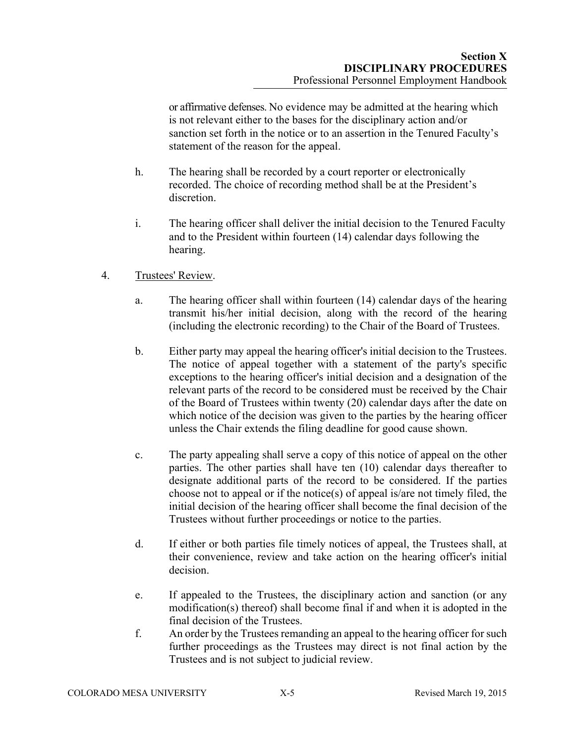or affirmative defenses. No evidence may be admitted at the hearing which is not relevant either to the bases for the disciplinary action and/or sanction set forth in the notice or to an assertion in the Tenured Faculty's statement of the reason for the appeal.

h. The hearing shall be recorded by a court reporter or electronically recorded. The choice of recording method shall be at the President's discretion.

i. The hearing officer shall deliver the initial decision to the Tenured Faculty and to the President within fourteen (14) calendar days following the hearing.

4. Trustees' Review.

a. The hearing officer shall within fourteen (14) calendar days of the hearing transmit his/her initial decision, along with the record of the hearing (including the electronic recording) to the Chair of the Board of Trustees.

b. Either party may appeal the hearing officer's initial decision to the Trustees. The notice of appeal together with a statement of the party's specific exceptions to the hearing officer's initial decision and a designation of the relevant parts of the record to be considered must be received by the Chair of the Board of Trustees within twenty (20) calendar days after the date on which notice of the decision was given to the parties by the hearing officer unless the Chair extends the filing deadline for good cause shown.

c. The party appealing shall serve a copy of this notice of appeal on the other parties. The other parties shall have ten (10) calendar days thereafter to designate additional parts of the record to be considered. If the parties choose not to appeal or if the notice(s) of appeal is/are not timely filed, the initial decision of the hearing officer shall become the final decision of the Trustees without further proceedings or notice to the parties.

d. If either or both parties file timely notices of appeal, the Trustees shall, at their convenience, review and take action on the hearing officer's initial decision.

e. If appealed to the Trustees, the disciplinary action and sanction (or any modification(s) thereof) shall become final if and when it is adopted in the final decision of the Trustees.

f. An order by the Trustees remanding an appeal to the hearing officer for such further proceedings as the Trustees may direct is not final action by the Trustees and is not subject to judicial review.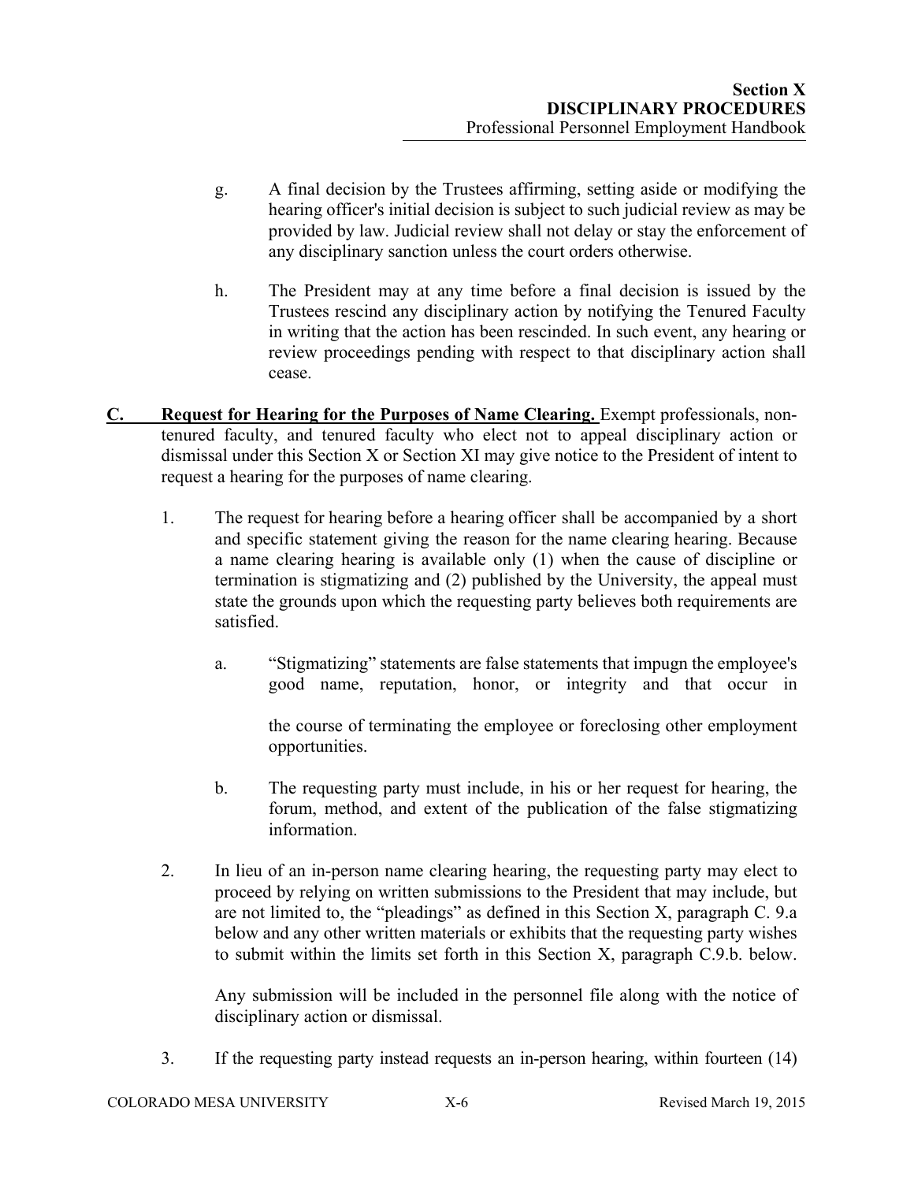g. A final decision by the Trustees affirming, setting aside or modifying the hearing officer's initial decision is subject to such judicial review as may be provided by law. Judicial review shall not delay or stay the enforcement of any disciplinary sanction unless the court orders otherwise.

h. The President may at any time before a final decision is issued by the Trustees rescind any disciplinary action by notifying the Tenured Faculty in writing that the action has been rescinded. In such event, any hearing or review proceedings pending with respect to that disciplinary action shall cease.

**C. <u>Request for Hearing for the Purposes of Name Clearing.</u>** Exempt professionals, non-tenured faculty, and tenured faculty who elect not to appeal disciplinary action or dismissal under this Section X or Section XI may give notice to the President of intent to request a hearing for the purposes of name clearing.

1. The request for hearing before a hearing officer shall be accompanied by a short and specific statement giving the reason for the name clearing hearing. Because a name clearing hearing is available only (1) when the cause of discipline or termination is stigmatizing and (2) published by the University, the appeal must state the grounds upon which the requesting party believes both requirements are satisfied.

   a. "Stigmatizing" statements are false statements that impugn the employee's good name, reputation, honor, or integrity and that occur in the course of terminating the employee or foreclosing other employment opportunities.

   b. The requesting party must include, in his or her request for hearing, the forum, method, and extent of the publication of the false stigmatizing information.

2. In lieu of an in-person name clearing hearing, the requesting party may elect to proceed by relying on written submissions to the President that may include, but are not limited to, the "pleadings" as defined in this Section X, paragraph C. 9.a below and any other written materials or exhibits that the requesting party wishes to submit within the limits set forth in this Section X, paragraph C.9.b. below.

   Any submission will be included in the personnel file along with the notice of disciplinary action or dismissal.

3. If the requesting party instead requests an in-person hearing, within fourteen (14)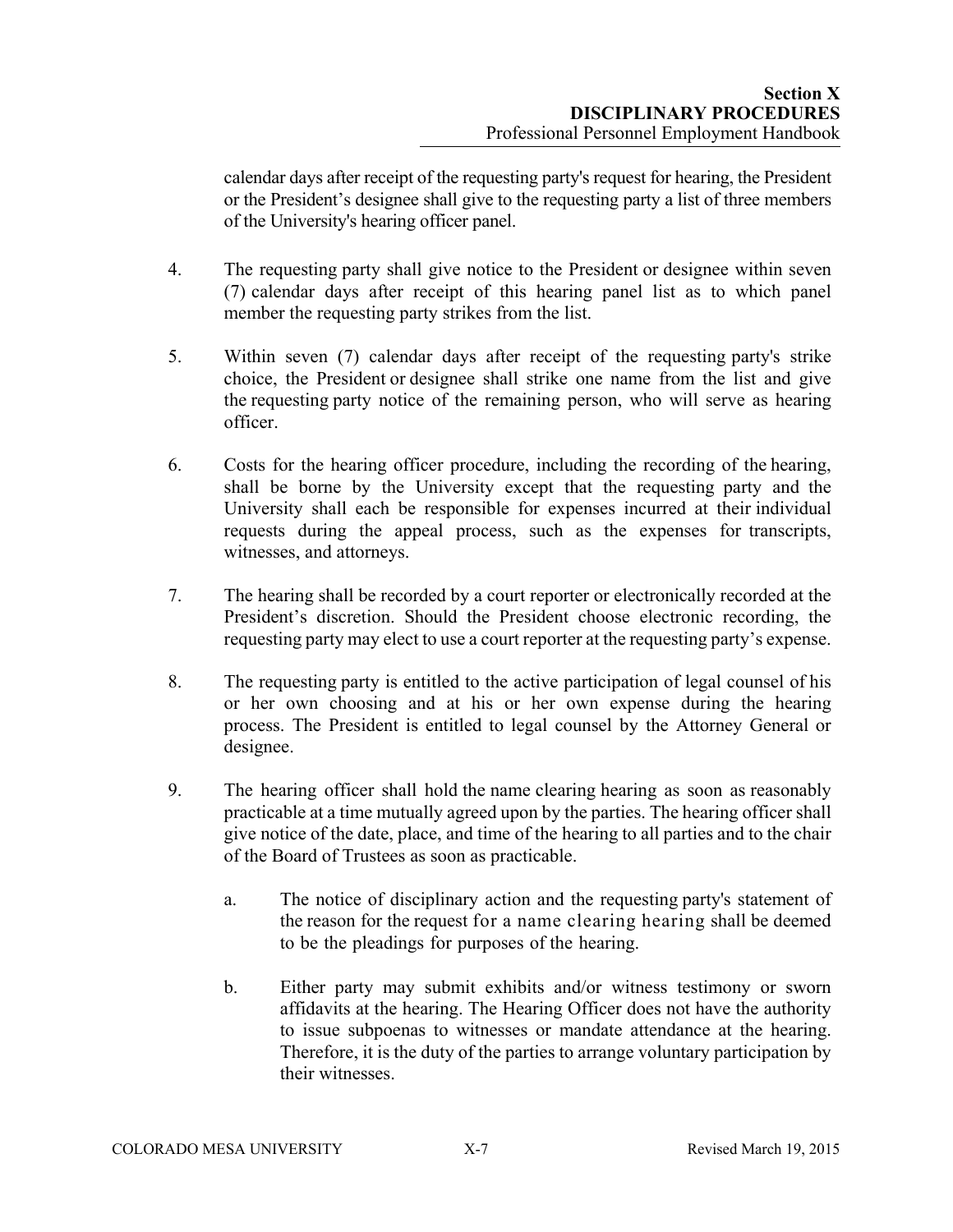calendar days after receipt of the requesting party's request for hearing, the President or the President's designee shall give to the requesting party a list of three members of the University's hearing officer panel.

4. The requesting party shall give notice to the President or designee within seven (7) calendar days after receipt of this hearing panel list as to which panel member the requesting party strikes from the list.

5. Within seven (7) calendar days after receipt of the requesting party's strike choice, the President or designee shall strike one name from the list and give the requesting party notice of the remaining person, who will serve as hearing officer.

6. Costs for the hearing officer procedure, including the recording of the hearing, shall be borne by the University except that the requesting party and the University shall each be responsible for expenses incurred at their individual requests during the appeal process, such as the expenses for transcripts, witnesses, and attorneys.

7. The hearing shall be recorded by a court reporter or electronically recorded at the President's discretion. Should the President choose electronic recording, the requesting party may elect to use a court reporter at the requesting party's expense.

8. The requesting party is entitled to the active participation of legal counsel of his or her own choosing and at his or her own expense during the hearing process. The President is entitled to legal counsel by the Attorney General or designee.

9. The hearing officer shall hold the name clearing hearing as soon as reasonably practicable at a time mutually agreed upon by the parties. The hearing officer shall give notice of the date, place, and time of the hearing to all parties and to the chair of the Board of Trustees as soon as practicable.

    a. The notice of disciplinary action and the requesting party's statement of the reason for the request for a name clearing hearing shall be deemed to be the pleadings for purposes of the hearing.

    b. Either party may submit exhibits and/or witness testimony or sworn affidavits at the hearing. The Hearing Officer does not have the authority to issue subpoenas to witnesses or mandate attendance at the hearing. Therefore, it is the duty of the parties to arrange voluntary participation by their witnesses.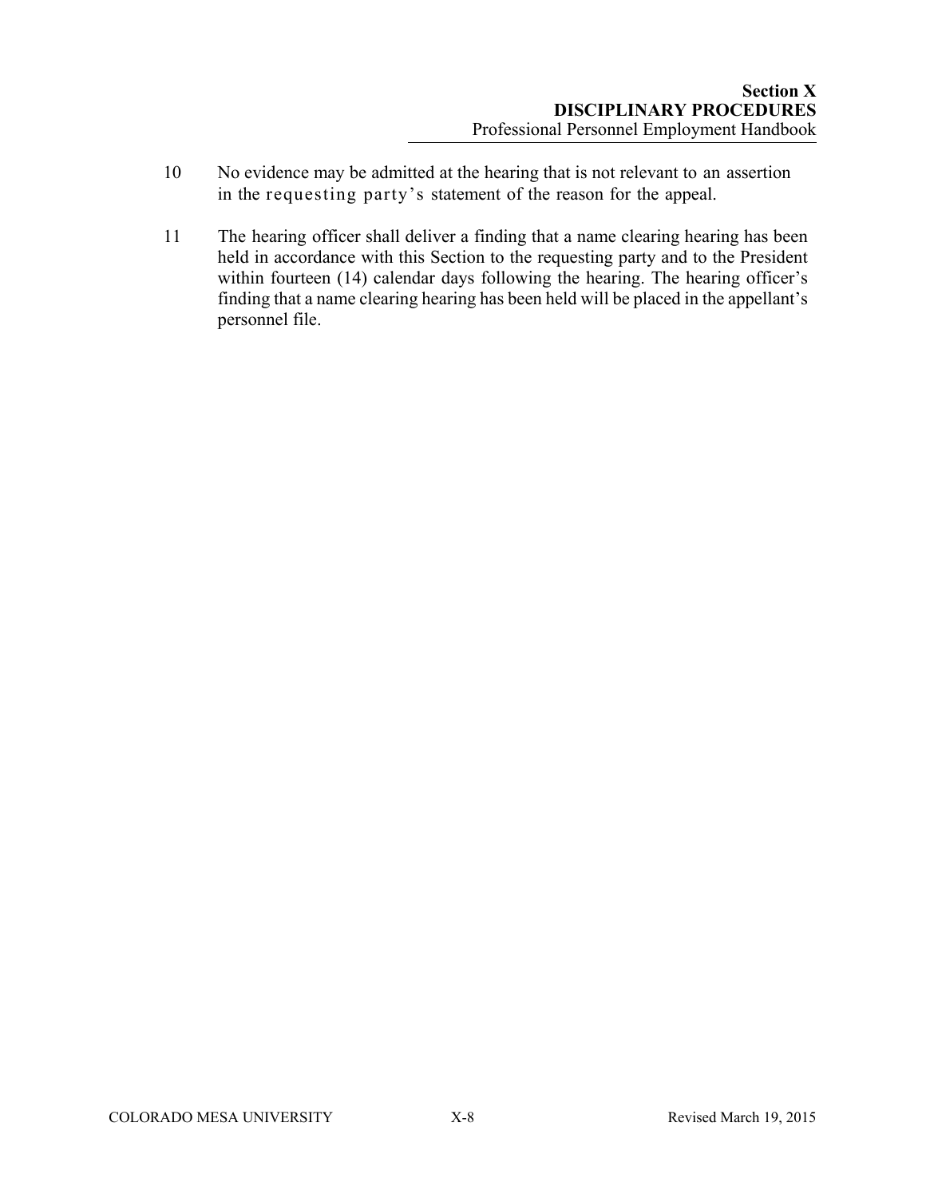10 No evidence may be admitted at the hearing that is not relevant to an assertion in the requesting party's statement of the reason for the appeal.

11 The hearing officer shall deliver a finding that a name clearing hearing has been held in accordance with this Section to the requesting party and to the President within fourteen (14) calendar days following the hearing. The hearing officer's finding that a name clearing hearing has been held will be placed in the appellant's personnel file.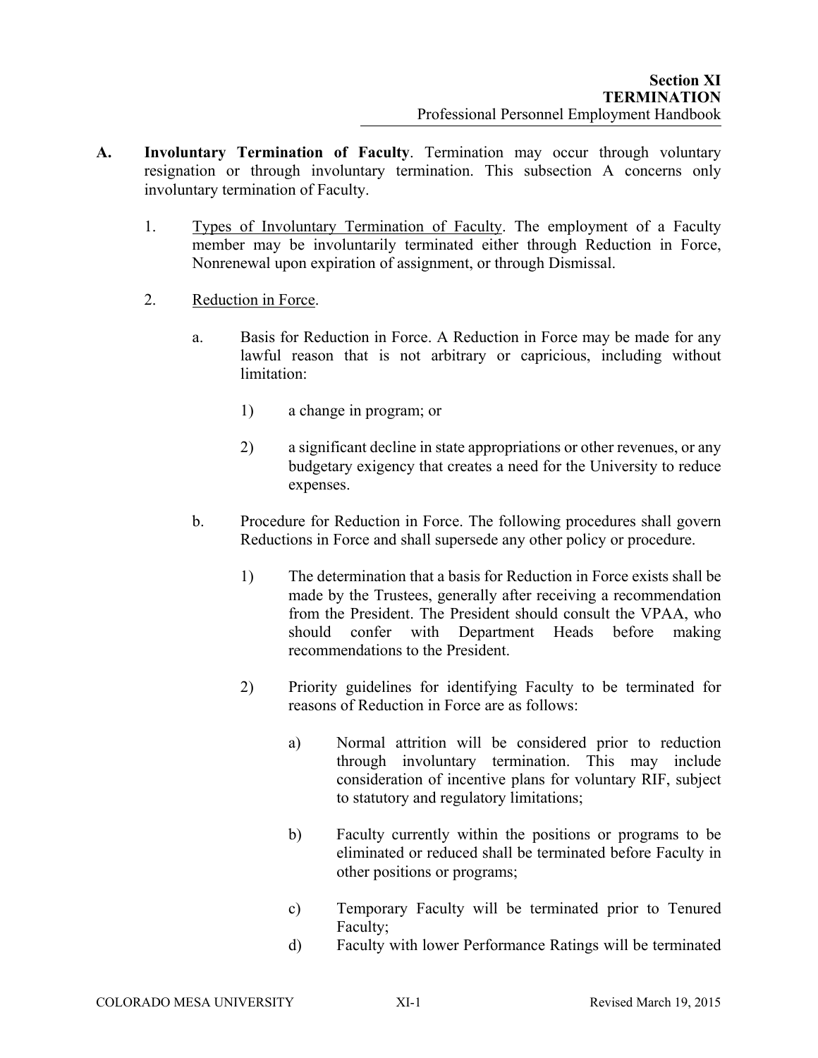**A. Involuntary Termination of Faculty**. Termination may occur through voluntary resignation or through involuntary termination. This subsection A concerns only involuntary termination of Faculty.

1. Types of Involuntary Termination of Faculty. The employment of a Faculty member may be involuntarily terminated either through Reduction in Force, Nonrenewal upon expiration of assignment, or through Dismissal.

2. Reduction in Force.

   a. Basis for Reduction in Force. A Reduction in Force may be made for any lawful reason that is not arbitrary or capricious, including without limitation:

      1) a change in program; or

      2) a significant decline in state appropriations or other revenues, or any budgetary exigency that creates a need for the University to reduce expenses.

   b. Procedure for Reduction in Force. The following procedures shall govern Reductions in Force and shall supersede any other policy or procedure.

      1) The determination that a basis for Reduction in Force exists shall be made by the Trustees, generally after receiving a recommendation from the President. The President should consult the VPAA, who should confer with Department Heads before making recommendations to the President.

      2) Priority guidelines for identifying Faculty to be terminated for reasons of Reduction in Force are as follows:

         a) Normal attrition will be considered prior to reduction through involuntary termination. This may include consideration of incentive plans for voluntary RIF, subject to statutory and regulatory limitations;

         b) Faculty currently within the positions or programs to be eliminated or reduced shall be terminated before Faculty in other positions or programs;

         c) Temporary Faculty will be terminated prior to Tenured Faculty;

         d) Faculty with lower Performance Ratings will be terminated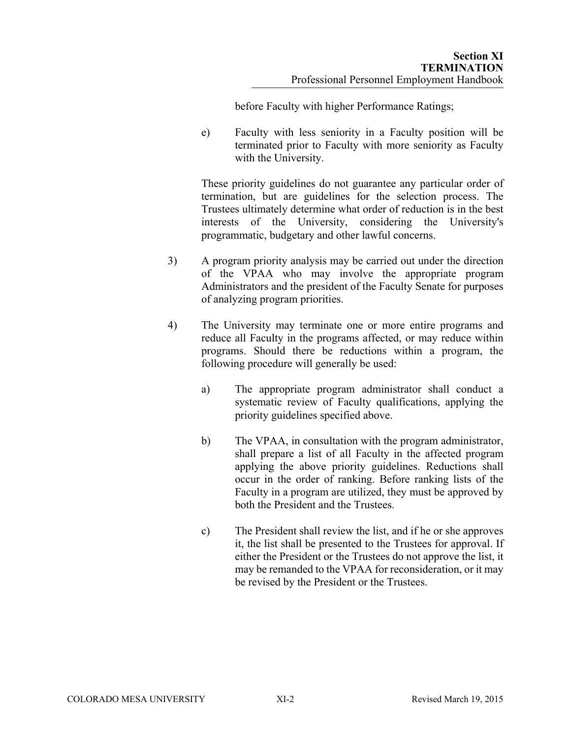before Faculty with higher Performance Ratings;

e) Faculty with less seniority in a Faculty position will be terminated prior to Faculty with more seniority as Faculty with the University.

These priority guidelines do not guarantee any particular order of termination, but are guidelines for the selection process. The Trustees ultimately determine what order of reduction is in the best interests of the University, considering the University's programmatic, budgetary and other lawful concerns.

3) A program priority analysis may be carried out under the direction of the VPAA who may involve the appropriate program Administrators and the president of the Faculty Senate for purposes of analyzing program priorities.

4) The University may terminate one or more entire programs and reduce all Faculty in the programs affected, or may reduce within programs. Should there be reductions within a program, the following procedure will generally be used:

   a) The appropriate program administrator shall conduct a systematic review of Faculty qualifications, applying the priority guidelines specified above.

   b) The VPAA, in consultation with the program administrator, shall prepare a list of all Faculty in the affected program applying the above priority guidelines. Reductions shall occur in the order of ranking. Before ranking lists of the Faculty in a program are utilized, they must be approved by both the President and the Trustees.

   c) The President shall review the list, and if he or she approves it, the list shall be presented to the Trustees for approval. If either the President or the Trustees do not approve the list, it may be remanded to the VPAA for reconsideration, or it may be revised by the President or the Trustees.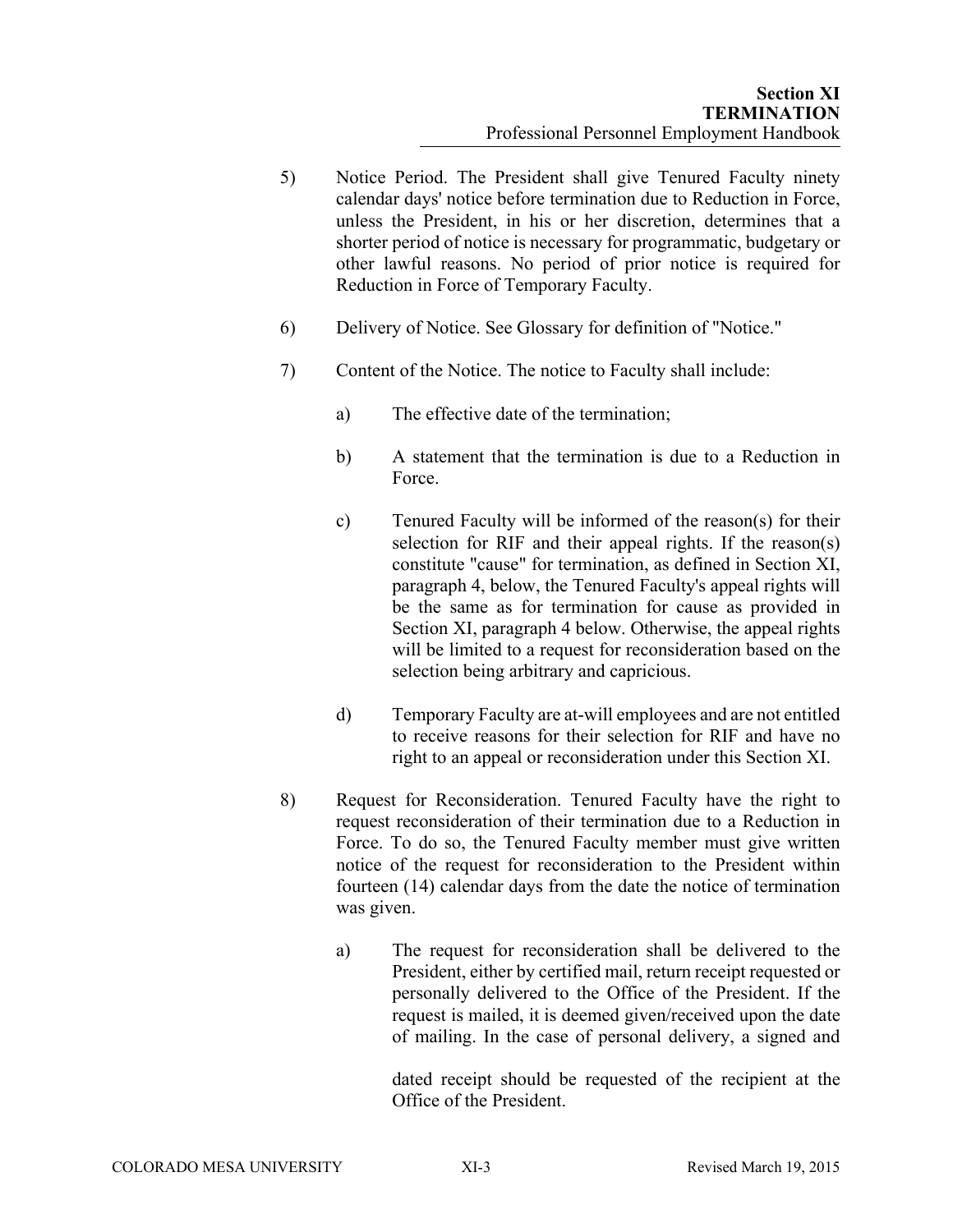5) Notice Period. The President shall give Tenured Faculty ninety calendar days' notice before termination due to Reduction in Force, unless the President, in his or her discretion, determines that a shorter period of notice is necessary for programmatic, budgetary or other lawful reasons. No period of prior notice is required for Reduction in Force of Temporary Faculty.

6) Delivery of Notice. See Glossary for definition of "Notice."

7) Content of the Notice. The notice to Faculty shall include:

   a) The effective date of the termination;

   b) A statement that the termination is due to a Reduction in Force.

   c) Tenured Faculty will be informed of the reason(s) for their selection for RIF and their appeal rights. If the reason(s) constitute "cause" for termination, as defined in Section XI, paragraph 4, below, the Tenured Faculty's appeal rights will be the same as for termination for cause as provided in Section XI, paragraph 4 below. Otherwise, the appeal rights will be limited to a request for reconsideration based on the selection being arbitrary and capricious.

   d) Temporary Faculty are at-will employees and are not entitled to receive reasons for their selection for RIF and have no right to an appeal or reconsideration under this Section XI.

8) Request for Reconsideration. Tenured Faculty have the right to request reconsideration of their termination due to a Reduction in Force. To do so, the Tenured Faculty member must give written notice of the request for reconsideration to the President within fourteen (14) calendar days from the date the notice of termination was given.

   a) The request for reconsideration shall be delivered to the President, either by certified mail, return receipt requested or personally delivered to the Office of the President. If the request is mailed, it is deemed given/received upon the date of mailing. In the case of personal delivery, a signed and dated receipt should be requested of the recipient at the Office of the President.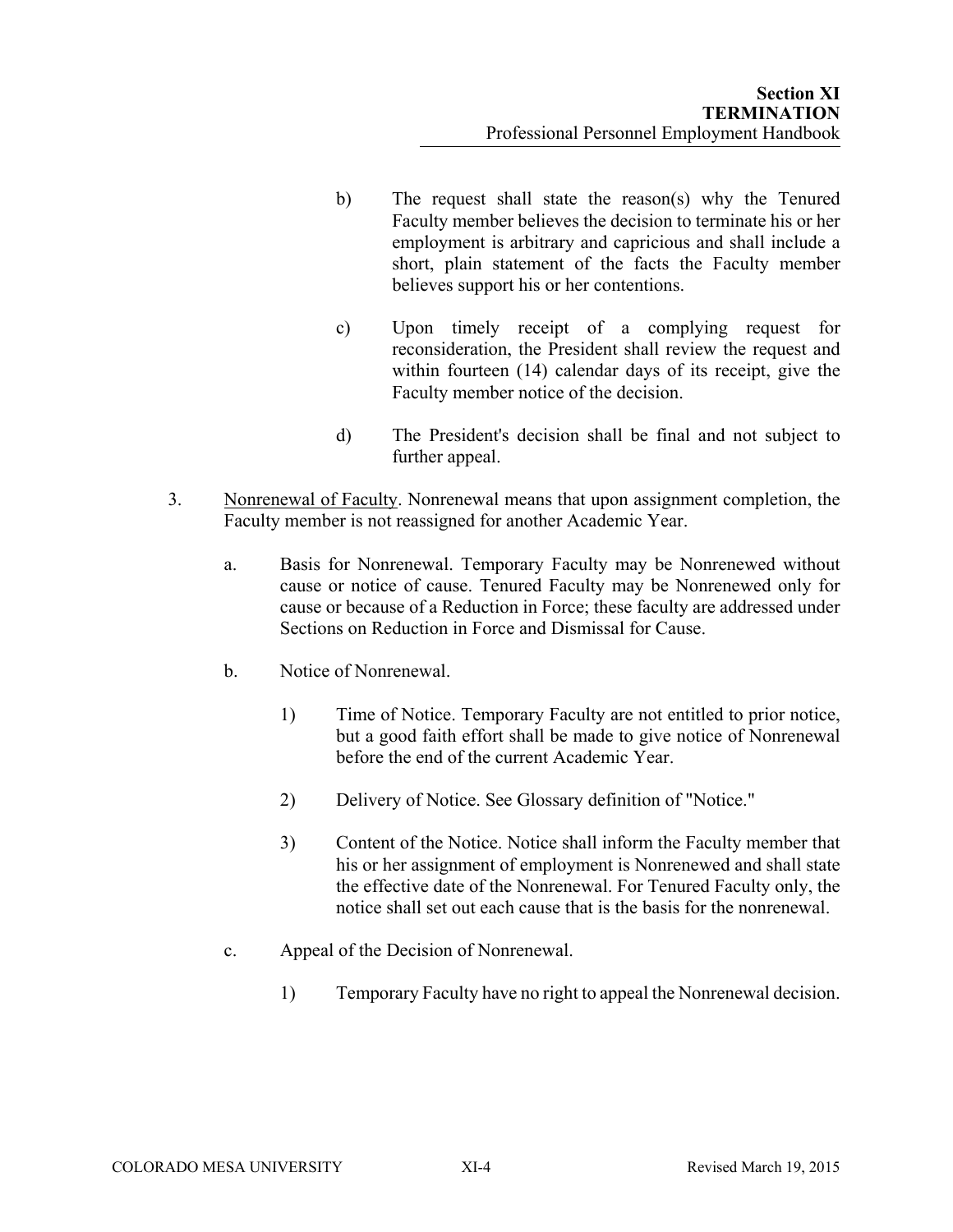b) The request shall state the reason(s) why the Tenured Faculty member believes the decision to terminate his or her employment is arbitrary and capricious and shall include a short, plain statement of the facts the Faculty member believes support his or her contentions.

c) Upon timely receipt of a complying request for reconsideration, the President shall review the request and within fourteen (14) calendar days of its receipt, give the Faculty member notice of the decision.

d) The President's decision shall be final and not subject to further appeal.

3. <u>Nonrenewal of Faculty</u>. Nonrenewal means that upon assignment completion, the Faculty member is not reassigned for another Academic Year.

   a. Basis for Nonrenewal. Temporary Faculty may be Nonrenewed without cause or notice of cause. Tenured Faculty may be Nonrenewed only for cause or because of a Reduction in Force; these faculty are addressed under Sections on Reduction in Force and Dismissal for Cause.

   b. Notice of Nonrenewal.

      1) Time of Notice. Temporary Faculty are not entitled to prior notice, but a good faith effort shall be made to give notice of Nonrenewal before the end of the current Academic Year.

      2) Delivery of Notice. See Glossary definition of "Notice."

      3) Content of the Notice. Notice shall inform the Faculty member that his or her assignment of employment is Nonrenewed and shall state the effective date of the Nonrenewal. For Tenured Faculty only, the notice shall set out each cause that is the basis for the nonrenewal.

   c. Appeal of the Decision of Nonrenewal.

      1) Temporary Faculty have no right to appeal the Nonrenewal decision.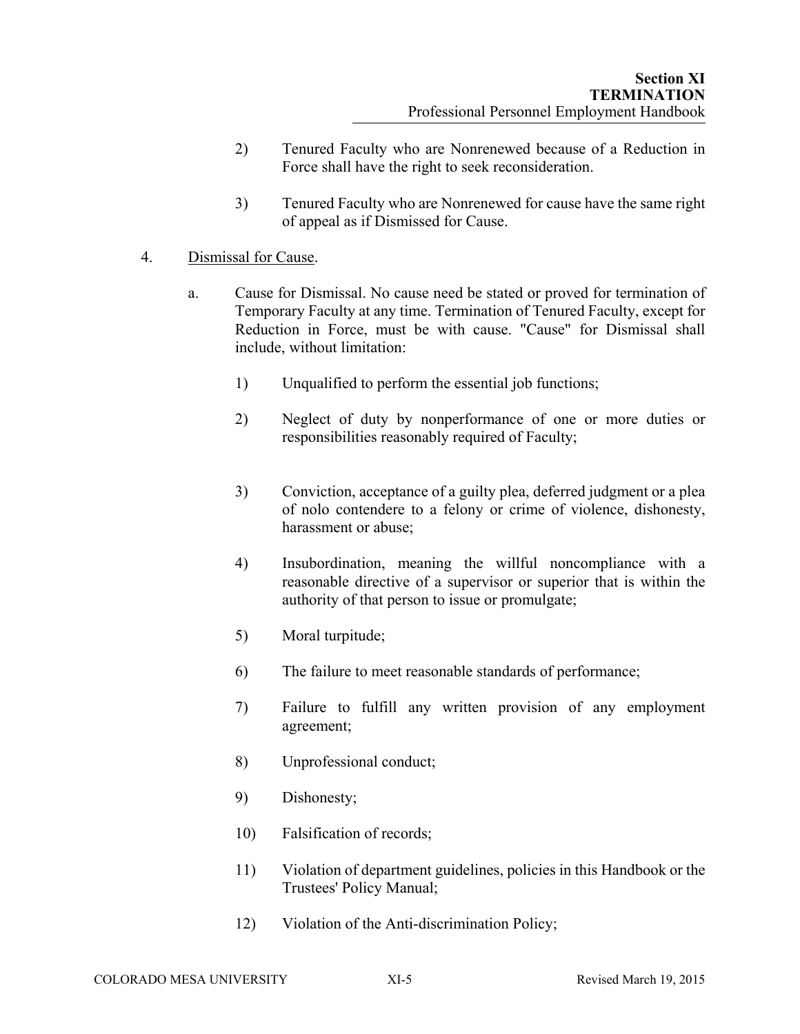2) Tenured Faculty who are Nonrenewed because of a Reduction in Force shall have the right to seek reconsideration.

3) Tenured Faculty who are Nonrenewed for cause have the same right of appeal as if Dismissed for Cause.

4. Dismissal for Cause.

a. Cause for Dismissal. No cause need be stated or proved for termination of Temporary Faculty at any time. Termination of Tenured Faculty, except for Reduction in Force, must be with cause. "Cause" for Dismissal shall include, without limitation:

1) Unqualified to perform the essential job functions;

2) Neglect of duty by nonperformance of one or more duties or responsibilities reasonably required of Faculty;

3) Conviction, acceptance of a guilty plea, deferred judgment or a plea of nolo contendere to a felony or crime of violence, dishonesty, harassment or abuse;

4) Insubordination, meaning the willful noncompliance with a reasonable directive of a supervisor or superior that is within the authority of that person to issue or promulgate;

5) Moral turpitude;

6) The failure to meet reasonable standards of performance;

7) Failure to fulfill any written provision of any employment agreement;

8) Unprofessional conduct;

9) Dishonesty;

10) Falsification of records;

11) Violation of department guidelines, policies in this Handbook or the Trustees' Policy Manual;

12) Violation of the Anti-discrimination Policy;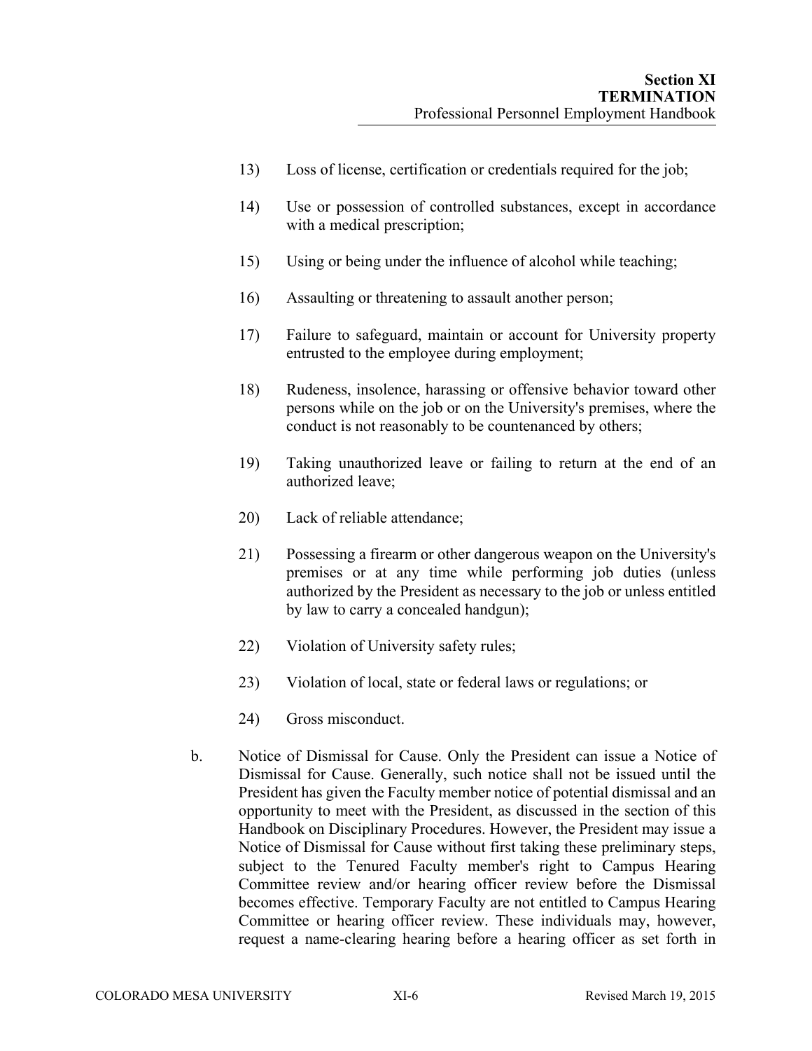13) Loss of license, certification or credentials required for the job;

14) Use or possession of controlled substances, except in accordance with a medical prescription;

15) Using or being under the influence of alcohol while teaching;

16) Assaulting or threatening to assault another person;

17) Failure to safeguard, maintain or account for University property entrusted to the employee during employment;

18) Rudeness, insolence, harassing or offensive behavior toward other persons while on the job or on the University's premises, where the conduct is not reasonably to be countenanced by others;

19) Taking unauthorized leave or failing to return at the end of an authorized leave;

20) Lack of reliable attendance;

21) Possessing a firearm or other dangerous weapon on the University's premises or at any time while performing job duties (unless authorized by the President as necessary to the job or unless entitled by law to carry a concealed handgun);

22) Violation of University safety rules;

23) Violation of local, state or federal laws or regulations; or

24) Gross misconduct.

b. Notice of Dismissal for Cause. Only the President can issue a Notice of Dismissal for Cause. Generally, such notice shall not be issued until the President has given the Faculty member notice of potential dismissal and an opportunity to meet with the President, as discussed in the section of this Handbook on Disciplinary Procedures. However, the President may issue a Notice of Dismissal for Cause without first taking these preliminary steps, subject to the Tenured Faculty member's right to Campus Hearing Committee review and/or hearing officer review before the Dismissal becomes effective. Temporary Faculty are not entitled to Campus Hearing Committee or hearing officer review. These individuals may, however, request a name-clearing hearing before a hearing officer as set forth in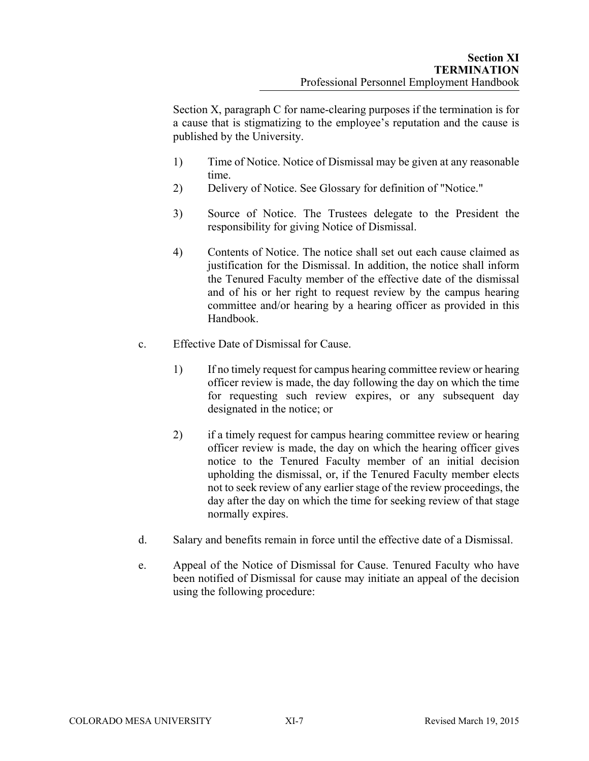Section X, paragraph C for name-clearing purposes if the termination is for a cause that is stigmatizing to the employee's reputation and the cause is published by the University.

1) Time of Notice. Notice of Dismissal may be given at any reasonable time.
2) Delivery of Notice. See Glossary for definition of "Notice."
3) Source of Notice. The Trustees delegate to the President the responsibility for giving Notice of Dismissal.
4) Contents of Notice. The notice shall set out each cause claimed as justification for the Dismissal. In addition, the notice shall inform the Tenured Faculty member of the effective date of the dismissal and of his or her right to request review by the campus hearing committee and/or hearing by a hearing officer as provided in this Handbook.

c. Effective Date of Dismissal for Cause.

1) If no timely request for campus hearing committee review or hearing officer review is made, the day following the day on which the time for requesting such review expires, or any subsequent day designated in the notice; or
2) if a timely request for campus hearing committee review or hearing officer review is made, the day on which the hearing officer gives notice to the Tenured Faculty member of an initial decision upholding the dismissal, or, if the Tenured Faculty member elects not to seek review of any earlier stage of the review proceedings, the day after the day on which the time for seeking review of that stage normally expires.

d. Salary and benefits remain in force until the effective date of a Dismissal.

e. Appeal of the Notice of Dismissal for Cause. Tenured Faculty who have been notified of Dismissal for cause may initiate an appeal of the decision using the following procedure: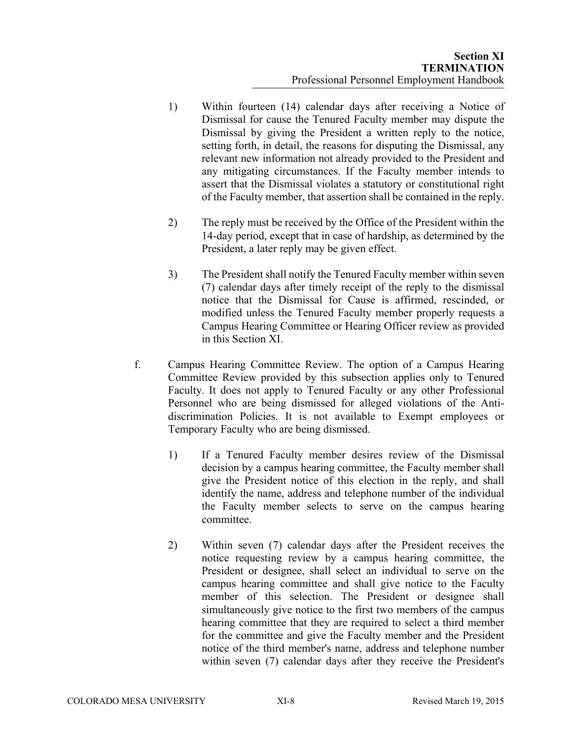1) Within fourteen (14) calendar days after receiving a Notice of Dismissal for cause the Tenured Faculty member may dispute the Dismissal by giving the President a written reply to the notice, setting forth, in detail, the reasons for disputing the Dismissal, any relevant new information not already provided to the President and any mitigating circumstances. If the Faculty member intends to assert that the Dismissal violates a statutory or constitutional right of the Faculty member, that assertion shall be contained in the reply.

2) The reply must be received by the Office of the President within the 14-day period, except that in case of hardship, as determined by the President, a later reply may be given effect.

3) The President shall notify the Tenured Faculty member within seven (7) calendar days after timely receipt of the reply to the dismissal notice that the Dismissal for Cause is affirmed, rescinded, or modified unless the Tenured Faculty member properly requests a Campus Hearing Committee or Hearing Officer review as provided in this Section XI.

f. Campus Hearing Committee Review. The option of a Campus Hearing Committee Review provided by this subsection applies only to Tenured Faculty. It does not apply to Tenured Faculty or any other Professional Personnel who are being dismissed for alleged violations of the Anti-discrimination Policies. It is not available to Exempt employees or Temporary Faculty who are being dismissed.

   1) If a Tenured Faculty member desires review of the Dismissal decision by a campus hearing committee, the Faculty member shall give the President notice of this election in the reply, and shall identify the name, address and telephone number of the individual the Faculty member selects to serve on the campus hearing committee.

   2) Within seven (7) calendar days after the President receives the notice requesting review by a campus hearing committee, the President or designee, shall select an individual to serve on the campus hearing committee and shall give notice to the Faculty member of this selection. The President or designee shall simultaneously give notice to the first two members of the campus hearing committee that they are required to select a third member for the committee and give the Faculty member and the President notice of the third member's name, address and telephone number within seven (7) calendar days after they receive the President's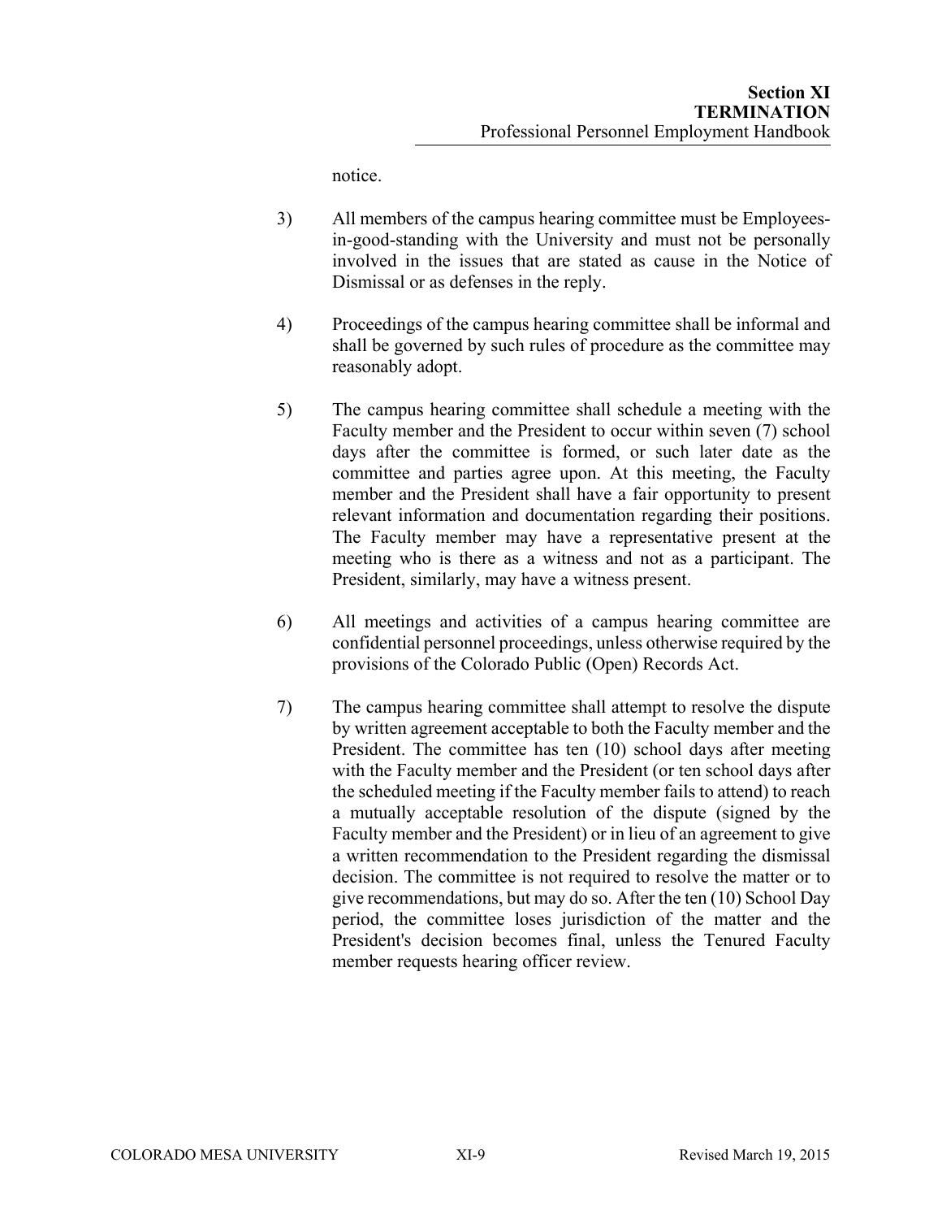notice.

3) All members of the campus hearing committee must be Employees-in-good-standing with the University and must not be personally involved in the issues that are stated as cause in the Notice of Dismissal or as defenses in the reply.

4) Proceedings of the campus hearing committee shall be informal and shall be governed by such rules of procedure as the committee may reasonably adopt.

5) The campus hearing committee shall schedule a meeting with the Faculty member and the President to occur within seven (7) school days after the committee is formed, or such later date as the committee and parties agree upon. At this meeting, the Faculty member and the President shall have a fair opportunity to present relevant information and documentation regarding their positions. The Faculty member may have a representative present at the meeting who is there as a witness and not as a participant. The President, similarly, may have a witness present.

6) All meetings and activities of a campus hearing committee are confidential personnel proceedings, unless otherwise required by the provisions of the Colorado Public (Open) Records Act.

7) The campus hearing committee shall attempt to resolve the dispute by written agreement acceptable to both the Faculty member and the President. The committee has ten (10) school days after meeting with the Faculty member and the President (or ten school days after the scheduled meeting if the Faculty member fails to attend) to reach a mutually acceptable resolution of the dispute (signed by the Faculty member and the President) or in lieu of an agreement to give a written recommendation to the President regarding the dismissal decision. The committee is not required to resolve the matter or to give recommendations, but may do so. After the ten (10) School Day period, the committee loses jurisdiction of the matter and the President's decision becomes final, unless the Tenured Faculty member requests hearing officer review.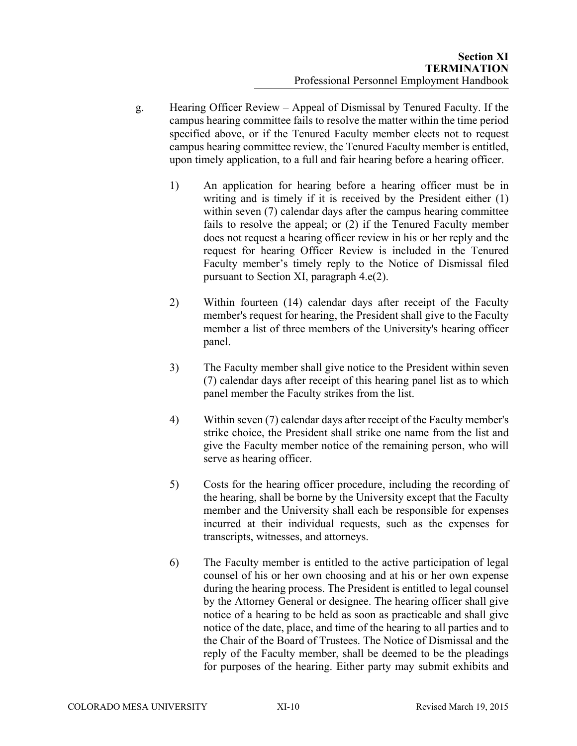g. Hearing Officer Review – Appeal of Dismissal by Tenured Faculty. If the campus hearing committee fails to resolve the matter within the time period specified above, or if the Tenured Faculty member elects not to request campus hearing committee review, the Tenured Faculty member is entitled, upon timely application, to a full and fair hearing before a hearing officer.

1) An application for hearing before a hearing officer must be in writing and is timely if it is received by the President either (1) within seven (7) calendar days after the campus hearing committee fails to resolve the appeal; or (2) if the Tenured Faculty member does not request a hearing officer review in his or her reply and the request for hearing Officer Review is included in the Tenured Faculty member's timely reply to the Notice of Dismissal filed pursuant to Section XI, paragraph 4.e(2).

2) Within fourteen (14) calendar days after receipt of the Faculty member's request for hearing, the President shall give to the Faculty member a list of three members of the University's hearing officer panel.

3) The Faculty member shall give notice to the President within seven (7) calendar days after receipt of this hearing panel list as to which panel member the Faculty strikes from the list.

4) Within seven (7) calendar days after receipt of the Faculty member's strike choice, the President shall strike one name from the list and give the Faculty member notice of the remaining person, who will serve as hearing officer.

5) Costs for the hearing officer procedure, including the recording of the hearing, shall be borne by the University except that the Faculty member and the University shall each be responsible for expenses incurred at their individual requests, such as the expenses for transcripts, witnesses, and attorneys.

6) The Faculty member is entitled to the active participation of legal counsel of his or her own choosing and at his or her own expense during the hearing process. The President is entitled to legal counsel by the Attorney General or designee. The hearing officer shall give notice of a hearing to be held as soon as practicable and shall give notice of the date, place, and time of the hearing to all parties and to the Chair of the Board of Trustees. The Notice of Dismissal and the reply of the Faculty member, shall be deemed to be the pleadings for purposes of the hearing. Either party may submit exhibits and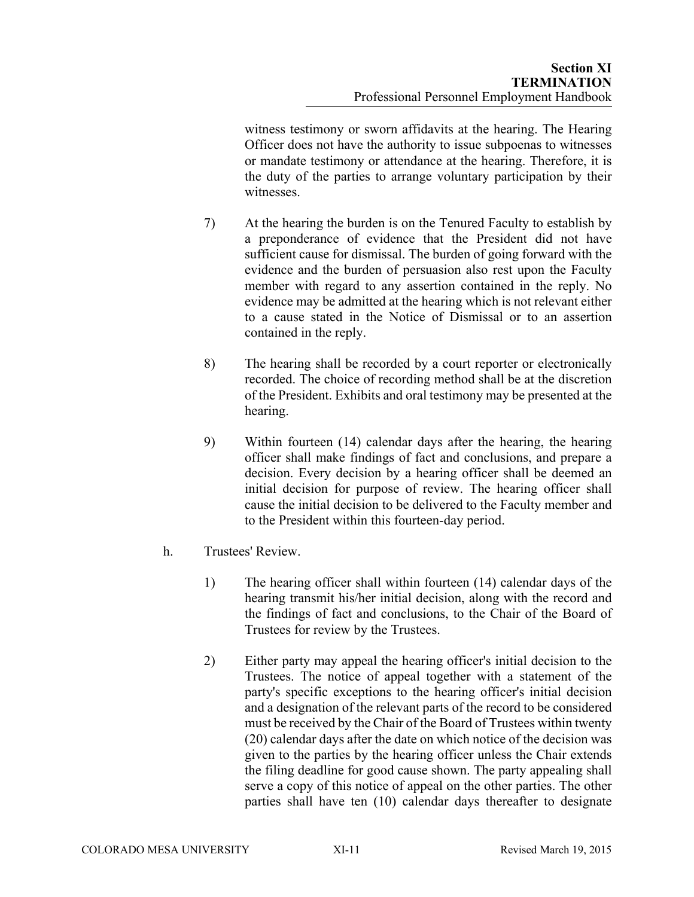witness testimony or sworn affidavits at the hearing. The Hearing Officer does not have the authority to issue subpoenas to witnesses or mandate testimony or attendance at the hearing. Therefore, it is the duty of the parties to arrange voluntary participation by their witnesses.

7) At the hearing the burden is on the Tenured Faculty to establish by a preponderance of evidence that the President did not have sufficient cause for dismissal. The burden of going forward with the evidence and the burden of persuasion also rest upon the Faculty member with regard to any assertion contained in the reply. No evidence may be admitted at the hearing which is not relevant either to a cause stated in the Notice of Dismissal or to an assertion contained in the reply.

8) The hearing shall be recorded by a court reporter or electronically recorded. The choice of recording method shall be at the discretion of the President. Exhibits and oral testimony may be presented at the hearing.

9) Within fourteen (14) calendar days after the hearing, the hearing officer shall make findings of fact and conclusions, and prepare a decision. Every decision by a hearing officer shall be deemed an initial decision for purpose of review. The hearing officer shall cause the initial decision to be delivered to the Faculty member and to the President within this fourteen-day period.

h. Trustees' Review.

1) The hearing officer shall within fourteen (14) calendar days of the hearing transmit his/her initial decision, along with the record and the findings of fact and conclusions, to the Chair of the Board of Trustees for review by the Trustees.

2) Either party may appeal the hearing officer's initial decision to the Trustees. The notice of appeal together with a statement of the party's specific exceptions to the hearing officer's initial decision and a designation of the relevant parts of the record to be considered must be received by the Chair of the Board of Trustees within twenty (20) calendar days after the date on which notice of the decision was given to the parties by the hearing officer unless the Chair extends the filing deadline for good cause shown. The party appealing shall serve a copy of this notice of appeal on the other parties. The other parties shall have ten (10) calendar days thereafter to designate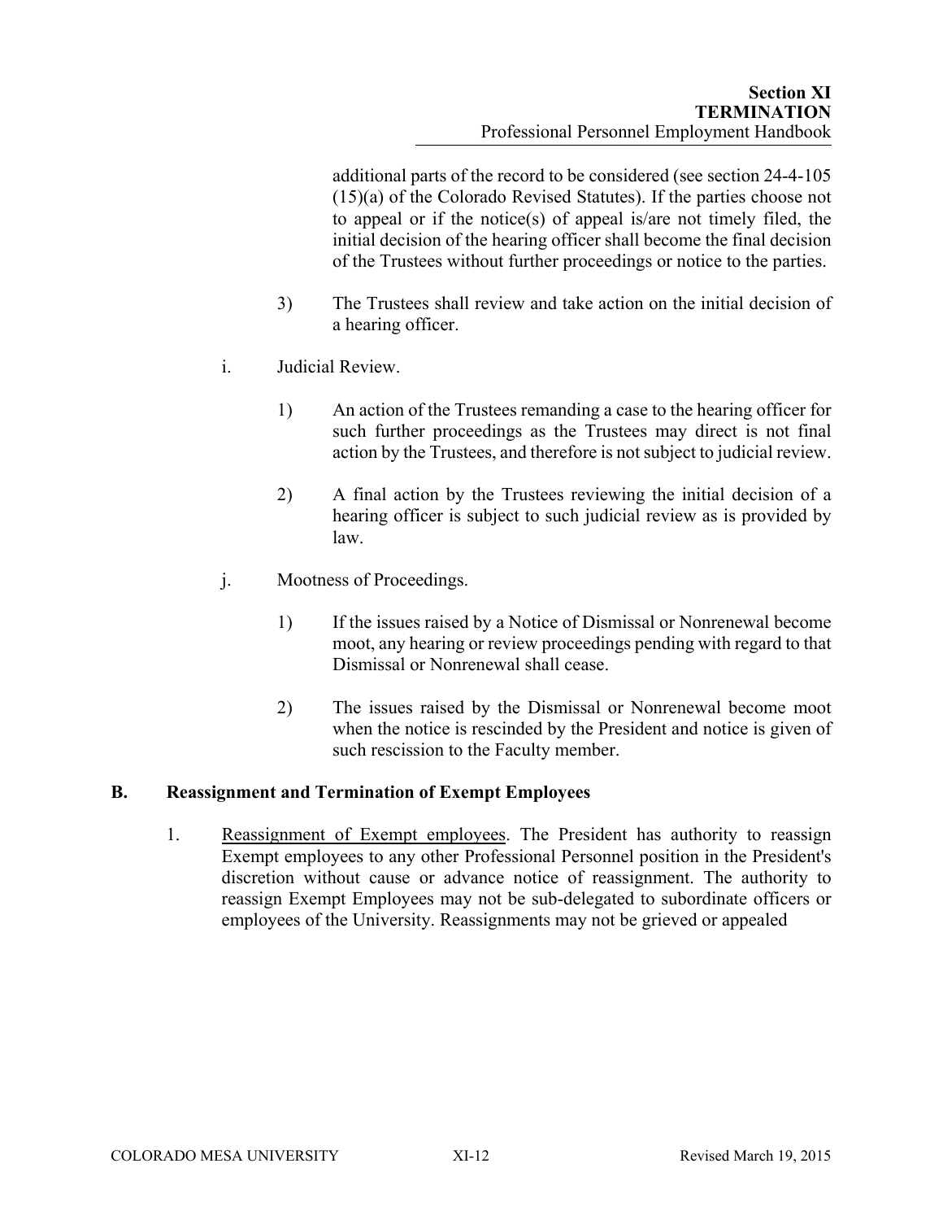additional parts of the record to be considered (see section 24-4-105 (15)(a) of the Colorado Revised Statutes). If the parties choose not to appeal or if the notice(s) of appeal is/are not timely filed, the initial decision of the hearing officer shall become the final decision of the Trustees without further proceedings or notice to the parties.

3) The Trustees shall review and take action on the initial decision of a hearing officer.

i. Judicial Review.

1) An action of the Trustees remanding a case to the hearing officer for such further proceedings as the Trustees may direct is not final action by the Trustees, and therefore is not subject to judicial review.

2) A final action by the Trustees reviewing the initial decision of a hearing officer is subject to such judicial review as is provided by law.

j. Mootness of Proceedings.

1) If the issues raised by a Notice of Dismissal or Nonrenewal become moot, any hearing or review proceedings pending with regard to that Dismissal or Nonrenewal shall cease.

2) The issues raised by the Dismissal or Nonrenewal become moot when the notice is rescinded by the President and notice is given of such rescission to the Faculty member.

## B. Reassignment and Termination of Exempt Employees

1. Reassignment of Exempt employees. The President has authority to reassign Exempt employees to any other Professional Personnel position in the President's discretion without cause or advance notice of reassignment. The authority to reassign Exempt Employees may not be sub-delegated to subordinate officers or employees of the University. Reassignments may not be grieved or appealed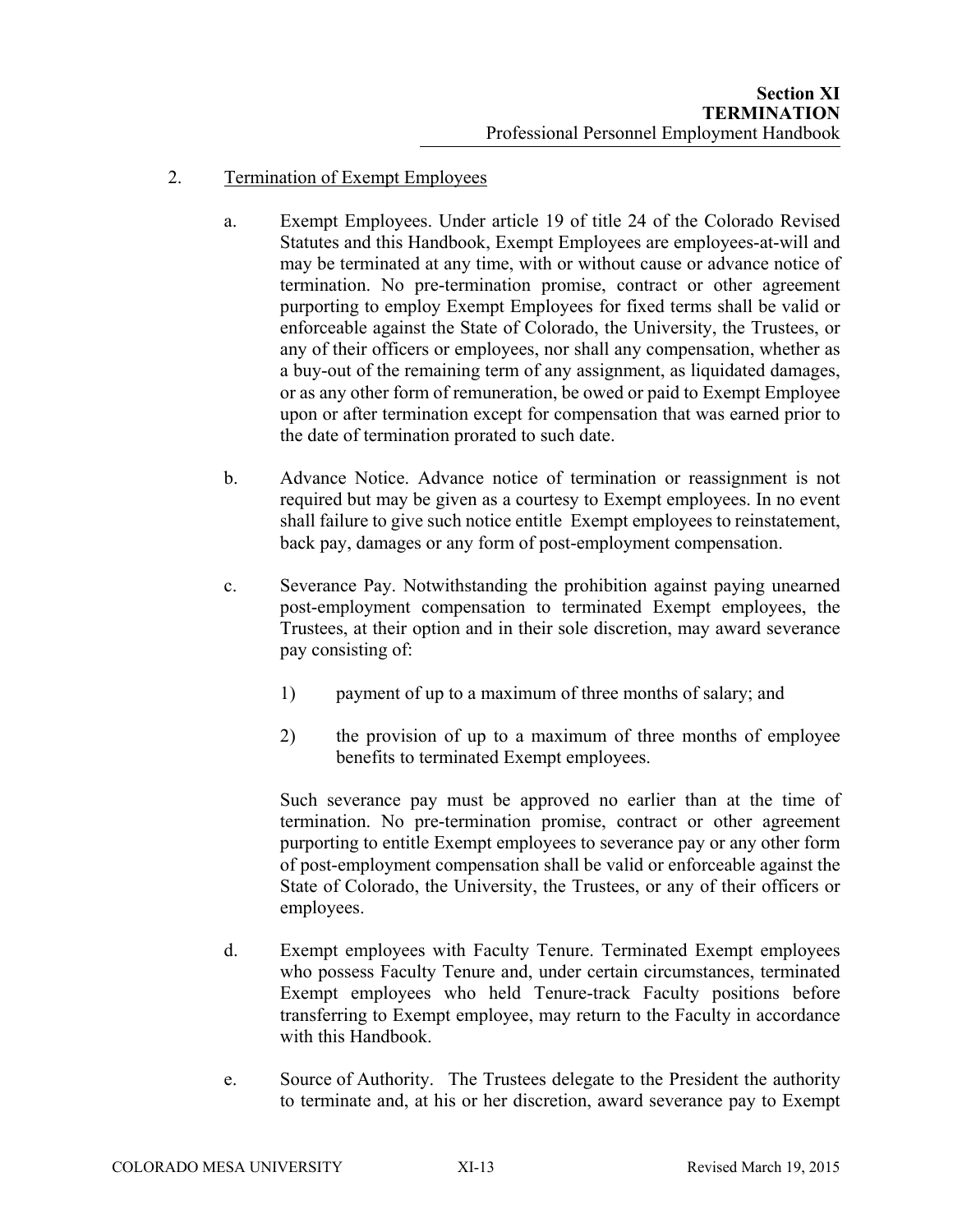2. Termination of Exempt Employees

a. Exempt Employees. Under article 19 of title 24 of the Colorado Revised Statutes and this Handbook, Exempt Employees are employees-at-will and may be terminated at any time, with or without cause or advance notice of termination. No pre-termination promise, contract or other agreement purporting to employ Exempt Employees for fixed terms shall be valid or enforceable against the State of Colorado, the University, the Trustees, or any of their officers or employees, nor shall any compensation, whether as a buy-out of the remaining term of any assignment, as liquidated damages, or as any other form of remuneration, be owed or paid to Exempt Employee upon or after termination except for compensation that was earned prior to the date of termination prorated to such date.

b. Advance Notice. Advance notice of termination or reassignment is not required but may be given as a courtesy to Exempt employees. In no event shall failure to give such notice entitle Exempt employees to reinstatement, back pay, damages or any form of post-employment compensation.

c. Severance Pay. Notwithstanding the prohibition against paying unearned post-employment compensation to terminated Exempt employees, the Trustees, at their option and in their sole discretion, may award severance pay consisting of:

   1) payment of up to a maximum of three months of salary; and

   2) the provision of up to a maximum of three months of employee benefits to terminated Exempt employees.

   Such severance pay must be approved no earlier than at the time of termination. No pre-termination promise, contract or other agreement purporting to entitle Exempt employees to severance pay or any other form of post-employment compensation shall be valid or enforceable against the State of Colorado, the University, the Trustees, or any of their officers or employees.

d. Exempt employees with Faculty Tenure. Terminated Exempt employees who possess Faculty Tenure and, under certain circumstances, terminated Exempt employees who held Tenure-track Faculty positions before transferring to Exempt employee, may return to the Faculty in accordance with this Handbook.

e. Source of Authority. The Trustees delegate to the President the authority to terminate and, at his or her discretion, award severance pay to Exempt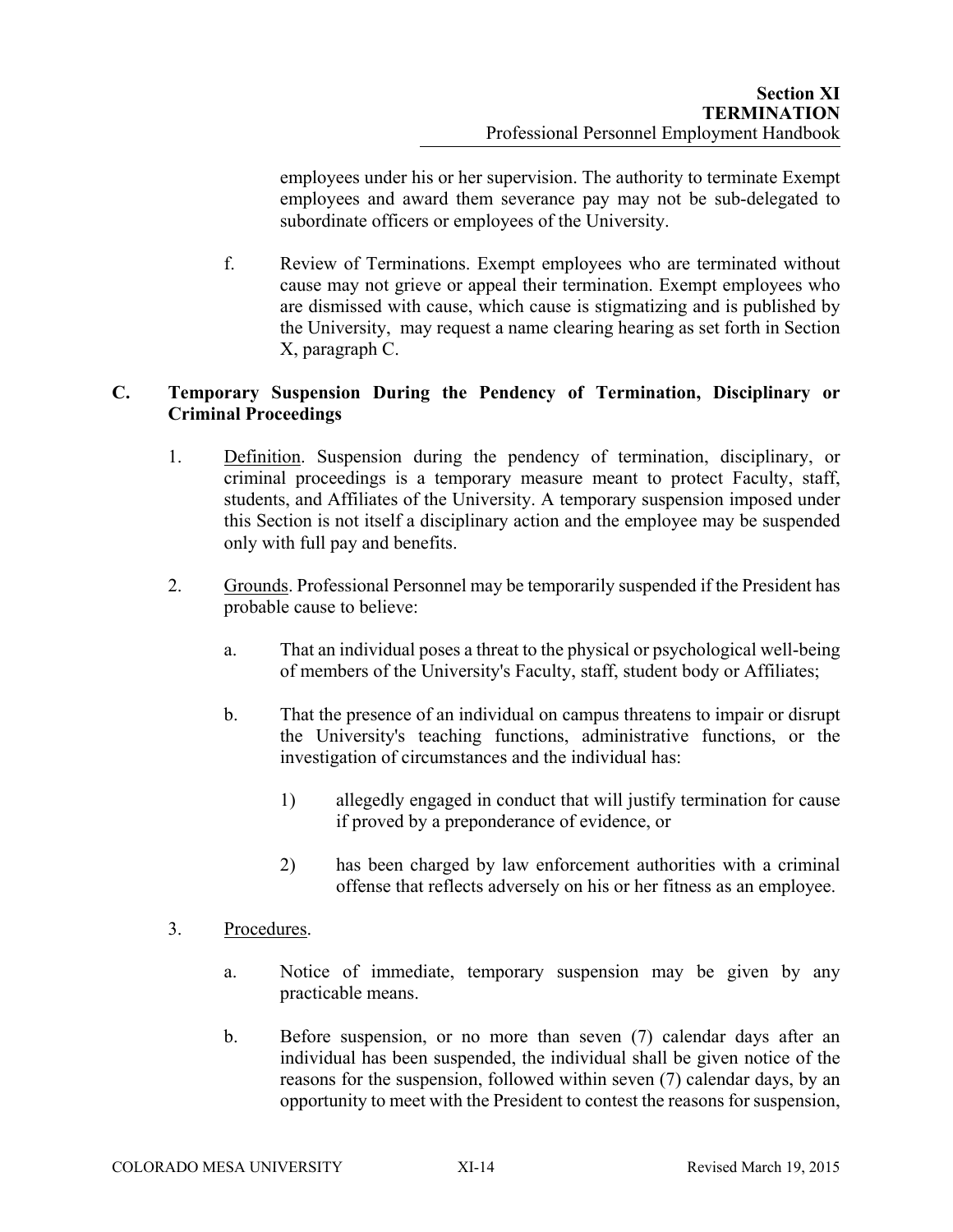employees under his or her supervision. The authority to terminate Exempt employees and award them severance pay may not be sub-delegated to subordinate officers or employees of the University.

f. Review of Terminations. Exempt employees who are terminated without cause may not grieve or appeal their termination. Exempt employees who are dismissed with cause, which cause is stigmatizing and is published by the University, may request a name clearing hearing as set forth in Section X, paragraph C.

## C. Temporary Suspension During the Pendency of Termination, Disciplinary or Criminal Proceedings

1. Definition. Suspension during the pendency of termination, disciplinary, or criminal proceedings is a temporary measure meant to protect Faculty, staff, students, and Affiliates of the University. A temporary suspension imposed under this Section is not itself a disciplinary action and the employee may be suspended only with full pay and benefits.

2. Grounds. Professional Personnel may be temporarily suspended if the President has probable cause to believe:

   a. That an individual poses a threat to the physical or psychological well-being of members of the University's Faculty, staff, student body or Affiliates;

   b. That the presence of an individual on campus threatens to impair or disrupt the University's teaching functions, administrative functions, or the investigation of circumstances and the individual has:

      1) allegedly engaged in conduct that will justify termination for cause if proved by a preponderance of evidence, or

      2) has been charged by law enforcement authorities with a criminal offense that reflects adversely on his or her fitness as an employee.

3. Procedures.

   a. Notice of immediate, temporary suspension may be given by any practicable means.

   b. Before suspension, or no more than seven (7) calendar days after an individual has been suspended, the individual shall be given notice of the reasons for the suspension, followed within seven (7) calendar days, by an opportunity to meet with the President to contest the reasons for suspension,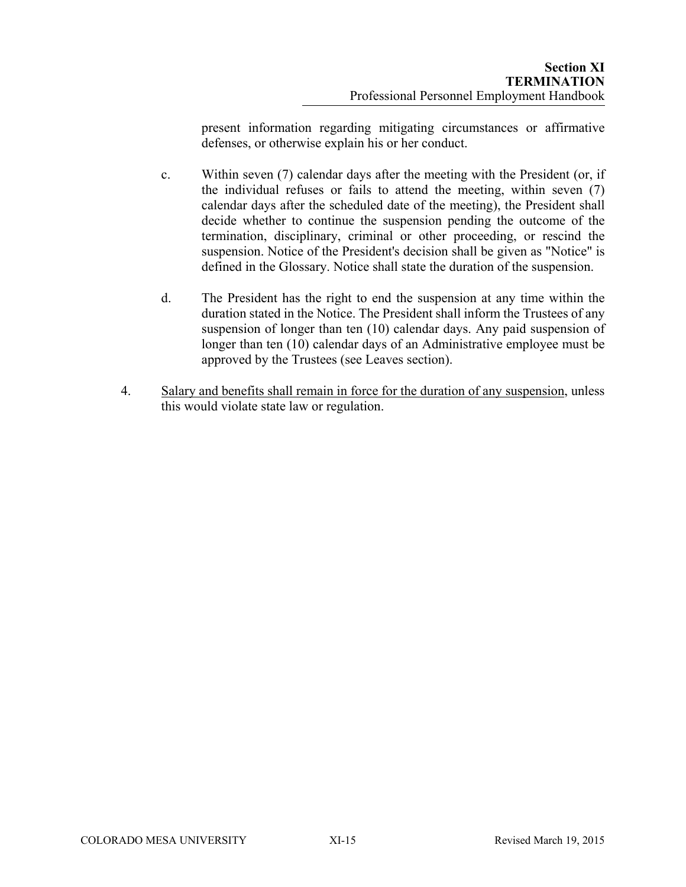present information regarding mitigating circumstances or affirmative defenses, or otherwise explain his or her conduct.

c. Within seven (7) calendar days after the meeting with the President (or, if the individual refuses or fails to attend the meeting, within seven (7) calendar days after the scheduled date of the meeting), the President shall decide whether to continue the suspension pending the outcome of the termination, disciplinary, criminal or other proceeding, or rescind the suspension. Notice of the President's decision shall be given as "Notice" is defined in the Glossary. Notice shall state the duration of the suspension.

d. The President has the right to end the suspension at any time within the duration stated in the Notice. The President shall inform the Trustees of any suspension of longer than ten (10) calendar days. Any paid suspension of longer than ten (10) calendar days of an Administrative employee must be approved by the Trustees (see Leaves section).

4. <u>Salary and benefits shall remain in force for the duration of any suspension</u>, unless this would violate state law or regulation.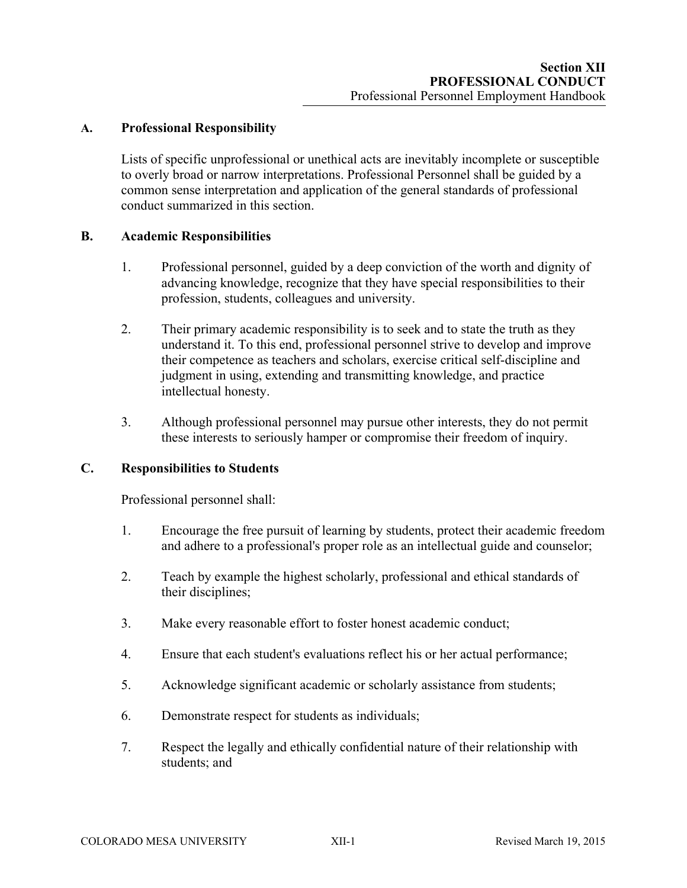# Section XII
# PROFESSIONAL CONDUCT

## A. Professional Responsibility

Lists of specific unprofessional or unethical acts are inevitably incomplete or susceptible to overly broad or narrow interpretations. Professional Personnel shall be guided by a common sense interpretation and application of the general standards of professional conduct summarized in this section.

## B. Academic Responsibilities

1. Professional personnel, guided by a deep conviction of the worth and dignity of advancing knowledge, recognize that they have special responsibilities to their profession, students, colleagues and university.

2. Their primary academic responsibility is to seek and to state the truth as they understand it. To this end, professional personnel strive to develop and improve their competence as teachers and scholars, exercise critical self-discipline and judgment in using, extending and transmitting knowledge, and practice intellectual honesty.

3. Although professional personnel may pursue other interests, they do not permit these interests to seriously hamper or compromise their freedom of inquiry.

## C. Responsibilities to Students

Professional personnel shall:

1. Encourage the free pursuit of learning by students, protect their academic freedom and adhere to a professional's proper role as an intellectual guide and counselor;

2. Teach by example the highest scholarly, professional and ethical standards of their disciplines;

3. Make every reasonable effort to foster honest academic conduct;

4. Ensure that each student's evaluations reflect his or her actual performance;

5. Acknowledge significant academic or scholarly assistance from students;

6. Demonstrate respect for students as individuals;

7. Respect the legally and ethically confidential nature of their relationship with students; and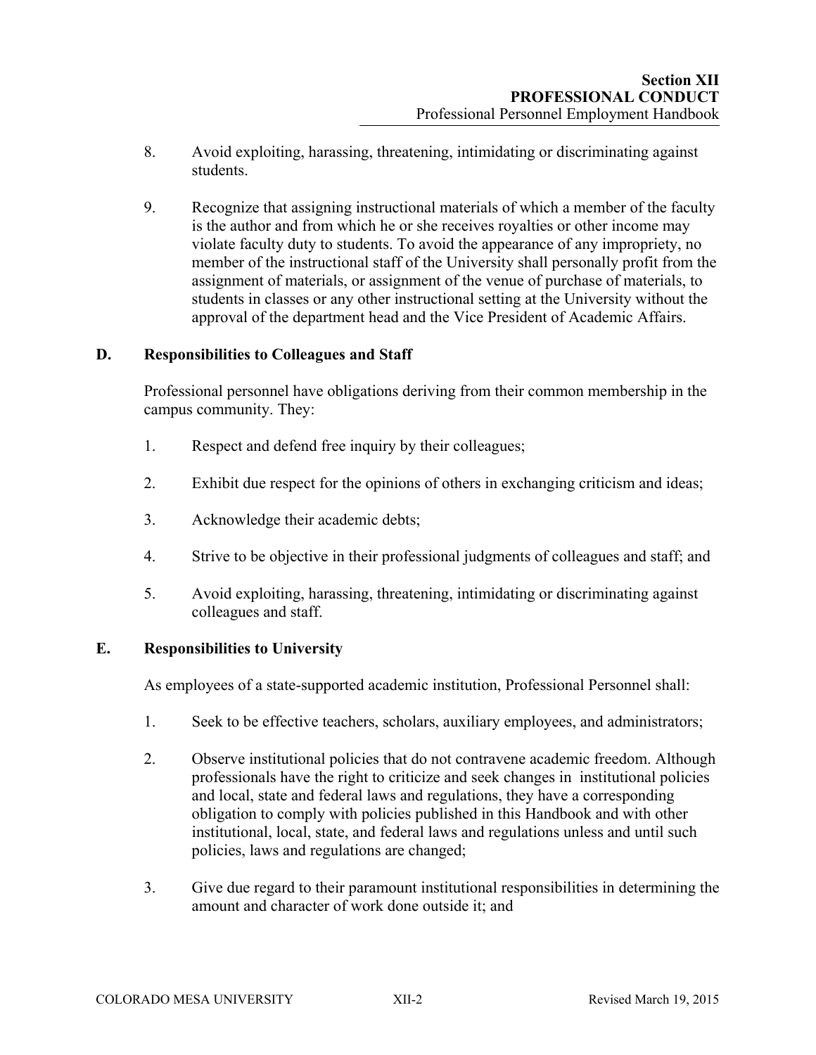8. Avoid exploiting, harassing, threatening, intimidating or discriminating against students.

9. Recognize that assigning instructional materials of which a member of the faculty is the author and from which he or she receives royalties or other income may violate faculty duty to students. To avoid the appearance of any impropriety, no member of the instructional staff of the University shall personally profit from the assignment of materials, or assignment of the venue of purchase of materials, to students in classes or any other instructional setting at the University without the approval of the department head and the Vice President of Academic Affairs.

## D. Responsibilities to Colleagues and Staff

Professional personnel have obligations deriving from their common membership in the campus community. They:

1. Respect and defend free inquiry by their colleagues;

2. Exhibit due respect for the opinions of others in exchanging criticism and ideas;

3. Acknowledge their academic debts;

4. Strive to be objective in their professional judgments of colleagues and staff; and

5. Avoid exploiting, harassing, threatening, intimidating or discriminating against colleagues and staff.

## E. Responsibilities to University

As employees of a state-supported academic institution, Professional Personnel shall:

1. Seek to be effective teachers, scholars, auxiliary employees, and administrators;

2. Observe institutional policies that do not contravene academic freedom. Although professionals have the right to criticize and seek changes in institutional policies and local, state and federal laws and regulations, they have a corresponding obligation to comply with policies published in this Handbook and with other institutional, local, state, and federal laws and regulations unless and until such policies, laws and regulations are changed;

3. Give due regard to their paramount institutional responsibilities in determining the amount and character of work done outside it; and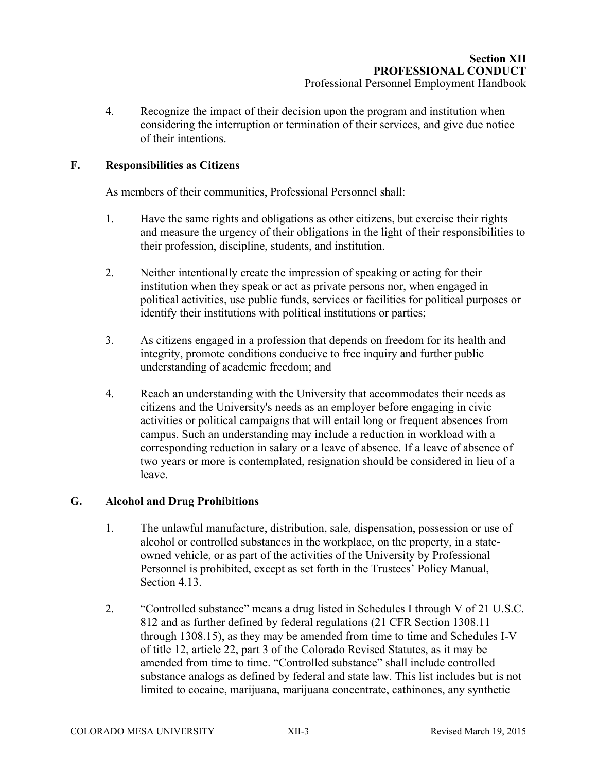4. Recognize the impact of their decision upon the program and institution when considering the interruption or termination of their services, and give due notice of their intentions.

## F. Responsibilities as Citizens

As members of their communities, Professional Personnel shall:

1. Have the same rights and obligations as other citizens, but exercise their rights and measure the urgency of their obligations in the light of their responsibilities to their profession, discipline, students, and institution.

2. Neither intentionally create the impression of speaking or acting for their institution when they speak or act as private persons nor, when engaged in political activities, use public funds, services or facilities for political purposes or identify their institutions with political institutions or parties;

3. As citizens engaged in a profession that depends on freedom for its health and integrity, promote conditions conducive to free inquiry and further public understanding of academic freedom; and

4. Reach an understanding with the University that accommodates their needs as citizens and the University's needs as an employer before engaging in civic activities or political campaigns that will entail long or frequent absences from campus. Such an understanding may include a reduction in workload with a corresponding reduction in salary or a leave of absence. If a leave of absence of two years or more is contemplated, resignation should be considered in lieu of a leave.

## G. Alcohol and Drug Prohibitions

1. The unlawful manufacture, distribution, sale, dispensation, possession or use of alcohol or controlled substances in the workplace, on the property, in a state-owned vehicle, or as part of the activities of the University by Professional Personnel is prohibited, except as set forth in the Trustees' Policy Manual, Section 4.13.

2. "Controlled substance" means a drug listed in Schedules I through V of 21 U.S.C. 812 and as further defined by federal regulations (21 CFR Section 1308.11 through 1308.15), as they may be amended from time to time and Schedules I-V of title 12, article 22, part 3 of the Colorado Revised Statutes, as it may be amended from time to time. "Controlled substance" shall include controlled substance analogs as defined by federal and state law. This list includes but is not limited to cocaine, marijuana, marijuana concentrate, cathinones, any synthetic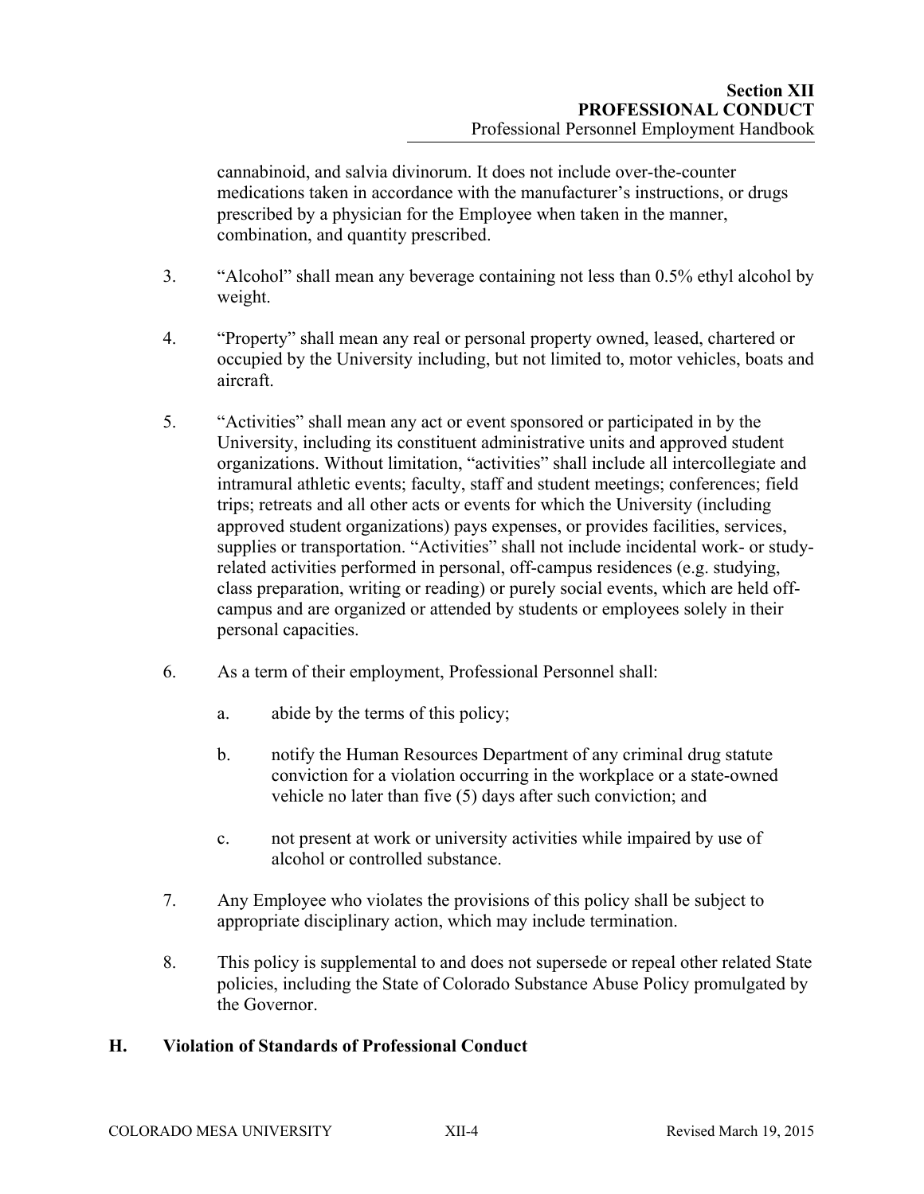cannabinoid, and salvia divinorum. It does not include over-the-counter medications taken in accordance with the manufacturer's instructions, or drugs prescribed by a physician for the Employee when taken in the manner, combination, and quantity prescribed.

3. "Alcohol" shall mean any beverage containing not less than 0.5% ethyl alcohol by weight.

4. "Property" shall mean any real or personal property owned, leased, chartered or occupied by the University including, but not limited to, motor vehicles, boats and aircraft.

5. "Activities" shall mean any act or event sponsored or participated in by the University, including its constituent administrative units and approved student organizations. Without limitation, "activities" shall include all intercollegiate and intramural athletic events; faculty, staff and student meetings; conferences; field trips; retreats and all other acts or events for which the University (including approved student organizations) pays expenses, or provides facilities, services, supplies or transportation. "Activities" shall not include incidental work- or study-related activities performed in personal, off-campus residences (e.g. studying, class preparation, writing or reading) or purely social events, which are held off-campus and are organized or attended by students or employees solely in their personal capacities.

6. As a term of their employment, Professional Personnel shall:

   a. abide by the terms of this policy;

   b. notify the Human Resources Department of any criminal drug statute conviction for a violation occurring in the workplace or a state-owned vehicle no later than five (5) days after such conviction; and

   c. not present at work or university activities while impaired by use of alcohol or controlled substance.

7. Any Employee who violates the provisions of this policy shall be subject to appropriate disciplinary action, which may include termination.

8. This policy is supplemental to and does not supersede or repeal other related State policies, including the State of Colorado Substance Abuse Policy promulgated by the Governor.

## H. Violation of Standards of Professional Conduct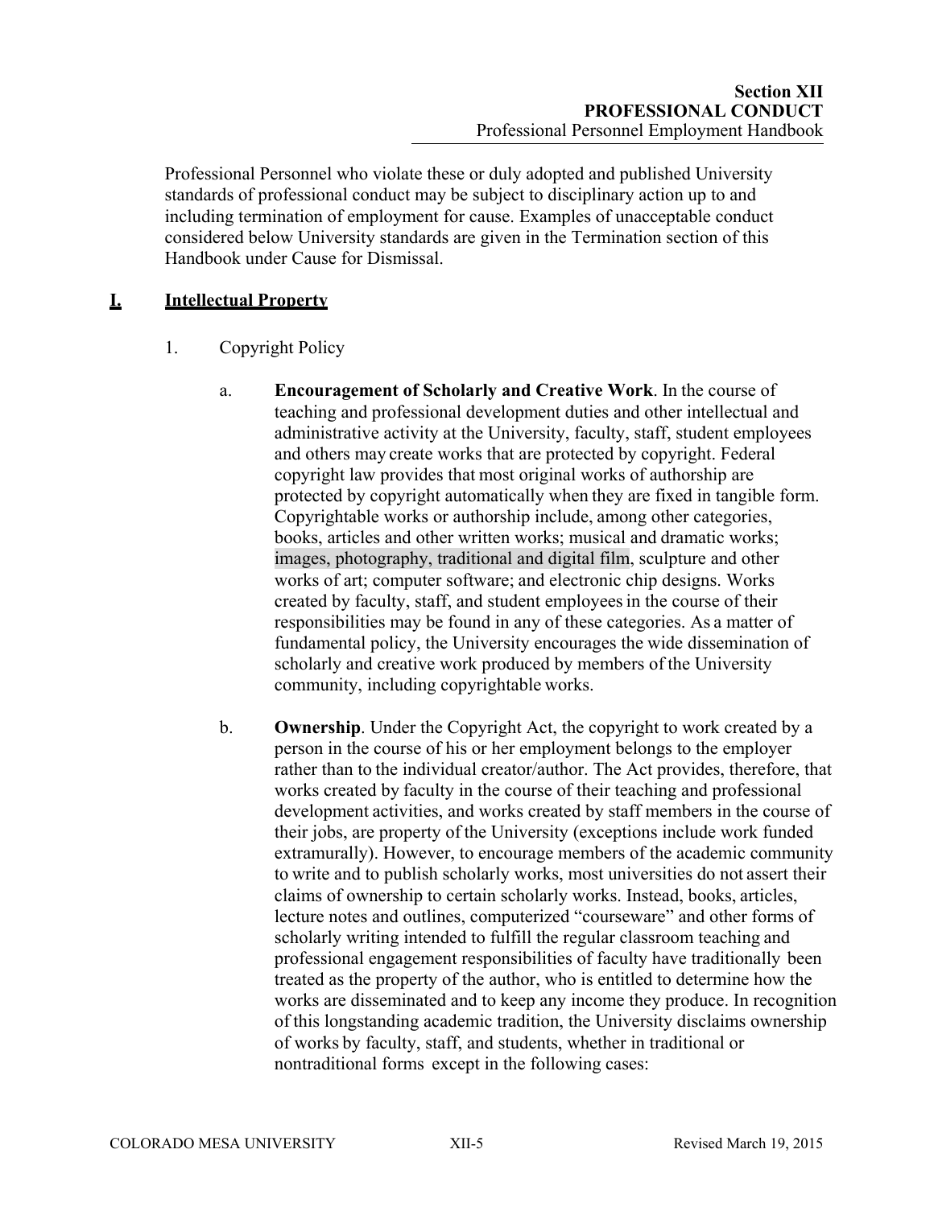Professional Personnel who violate these or duly adopted and published University standards of professional conduct may be subject to disciplinary action up to and including termination of employment for cause. Examples of unacceptable conduct considered below University standards are given in the Termination section of this Handbook under Cause for Dismissal.

## I. Intellectual Property

1. Copyright Policy

   a. **Encouragement of Scholarly and Creative Work**. In the course of teaching and professional development duties and other intellectual and administrative activity at the University, faculty, staff, student employees and others may create works that are protected by copyright. Federal copyright law provides that most original works of authorship are protected by copyright automatically when they are fixed in tangible form. Copyrightable works or authorship include, among other categories, books, articles and other written works; musical and dramatic works; images, photography, traditional and digital film, sculpture and other works of art; computer software; and electronic chip designs. Works created by faculty, staff, and student employees in the course of their responsibilities may be found in any of these categories. As a matter of fundamental policy, the University encourages the wide dissemination of scholarly and creative work produced by members of the University community, including copyrightable works.

   b. **Ownership**. Under the Copyright Act, the copyright to work created by a person in the course of his or her employment belongs to the employer rather than to the individual creator/author. The Act provides, therefore, that works created by faculty in the course of their teaching and professional development activities, and works created by staff members in the course of their jobs, are property of the University (exceptions include work funded extramurally). However, to encourage members of the academic community to write and to publish scholarly works, most universities do not assert their claims of ownership to certain scholarly works. Instead, books, articles, lecture notes and outlines, computerized "courseware" and other forms of scholarly writing intended to fulfill the regular classroom teaching and professional engagement responsibilities of faculty have traditionally been treated as the property of the author, who is entitled to determine how the works are disseminated and to keep any income they produce. In recognition of this longstanding academic tradition, the University disclaims ownership of works by faculty, staff, and students, whether in traditional or nontraditional forms except in the following cases: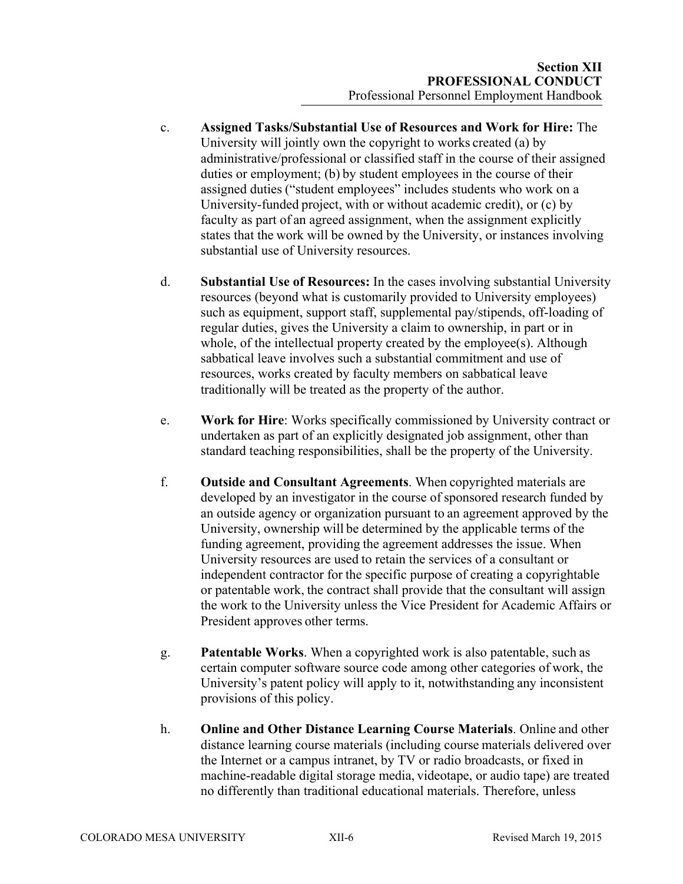c. **Assigned Tasks/Substantial Use of Resources and Work for Hire:** The University will jointly own the copyright to works created (a) by administrative/professional or classified staff in the course of their assigned duties or employment; (b) by student employees in the course of their assigned duties ("student employees" includes students who work on a University-funded project, with or without academic credit), or (c) by faculty as part of an agreed assignment, when the assignment explicitly states that the work will be owned by the University, or instances involving substantial use of University resources.

d. **Substantial Use of Resources:** In the cases involving substantial University resources (beyond what is customarily provided to University employees) such as equipment, support staff, supplemental pay/stipends, off-loading of regular duties, gives the University a claim to ownership, in part or in whole, of the intellectual property created by the employee(s). Although sabbatical leave involves such a substantial commitment and use of resources, works created by faculty members on sabbatical leave traditionally will be treated as the property of the author.

e. **Work for Hire**: Works specifically commissioned by University contract or undertaken as part of an explicitly designated job assignment, other than standard teaching responsibilities, shall be the property of the University.

f. **Outside and Consultant Agreements**. When copyrighted materials are developed by an investigator in the course of sponsored research funded by an outside agency or organization pursuant to an agreement approved by the University, ownership will be determined by the applicable terms of the funding agreement, providing the agreement addresses the issue. When University resources are used to retain the services of a consultant or independent contractor for the specific purpose of creating a copyrightable or patentable work, the contract shall provide that the consultant will assign the work to the University unless the Vice President for Academic Affairs or President approves other terms.

g. **Patentable Works**. When a copyrighted work is also patentable, such as certain computer software source code among other categories of work, the University's patent policy will apply to it, notwithstanding any inconsistent provisions of this policy.

h. **Online and Other Distance Learning Course Materials**. Online and other distance learning course materials (including course materials delivered over the Internet or a campus intranet, by TV or radio broadcasts, or fixed in machine-readable digital storage media, videotape, or audio tape) are treated no differently than traditional educational materials. Therefore, unless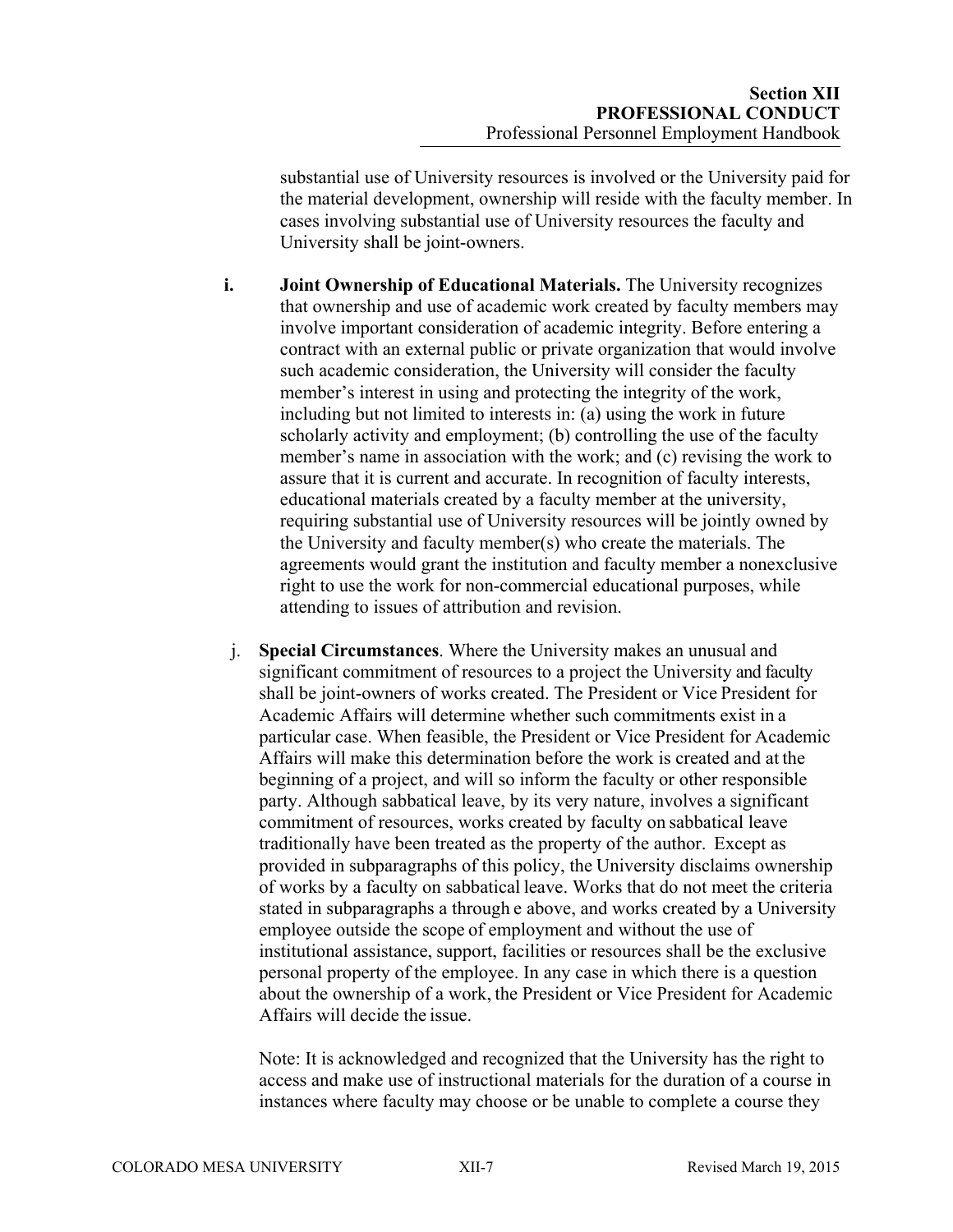substantial use of University resources is involved or the University paid for the material development, ownership will reside with the faculty member. In cases involving substantial use of University resources the faculty and University shall be joint-owners.

**i. Joint Ownership of Educational Materials.** The University recognizes that ownership and use of academic work created by faculty members may involve important consideration of academic integrity. Before entering a contract with an external public or private organization that would involve such academic consideration, the University will consider the faculty member's interest in using and protecting the integrity of the work, including but not limited to interests in: (a) using the work in future scholarly activity and employment; (b) controlling the use of the faculty member's name in association with the work; and (c) revising the work to assure that it is current and accurate. In recognition of faculty interests, educational materials created by a faculty member at the university, requiring substantial use of University resources will be jointly owned by the University and faculty member(s) who create the materials. The agreements would grant the institution and faculty member a nonexclusive right to use the work for non-commercial educational purposes, while attending to issues of attribution and revision.

j. **Special Circumstances**. Where the University makes an unusual and significant commitment of resources to a project the University and faculty shall be joint-owners of works created. The President or Vice President for Academic Affairs will determine whether such commitments exist in a particular case. When feasible, the President or Vice President for Academic Affairs will make this determination before the work is created and at the beginning of a project, and will so inform the faculty or other responsible party. Although sabbatical leave, by its very nature, involves a significant commitment of resources, works created by faculty on sabbatical leave traditionally have been treated as the property of the author. Except as provided in subparagraphs of this policy, the University disclaims ownership of works by a faculty on sabbatical leave. Works that do not meet the criteria stated in subparagraphs a through e above, and works created by a University employee outside the scope of employment and without the use of institutional assistance, support, facilities or resources shall be the exclusive personal property of the employee. In any case in which there is a question about the ownership of a work, the President or Vice President for Academic Affairs will decide the issue.

Note: It is acknowledged and recognized that the University has the right to access and make use of instructional materials for the duration of a course in instances where faculty may choose or be unable to complete a course they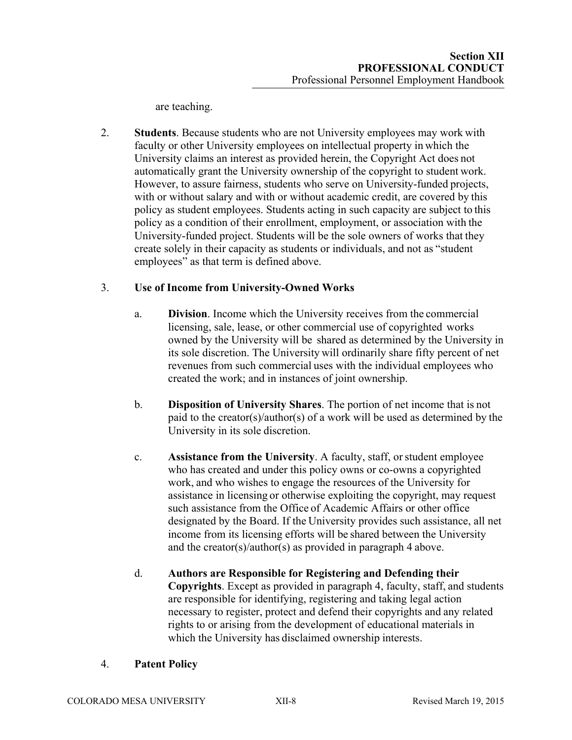are teaching.

2. **Students**. Because students who are not University employees may work with faculty or other University employees on intellectual property in which the University claims an interest as provided herein, the Copyright Act does not automatically grant the University ownership of the copyright to student work. However, to assure fairness, students who serve on University-funded projects, with or without salary and with or without academic credit, are covered by this policy as student employees. Students acting in such capacity are subject to this policy as a condition of their enrollment, employment, or association with the University-funded project. Students will be the sole owners of works that they create solely in their capacity as students or individuals, and not as "student employees" as that term is defined above.

3. **Use of Income from University-Owned Works**

   a. **Division**. Income which the University receives from the commercial licensing, sale, lease, or other commercial use of copyrighted works owned by the University will be shared as determined by the University in its sole discretion. The University will ordinarily share fifty percent of net revenues from such commercial uses with the individual employees who created the work; and in instances of joint ownership.

   b. **Disposition of University Shares**. The portion of net income that is not paid to the creator(s)/author(s) of a work will be used as determined by the University in its sole discretion.

   c. **Assistance from the University**. A faculty, staff, or student employee who has created and under this policy owns or co-owns a copyrighted work, and who wishes to engage the resources of the University for assistance in licensing or otherwise exploiting the copyright, may request such assistance from the Office of Academic Affairs or other office designated by the Board. If the University provides such assistance, all net income from its licensing efforts will be shared between the University and the creator(s)/author(s) as provided in paragraph 4 above.

   d. **Authors are Responsible for Registering and Defending their Copyrights**. Except as provided in paragraph 4, faculty, staff, and students are responsible for identifying, registering and taking legal action necessary to register, protect and defend their copyrights and any related rights to or arising from the development of educational materials in which the University has disclaimed ownership interests.

4. **Patent Policy**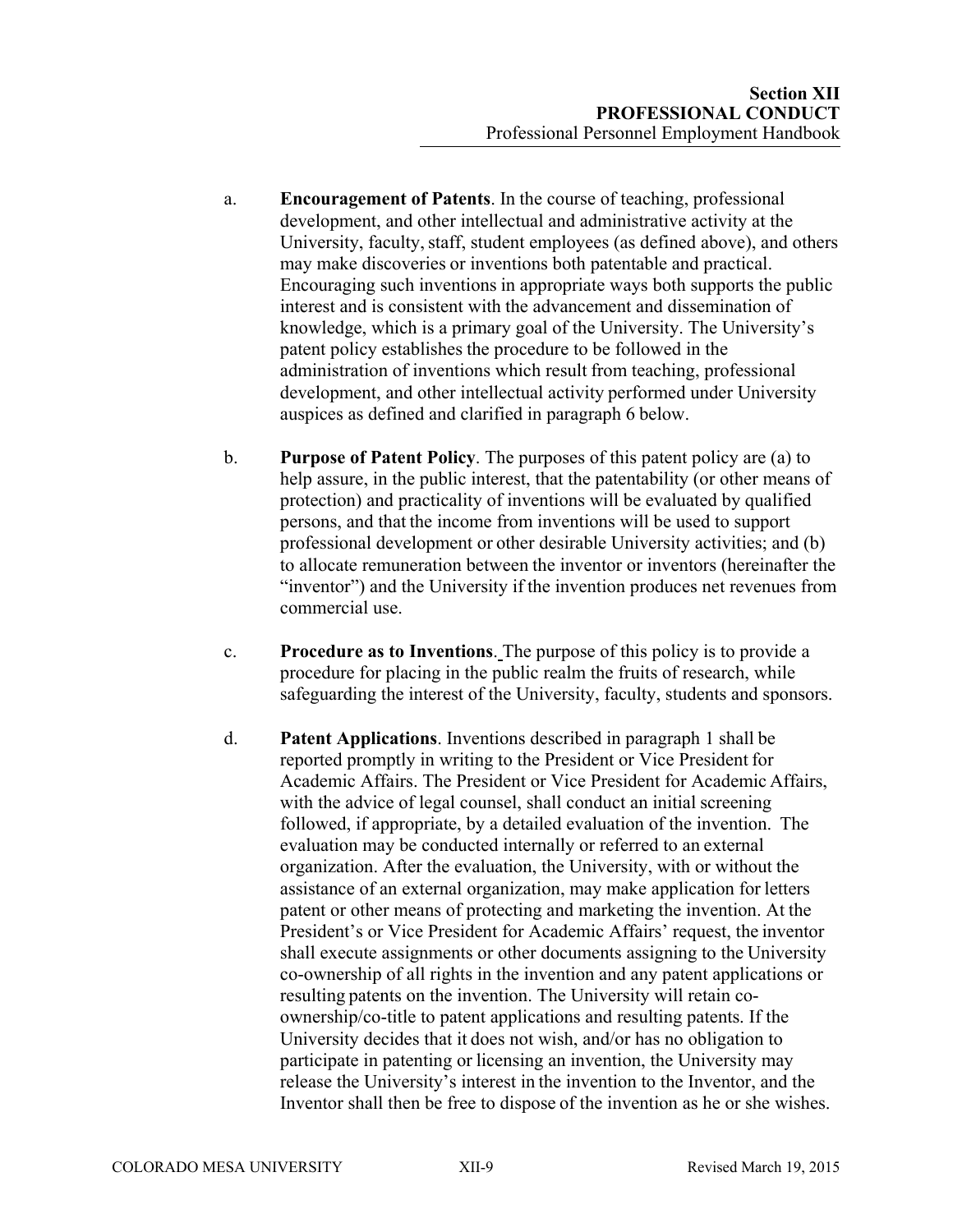a. **Encouragement of Patents**. In the course of teaching, professional development, and other intellectual and administrative activity at the University, faculty, staff, student employees (as defined above), and others may make discoveries or inventions both patentable and practical. Encouraging such inventions in appropriate ways both supports the public interest and is consistent with the advancement and dissemination of knowledge, which is a primary goal of the University. The University's patent policy establishes the procedure to be followed in the administration of inventions which result from teaching, professional development, and other intellectual activity performed under University auspices as defined and clarified in paragraph 6 below.

b. **Purpose of Patent Policy**. The purposes of this patent policy are (a) to help assure, in the public interest, that the patentability (or other means of protection) and practicality of inventions will be evaluated by qualified persons, and that the income from inventions will be used to support professional development or other desirable University activities; and (b) to allocate remuneration between the inventor or inventors (hereinafter the "inventor") and the University if the invention produces net revenues from commercial use.

c. **Procedure as to Inventions**. The purpose of this policy is to provide a procedure for placing in the public realm the fruits of research, while safeguarding the interest of the University, faculty, students and sponsors.

d. **Patent Applications**. Inventions described in paragraph 1 shall be reported promptly in writing to the President or Vice President for Academic Affairs. The President or Vice President for Academic Affairs, with the advice of legal counsel, shall conduct an initial screening followed, if appropriate, by a detailed evaluation of the invention. The evaluation may be conducted internally or referred to an external organization. After the evaluation, the University, with or without the assistance of an external organization, may make application for letters patent or other means of protecting and marketing the invention. At the President's or Vice President for Academic Affairs' request, the inventor shall execute assignments or other documents assigning to the University co-ownership of all rights in the invention and any patent applications or resulting patents on the invention. The University will retain co-ownership/co-title to patent applications and resulting patents. If the University decides that it does not wish, and/or has no obligation to participate in patenting or licensing an invention, the University may release the University's interest in the invention to the Inventor, and the Inventor shall then be free to dispose of the invention as he or she wishes.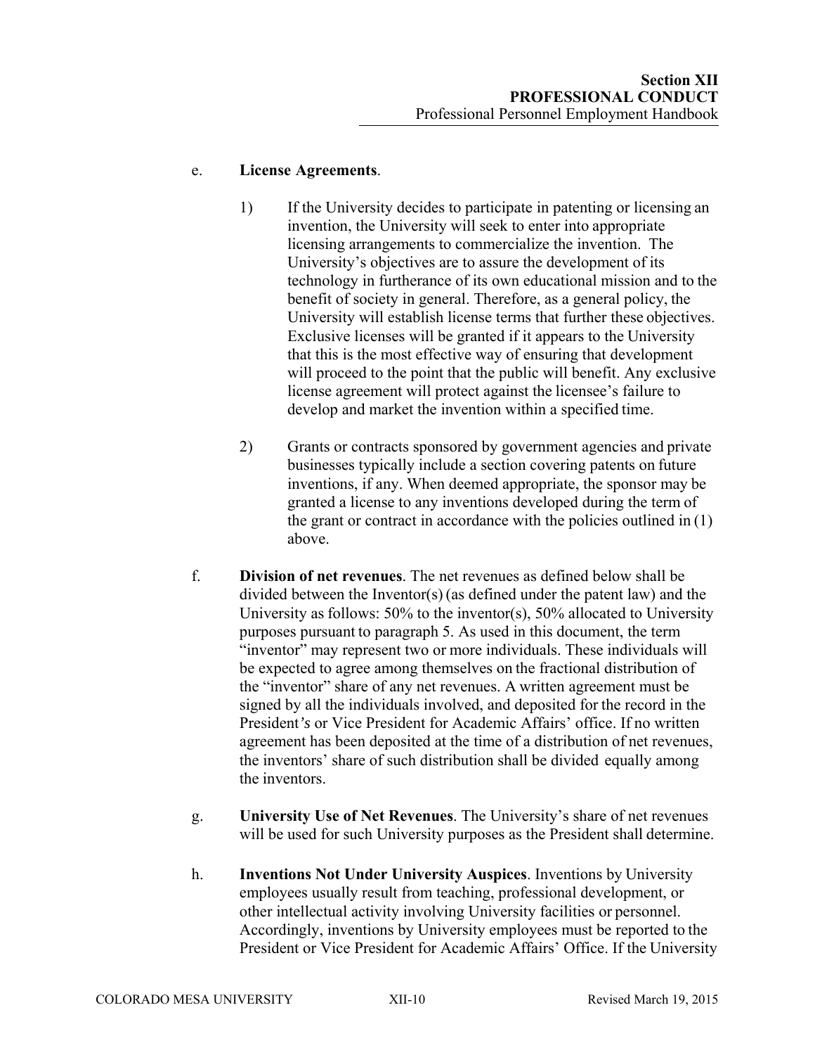e. **License Agreements**.

1) If the University decides to participate in patenting or licensing an invention, the University will seek to enter into appropriate licensing arrangements to commercialize the invention. The University's objectives are to assure the development of its technology in furtherance of its own educational mission and to the benefit of society in general. Therefore, as a general policy, the University will establish license terms that further these objectives. Exclusive licenses will be granted if it appears to the University that this is the most effective way of ensuring that development will proceed to the point that the public will benefit. Any exclusive license agreement will protect against the licensee's failure to develop and market the invention within a specified time.

2) Grants or contracts sponsored by government agencies and private businesses typically include a section covering patents on future inventions, if any. When deemed appropriate, the sponsor may be granted a license to any inventions developed during the term of the grant or contract in accordance with the policies outlined in (1) above.

f. **Division of net revenues**. The net revenues as defined below shall be divided between the Inventor(s) (as defined under the patent law) and the University as follows: 50% to the inventor(s), 50% allocated to University purposes pursuant to paragraph 5. As used in this document, the term "inventor" may represent two or more individuals. These individuals will be expected to agree among themselves on the fractional distribution of the "inventor" share of any net revenues. A written agreement must be signed by all the individuals involved, and deposited for the record in the President*'s* or Vice President for Academic Affairs' office. If no written agreement has been deposited at the time of a distribution of net revenues, the inventors' share of such distribution shall be divided equally among the inventors.

g. **University Use of Net Revenues**. The University's share of net revenues will be used for such University purposes as the President shall determine.

h. **Inventions Not Under University Auspices**. Inventions by University employees usually result from teaching, professional development, or other intellectual activity involving University facilities or personnel. Accordingly, inventions by University employees must be reported to the President or Vice President for Academic Affairs' Office. If the University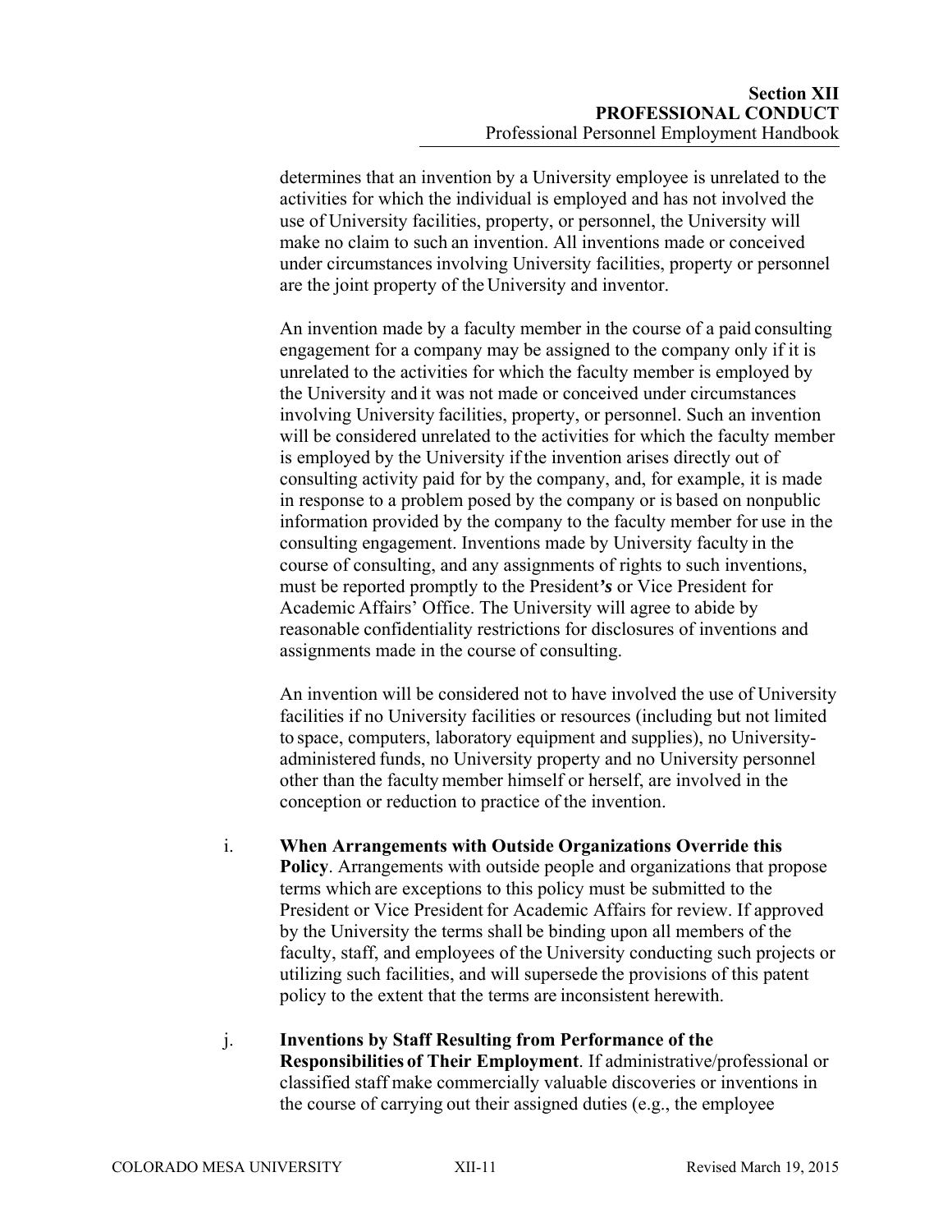determines that an invention by a University employee is unrelated to the activities for which the individual is employed and has not involved the use of University facilities, property, or personnel, the University will make no claim to such an invention. All inventions made or conceived under circumstances involving University facilities, property or personnel are the joint property of the University and inventor.

An invention made by a faculty member in the course of a paid consulting engagement for a company may be assigned to the company only if it is unrelated to the activities for which the faculty member is employed by the University and it was not made or conceived under circumstances involving University facilities, property, or personnel. Such an invention will be considered unrelated to the activities for which the faculty member is employed by the University if the invention arises directly out of consulting activity paid for by the company, and, for example, it is made in response to a problem posed by the company or is based on nonpublic information provided by the company to the faculty member for use in the consulting engagement. Inventions made by University faculty in the course of consulting, and any assignments of rights to such inventions, must be reported promptly to the President***'s*** or Vice President for Academic Affairs' Office. The University will agree to abide by reasonable confidentiality restrictions for disclosures of inventions and assignments made in the course of consulting.

An invention will be considered not to have involved the use of University facilities if no University facilities or resources (including but not limited to space, computers, laboratory equipment and supplies), no University-administered funds, no University property and no University personnel other than the faculty member himself or herself, are involved in the conception or reduction to practice of the invention.

i. **When Arrangements with Outside Organizations Override this Policy**. Arrangements with outside people and organizations that propose terms which are exceptions to this policy must be submitted to the President or Vice President for Academic Affairs for review. If approved by the University the terms shall be binding upon all members of the faculty, staff, and employees of the University conducting such projects or utilizing such facilities, and will supersede the provisions of this patent policy to the extent that the terms are inconsistent herewith.

j. **Inventions by Staff Resulting from Performance of the Responsibilities of Their Employment**. If administrative/professional or classified staff make commercially valuable discoveries or inventions in the course of carrying out their assigned duties (e.g., the employee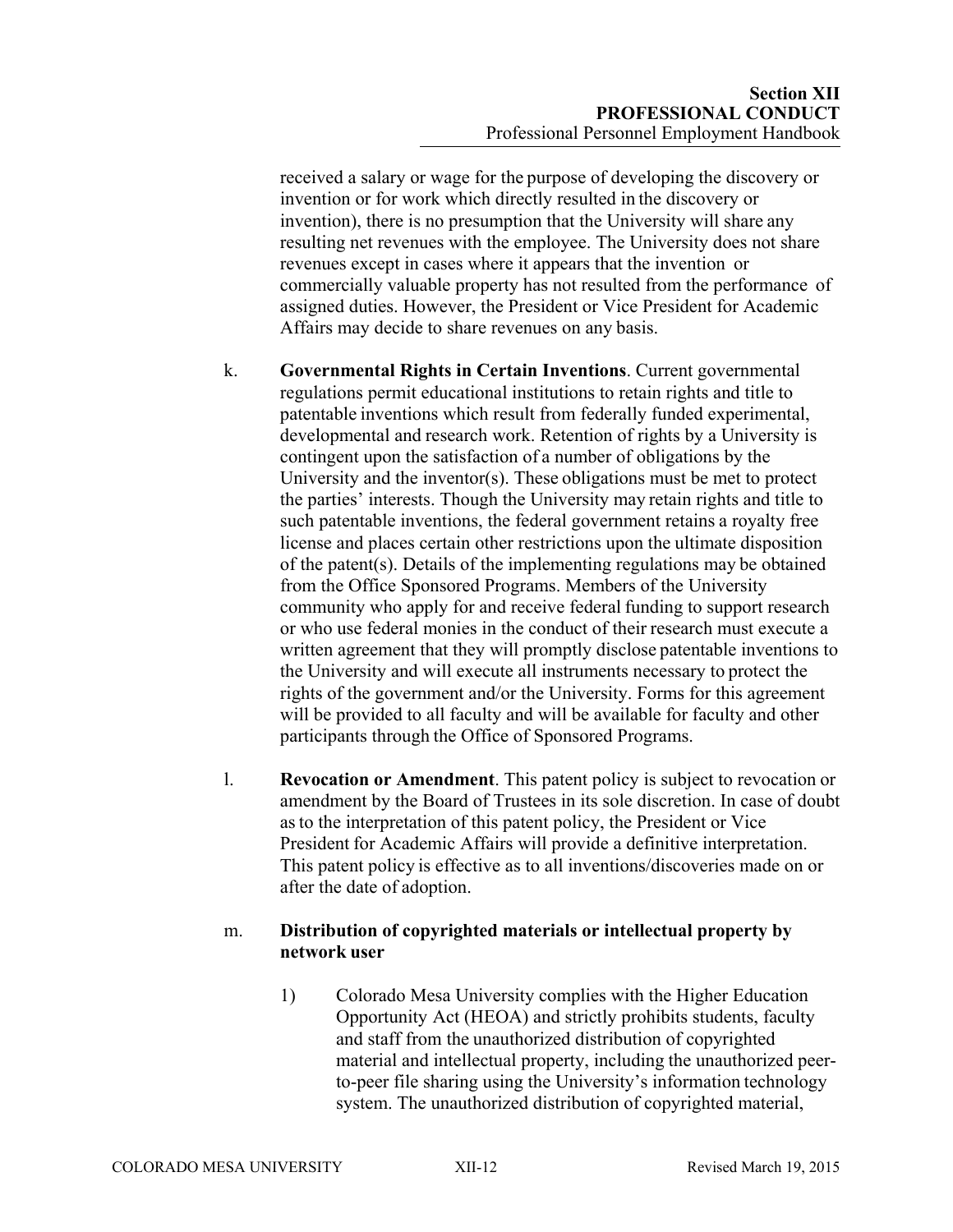received a salary or wage for the purpose of developing the discovery or invention or for work which directly resulted in the discovery or invention), there is no presumption that the University will share any resulting net revenues with the employee. The University does not share revenues except in cases where it appears that the invention or commercially valuable property has not resulted from the performance of assigned duties. However, the President or Vice President for Academic Affairs may decide to share revenues on any basis.

k. **Governmental Rights in Certain Inventions**. Current governmental regulations permit educational institutions to retain rights and title to patentable inventions which result from federally funded experimental, developmental and research work. Retention of rights by a University is contingent upon the satisfaction of a number of obligations by the University and the inventor(s). These obligations must be met to protect the parties' interests. Though the University may retain rights and title to such patentable inventions, the federal government retains a royalty free license and places certain other restrictions upon the ultimate disposition of the patent(s). Details of the implementing regulations may be obtained from the Office Sponsored Programs. Members of the University community who apply for and receive federal funding to support research or who use federal monies in the conduct of their research must execute a written agreement that they will promptly disclose patentable inventions to the University and will execute all instruments necessary to protect the rights of the government and/or the University. Forms for this agreement will be provided to all faculty and will be available for faculty and other participants through the Office of Sponsored Programs.

l. **Revocation or Amendment**. This patent policy is subject to revocation or amendment by the Board of Trustees in its sole discretion. In case of doubt as to the interpretation of this patent policy, the President or Vice President for Academic Affairs will provide a definitive interpretation. This patent policy is effective as to all inventions/discoveries made on or after the date of adoption.

m. **Distribution of copyrighted materials or intellectual property by network user**

1) Colorado Mesa University complies with the Higher Education Opportunity Act (HEOA) and strictly prohibits students, faculty and staff from the unauthorized distribution of copyrighted material and intellectual property, including the unauthorized peer-to-peer file sharing using the University's information technology system. The unauthorized distribution of copyrighted material,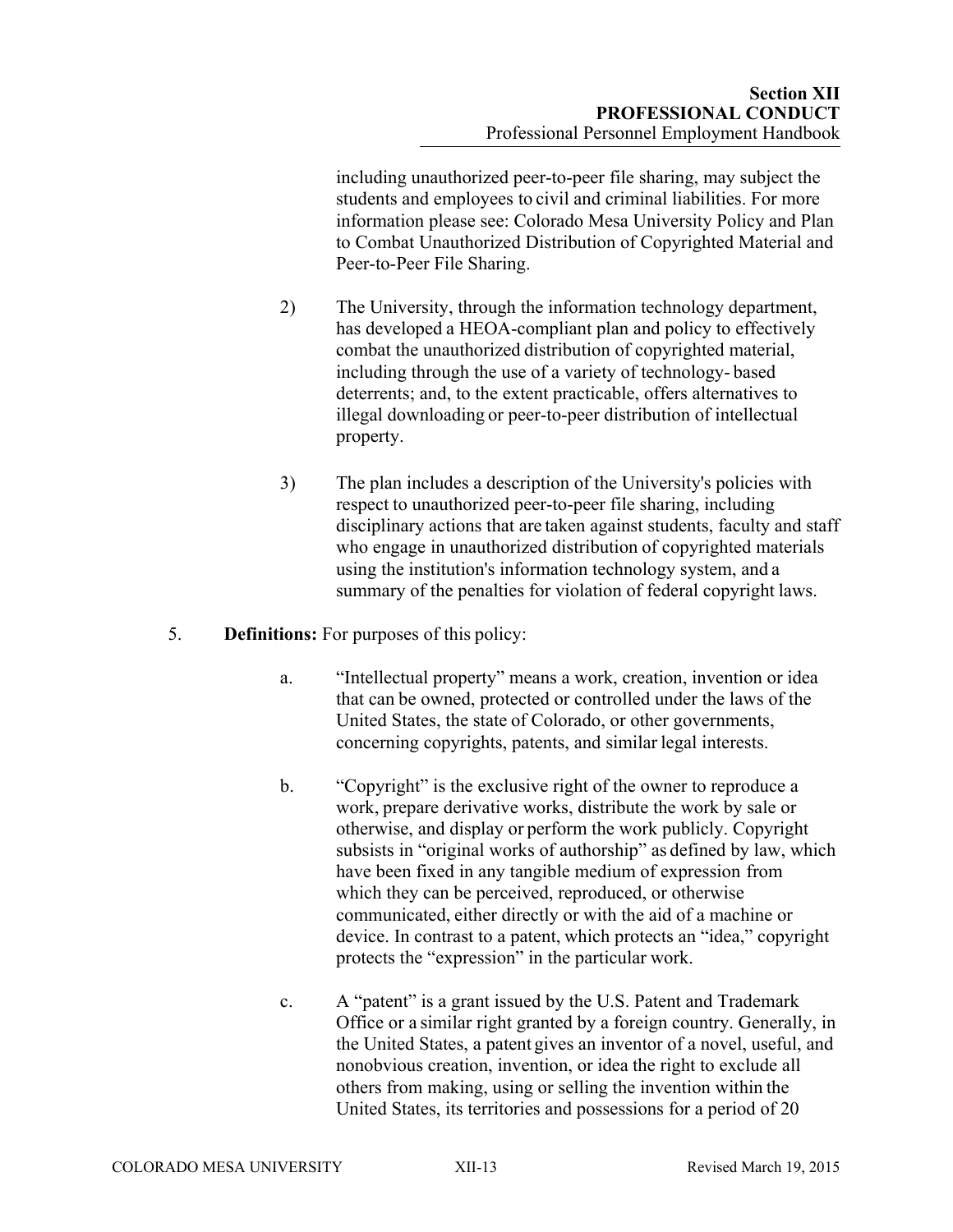including unauthorized peer-to-peer file sharing, may subject the students and employees to civil and criminal liabilities. For more information please see: Colorado Mesa University Policy and Plan to Combat Unauthorized Distribution of Copyrighted Material and Peer-to-Peer File Sharing.

2) The University, through the information technology department, has developed a HEOA-compliant plan and policy to effectively combat the unauthorized distribution of copyrighted material, including through the use of a variety of technology- based deterrents; and, to the extent practicable, offers alternatives to illegal downloading or peer-to-peer distribution of intellectual property.

3) The plan includes a description of the University's policies with respect to unauthorized peer-to-peer file sharing, including disciplinary actions that are taken against students, faculty and staff who engage in unauthorized distribution of copyrighted materials using the institution's information technology system, and a summary of the penalties for violation of federal copyright laws.

5. **Definitions:** For purposes of this policy:

a. "Intellectual property" means a work, creation, invention or idea that can be owned, protected or controlled under the laws of the United States, the state of Colorado, or other governments, concerning copyrights, patents, and similar legal interests.

b. "Copyright" is the exclusive right of the owner to reproduce a work, prepare derivative works, distribute the work by sale or otherwise, and display or perform the work publicly. Copyright subsists in "original works of authorship" as defined by law, which have been fixed in any tangible medium of expression from which they can be perceived, reproduced, or otherwise communicated, either directly or with the aid of a machine or device. In contrast to a patent, which protects an "idea," copyright protects the "expression" in the particular work.

c. A "patent" is a grant issued by the U.S. Patent and Trademark Office or a similar right granted by a foreign country. Generally, in the United States, a patent gives an inventor of a novel, useful, and nonobvious creation, invention, or idea the right to exclude all others from making, using or selling the invention within the United States, its territories and possessions for a period of 20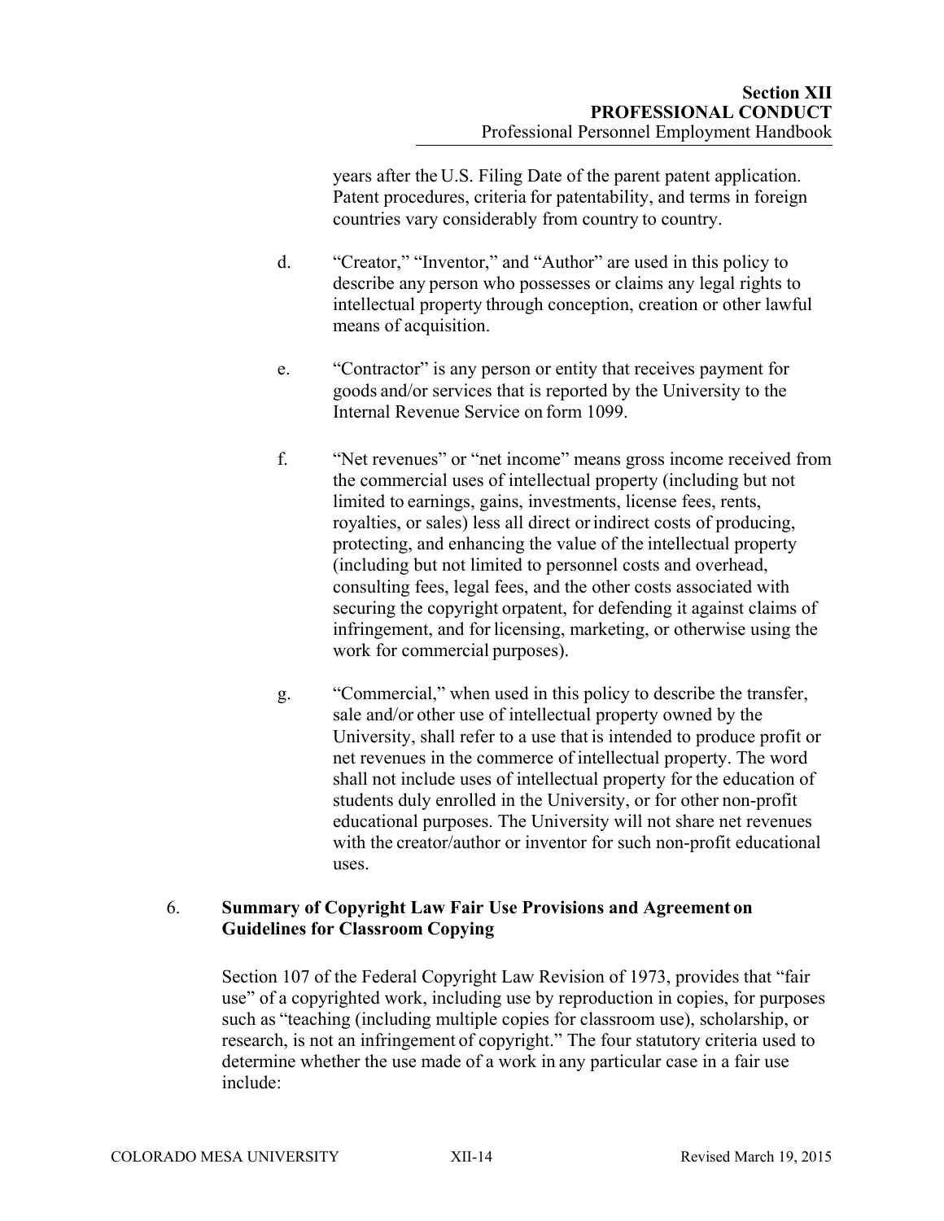years after the U.S. Filing Date of the parent patent application. Patent procedures, criteria for patentability, and terms in foreign countries vary considerably from country to country.

d. “Creator,” “Inventor,” and “Author” are used in this policy to describe any person who possesses or claims any legal rights to intellectual property through conception, creation or other lawful means of acquisition.

e. “Contractor” is any person or entity that receives payment for goods and/or services that is reported by the University to the Internal Revenue Service on form 1099.

f. “Net revenues” or “net income” means gross income received from the commercial uses of intellectual property (including but not limited to earnings, gains, investments, license fees, rents, royalties, or sales) less all direct or indirect costs of producing, protecting, and enhancing the value of the intellectual property (including but not limited to personnel costs and overhead, consulting fees, legal fees, and the other costs associated with securing the copyright orpatent, for defending it against claims of infringement, and for licensing, marketing, or otherwise using the work for commercial purposes).

g. “Commercial,” when used in this policy to describe the transfer, sale and/or other use of intellectual property owned by the University, shall refer to a use that is intended to produce profit or net revenues in the commerce of intellectual property. The word shall not include uses of intellectual property for the education of students duly enrolled in the University, or for other non-profit educational purposes. The University will not share net revenues with the creator/author or inventor for such non-profit educational uses.

6. **Summary of Copyright Law Fair Use Provisions and Agreement on Guidelines for Classroom Copying**

Section 107 of the Federal Copyright Law Revision of 1973, provides that “fair use” of a copyrighted work, including use by reproduction in copies, for purposes such as “teaching (including multiple copies for classroom use), scholarship, or research, is not an infringement of copyright.” The four statutory criteria used to determine whether the use made of a work in any particular case in a fair use include: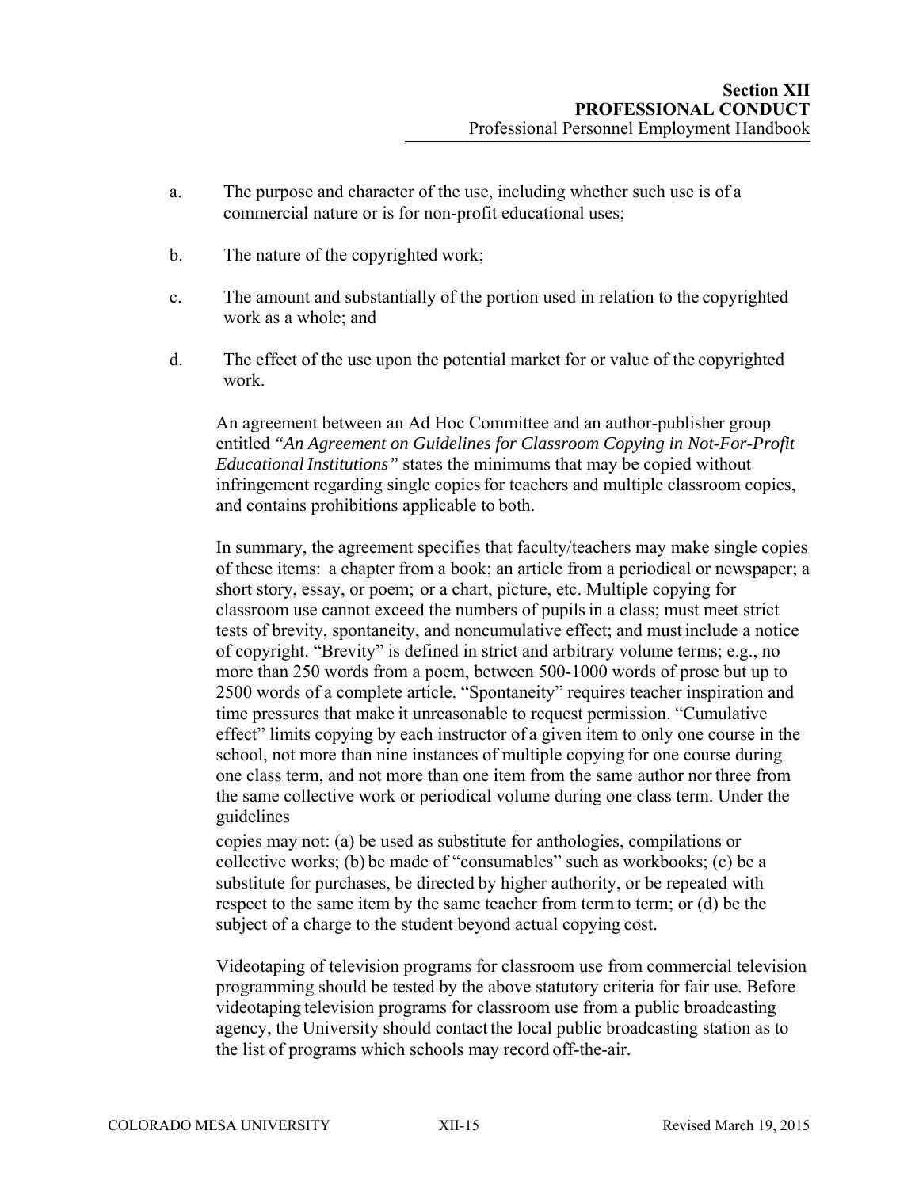a. The purpose and character of the use, including whether such use is of a commercial nature or is for non-profit educational uses;

b. The nature of the copyrighted work;

c. The amount and substantially of the portion used in relation to the copyrighted work as a whole; and

d. The effect of the use upon the potential market for or value of the copyrighted work.

An agreement between an Ad Hoc Committee and an author-publisher group entitled *"An Agreement on Guidelines for Classroom Copying in Not-For-Profit Educational Institutions"* states the minimums that may be copied without infringement regarding single copies for teachers and multiple classroom copies, and contains prohibitions applicable to both.

In summary, the agreement specifies that faculty/teachers may make single copies of these items: a chapter from a book; an article from a periodical or newspaper; a short story, essay, or poem; or a chart, picture, etc. Multiple copying for classroom use cannot exceed the numbers of pupils in a class; must meet strict tests of brevity, spontaneity, and noncumulative effect; and must include a notice of copyright. "Brevity" is defined in strict and arbitrary volume terms; e.g., no more than 250 words from a poem, between 500-1000 words of prose but up to 2500 words of a complete article. "Spontaneity" requires teacher inspiration and time pressures that make it unreasonable to request permission. "Cumulative effect" limits copying by each instructor of a given item to only one course in the school, not more than nine instances of multiple copying for one course during one class term, and not more than one item from the same author nor three from the same collective work or periodical volume during one class term. Under the guidelines copies may not: (a) be used as substitute for anthologies, compilations or collective works; (b) be made of "consumables" such as workbooks; (c) be a substitute for purchases, be directed by higher authority, or be repeated with respect to the same item by the same teacher from term to term; or (d) be the subject of a charge to the student beyond actual copying cost.

Videotaping of television programs for classroom use from commercial television programming should be tested by the above statutory criteria for fair use. Before videotaping television programs for classroom use from a public broadcasting agency, the University should contact the local public broadcasting station as to the list of programs which schools may record off-the-air.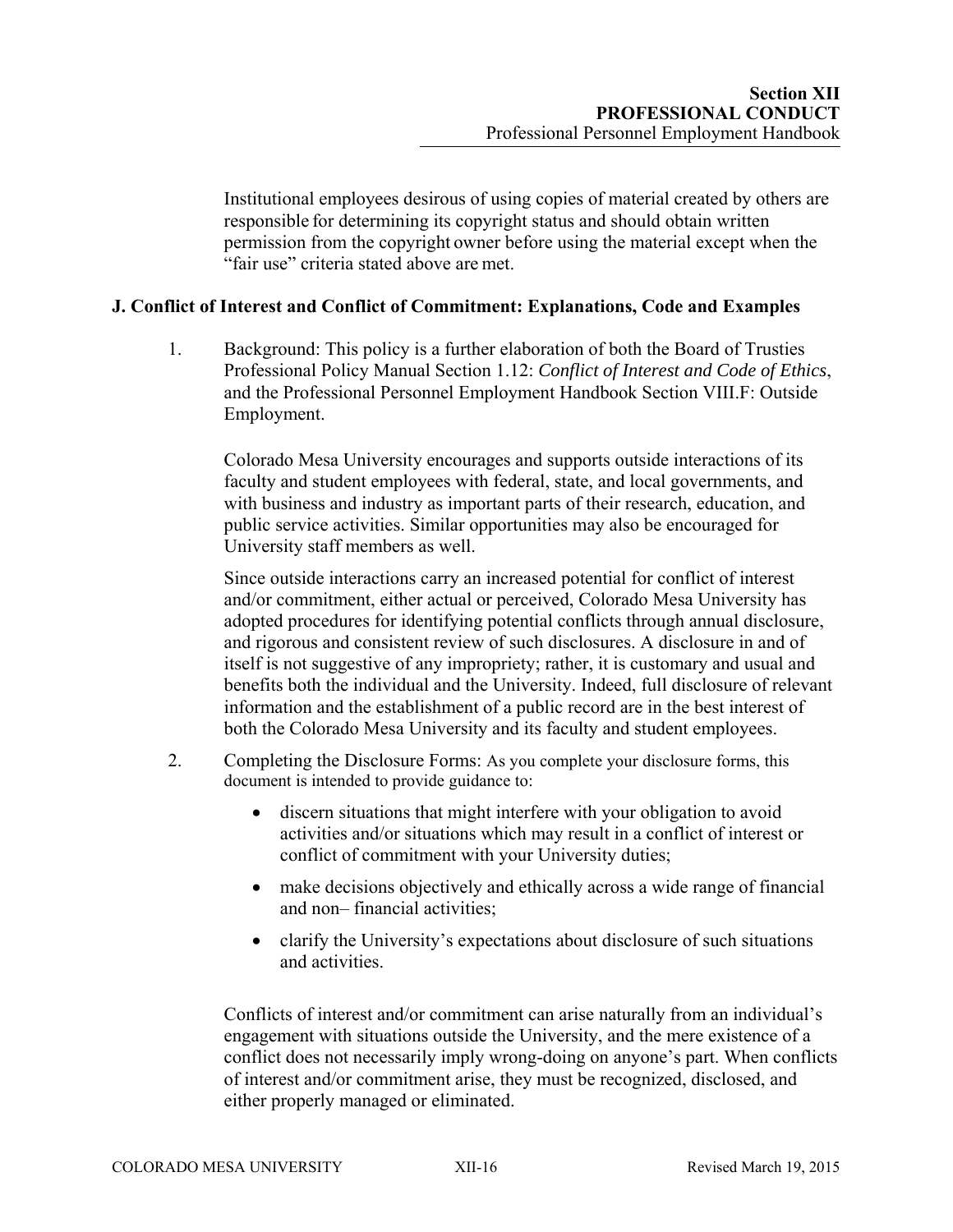Institutional employees desirous of using copies of material created by others are responsible for determining its copyright status and should obtain written permission from the copyright owner before using the material except when the "fair use" criteria stated above are met.

## J. Conflict of Interest and Conflict of Commitment: Explanations, Code and Examples

1. Background: This policy is a further elaboration of both the Board of Trusties Professional Policy Manual Section 1.12: *Conflict of Interest and Code of Ethics*, and the Professional Personnel Employment Handbook Section VIII.F: Outside Employment.

   Colorado Mesa University encourages and supports outside interactions of its faculty and student employees with federal, state, and local governments, and with business and industry as important parts of their research, education, and public service activities. Similar opportunities may also be encouraged for University staff members as well.

   Since outside interactions carry an increased potential for conflict of interest and/or commitment, either actual or perceived, Colorado Mesa University has adopted procedures for identifying potential conflicts through annual disclosure, and rigorous and consistent review of such disclosures. A disclosure in and of itself is not suggestive of any impropriety; rather, it is customary and usual and benefits both the individual and the University. Indeed, full disclosure of relevant information and the establishment of a public record are in the best interest of both the Colorado Mesa University and its faculty and student employees.

2. Completing the Disclosure Forms: As you complete your disclosure forms, this document is intended to provide guidance to:

   - discern situations that might interfere with your obligation to avoid activities and/or situations which may result in a conflict of interest or conflict of commitment with your University duties;
   - make decisions objectively and ethically across a wide range of financial and non– financial activities;
   - clarify the University's expectations about disclosure of such situations and activities.

   Conflicts of interest and/or commitment can arise naturally from an individual's engagement with situations outside the University, and the mere existence of a conflict does not necessarily imply wrong-doing on anyone's part. When conflicts of interest and/or commitment arise, they must be recognized, disclosed, and either properly managed or eliminated.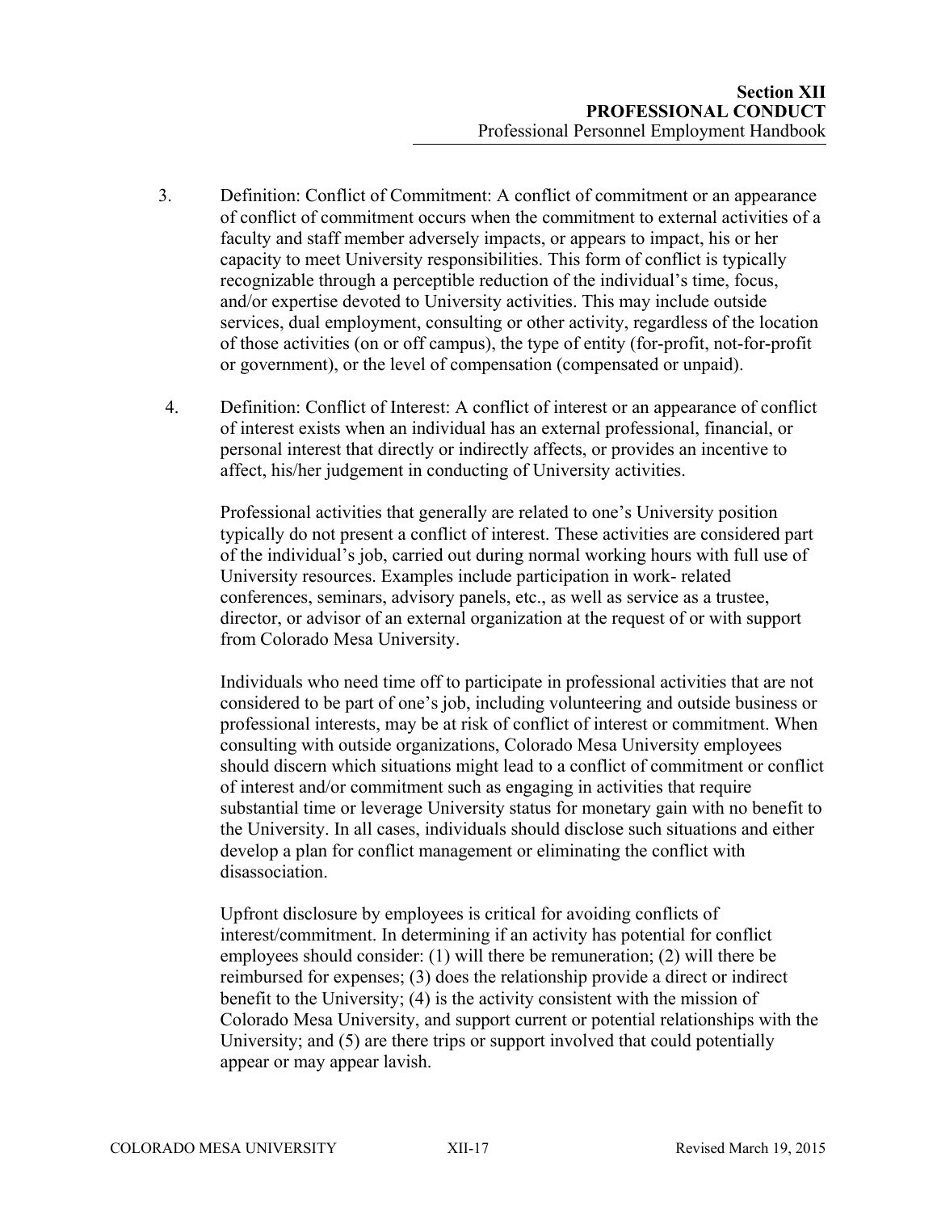3. Definition: Conflict of Commitment: A conflict of commitment or an appearance of conflict of commitment occurs when the commitment to external activities of a faculty and staff member adversely impacts, or appears to impact, his or her capacity to meet University responsibilities. This form of conflict is typically recognizable through a perceptible reduction of the individual's time, focus, and/or expertise devoted to University activities. This may include outside services, dual employment, consulting or other activity, regardless of the location of those activities (on or off campus), the type of entity (for-profit, not-for-profit or government), or the level of compensation (compensated or unpaid).

4. Definition: Conflict of Interest: A conflict of interest or an appearance of conflict of interest exists when an individual has an external professional, financial, or personal interest that directly or indirectly affects, or provides an incentive to affect, his/her judgement in conducting of University activities.

   Professional activities that generally are related to one's University position typically do not present a conflict of interest. These activities are considered part of the individual's job, carried out during normal working hours with full use of University resources. Examples include participation in work- related conferences, seminars, advisory panels, etc., as well as service as a trustee, director, or advisor of an external organization at the request of or with support from Colorado Mesa University.

   Individuals who need time off to participate in professional activities that are not considered to be part of one's job, including volunteering and outside business or professional interests, may be at risk of conflict of interest or commitment. When consulting with outside organizations, Colorado Mesa University employees should discern which situations might lead to a conflict of commitment or conflict of interest and/or commitment such as engaging in activities that require substantial time or leverage University status for monetary gain with no benefit to the University. In all cases, individuals should disclose such situations and either develop a plan for conflict management or eliminating the conflict with disassociation.

   Upfront disclosure by employees is critical for avoiding conflicts of interest/commitment. In determining if an activity has potential for conflict employees should consider: (1) will there be remuneration; (2) will there be reimbursed for expenses; (3) does the relationship provide a direct or indirect benefit to the University; (4) is the activity consistent with the mission of Colorado Mesa University, and support current or potential relationships with the University; and (5) are there trips or support involved that could potentially appear or may appear lavish.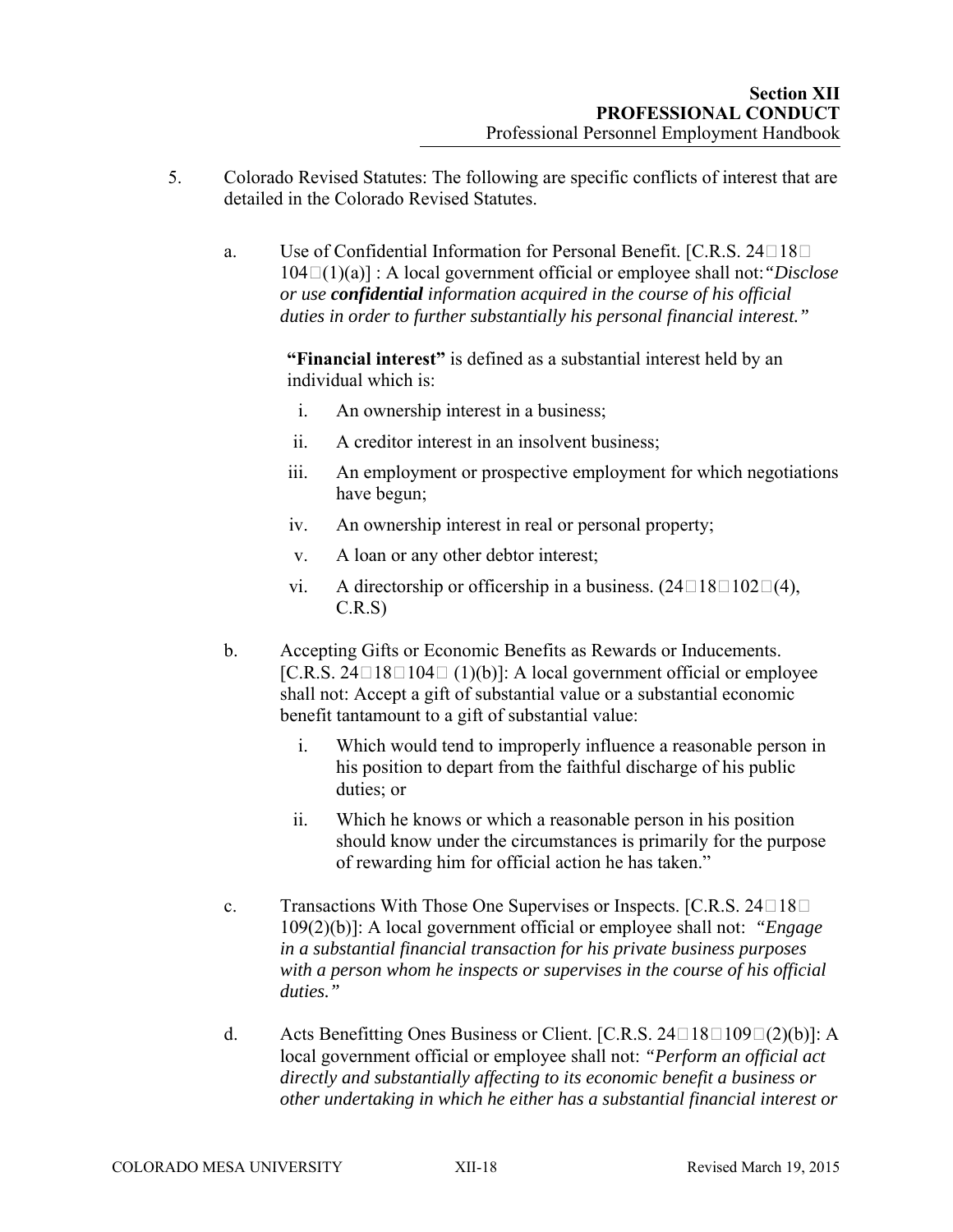5. Colorado Revised Statutes: The following are specific conflicts of interest that are detailed in the Colorado Revised Statutes.

   a. Use of Confidential Information for Personal Benefit. [C.R.S. 24-18-104-(1)(a)] : A local government official or employee shall not: *"Disclose or use* ***confidential*** *information acquired in the course of his official duties in order to further substantially his personal financial interest."*

      **"Financial interest"** is defined as a substantial interest held by an individual which is:

      i. An ownership interest in a business;
      ii. A creditor interest in an insolvent business;
      iii. An employment or prospective employment for which negotiations have begun;
      iv. An ownership interest in real or personal property;
      v. A loan or any other debtor interest;
      vi. A directorship or officership in a business. (24-18-102-(4), C.R.S)

   b. Accepting Gifts or Economic Benefits as Rewards or Inducements. [C.R.S. 24-18-104- (1)(b)]: A local government official or employee shall not: Accept a gift of substantial value or a substantial economic benefit tantamount to a gift of substantial value:

      i. Which would tend to improperly influence a reasonable person in his position to depart from the faithful discharge of his public duties; or
      ii. Which he knows or which a reasonable person in his position should know under the circumstances is primarily for the purpose of rewarding him for official action he has taken."

   c. Transactions With Those One Supervises or Inspects. [C.R.S. 24-18-109(2)(b)]: A local government official or employee shall not: *"Engage in a substantial financial transaction for his private business purposes with a person whom he inspects or supervises in the course of his official duties."*

   d. Acts Benefitting Ones Business or Client. [C.R.S. 24-18-109-(2)(b)]: A local government official or employee shall not: *"Perform an official act directly and substantially affecting to its economic benefit a business or other undertaking in which he either has a substantial financial interest or*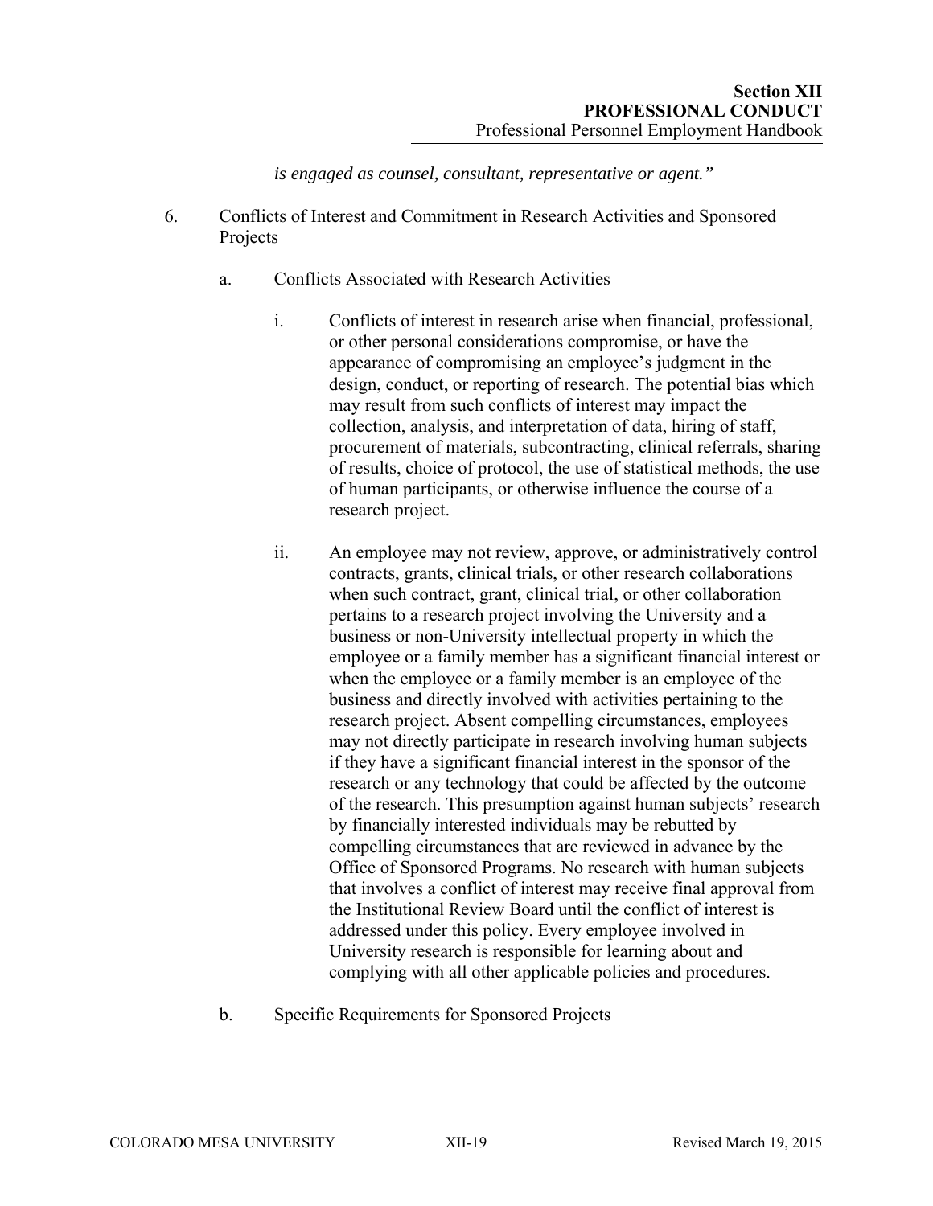*is engaged as counsel, consultant, representative or agent."*

6. Conflicts of Interest and Commitment in Research Activities and Sponsored Projects

   a. Conflicts Associated with Research Activities

      i. Conflicts of interest in research arise when financial, professional, or other personal considerations compromise, or have the appearance of compromising an employee's judgment in the design, conduct, or reporting of research. The potential bias which may result from such conflicts of interest may impact the collection, analysis, and interpretation of data, hiring of staff, procurement of materials, subcontracting, clinical referrals, sharing of results, choice of protocol, the use of statistical methods, the use of human participants, or otherwise influence the course of a research project.

      ii. An employee may not review, approve, or administratively control contracts, grants, clinical trials, or other research collaborations when such contract, grant, clinical trial, or other collaboration pertains to a research project involving the University and a business or non-University intellectual property in which the employee or a family member has a significant financial interest or when the employee or a family member is an employee of the business and directly involved with activities pertaining to the research project. Absent compelling circumstances, employees may not directly participate in research involving human subjects if they have a significant financial interest in the sponsor of the research or any technology that could be affected by the outcome of the research. This presumption against human subjects' research by financially interested individuals may be rebutted by compelling circumstances that are reviewed in advance by the Office of Sponsored Programs. No research with human subjects that involves a conflict of interest may receive final approval from the Institutional Review Board until the conflict of interest is addressed under this policy. Every employee involved in University research is responsible for learning about and complying with all other applicable policies and procedures.

   b. Specific Requirements for Sponsored Projects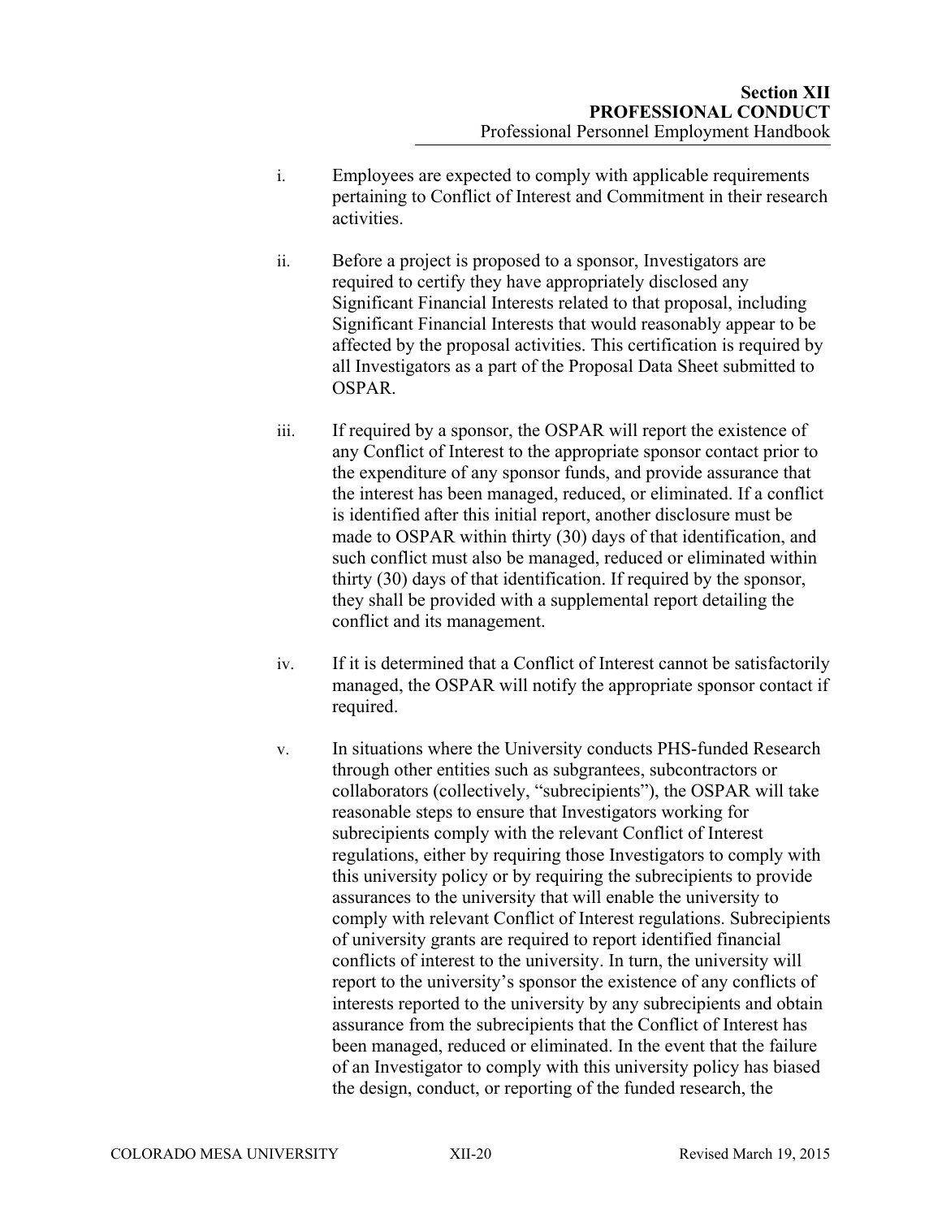i. Employees are expected to comply with applicable requirements pertaining to Conflict of Interest and Commitment in their research activities.

ii. Before a project is proposed to a sponsor, Investigators are required to certify they have appropriately disclosed any Significant Financial Interests related to that proposal, including Significant Financial Interests that would reasonably appear to be affected by the proposal activities. This certification is required by all Investigators as a part of the Proposal Data Sheet submitted to OSPAR.

iii. If required by a sponsor, the OSPAR will report the existence of any Conflict of Interest to the appropriate sponsor contact prior to the expenditure of any sponsor funds, and provide assurance that the interest has been managed, reduced, or eliminated. If a conflict is identified after this initial report, another disclosure must be made to OSPAR within thirty (30) days of that identification, and such conflict must also be managed, reduced or eliminated within thirty (30) days of that identification. If required by the sponsor, they shall be provided with a supplemental report detailing the conflict and its management.

iv. If it is determined that a Conflict of Interest cannot be satisfactorily managed, the OSPAR will notify the appropriate sponsor contact if required.

v. In situations where the University conducts PHS-funded Research through other entities such as subgrantees, subcontractors or collaborators (collectively, "subrecipients"), the OSPAR will take reasonable steps to ensure that Investigators working for subrecipients comply with the relevant Conflict of Interest regulations, either by requiring those Investigators to comply with this university policy or by requiring the subrecipients to provide assurances to the university that will enable the university to comply with relevant Conflict of Interest regulations. Subrecipients of university grants are required to report identified financial conflicts of interest to the university. In turn, the university will report to the university's sponsor the existence of any conflicts of interests reported to the university by any subrecipients and obtain assurance from the subrecipients that the Conflict of Interest has been managed, reduced or eliminated. In the event that the failure of an Investigator to comply with this university policy has biased the design, conduct, or reporting of the funded research, the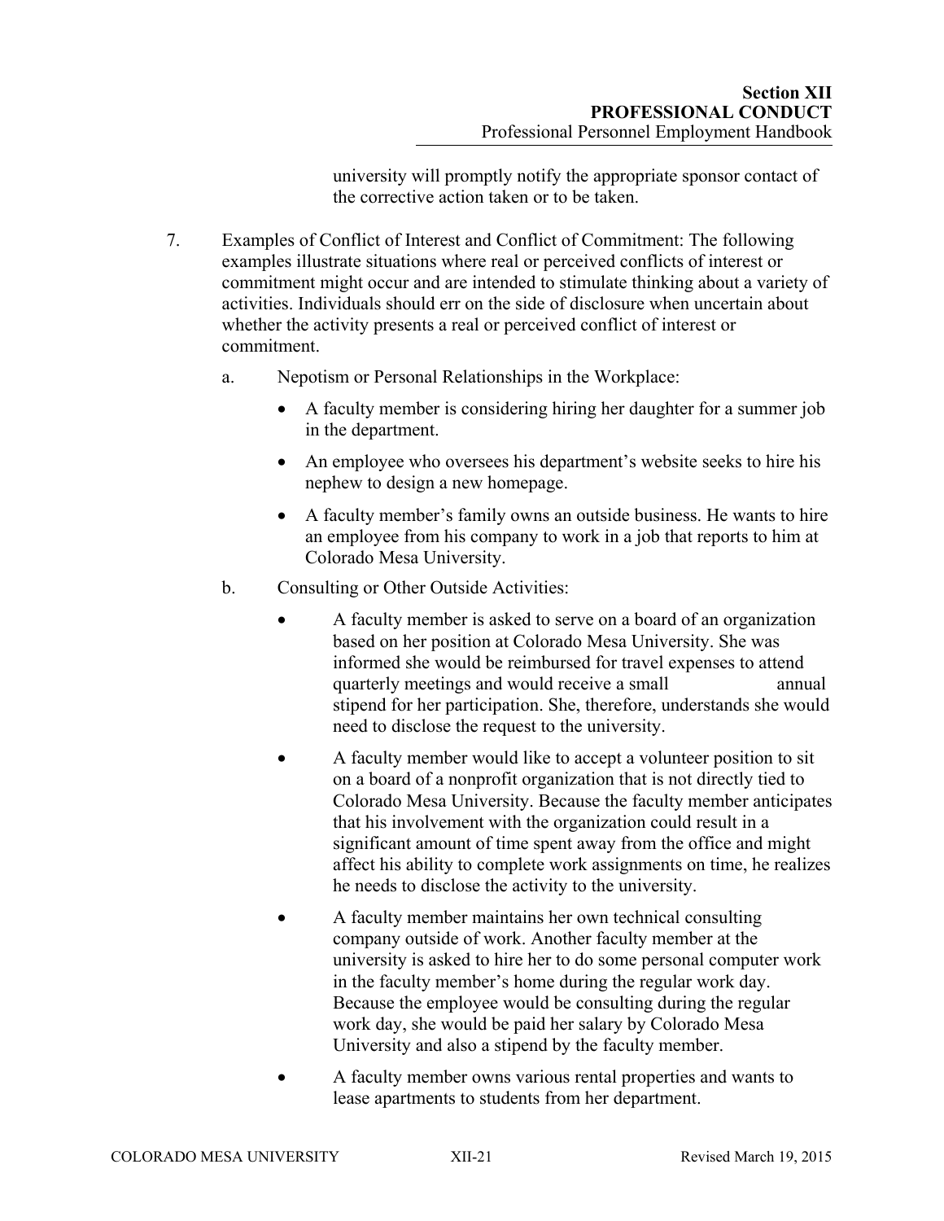university will promptly notify the appropriate sponsor contact of the corrective action taken or to be taken.

7. Examples of Conflict of Interest and Conflict of Commitment: The following examples illustrate situations where real or perceived conflicts of interest or commitment might occur and are intended to stimulate thinking about a variety of activities. Individuals should err on the side of disclosure when uncertain about whether the activity presents a real or perceived conflict of interest or commitment.

   a. Nepotism or Personal Relationships in the Workplace:

      - A faculty member is considering hiring her daughter for a summer job in the department.
      - An employee who oversees his department's website seeks to hire his nephew to design a new homepage.
      - A faculty member's family owns an outside business. He wants to hire an employee from his company to work in a job that reports to him at Colorado Mesa University.

   b. Consulting or Other Outside Activities:

      - A faculty member is asked to serve on a board of an organization based on her position at Colorado Mesa University. She was informed she would be reimbursed for travel expenses to attend quarterly meetings and would receive a small annual stipend for her participation. She, therefore, understands she would need to disclose the request to the university.
      - A faculty member would like to accept a volunteer position to sit on a board of a nonprofit organization that is not directly tied to Colorado Mesa University. Because the faculty member anticipates that his involvement with the organization could result in a significant amount of time spent away from the office and might affect his ability to complete work assignments on time, he realizes he needs to disclose the activity to the university.
      - A faculty member maintains her own technical consulting company outside of work. Another faculty member at the university is asked to hire her to do some personal computer work in the faculty member's home during the regular work day. Because the employee would be consulting during the regular work day, she would be paid her salary by Colorado Mesa University and also a stipend by the faculty member.
      - A faculty member owns various rental properties and wants to lease apartments to students from her department.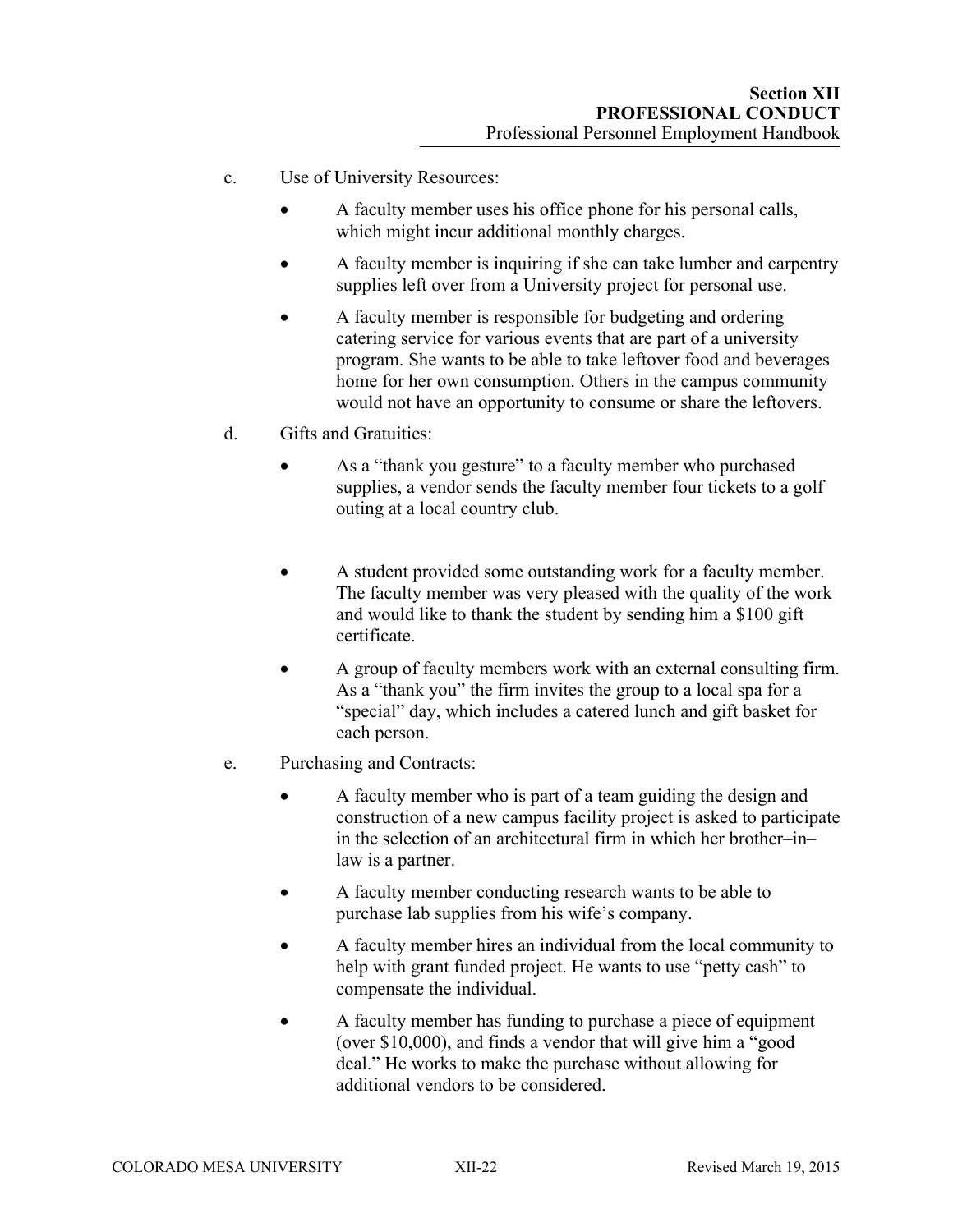c. Use of University Resources:

- A faculty member uses his office phone for his personal calls, which might incur additional monthly charges.
- A faculty member is inquiring if she can take lumber and carpentry supplies left over from a University project for personal use.
- A faculty member is responsible for budgeting and ordering catering service for various events that are part of a university program. She wants to be able to take leftover food and beverages home for her own consumption. Others in the campus community would not have an opportunity to consume or share the leftovers.

d. Gifts and Gratuities:

- As a "thank you gesture" to a faculty member who purchased supplies, a vendor sends the faculty member four tickets to a golf outing at a local country club.
- A student provided some outstanding work for a faculty member. The faculty member was very pleased with the quality of the work and would like to thank the student by sending him a $100 gift certificate.
- A group of faculty members work with an external consulting firm. As a "thank you" the firm invites the group to a local spa for a "special" day, which includes a catered lunch and gift basket for each person.

e. Purchasing and Contracts:

- A faculty member who is part of a team guiding the design and construction of a new campus facility project is asked to participate in the selection of an architectural firm in which her brother–in–law is a partner.
- A faculty member conducting research wants to be able to purchase lab supplies from his wife's company.
- A faculty member hires an individual from the local community to help with grant funded project. He wants to use "petty cash" to compensate the individual.
- A faculty member has funding to purchase a piece of equipment (over $10,000), and finds a vendor that will give him a "good deal." He works to make the purchase without allowing for additional vendors to be considered.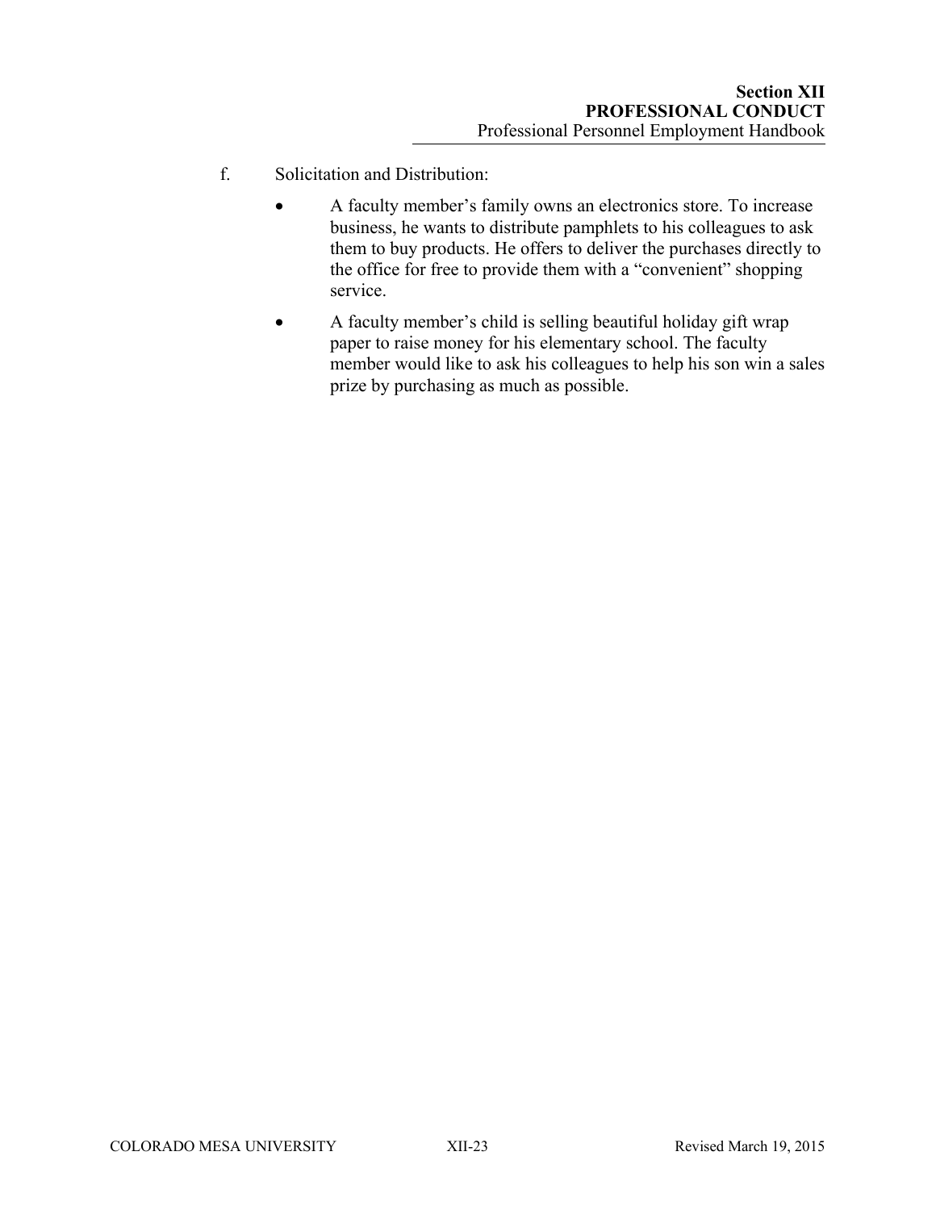f. Solicitation and Distribution:

- A faculty member’s family owns an electronics store. To increase business, he wants to distribute pamphlets to his colleagues to ask them to buy products. He offers to deliver the purchases directly to the office for free to provide them with a “convenient” shopping service.
- A faculty member’s child is selling beautiful holiday gift wrap paper to raise money for his elementary school. The faculty member would like to ask his colleagues to help his son win a sales prize by purchasing as much as possible.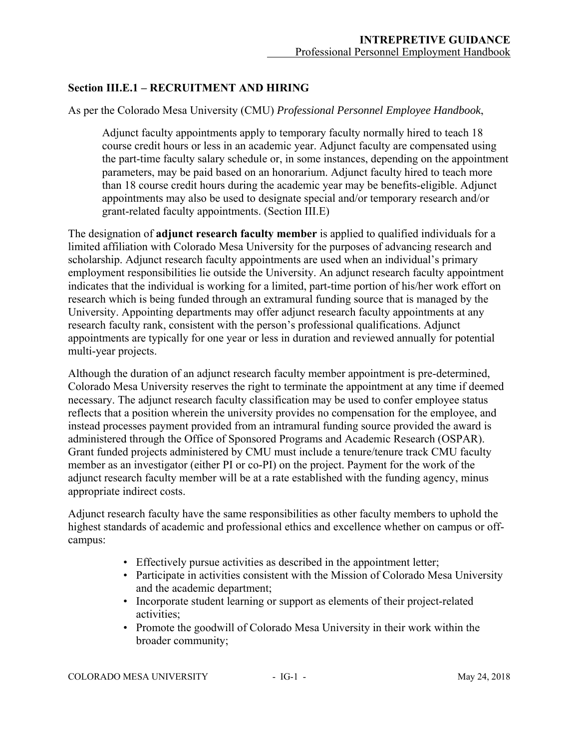## Section III.E.1 – RECRUITMENT AND HIRING

As per the Colorado Mesa University (CMU) *Professional Personnel Employee Handbook*,

> Adjunct faculty appointments apply to temporary faculty normally hired to teach 18 course credit hours or less in an academic year. Adjunct faculty are compensated using the part-time faculty salary schedule or, in some instances, depending on the appointment parameters, may be paid based on an honorarium. Adjunct faculty hired to teach more than 18 course credit hours during the academic year may be benefits-eligible. Adjunct appointments may also be used to designate special and/or temporary research and/or grant-related faculty appointments. (Section III.E)

The designation of **adjunct research faculty member** is applied to qualified individuals for a limited affiliation with Colorado Mesa University for the purposes of advancing research and scholarship. Adjunct research faculty appointments are used when an individual's primary employment responsibilities lie outside the University. An adjunct research faculty appointment indicates that the individual is working for a limited, part-time portion of his/her work effort on research which is being funded through an extramural funding source that is managed by the University. Appointing departments may offer adjunct research faculty appointments at any research faculty rank, consistent with the person's professional qualifications. Adjunct appointments are typically for one year or less in duration and reviewed annually for potential multi-year projects.

Although the duration of an adjunct research faculty member appointment is pre-determined, Colorado Mesa University reserves the right to terminate the appointment at any time if deemed necessary. The adjunct research faculty classification may be used to confer employee status reflects that a position wherein the university provides no compensation for the employee, and instead processes payment provided from an intramural funding source provided the award is administered through the Office of Sponsored Programs and Academic Research (OSPAR). Grant funded projects administered by CMU must include a tenure/tenure track CMU faculty member as an investigator (either PI or co-PI) on the project. Payment for the work of the adjunct research faculty member will be at a rate established with the funding agency, minus appropriate indirect costs.

Adjunct research faculty have the same responsibilities as other faculty members to uphold the highest standards of academic and professional ethics and excellence whether on campus or off-campus:

- Effectively pursue activities as described in the appointment letter;
- Participate in activities consistent with the Mission of Colorado Mesa University and the academic department;
- Incorporate student learning or support as elements of their project-related activities;
- Promote the goodwill of Colorado Mesa University in their work within the broader community;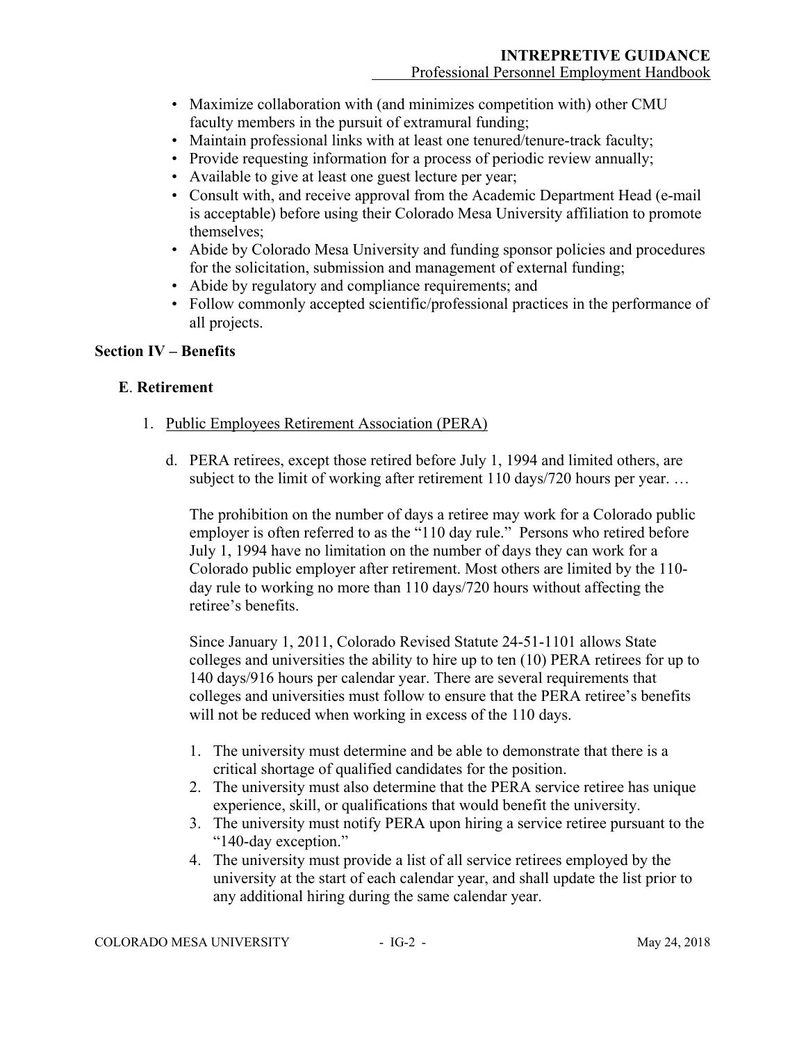- Maximize collaboration with (and minimizes competition with) other CMU faculty members in the pursuit of extramural funding;
- Maintain professional links with at least one tenured/tenure-track faculty;
- Provide requesting information for a process of periodic review annually;
- Available to give at least one guest lecture per year;
- Consult with, and receive approval from the Academic Department Head (e-mail is acceptable) before using their Colorado Mesa University affiliation to promote themselves;
- Abide by Colorado Mesa University and funding sponsor policies and procedures for the solicitation, submission and management of external funding;
- Abide by regulatory and compliance requirements; and
- Follow commonly accepted scientific/professional practices in the performance of all projects.

## Section IV – Benefits

### E. Retirement

1. Public Employees Retirement Association (PERA)

   d. PERA retirees, except those retired before July 1, 1994 and limited others, are subject to the limit of working after retirement 110 days/720 hours per year. …

   The prohibition on the number of days a retiree may work for a Colorado public employer is often referred to as the "110 day rule." Persons who retired before July 1, 1994 have no limitation on the number of days they can work for a Colorado public employer after retirement. Most others are limited by the 110-day rule to working no more than 110 days/720 hours without affecting the retiree's benefits.

   Since January 1, 2011, Colorado Revised Statute 24-51-1101 allows State colleges and universities the ability to hire up to ten (10) PERA retirees for up to 140 days/916 hours per calendar year. There are several requirements that colleges and universities must follow to ensure that the PERA retiree's benefits will not be reduced when working in excess of the 110 days.

   1. The university must determine and be able to demonstrate that there is a critical shortage of qualified candidates for the position.
   2. The university must also determine that the PERA service retiree has unique experience, skill, or qualifications that would benefit the university.
   3. The university must notify PERA upon hiring a service retiree pursuant to the "140-day exception."
   4. The university must provide a list of all service retirees employed by the university at the start of each calendar year, and shall update the list prior to any additional hiring during the same calendar year.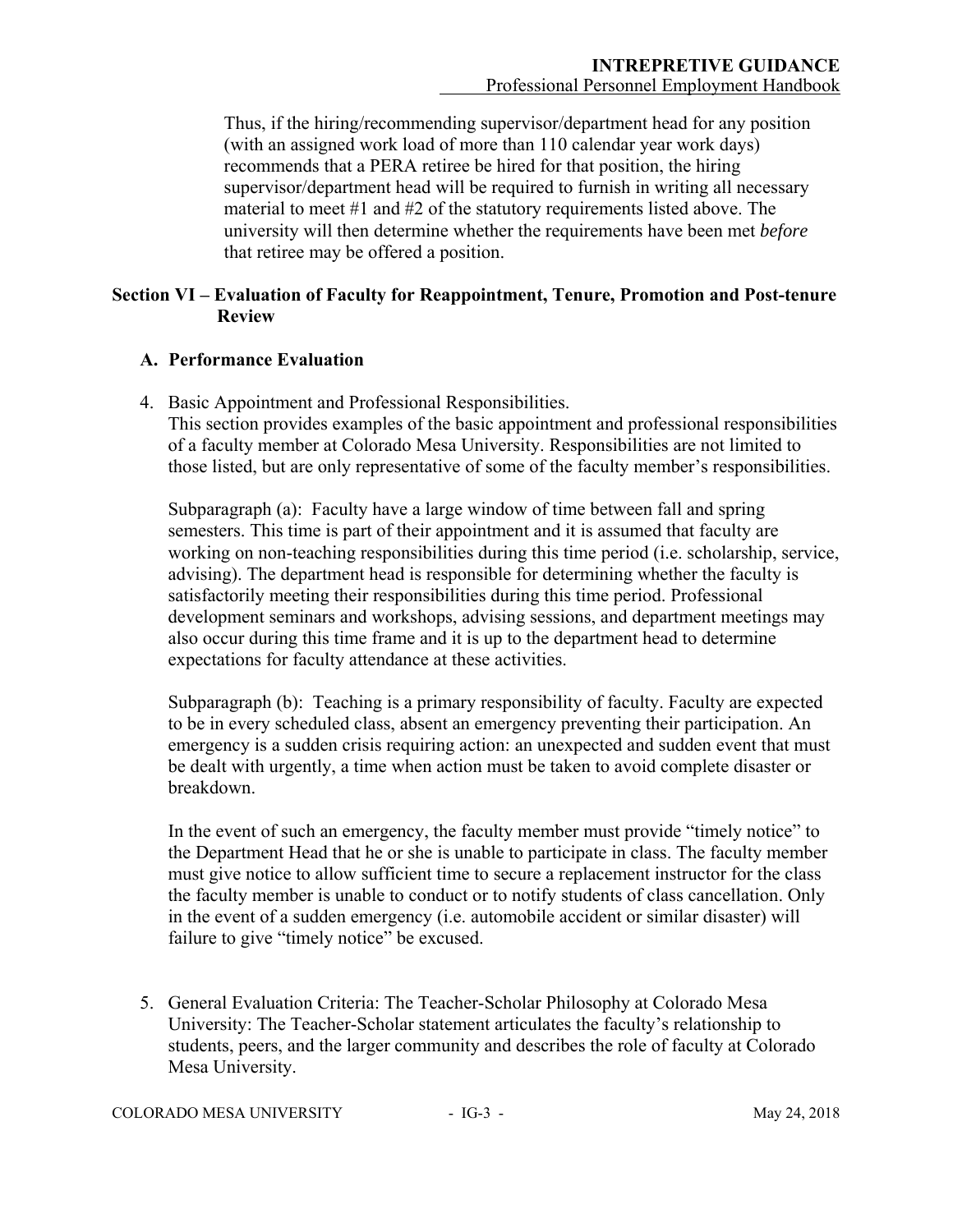Thus, if the hiring/recommending supervisor/department head for any position (with an assigned work load of more than 110 calendar year work days) recommends that a PERA retiree be hired for that position, the hiring supervisor/department head will be required to furnish in writing all necessary material to meet #1 and #2 of the statutory requirements listed above. The university will then determine whether the requirements have been met *before* that retiree may be offered a position.

## Section VI – Evaluation of Faculty for Reappointment, Tenure, Promotion and Post-tenure Review

### A. Performance Evaluation

4. Basic Appointment and Professional Responsibilities.
   This section provides examples of the basic appointment and professional responsibilities of a faculty member at Colorado Mesa University. Responsibilities are not limited to those listed, but are only representative of some of the faculty member's responsibilities.

   Subparagraph (a): Faculty have a large window of time between fall and spring semesters. This time is part of their appointment and it is assumed that faculty are working on non-teaching responsibilities during this time period (i.e. scholarship, service, advising). The department head is responsible for determining whether the faculty is satisfactorily meeting their responsibilities during this time period. Professional development seminars and workshops, advising sessions, and department meetings may also occur during this time frame and it is up to the department head to determine expectations for faculty attendance at these activities.

   Subparagraph (b): Teaching is a primary responsibility of faculty. Faculty are expected to be in every scheduled class, absent an emergency preventing their participation. An emergency is a sudden crisis requiring action: an unexpected and sudden event that must be dealt with urgently, a time when action must be taken to avoid complete disaster or breakdown.

   In the event of such an emergency, the faculty member must provide "timely notice" to the Department Head that he or she is unable to participate in class. The faculty member must give notice to allow sufficient time to secure a replacement instructor for the class the faculty member is unable to conduct or to notify students of class cancellation. Only in the event of a sudden emergency (i.e. automobile accident or similar disaster) will failure to give "timely notice" be excused.

5. General Evaluation Criteria: The Teacher-Scholar Philosophy at Colorado Mesa University: The Teacher-Scholar statement articulates the faculty's relationship to students, peers, and the larger community and describes the role of faculty at Colorado Mesa University.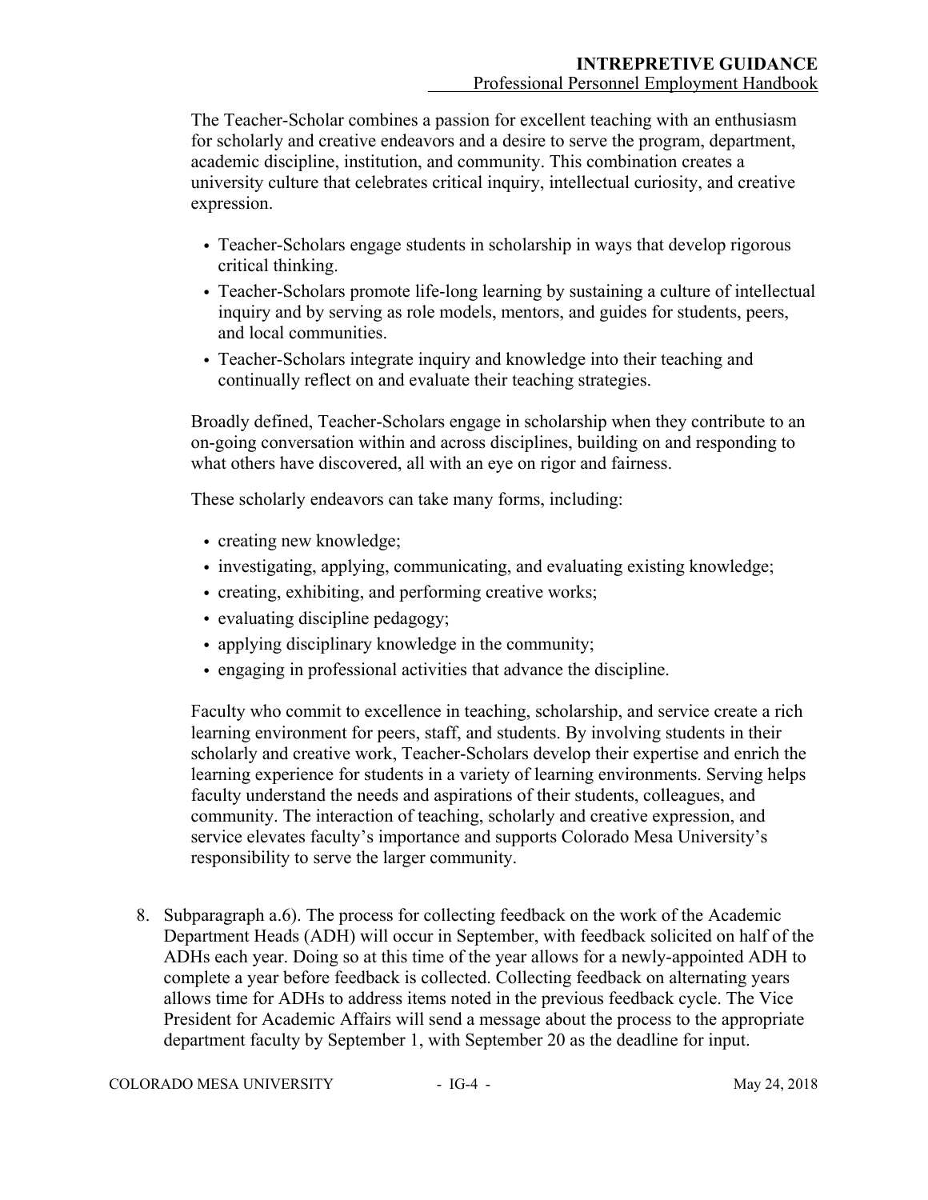The Teacher-Scholar combines a passion for excellent teaching with an enthusiasm for scholarly and creative endeavors and a desire to serve the program, department, academic discipline, institution, and community. This combination creates a university culture that celebrates critical inquiry, intellectual curiosity, and creative expression.

- Teacher-Scholars engage students in scholarship in ways that develop rigorous critical thinking.
- Teacher-Scholars promote life-long learning by sustaining a culture of intellectual inquiry and by serving as role models, mentors, and guides for students, peers, and local communities.
- Teacher-Scholars integrate inquiry and knowledge into their teaching and continually reflect on and evaluate their teaching strategies.

Broadly defined, Teacher-Scholars engage in scholarship when they contribute to an on-going conversation within and across disciplines, building on and responding to what others have discovered, all with an eye on rigor and fairness.

These scholarly endeavors can take many forms, including:

- creating new knowledge;
- investigating, applying, communicating, and evaluating existing knowledge;
- creating, exhibiting, and performing creative works;
- evaluating discipline pedagogy;
- applying disciplinary knowledge in the community;
- engaging in professional activities that advance the discipline.

Faculty who commit to excellence in teaching, scholarship, and service create a rich learning environment for peers, staff, and students. By involving students in their scholarly and creative work, Teacher-Scholars develop their expertise and enrich the learning experience for students in a variety of learning environments. Serving helps faculty understand the needs and aspirations of their students, colleagues, and community. The interaction of teaching, scholarly and creative expression, and service elevates faculty's importance and supports Colorado Mesa University's responsibility to serve the larger community.

8. Subparagraph a.6). The process for collecting feedback on the work of the Academic Department Heads (ADH) will occur in September, with feedback solicited on half of the ADHs each year. Doing so at this time of the year allows for a newly-appointed ADH to complete a year before feedback is collected. Collecting feedback on alternating years allows time for ADHs to address items noted in the previous feedback cycle. The Vice President for Academic Affairs will send a message about the process to the appropriate department faculty by September 1, with September 20 as the deadline for input.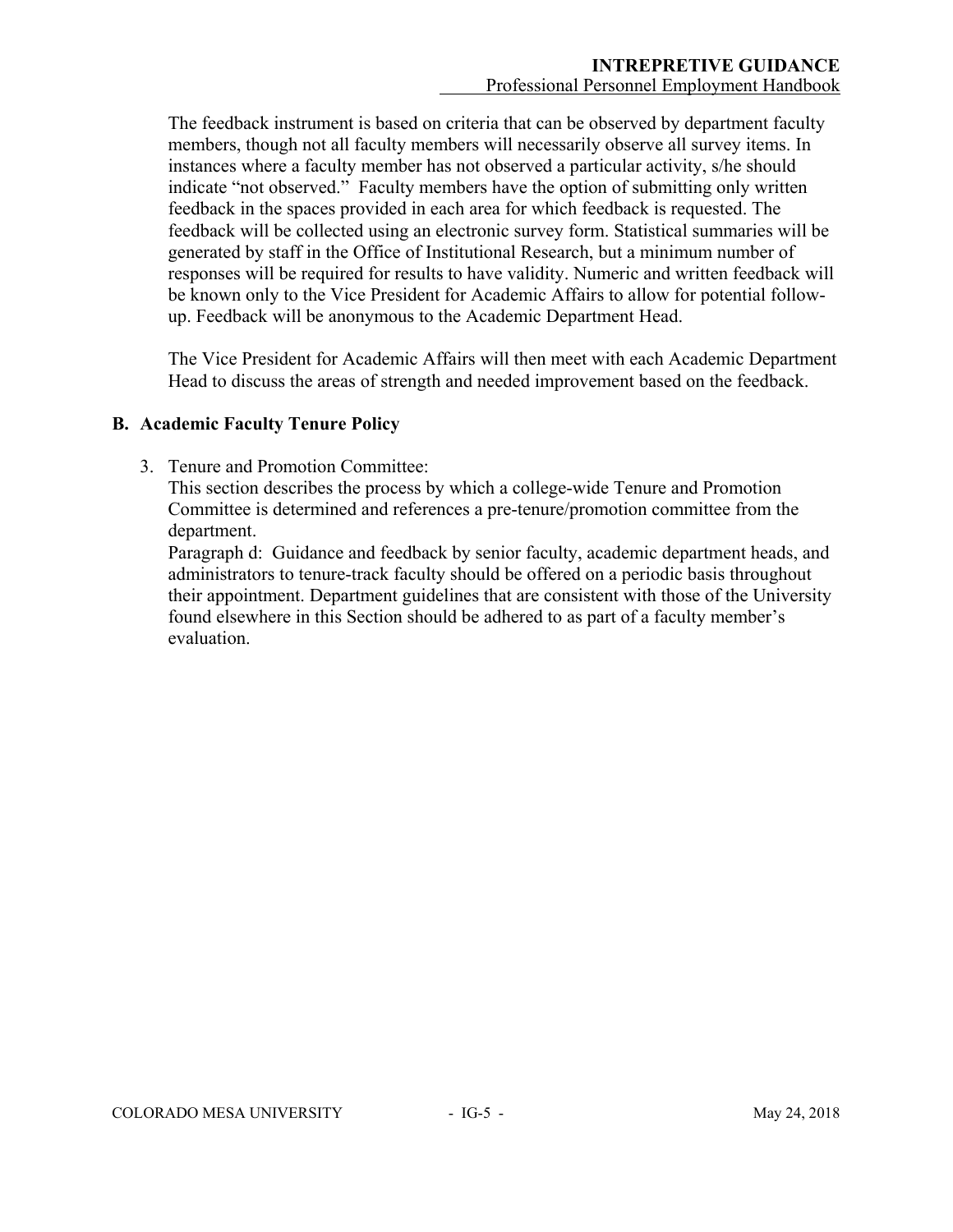The feedback instrument is based on criteria that can be observed by department faculty members, though not all faculty members will necessarily observe all survey items. In instances where a faculty member has not observed a particular activity, s/he should indicate "not observed." Faculty members have the option of submitting only written feedback in the spaces provided in each area for which feedback is requested. The feedback will be collected using an electronic survey form. Statistical summaries will be generated by staff in the Office of Institutional Research, but a minimum number of responses will be required for results to have validity. Numeric and written feedback will be known only to the Vice President for Academic Affairs to allow for potential follow-up. Feedback will be anonymous to the Academic Department Head.

The Vice President for Academic Affairs will then meet with each Academic Department Head to discuss the areas of strength and needed improvement based on the feedback.

## B. Academic Faculty Tenure Policy

3. Tenure and Promotion Committee:
   This section describes the process by which a college-wide Tenure and Promotion Committee is determined and references a pre-tenure/promotion committee from the department.
   Paragraph d: Guidance and feedback by senior faculty, academic department heads, and administrators to tenure-track faculty should be offered on a periodic basis throughout their appointment. Department guidelines that are consistent with those of the University found elsewhere in this Section should be adhered to as part of a faculty member's evaluation.